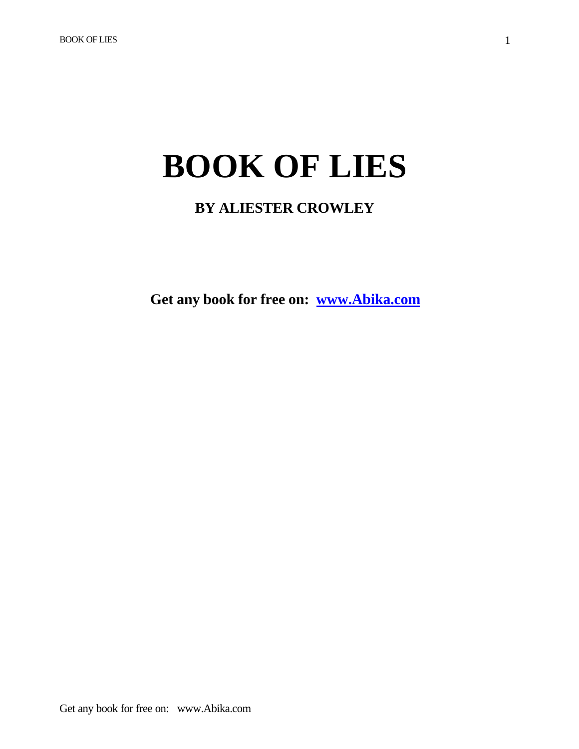# BOOK OF LIES

## BY ALIESTER CROWLEY

**Get any book for free on: [www.Abika.com](http://www.Abika.com)**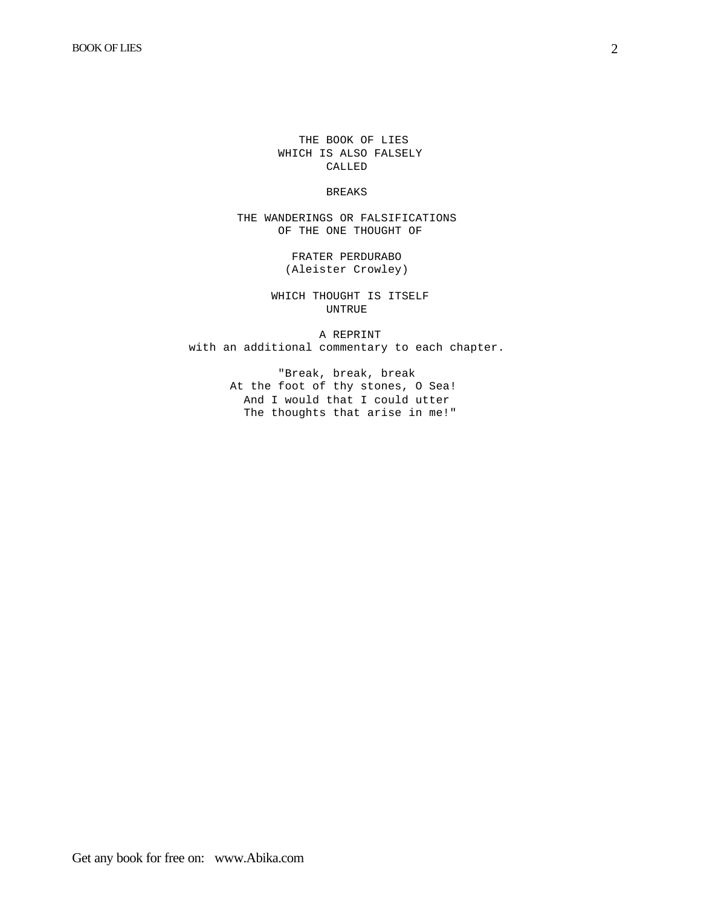THE BOOK OF LIES
WHICH IS ALSO FALSELY
CALLED

BREAKS

THE WANDERINGS OR FALSIFICATIONS
OF THE ONE THOUGHT OF

FRATER PERDURABO
(Aleister Crowley)

WHICH THOUGHT IS ITSELF
UNTRUE

A REPRINT
with an additional commentary to each chapter.

"Break, break, break
At the foot of thy stones, O Sea!
And I would that I could utter
The thoughts that arise in me!"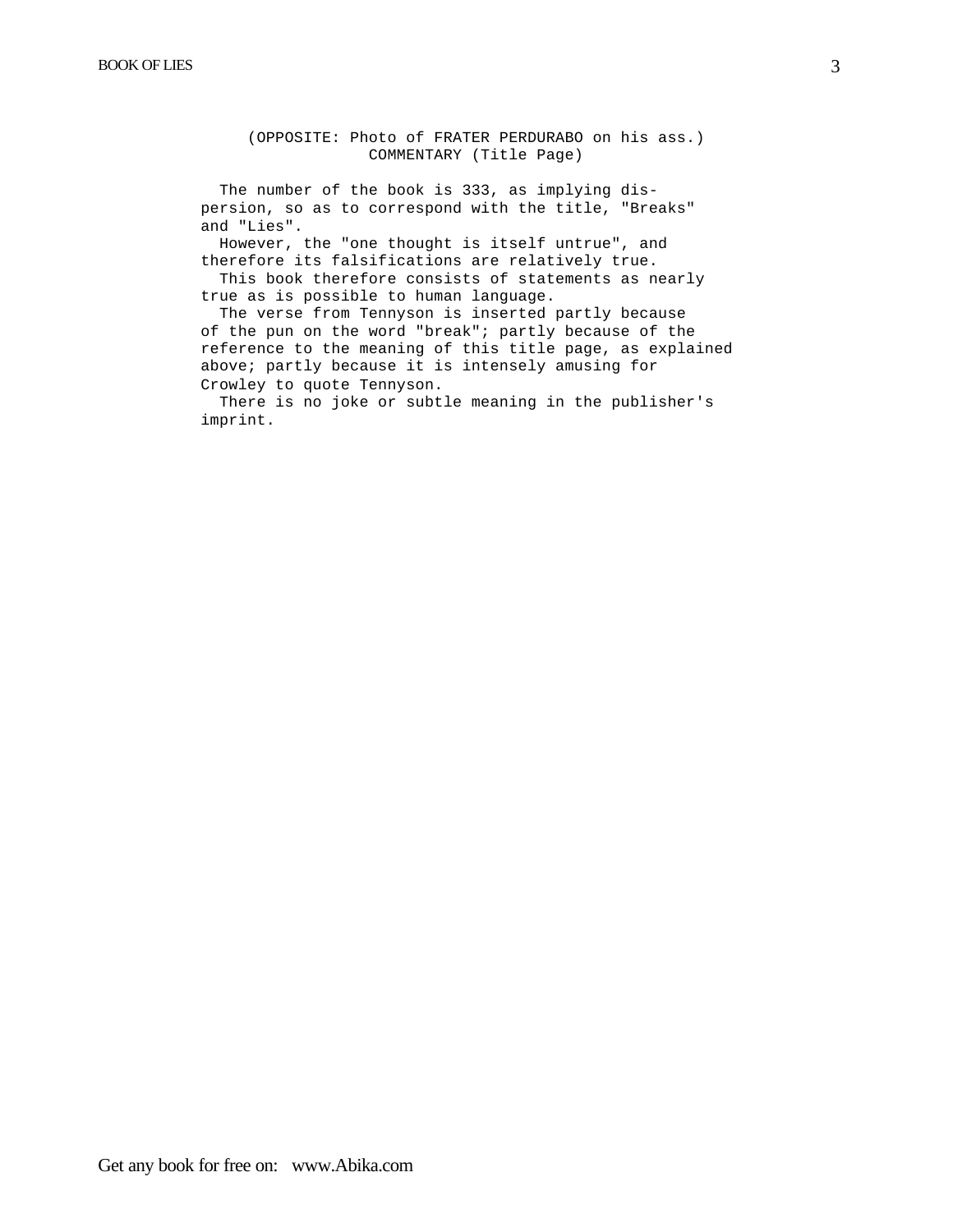(OPPOSITE: Photo of FRATER PERDURABO on his ass.)

COMMENTARY (Title Page)

The number of the book is 333, as implying dispersion, so as to correspond with the title, "Breaks" and "Lies".

However, the "one thought is itself untrue", and therefore its falsifications are relatively true.

This book therefore consists of statements as nearly true as is possible to human language.

The verse from Tennyson is inserted partly because of the pun on the word "break"; partly because of the reference to the meaning of this title page, as explained above; partly because it is intensely amusing for Crowley to quote Tennyson.

There is no joke or subtle meaning in the publisher's imprint.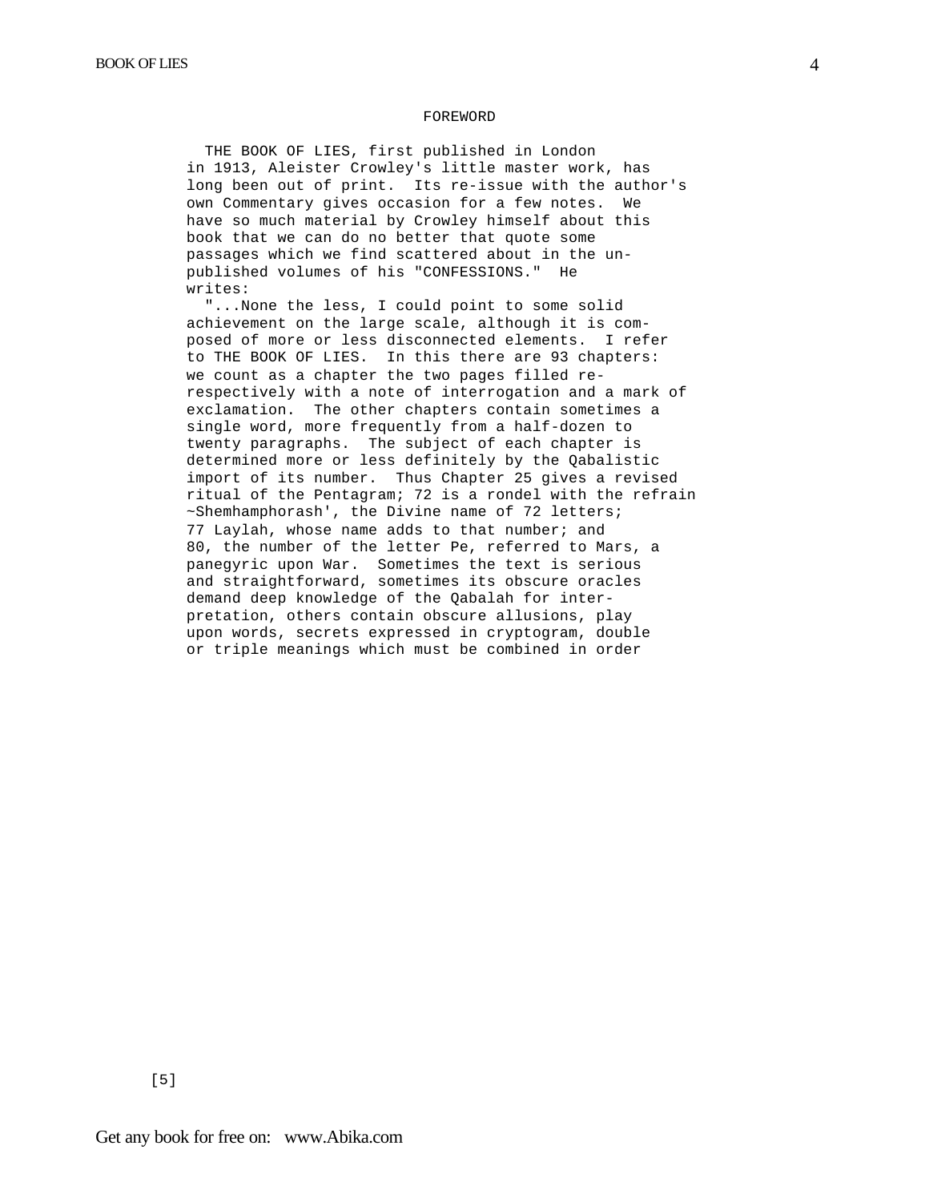## FOREWORD

THE BOOK OF LIES, first published in London in 1913, Aleister Crowley's little master work, has long been out of print. Its re-issue with the author's own Commentary gives occasion for a few notes. We have so much material by Crowley himself about this book that we can do no better that quote some passages which we find scattered about in the unpublished volumes of his "CONFESSIONS." He writes:

"...None the less, I could point to some solid achievement on the large scale, although it is composed of more or less disconnected elements. I refer to THE BOOK OF LIES. In this there are 93 chapters: we count as a chapter the two pages filled re-respectively with a note of interrogation and a mark of exclamation. The other chapters contain sometimes a single word, more frequently from a half-dozen to twenty paragraphs. The subject of each chapter is determined more or less definitely by the Qabalistic import of its number. Thus Chapter 25 gives a revised ritual of the Pentagram; 72 is a rondel with the refrain ~Shemhamphorash', the Divine name of 72 letters; 77 Laylah, whose name adds to that number; and 80, the number of the letter Pe, referred to Mars, a panegyric upon War. Sometimes the text is serious and straightforward, sometimes its obscure oracles demand deep knowledge of the Qabalah for interpretation, others contain obscure allusions, play upon words, secrets expressed in cryptogram, double or triple meanings which must be combined in order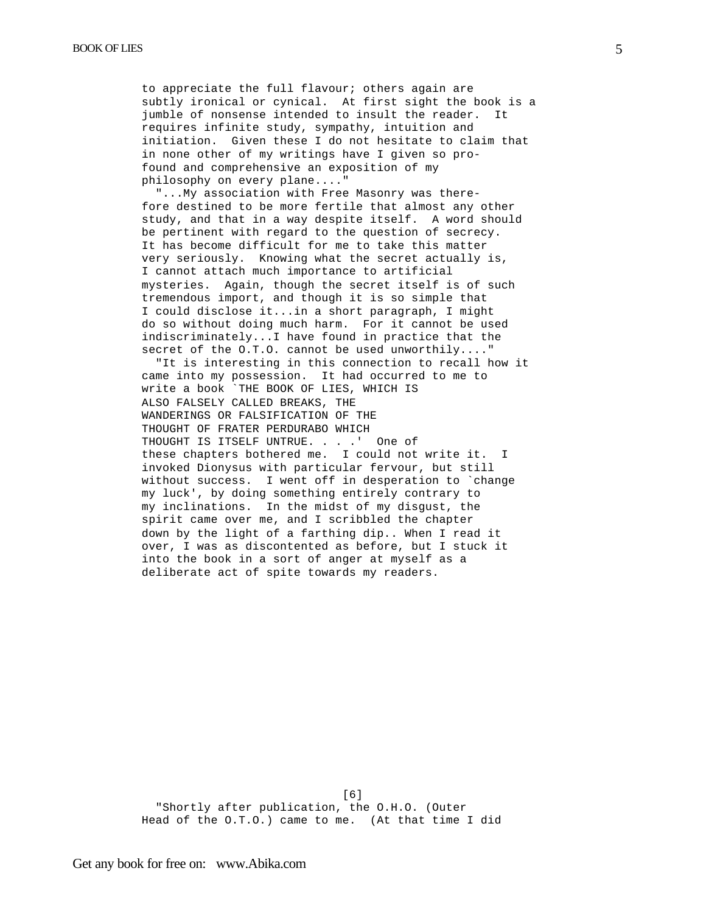to appreciate the full flavour; others again are subtly ironical or cynical. At first sight the book is a jumble of nonsense intended to insult the reader. It requires infinite study, sympathy, intuition and initiation. Given these I do not hesitate to claim that in none other of my writings have I given so profound and comprehensive an exposition of my philosophy on every plane...."

"...My association with Free Masonry was therefore destined to be more fertile that almost any other study, and that in a way despite itself. A word should be pertinent with regard to the question of secrecy. It has become difficult for me to take this matter very seriously. Knowing what the secret actually is, I cannot attach much importance to artificial mysteries. Again, though the secret itself is of such tremendous import, and though it is so simple that I could disclose it...in a short paragraph, I might do so without doing much harm. For it cannot be used indiscriminately...I have found in practice that the secret of the O.T.O. cannot be used unworthily...."

"It is interesting in this connection to recall how it came into my possession. It had occurred to me to write a book `THE BOOK OF LIES, WHICH IS ALSO FALSELY CALLED BREAKS, THE WANDERINGS OR FALSIFICATION OF THE THOUGHT OF FRATER PERDURABO WHICH THOUGHT IS ITSELF UNTRUE. . . .' One of these chapters bothered me. I could not write it. I invoked Dionysus with particular fervour, but still without success. I went off in desperation to `change my luck', by doing something entirely contrary to my inclinations. In the midst of my disgust, the spirit came over me, and I scribbled the chapter down by the light of a farthing dip.. When I read it over, I was as discontented as before, but I stuck it into the book in a sort of anger at myself as a deliberate act of spite towards my readers.

[6]

"Shortly after publication, the O.H.O. (Outer Head of the O.T.O.) came to me. (At that time I did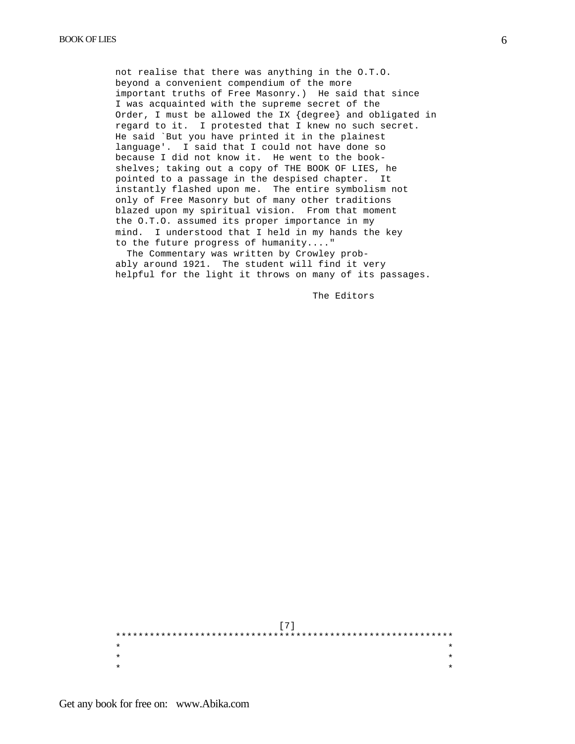not realise that there was anything in the O.T.O. beyond a convenient compendium of the more important truths of Free Masonry.) He said that since I was acquainted with the supreme secret of the Order, I must be allowed the IX {degree} and obligated in regard to it. I protested that I knew no such secret. He said `But you have printed it in the plainest language'. I said that I could not have done so because I did not know it. He went to the book-shelves; taking out a copy of THE BOOK OF LIES, he pointed to a passage in the despised chapter. It instantly flashed upon me. The entire symbolism not only of Free Masonry but of many other traditions blazed upon my spiritual vision. From that moment the O.T.O. assumed its proper importance in my mind. I understood that I held in my hands the key to the future progress of humanity...."

The Commentary was written by Crowley probably around 1921. The student will find it very helpful for the light it throws on many of its passages.

The Editors

[7]

```
*************************************************************
*                                                           *
*                                                           *
*                                                           *
```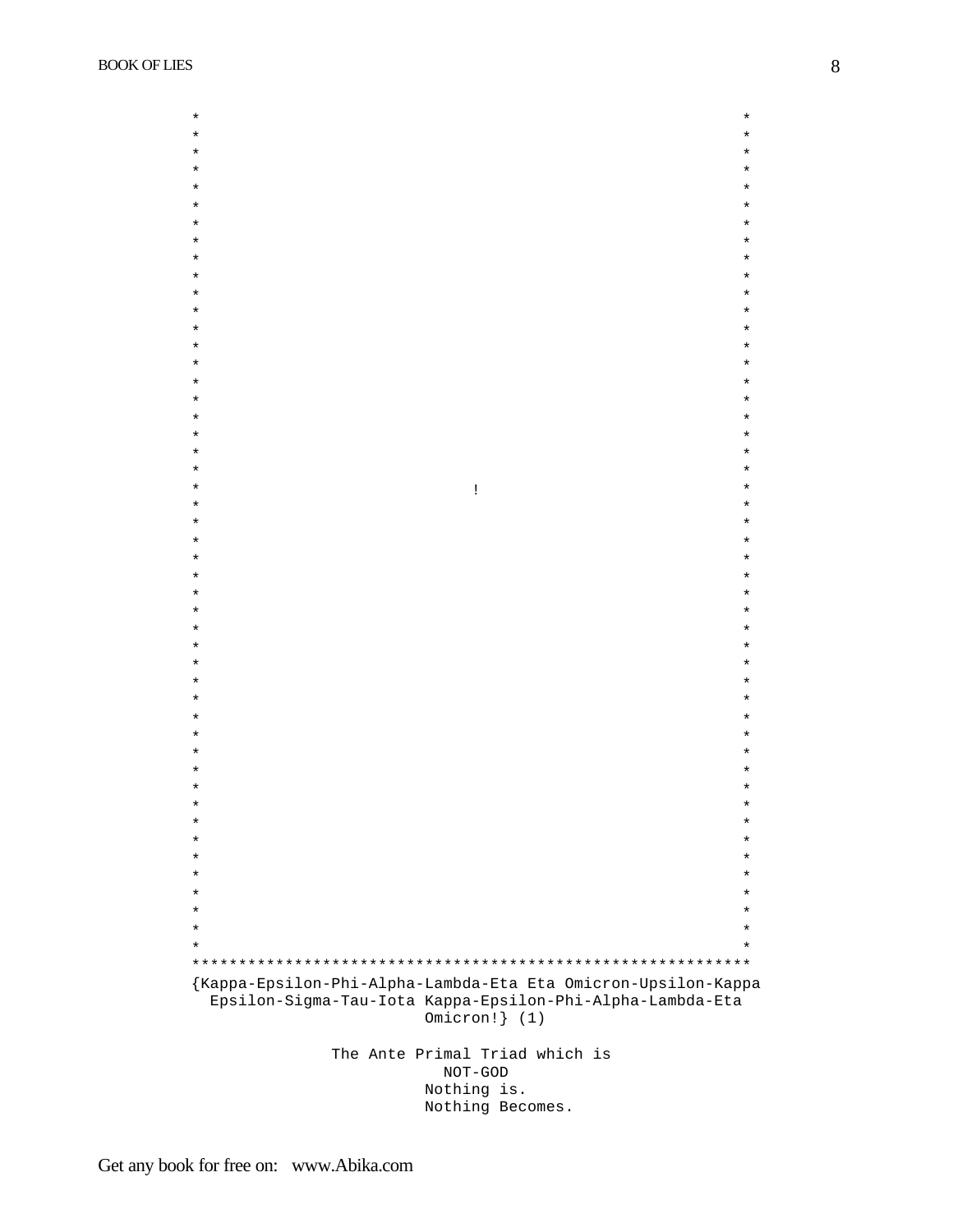```
*                                                            *
*                                                            *
*                                                            *
*                                                            *
*                                                            *
*                                                            *
*                                                            *
*                                                            *
*                                                            *
*                                                            *
*                                                            *
*                                                            *
*                                                            *
*                                                            *
*                                                            *
*                                                            *
*                                                            *
*                                                            *
*                                                            *
*                                                            *
*                                                            *
*                              !                             *
*                                                            *
*                                                            *
*                                                            *
*                                                            *
*                                                            *
*                                                            *
*                                                            *
*                                                            *
*                                                            *
*                                                            *
*                                                            *
*                                                            *
*                                                            *
*                                                            *
*                                                            *
*                                                            *
*                                                            *
*                                                            *
*                                                            *
*                                                            *
*                                                            *
*                                                            *
*                                                            *
*                                                            *
*                                                            *
*                                                            *
*                                                            *
**************************************************************
{Kappa-Epsilon-Phi-Alpha-Lambda-Eta Eta Omicron-Upsilon-Kappa
  Epsilon-Sigma-Tau-Iota Kappa-Epsilon-Phi-Alpha-Lambda-Eta
                       Omicron!} (1)

              The Ante Primal Triad which is
                         NOT-GOD
                       Nothing is.
                       Nothing Becomes.
```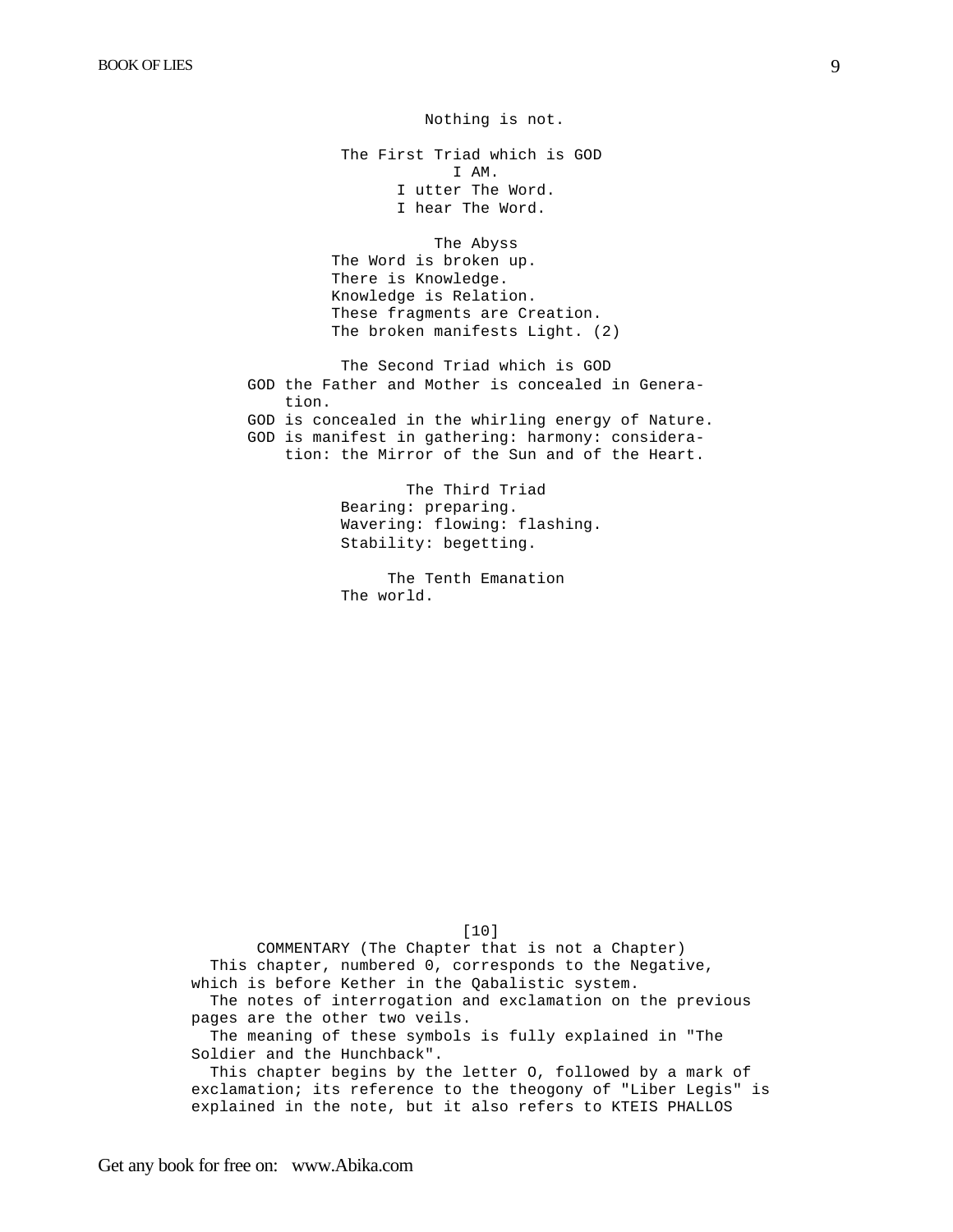Nothing is not.

The First Triad which is GOD

I AM.

I utter The Word.

I hear The Word.

The Abyss

The Word is broken up.

There is Knowledge.

Knowledge is Relation.

These fragments are Creation.

The broken manifests Light. (2)

The Second Triad which is GOD

GOD the Father and Mother is concealed in Generation.

GOD is concealed in the whirling energy of Nature.

GOD is manifest in gathering: harmony: consideration: the Mirror of the Sun and of the Heart.

The Third Triad

Bearing: preparing.

Wavering: flowing: flashing.

Stability: begetting.

The Tenth Emanation

The world.

[10]

COMMENTARY (The Chapter that is not a Chapter)

This chapter, numbered 0, corresponds to the Negative, which is before Kether in the Qabalistic system.

The notes of interrogation and exclamation on the previous pages are the other two veils.

The meaning of these symbols is fully explained in "The Soldier and the Hunchback".

This chapter begins by the letter O, followed by a mark of exclamation; its reference to the theogony of "Liber Legis" is explained in the note, but it also refers to KTEIS PHALLOS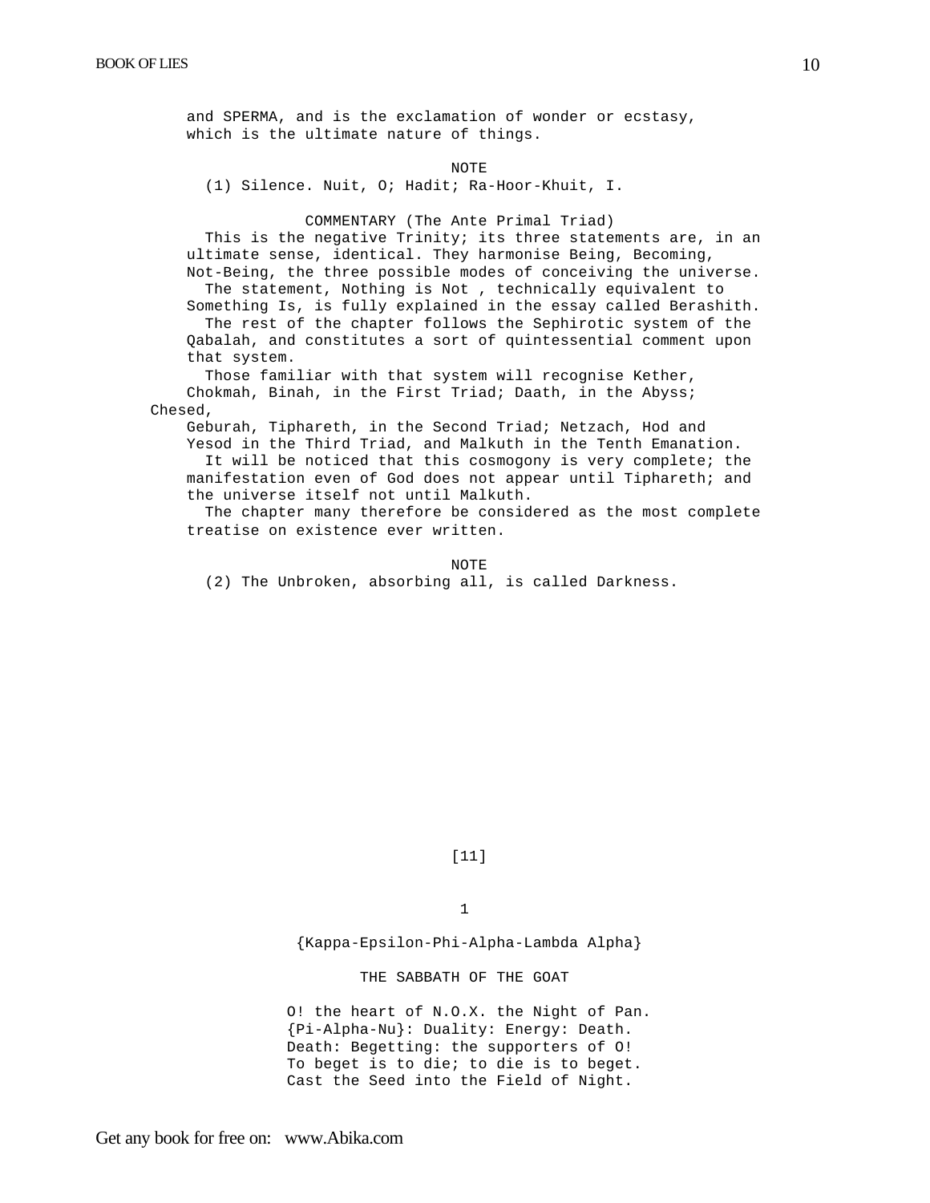and SPERMA, and is the exclamation of wonder or ecstasy, which is the ultimate nature of things.

NOTE

(1) Silence. Nuit, O; Hadit; Ra-Hoor-Khuit, I.

COMMENTARY (The Ante Primal Triad)

This is the negative Trinity; its three statements are, in an ultimate sense, identical. They harmonise Being, Becoming, Not-Being, the three possible modes of conceiving the universe.

The statement, Nothing is Not , technically equivalent to Something Is, is fully explained in the essay called Berashith.

The rest of the chapter follows the Sephirotic system of the Qabalah, and constitutes a sort of quintessential comment upon that system.

Those familiar with that system will recognise Kether, Chokmah, Binah, in the First Triad; Daath, in the Abyss; Chesed, Geburah, Tiphareth, in the Second Triad; Netzach, Hod and Yesod in the Third Triad, and Malkuth in the Tenth Emanation.

It will be noticed that this cosmogony is very complete; the manifestation even of God does not appear until Tiphareth; and the universe itself not until Malkuth.

The chapter many therefore be considered as the most complete treatise on existence ever written.

NOTE

(2) The Unbroken, absorbing all, is called Darkness.

[11]

1

{Kappa-Epsilon-Phi-Alpha-Lambda Alpha}

THE SABBATH OF THE GOAT

O! the heart of N.O.X. the Night of Pan.
{Pi-Alpha-Nu}: Duality: Energy: Death.
Death: Begetting: the supporters of O!
To beget is to die; to die is to beget.
Cast the Seed into the Field of Night.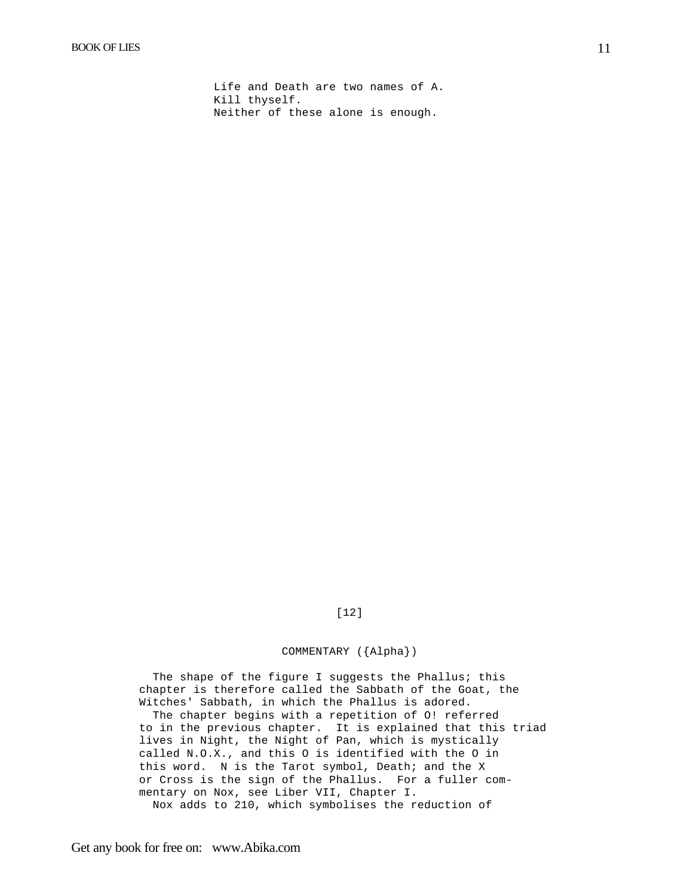Life and Death are two names of A.
Kill thyself.
Neither of these alone is enough.

[12]

COMMENTARY ({Alpha})

The shape of the figure I suggests the Phallus; this chapter is therefore called the Sabbath of the Goat, the Witches' Sabbath, in which the Phallus is adored.

The chapter begins with a repetition of O! referred to in the previous chapter. It is explained that this triad lives in Night, the Night of Pan, which is mystically called N.O.X., and this O is identified with the O in this word. N is the Tarot symbol, Death; and the X or Cross is the sign of the Phallus. For a fuller commentary on Nox, see Liber VII, Chapter I.

Nox adds to 210, which symbolises the reduction of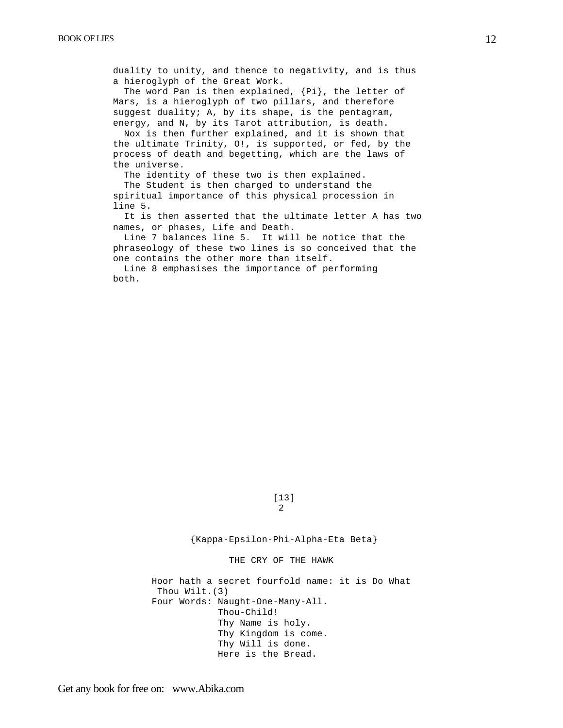duality to unity, and thence to negativity, and is thus a hieroglyph of the Great Work.

The word Pan is then explained, {Pi}, the letter of Mars, is a hieroglyph of two pillars, and therefore suggest duality; A, by its shape, is the pentagram, energy, and N, by its Tarot attribution, is death.

Nox is then further explained, and it is shown that the ultimate Trinity, O!, is supported, or fed, by the process of death and begetting, which are the laws of the universe.

The identity of these two is then explained.

The Student is then charged to understand the spiritual importance of this physical procession in line 5.

It is then asserted that the ultimate letter A has two names, or phases, Life and Death.

Line 7 balances line 5. It will be notice that the phraseology of these two lines is so conceived that the one contains the other more than itself.

Line 8 emphasises the importance of performing both.

[13]

## 2

### {Kappa-Epsilon-Phi-Alpha-Eta Beta}

### THE CRY OF THE HAWK

Hoor hath a secret fourfold name: it is Do What Thou Wilt.(3)

Four Words: Naught-One-Many-All.  
Thou-Child!  
Thy Name is holy.  
Thy Kingdom is come.  
Thy Will is done.  
Here is the Bread.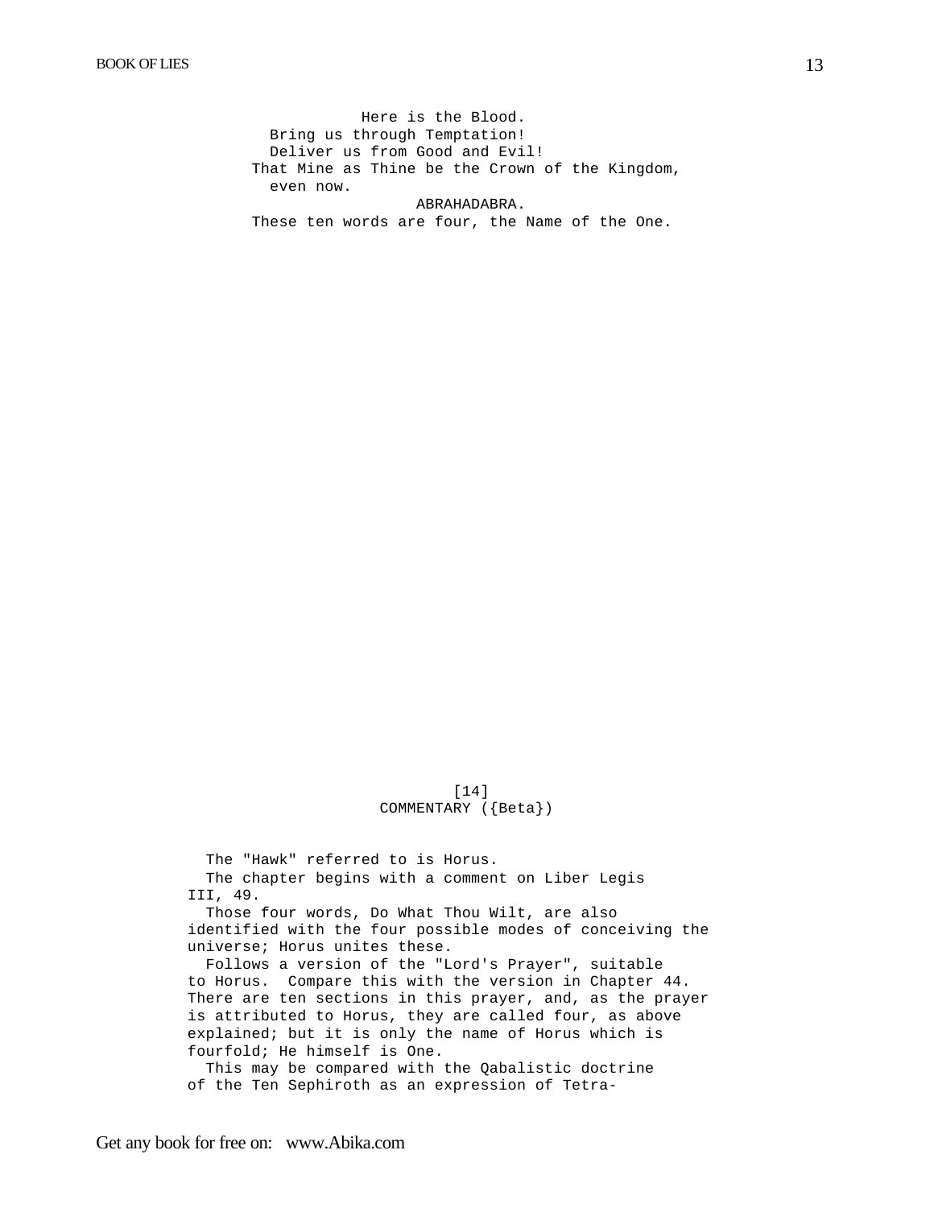Here is the Blood.
Bring us through Temptation!
Deliver us from Good and Evil!
That Mine as Thine be the Crown of the Kingdom, even now.
ABRAHADABRA.
These ten words are four, the Name of the One.

[14]

COMMENTARY ({Beta})

The "Hawk" referred to is Horus.

The chapter begins with a comment on Liber Legis III, 49.

Those four words, Do What Thou Wilt, are also identified with the four possible modes of conceiving the universe; Horus unites these.

Follows a version of the "Lord's Prayer", suitable to Horus. Compare this with the version in Chapter 44. There are ten sections in this prayer, and, as the prayer is attributed to Horus, they are called four, as above explained; but it is only the name of Horus which is fourfold; He himself is One.

This may be compared with the Qabalistic doctrine of the Ten Sephiroth as an expression of Tetra-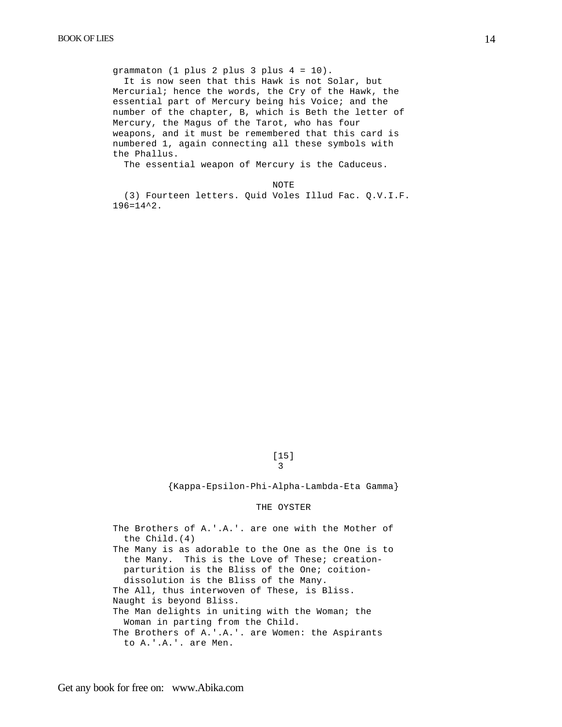grammaton (1 plus 2 plus 3 plus 4 = 10).

It is now seen that this Hawk is not Solar, but Mercurial; hence the words, the Cry of the Hawk, the essential part of Mercury being his Voice; and the number of the chapter, B, which is Beth the letter of Mercury, the Magus of the Tarot, who has four weapons, and it must be remembered that this card is numbered 1, again connecting all these symbols with the Phallus.

The essential weapon of Mercury is the Caduceus.

NOTE

(3) Fourteen letters. Quid Voles Illud Fac. Q.V.I.F. $196=14^2$.

[15]

3

{Kappa-Epsilon-Phi-Alpha-Lambda-Eta Gamma}

## THE OYSTER

The Brothers of A.'.A.'. are one with the Mother of the Child.(4)

The Many is as adorable to the One as the One is to the Many. This is the Love of These; creation-parturition is the Bliss of the One; coition-dissolution is the Bliss of the Many.

The All, thus interwoven of These, is Bliss.

Naught is beyond Bliss.

The Man delights in uniting with the Woman; the Woman in parting from the Child.

The Brothers of A.'.A.'. are Women: the Aspirants to A.'.A.'. are Men.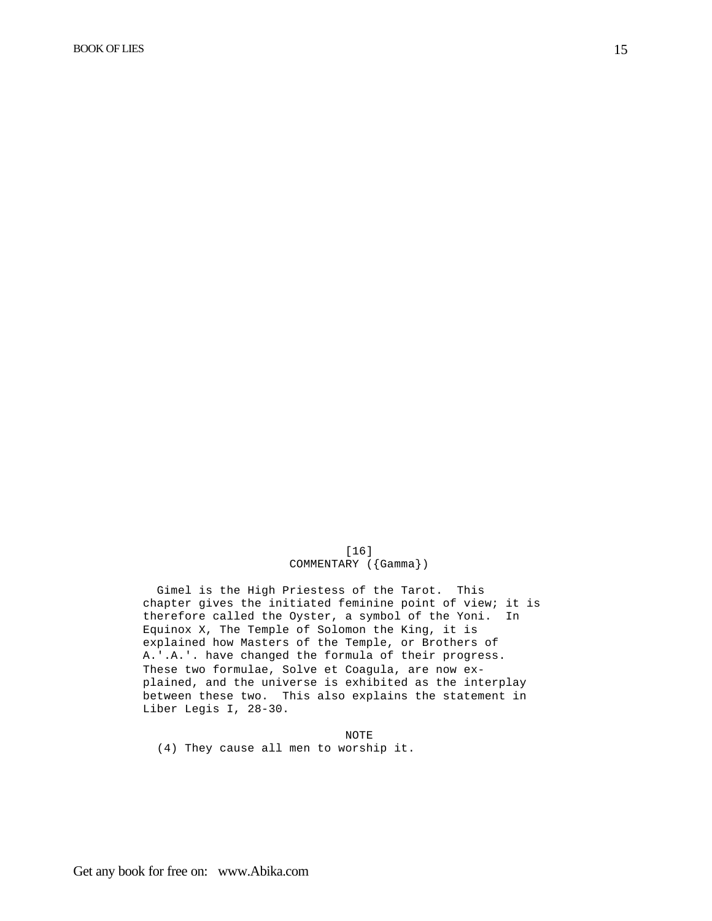[16]

## COMMENTARY ({Gamma})

Gimel is the High Priestess of the Tarot. This chapter gives the initiated feminine point of view; it is therefore called the Oyster, a symbol of the Yoni. In Equinox X, The Temple of Solomon the King, it is explained how Masters of the Temple, or Brothers of A.'.A.'. have changed the formula of their progress. These two formulae, Solve et Coagula, are now explained, and the universe is exhibited as the interplay between these two. This also explains the statement in Liber Legis I, 28-30.

NOTE

(4) They cause all men to worship it.

Get any book for free on: www.Abika.com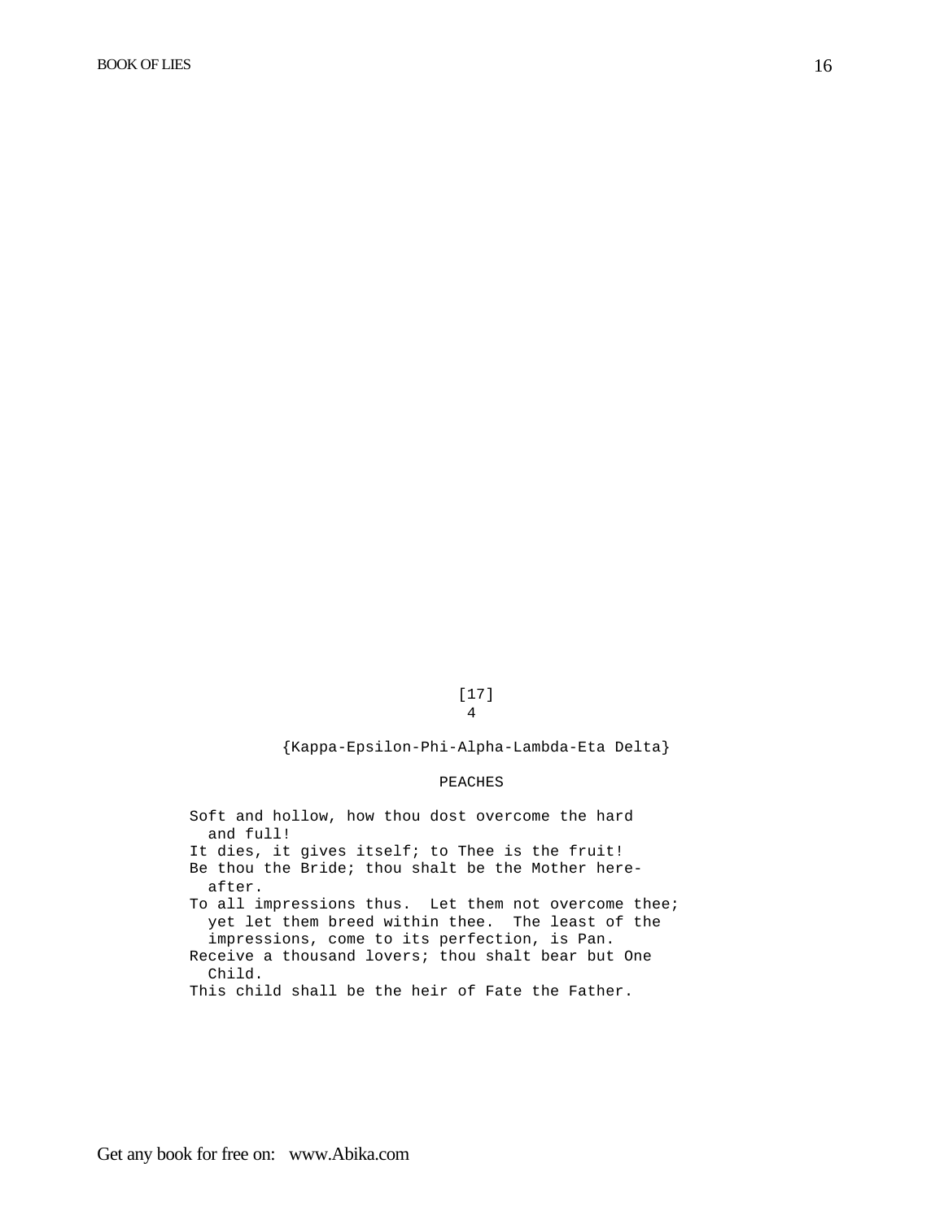[17]

4

{Kappa-Epsilon-Phi-Alpha-Lambda-Eta Delta}

PEACHES

Soft and hollow, how thou dost overcome the hard and full!

It dies, it gives itself; to Thee is the fruit!

Be thou the Bride; thou shalt be the Mother hereafter.

To all impressions thus. Let them not overcome thee; yet let them breed within thee. The least of the impressions, come to its perfection, is Pan.

Receive a thousand lovers; thou shalt bear but One Child.

This child shall be the heir of Fate the Father.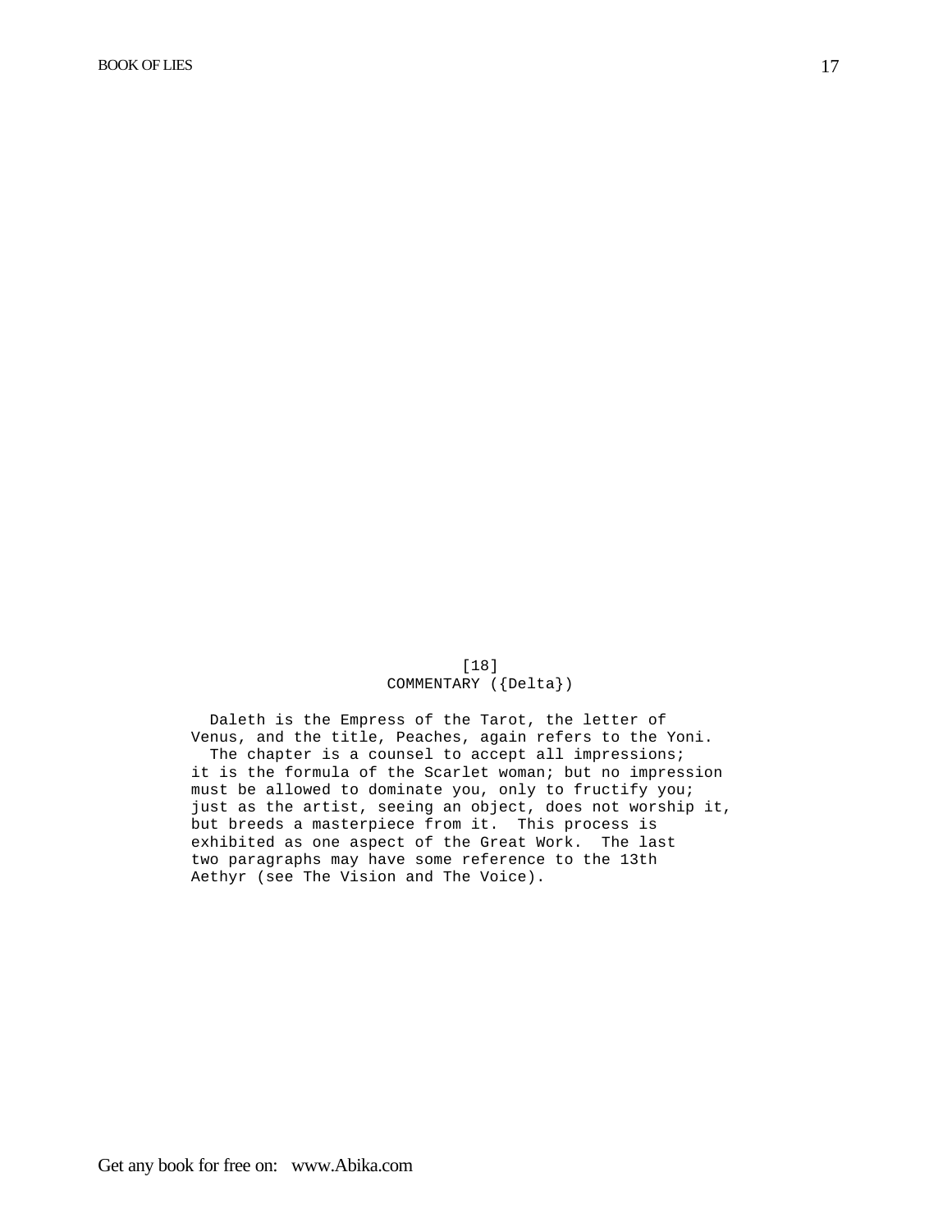[18]

COMMENTARY ({Delta})

Daleth is the Empress of the Tarot, the letter of Venus, and the title, Peaches, again refers to the Yoni.

The chapter is a counsel to accept all impressions; it is the formula of the Scarlet woman; but no impression must be allowed to dominate you, only to fructify you; just as the artist, seeing an object, does not worship it, but breeds a masterpiece from it. This process is exhibited as one aspect of the Great Work. The last two paragraphs may have some reference to the 13th Aethyr (see The Vision and The Voice).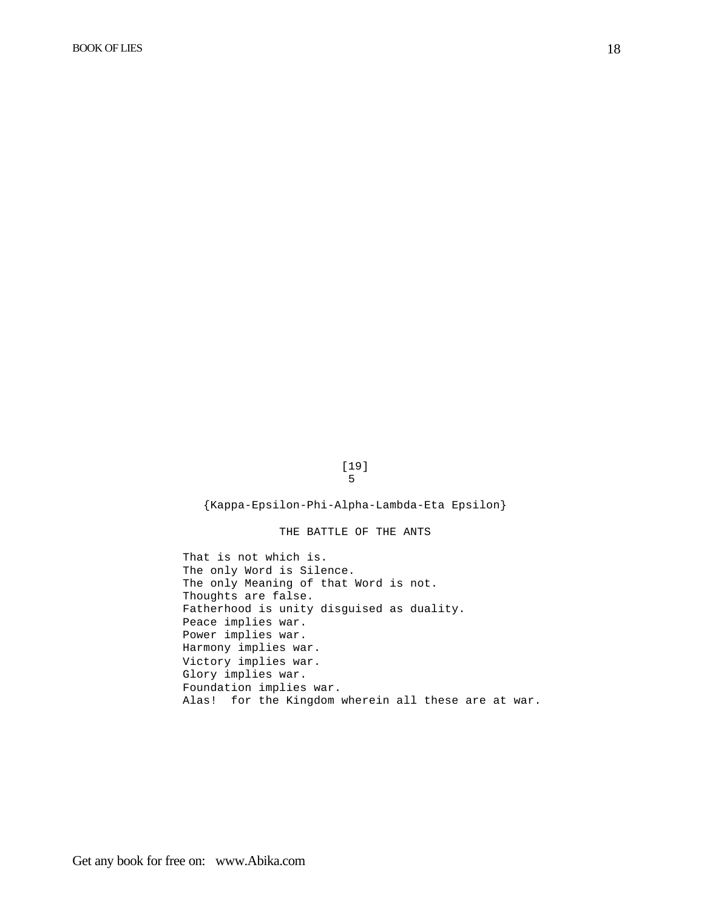[19]
5

{Kappa-Epsilon-Phi-Alpha-Lambda-Eta Epsilon}

## THE BATTLE OF THE ANTS

That is not which is.
The only Word is Silence.
The only Meaning of that Word is not.
Thoughts are false.
Fatherhood is unity disguised as duality.
Peace implies war.
Power implies war.
Harmony implies war.
Victory implies war.
Glory implies war.
Foundation implies war.
Alas! for the Kingdom wherein all these are at war.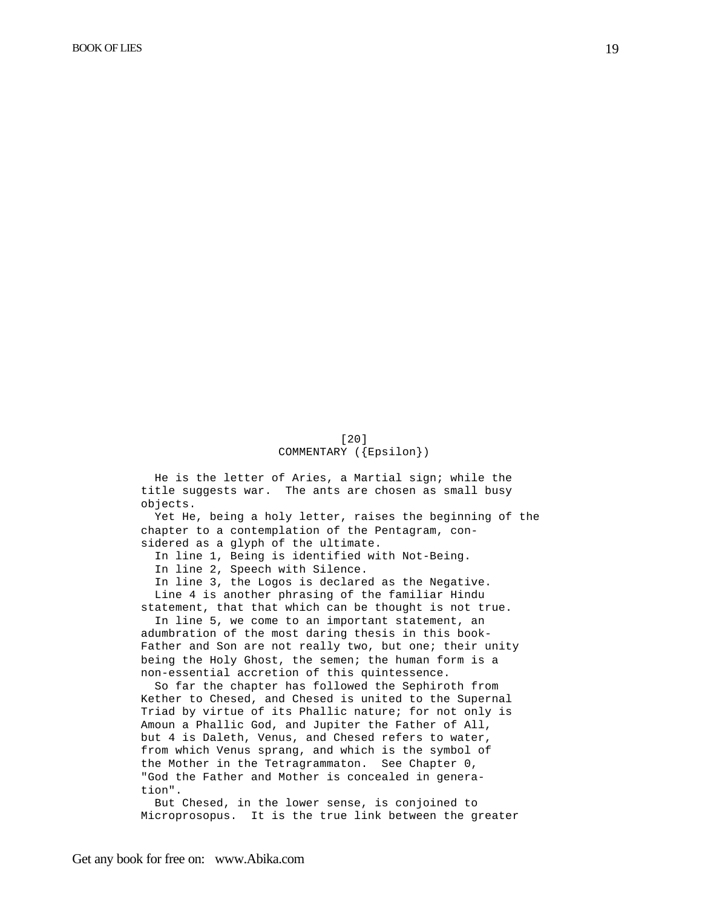[20]

## COMMENTARY ({Epsilon})

He is the letter of Aries, a Martial sign; while the title suggests war. The ants are chosen as small busy objects.

Yet He, being a holy letter, raises the beginning of the chapter to a contemplation of the Pentagram, considered as a glyph of the ultimate.

In line 1, Being is identified with Not-Being.

In line 2, Speech with Silence.

In line 3, the Logos is declared as the Negative.

Line 4 is another phrasing of the familiar Hindu statement, that that which can be thought is not true.

In line 5, we come to an important statement, an adumbration of the most daring thesis in this book-Father and Son are not really two, but one; their unity being the Holy Ghost, the semen; the human form is a non-essential accretion of this quintessence.

So far the chapter has followed the Sephiroth from Kether to Chesed, and Chesed is united to the Supernal Triad by virtue of its Phallic nature; for not only is Amoun a Phallic God, and Jupiter the Father of All, but 4 is Daleth, Venus, and Chesed refers to water, from which Venus sprang, and which is the symbol of the Mother in the Tetragrammaton. See Chapter 0, "God the Father and Mother is concealed in generation".

But Chesed, in the lower sense, is conjoined to Microprosopus. It is the true link between the greater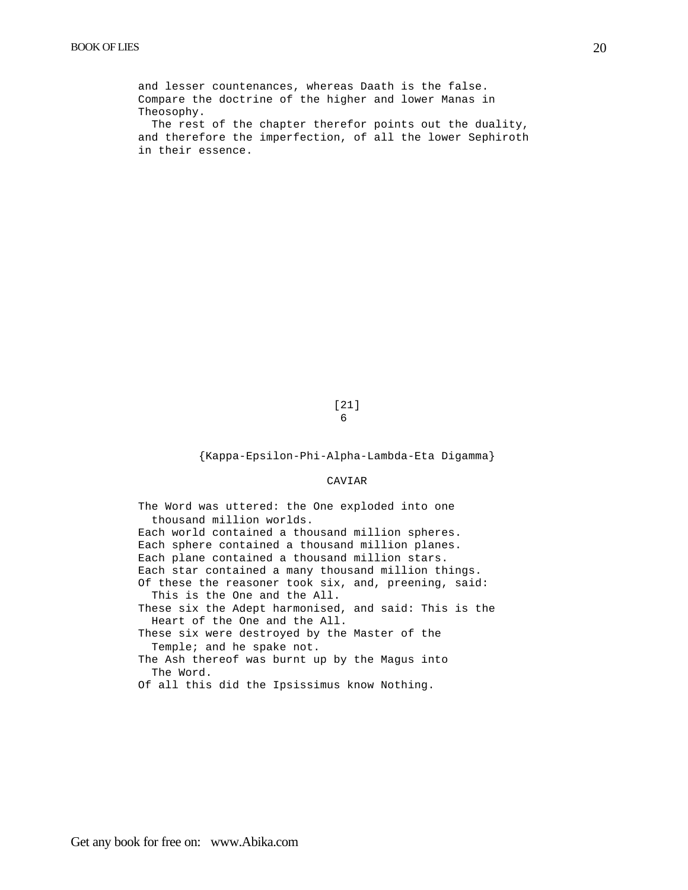and lesser countenances, whereas Daath is the false. Compare the doctrine of the higher and lower Manas in Theosophy.

The rest of the chapter therefor points out the duality, and therefore the imperfection, of all the lower Sephiroth in their essence.

[21]

6

{Kappa-Epsilon-Phi-Alpha-Lambda-Eta Digamma}

## CAVIAR

The Word was uttered: the One exploded into one thousand million worlds.
Each world contained a thousand million spheres.
Each sphere contained a thousand million planes.
Each plane contained a thousand million stars.
Each star contained a many thousand million things.
Of these the reasoner took six, and, preening, said: This is the One and the All.
These six the Adept harmonised, and said: This is the Heart of the One and the All.
These six were destroyed by the Master of the Temple; and he spake not.
The Ash thereof was burnt up by the Magus into The Word.
Of all this did the Ipsissimus know Nothing.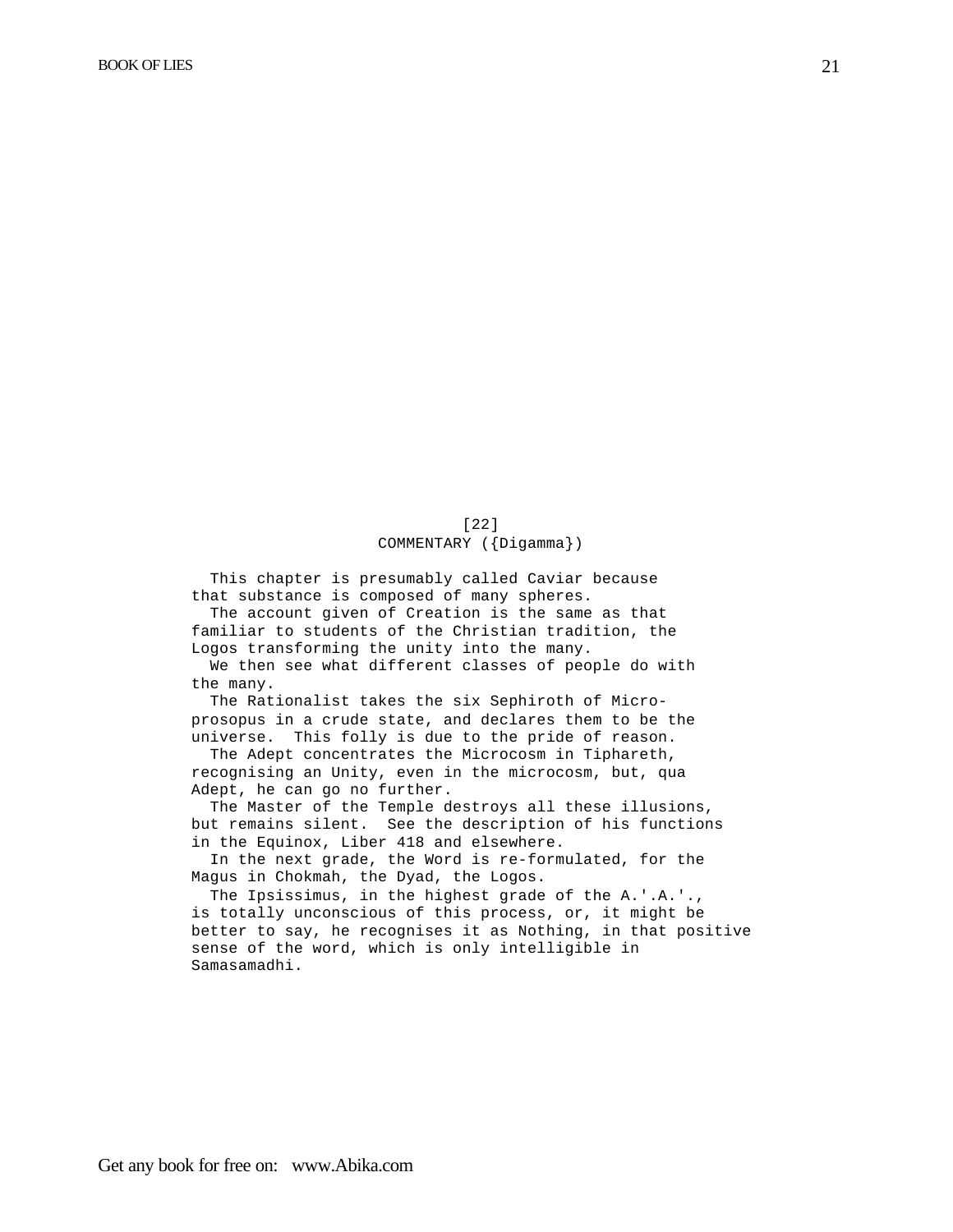[22]

COMMENTARY ({Digamma})

This chapter is presumably called Caviar because that substance is composed of many spheres.

The account given of Creation is the same as that familiar to students of the Christian tradition, the Logos transforming the unity into the many.

We then see what different classes of people do with the many.

The Rationalist takes the six Sephiroth of Microprosopus in a crude state, and declares them to be the universe. This folly is due to the pride of reason.

The Adept concentrates the Microcosm in Tiphareth, recognising an Unity, even in the microcosm, but, qua Adept, he can go no further.

The Master of the Temple destroys all these illusions, but remains silent. See the description of his functions in the Equinox, Liber 418 and elsewhere.

In the next grade, the Word is re-formulated, for the Magus in Chokmah, the Dyad, the Logos.

The Ipsissimus, in the highest grade of the A.'.A.'., is totally unconscious of this process, or, it might be better to say, he recognises it as Nothing, in that positive sense of the word, which is only intelligible in Samasamadhi.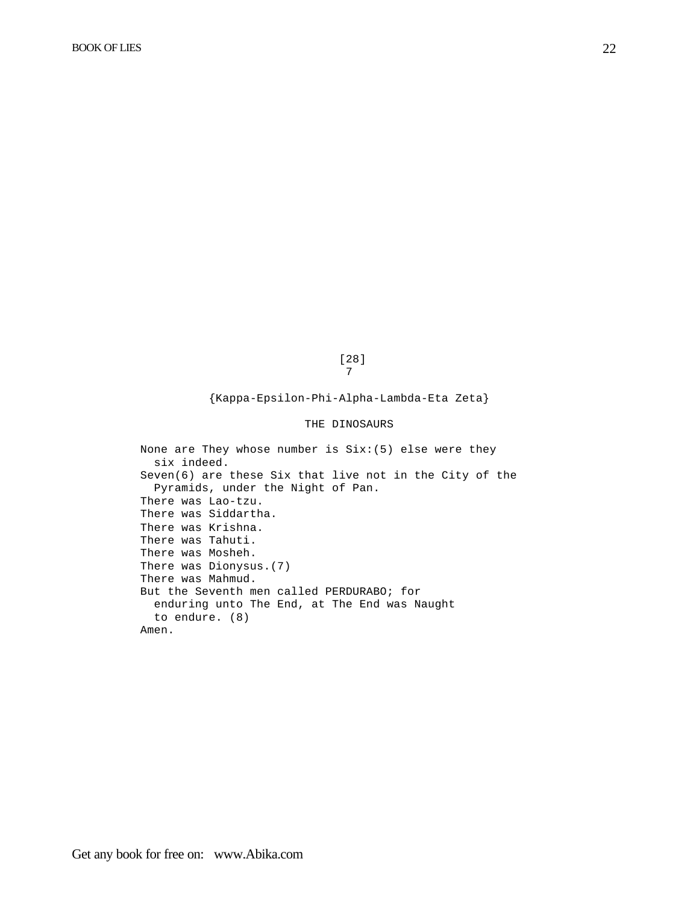[28]
7

{Kappa-Epsilon-Phi-Alpha-Lambda-Eta Zeta}

THE DINOSAURS

None are They whose number is Six:(5) else were they six indeed.
Seven(6) are these Six that live not in the City of the Pyramids, under the Night of Pan.
There was Lao-tzu.
There was Siddartha.
There was Krishna.
There was Tahuti.
There was Mosheh.
There was Dionysus.(7)
There was Mahmud.
But the Seventh men called PERDURABO; for enduring unto The End, at The End was Naught to endure. (8)
Amen.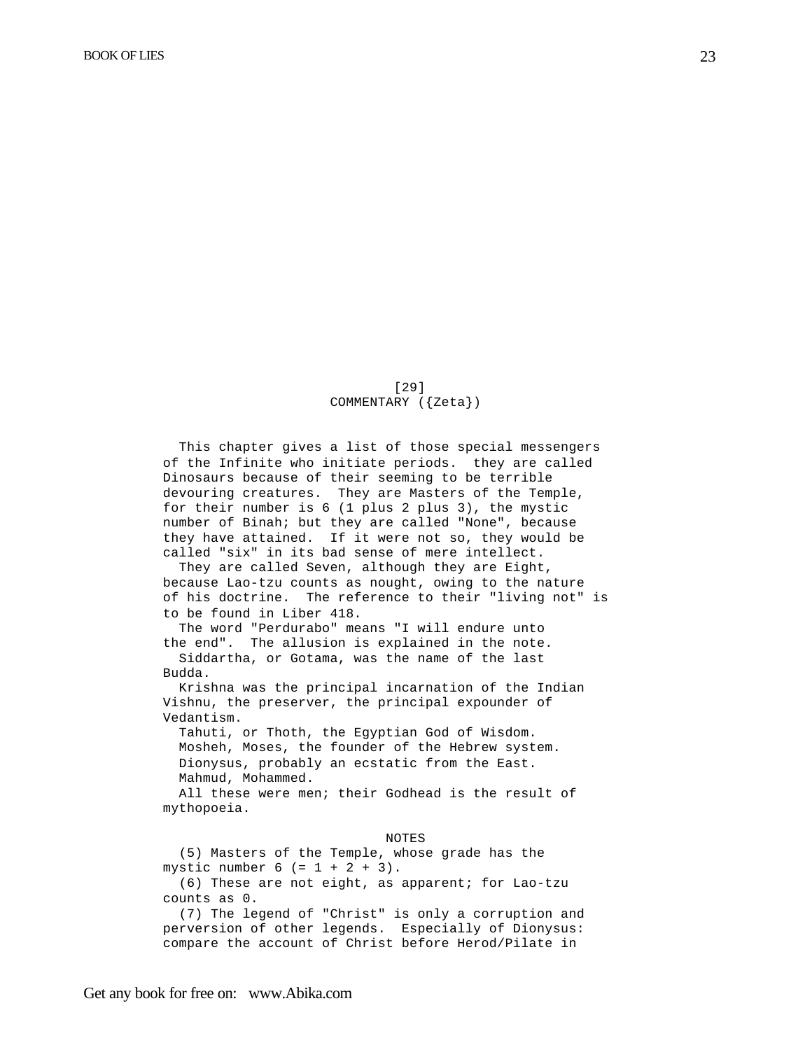[29]

## COMMENTARY ({Zeta})

This chapter gives a list of those special messengers of the Infinite who initiate periods. they are called Dinosaurs because of their seeming to be terrible devouring creatures. They are Masters of the Temple, for their number is 6 (1 plus 2 plus 3), the mystic number of Binah; but they are called "None", because they have attained. If it were not so, they would be called "six" in its bad sense of mere intellect.

They are called Seven, although they are Eight, because Lao-tzu counts as nought, owing to the nature of his doctrine. The reference to their "living not" is to be found in Liber 418.

The word "Perdurabo" means "I will endure unto the end". The allusion is explained in the note.

Siddartha, or Gotama, was the name of the last Budda.

Krishna was the principal incarnation of the Indian Vishnu, the preserver, the principal expounder of Vedantism.

Tahuti, or Thoth, the Egyptian God of Wisdom.

Mosheh, Moses, the founder of the Hebrew system.

Dionysus, probably an ecstatic from the East.

Mahmud, Mohammed.

All these were men; their Godhead is the result of mythopoeia.

NOTES

(5) Masters of the Temple, whose grade has the mystic number 6 (= 1 + 2 + 3).

(6) These are not eight, as apparent; for Lao-tzu counts as 0.

(7) The legend of "Christ" is only a corruption and perversion of other legends. Especially of Dionysus: compare the account of Christ before Herod/Pilate in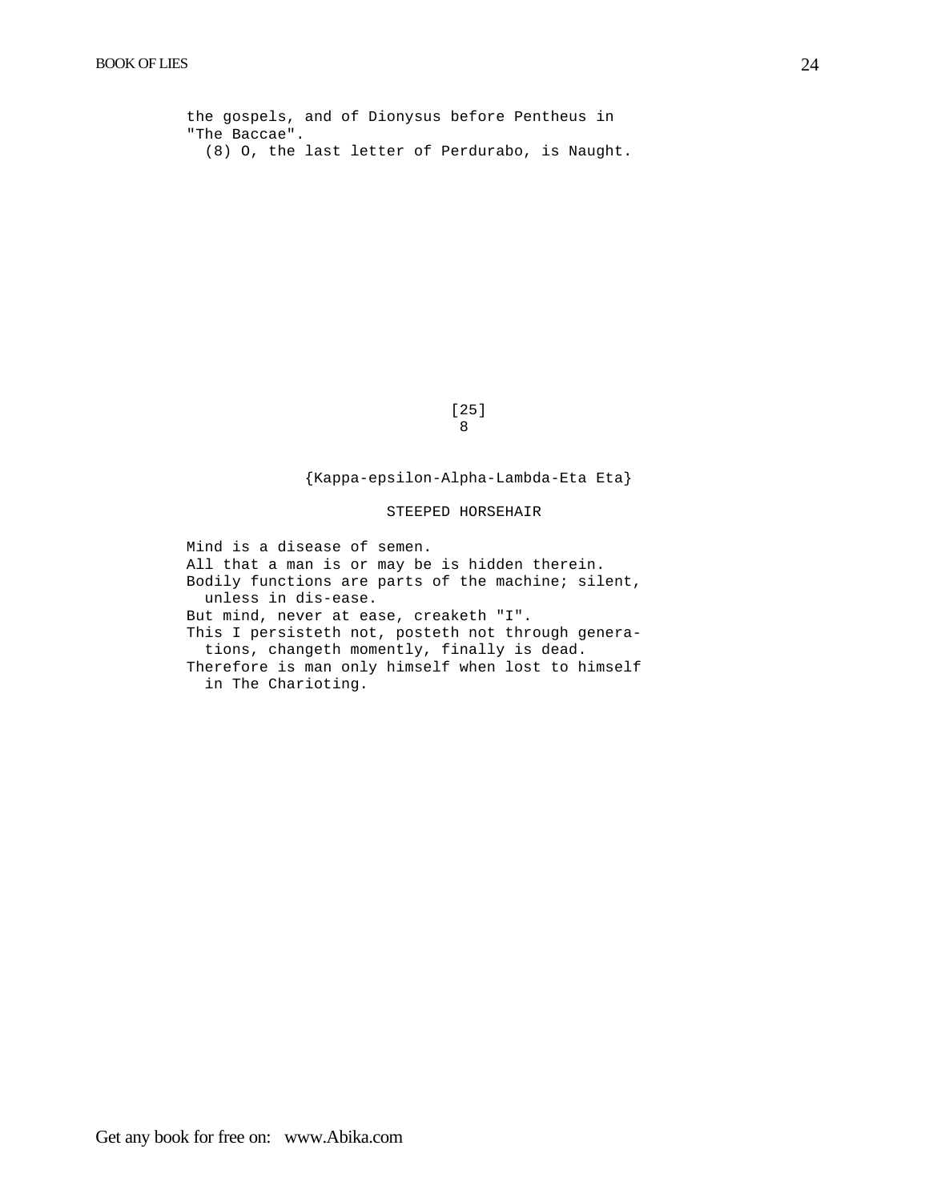the gospels, and of Dionysus before Pentheus in "The Baccae".

(8) O, the last letter of Perdurabo, is Naught.

[25]

## 8

### {Kappa-epsilon-Alpha-Lambda-Eta Eta}

### STEEPED HORSEHAIR

Mind is a disease of semen.
All that a man is or may be is hidden therein.
Bodily functions are parts of the machine; silent, unless in dis-ease.
But mind, never at ease, creaketh "I".
This I persisteth not, posteth not through generations, changeth momently, finally is dead.
Therefore is man only himself when lost to himself in The Charioting.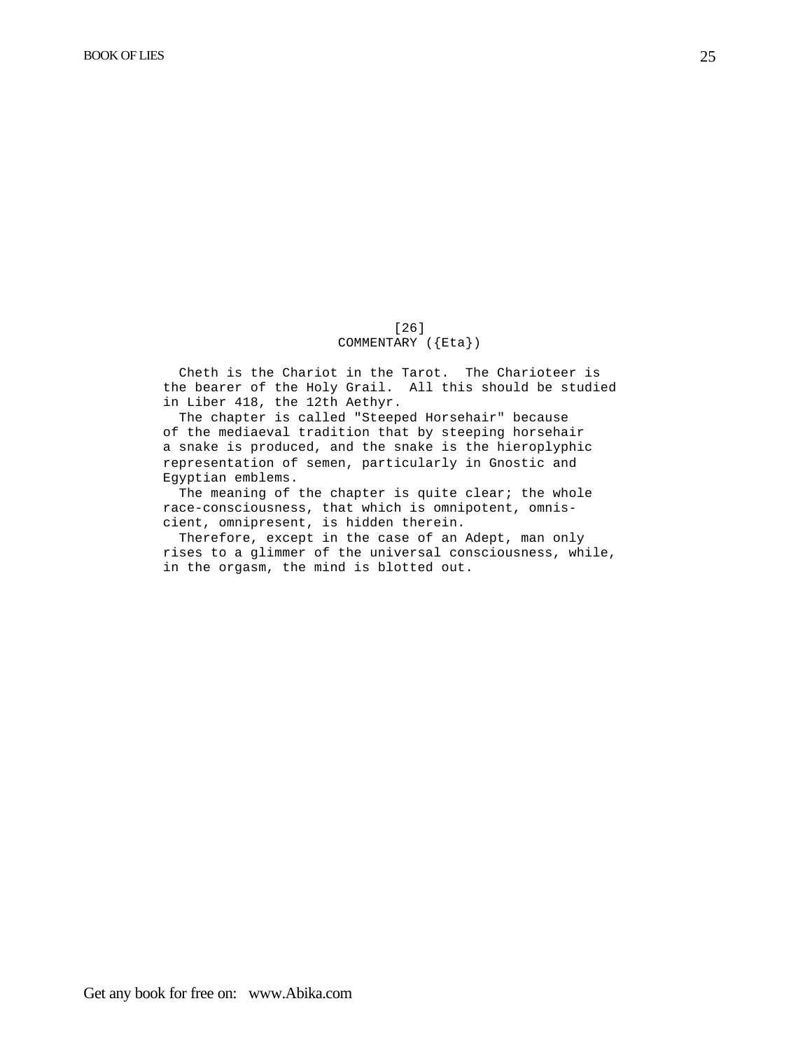[26]

## COMMENTARY ({Eta})

Cheth is the Chariot in the Tarot. The Charioteer is the bearer of the Holy Grail. All this should be studied in Liber 418, the 12th Aethyr.

The chapter is called "Steeped Horsehair" because of the mediaeval tradition that by steeping horsehair a snake is produced, and the snake is the hieroplyphic representation of semen, particularly in Gnostic and Egyptian emblems.

The meaning of the chapter is quite clear; the whole race-consciousness, that which is omnipotent, omniscient, omnipresent, is hidden therein.

Therefore, except in the case of an Adept, man only rises to a glimmer of the universal consciousness, while, in the orgasm, the mind is blotted out.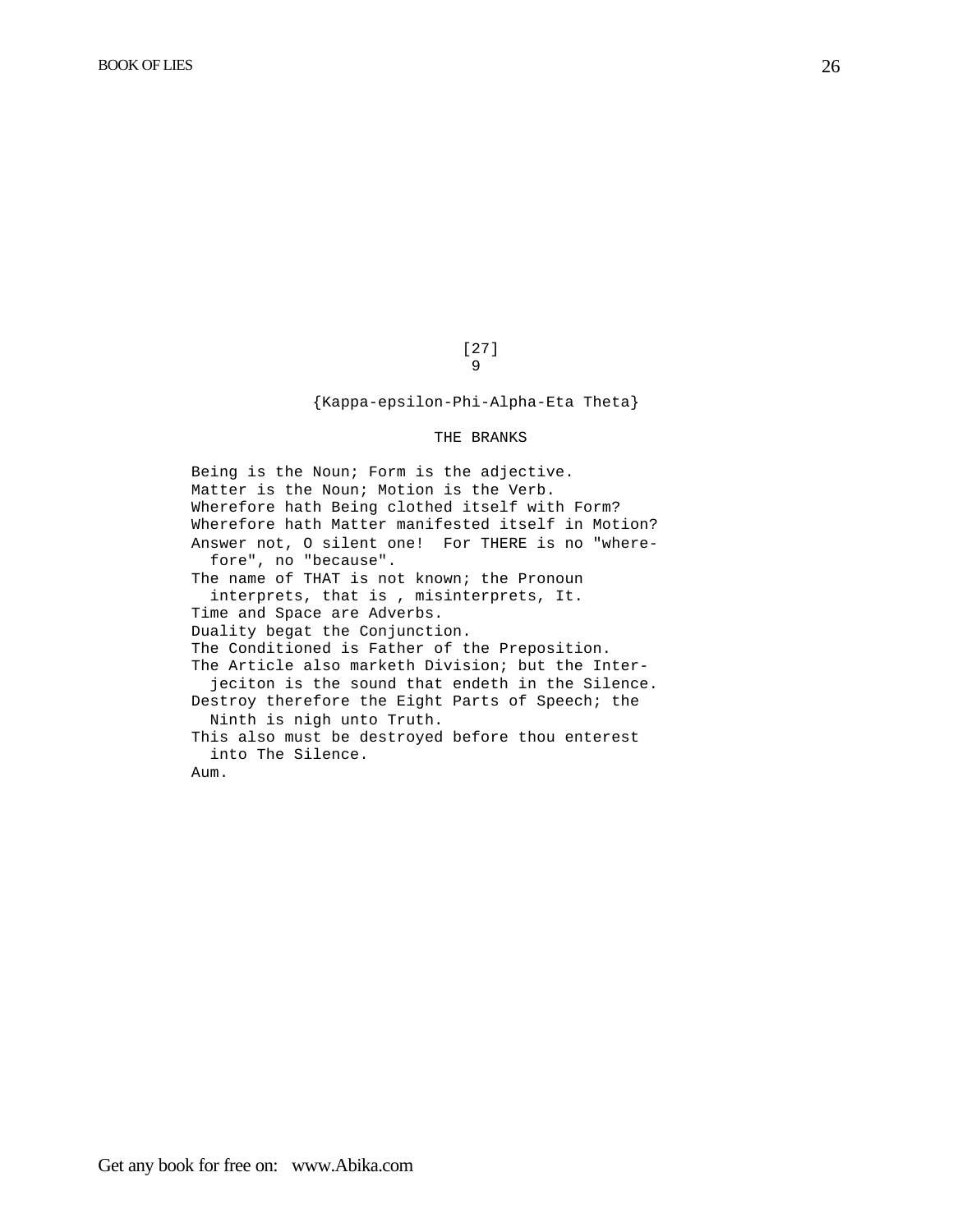[27]

9

{Kappa-epsilon-Phi-Alpha-Eta Theta}

## THE BRANKS

Being is the Noun; Form is the adjective.
Matter is the Noun; Motion is the Verb.
Wherefore hath Being clothed itself with Form?
Wherefore hath Matter manifested itself in Motion?
Answer not, O silent one! For THERE is no "wherefore", no "because".
The name of THAT is not known; the Pronoun interprets, that is , misinterprets, It.
Time and Space are Adverbs.
Duality begat the Conjunction.
The Conditioned is Father of the Preposition.
The Article also marketh Division; but the Interjeciton is the sound that endeth in the Silence.
Destroy therefore the Eight Parts of Speech; the Ninth is nigh unto Truth.
This also must be destroyed before thou enterest into The Silence.
Aum.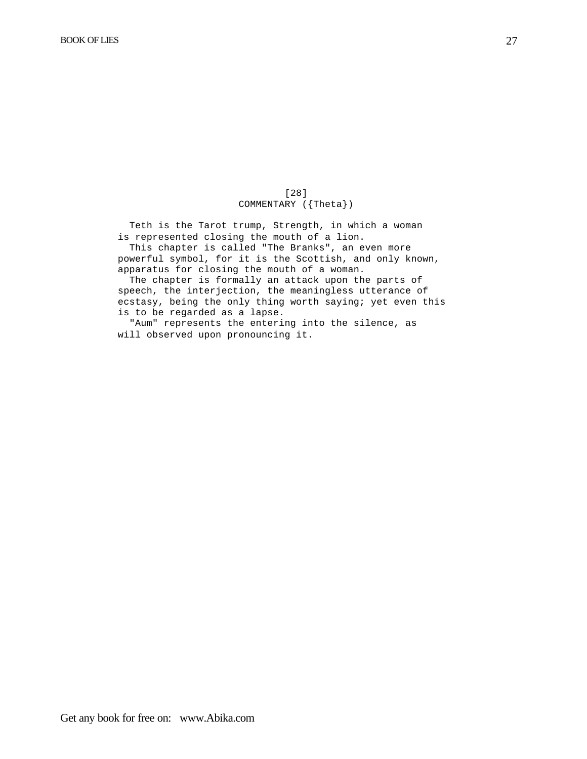[28]

COMMENTARY ({Theta})

Teth is the Tarot trump, Strength, in which a woman is represented closing the mouth of a lion.

This chapter is called "The Branks", an even more powerful symbol, for it is the Scottish, and only known, apparatus for closing the mouth of a woman.

The chapter is formally an attack upon the parts of speech, the interjection, the meaningless utterance of ecstasy, being the only thing worth saying; yet even this is to be regarded as a lapse.

"Aum" represents the entering into the silence, as will observed upon pronouncing it.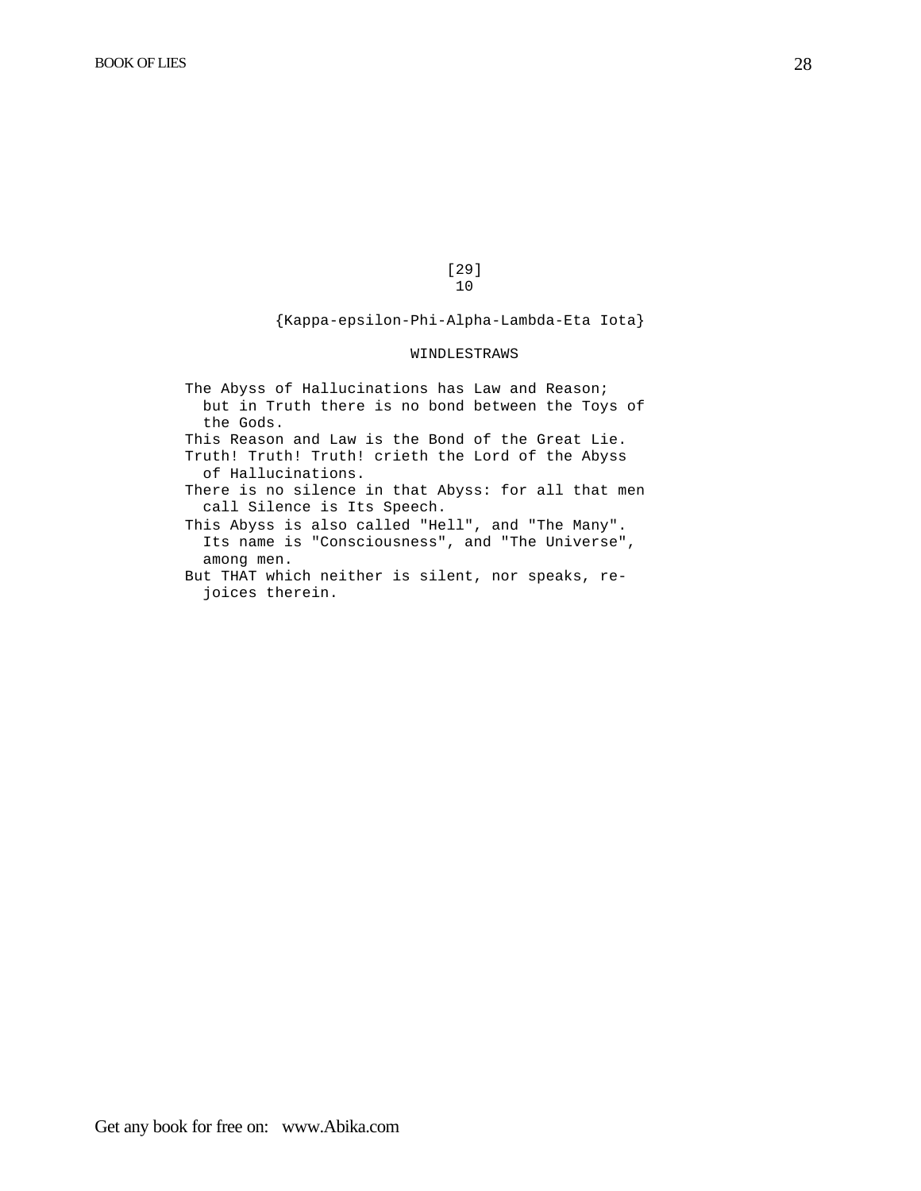[29]
10

{Kappa-epsilon-Phi-Alpha-Lambda-Eta Iota}

WINDLESTRAWS

The Abyss of Hallucinations has Law and Reason; but in Truth there is no bond between the Toys of the Gods.

This Reason and Law is the Bond of the Great Lie.

Truth! Truth! Truth! crieth the Lord of the Abyss of Hallucinations.

There is no silence in that Abyss: for all that men call Silence is Its Speech.

This Abyss is also called "Hell", and "The Many". Its name is "Consciousness", and "The Universe", among men.

But THAT which neither is silent, nor speaks, rejoices therein.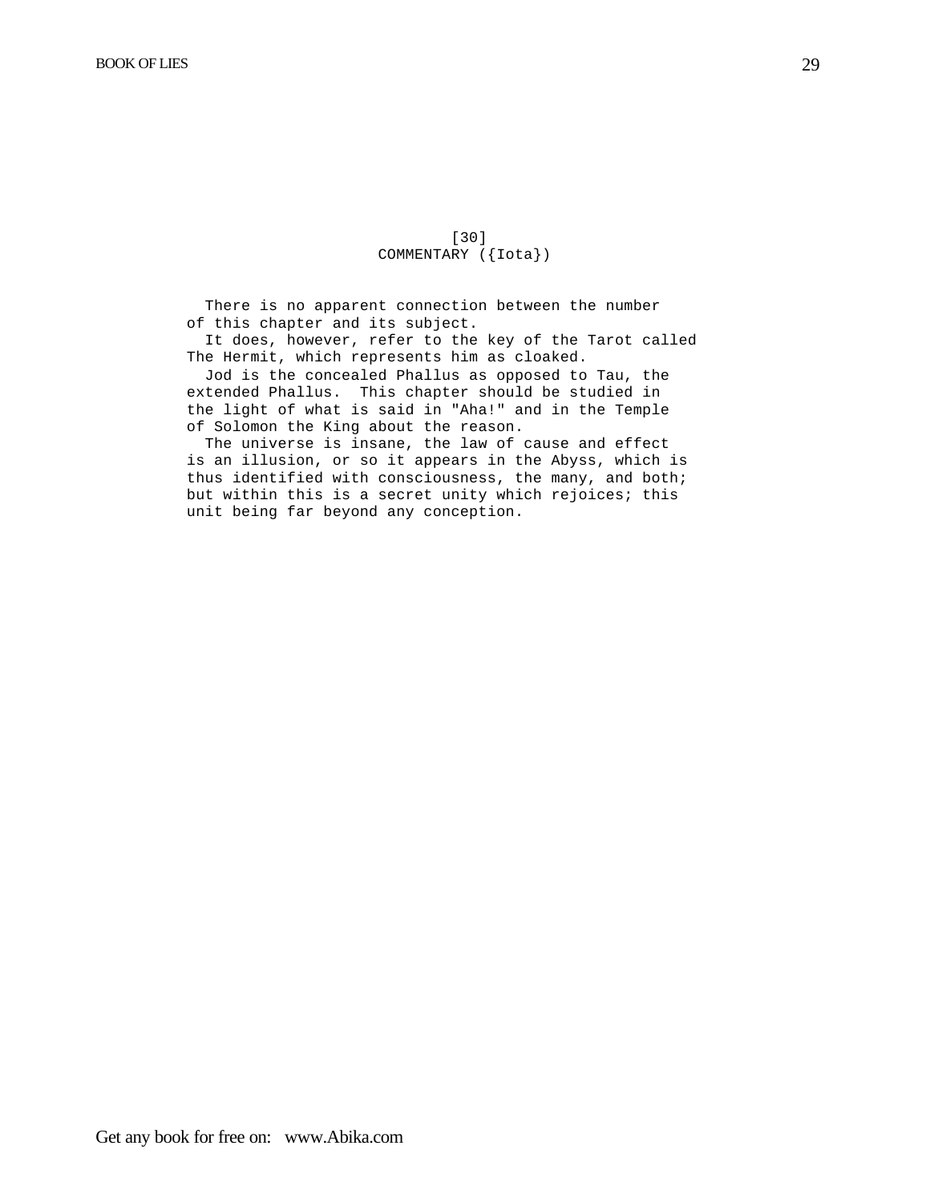[30]

## COMMENTARY ({Iota})

There is no apparent connection between the number of this chapter and its subject.

It does, however, refer to the key of the Tarot called The Hermit, which represents him as cloaked.

Jod is the concealed Phallus as opposed to Tau, the extended Phallus. This chapter should be studied in the light of what is said in "Aha!" and in the Temple of Solomon the King about the reason.

The universe is insane, the law of cause and effect is an illusion, or so it appears in the Abyss, which is thus identified with consciousness, the many, and both; but within this is a secret unity which rejoices; this unit being far beyond any conception.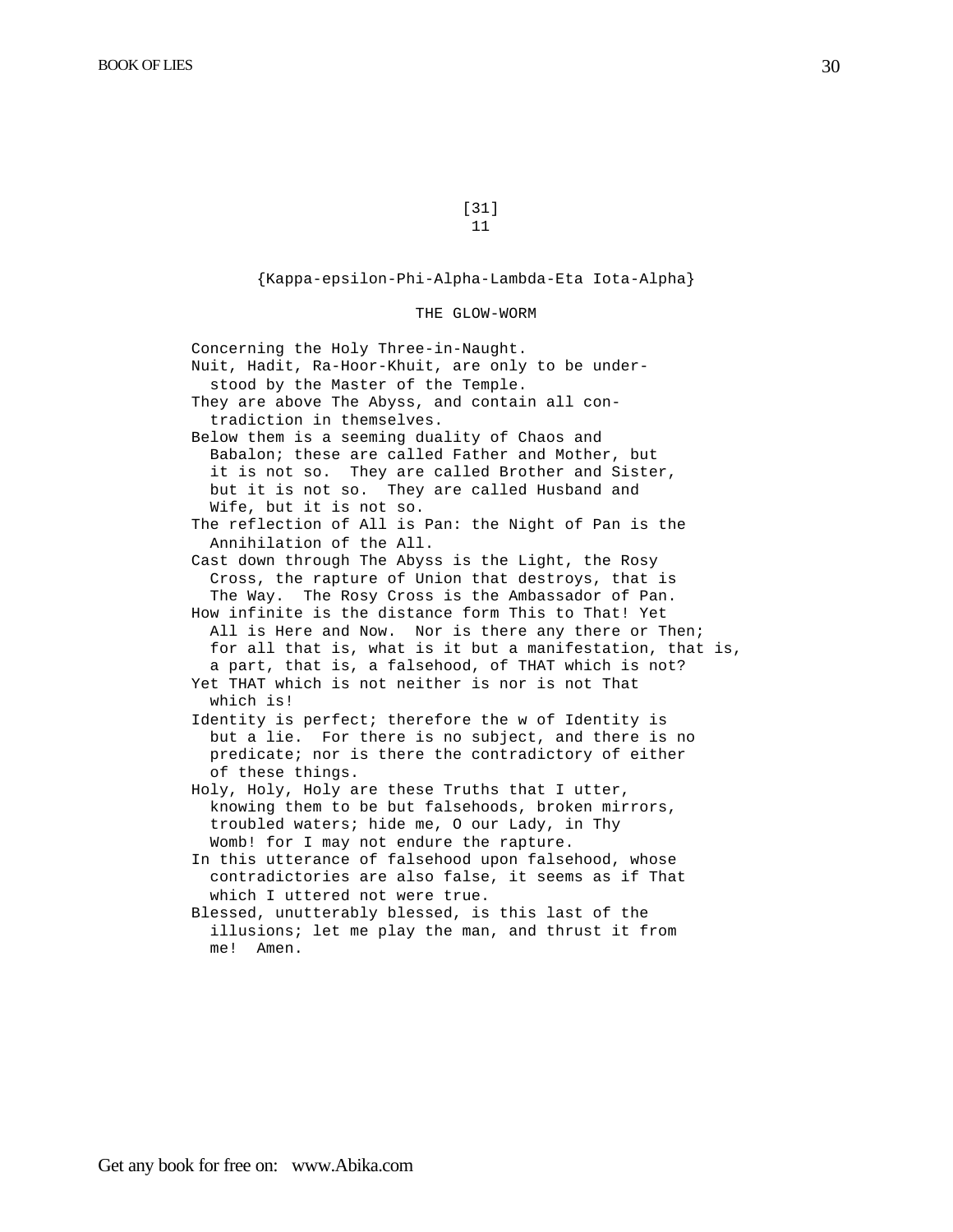[31]
11

{Kappa-epsilon-Phi-Alpha-Lambda-Eta Iota-Alpha}

THE GLOW-WORM

Concerning the Holy Three-in-Naught.

Nuit, Hadit, Ra-Hoor-Khuit, are only to be understood by the Master of the Temple.

They are above The Abyss, and contain all contradiction in themselves.

Below them is a seeming duality of Chaos and Babalon; these are called Father and Mother, but it is not so. They are called Brother and Sister, but it is not so. They are called Husband and Wife, but it is not so.

The reflection of All is Pan: the Night of Pan is the Annihilation of the All.

Cast down through The Abyss is the Light, the Rosy Cross, the rapture of Union that destroys, that is The Way. The Rosy Cross is the Ambassador of Pan.

How infinite is the distance form This to That! Yet All is Here and Now. Nor is there any there or Then; for all that is, what is it but a manifestation, that is, a part, that is, a falsehood, of THAT which is not?

Yet THAT which is not neither is nor is not That which is!

Identity is perfect; therefore the w of Identity is but a lie. For there is no subject, and there is no predicate; nor is there the contradictory of either of these things.

Holy, Holy, Holy are these Truths that I utter, knowing them to be but falsehoods, broken mirrors, troubled waters; hide me, O our Lady, in Thy Womb! for I may not endure the rapture.

In this utterance of falsehood upon falsehood, whose contradictories are also false, it seems as if That which I uttered not were true.

Blessed, unutterably blessed, is this last of the illusions; let me play the man, and thrust it from me! Amen.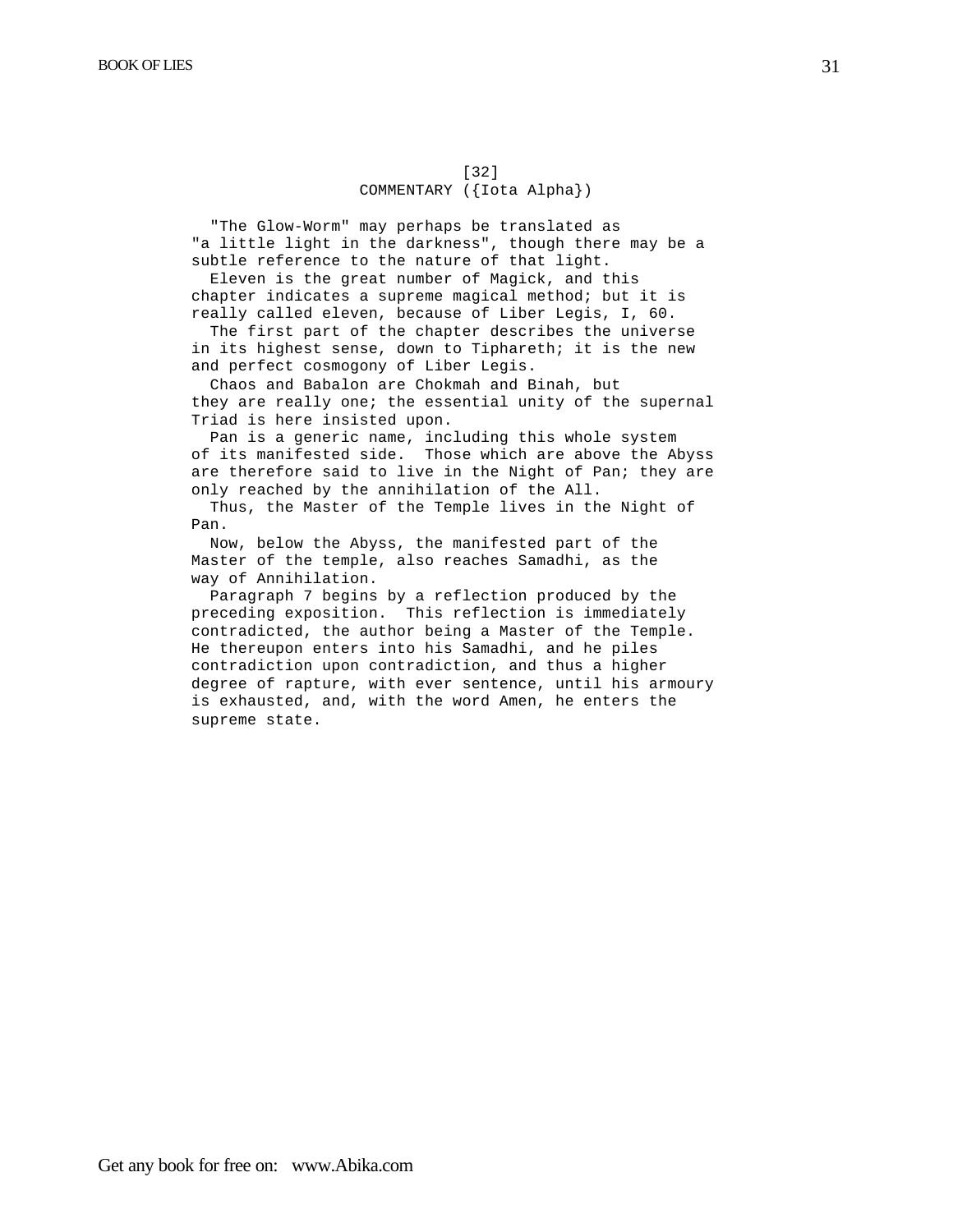[32]

COMMENTARY ({Iota Alpha})

"The Glow-Worm" may perhaps be translated as "a little light in the darkness", though there may be a subtle reference to the nature of that light.

Eleven is the great number of Magick, and this chapter indicates a supreme magical method; but it is really called eleven, because of Liber Legis, I, 60.

The first part of the chapter describes the universe in its highest sense, down to Tiphareth; it is the new and perfect cosmogony of Liber Legis.

Chaos and Babalon are Chokmah and Binah, but they are really one; the essential unity of the supernal Triad is here insisted upon.

Pan is a generic name, including this whole system of its manifested side. Those which are above the Abyss are therefore said to live in the Night of Pan; they are only reached by the annihilation of the All.

Thus, the Master of the Temple lives in the Night of Pan.

Now, below the Abyss, the manifested part of the Master of the temple, also reaches Samadhi, as the way of Annihilation.

Paragraph 7 begins by a reflection produced by the preceding exposition. This reflection is immediately contradicted, the author being a Master of the Temple. He thereupon enters into his Samadhi, and he piles contradiction upon contradiction, and thus a higher degree of rapture, with ever sentence, until his armoury is exhausted, and, with the word Amen, he enters the supreme state.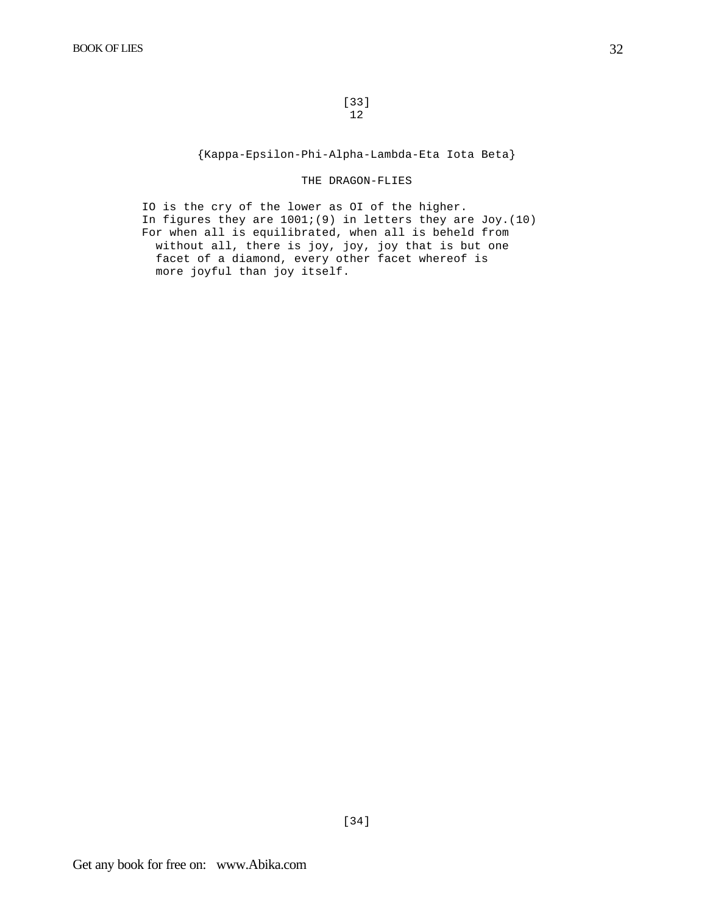[33]
12

{Kappa-Epsilon-Phi-Alpha-Lambda-Eta Iota Beta}

## THE DRAGON-FLIES

IO is the cry of the lower as OI of the higher.
In figures they are 1001;(9) in letters they are Joy.(10)
For when all is equilibrated, when all is beheld from without all, there is joy, joy, joy that is but one facet of a diamond, every other facet whereof is more joyful than joy itself.

[34]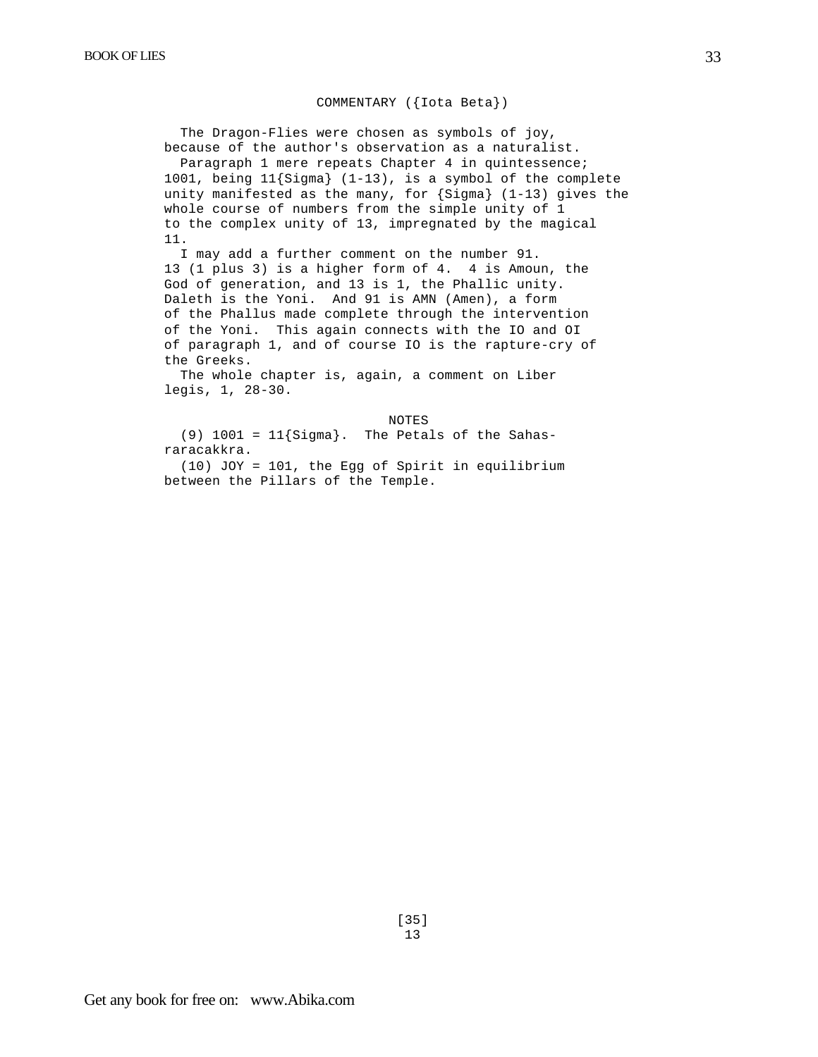## COMMENTARY ({Iota Beta})

The Dragon-Flies were chosen as symbols of joy, because of the author's observation as a naturalist.

Paragraph 1 mere repeats Chapter 4 in quintessence; 1001, being 11{Sigma} (1-13), is a symbol of the complete unity manifested as the many, for {Sigma} (1-13) gives the whole course of numbers from the simple unity of 1 to the complex unity of 13, impregnated by the magical 11.

I may add a further comment on the number 91. 13 (1 plus 3) is a higher form of 4. 4 is Amoun, the God of generation, and 13 is 1, the Phallic unity. Daleth is the Yoni. And 91 is AMN (Amen), a form of the Phallus made complete through the intervention of the Yoni. This again connects with the IO and OI of paragraph 1, and of course IO is the rapture-cry of the Greeks.

The whole chapter is, again, a comment on Liber legis, 1, 28-30.

### NOTES

(9) 1001 = 11{Sigma}. The Petals of the Sahasraracakkra.

(10) JOY = 101, the Egg of Spirit in equilibrium between the Pillars of the Temple.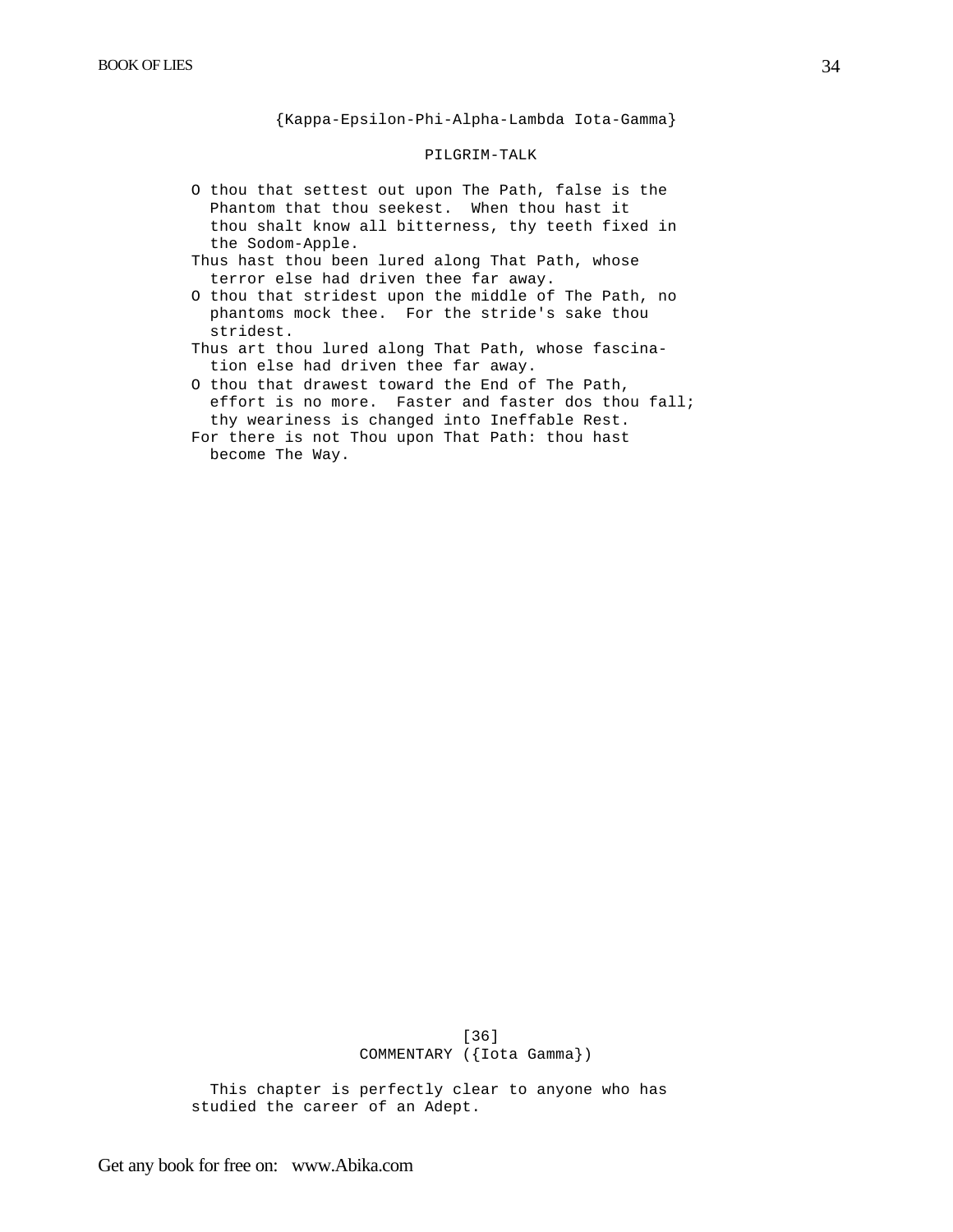{Kappa-Epsilon-Phi-Alpha-Lambda Iota-Gamma}

## PILGRIM-TALK

O thou that settest out upon The Path, false is the Phantom that thou seekest. When thou hast it thou shalt know all bitterness, thy teeth fixed in the Sodom-Apple.

Thus hast thou been lured along That Path, whose terror else had driven thee far away.

O thou that stridest upon the middle of The Path, no phantoms mock thee. For the stride's sake thou stridest.

Thus art thou lured along That Path, whose fascination else had driven thee far away.

O thou that drawest toward the End of The Path, effort is no more. Faster and faster dos thou fall; thy weariness is changed into Ineffable Rest.

For there is not Thou upon That Path: thou hast become The Way.

[36]

### COMMENTARY ({Iota Gamma})

This chapter is perfectly clear to anyone who has studied the career of an Adept.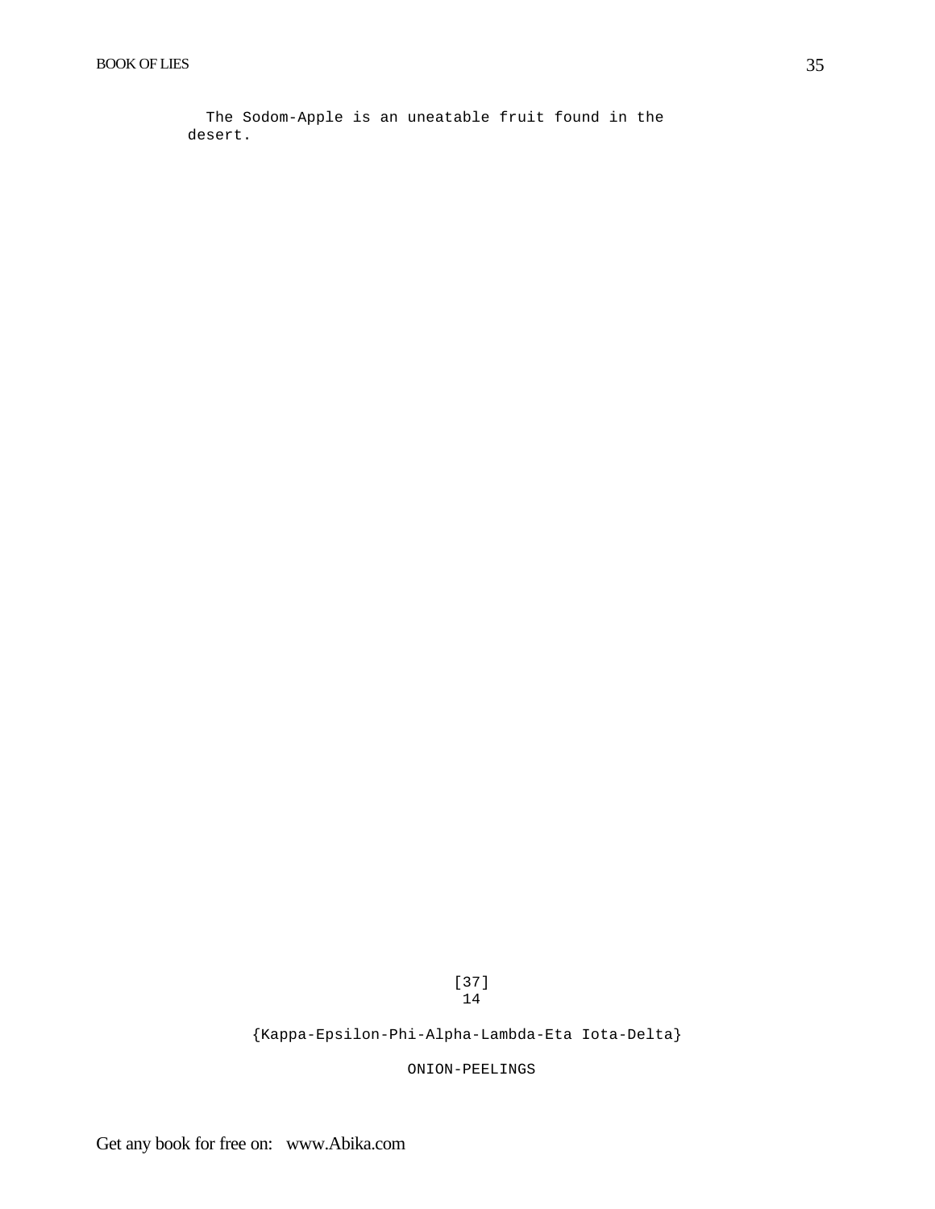The Sodom-Apple is an uneatable fruit found in the desert.

[37]

## 14

{Kappa-Epsilon-Phi-Alpha-Lambda-Eta Iota-Delta}

## ONION-PEELINGS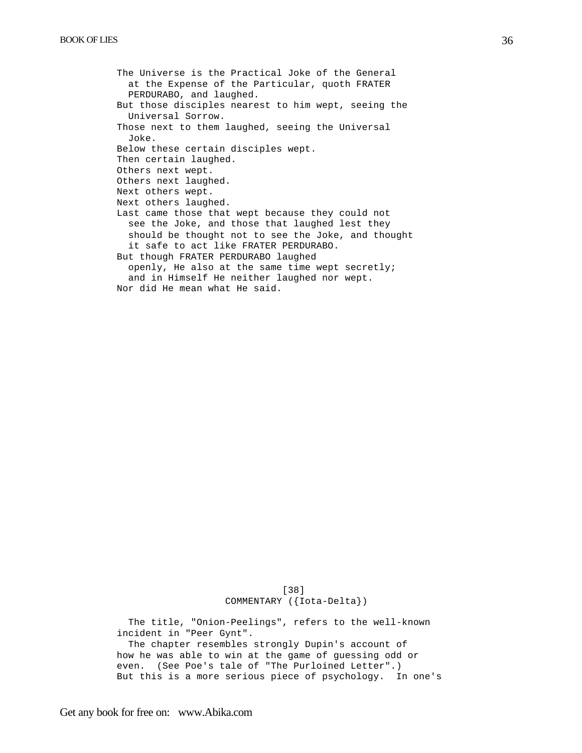The Universe is the Practical Joke of the General at the Expense of the Particular, quoth FRATER PERDURABO, and laughed.

But those disciples nearest to him wept, seeing the Universal Sorrow.

Those next to them laughed, seeing the Universal Joke.

Below these certain disciples wept.

Then certain laughed.

Others next wept.

Others next laughed.

Next others wept.

Next others laughed.

Last came those that wept because they could not see the Joke, and those that laughed lest they should be thought not to see the Joke, and thought it safe to act like FRATER PERDURABO.

But though FRATER PERDURABO laughed openly, He also at the same time wept secretly; and in Himself He neither laughed nor wept.

Nor did He mean what He said.

[38]

COMMENTARY ({Iota-Delta})

The title, "Onion-Peelings", refers to the well-known incident in "Peer Gynt".

The chapter resembles strongly Dupin's account of how he was able to win at the game of guessing odd or even. (See Poe's tale of "The Purloined Letter".) But this is a more serious piece of psychology. In one's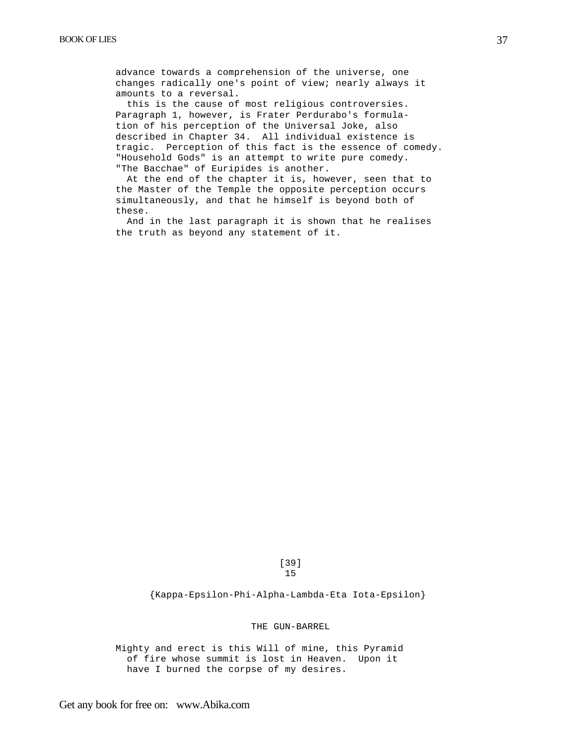advance towards a comprehension of the universe, one changes radically one's point of view; nearly always it amounts to a reversal.

this is the cause of most religious controversies. Paragraph 1, however, is Frater Perdurabo's formulation of his perception of the Universal Joke, also described in Chapter 34. All individual existence is tragic. Perception of this fact is the essence of comedy. "Household Gods" is an attempt to write pure comedy. "The Bacchae" of Euripides is another.

At the end of the chapter it is, however, seen that to the Master of the Temple the opposite perception occurs simultaneously, and that he himself is beyond both of these.

And in the last paragraph it is shown that he realises the truth as beyond any statement of it.

[39]

15

{Kappa-Epsilon-Phi-Alpha-Lambda-Eta Iota-Epsilon}

## THE GUN-BARREL

Mighty and erect is this Will of mine, this Pyramid of fire whose summit is lost in Heaven. Upon it have I burned the corpse of my desires.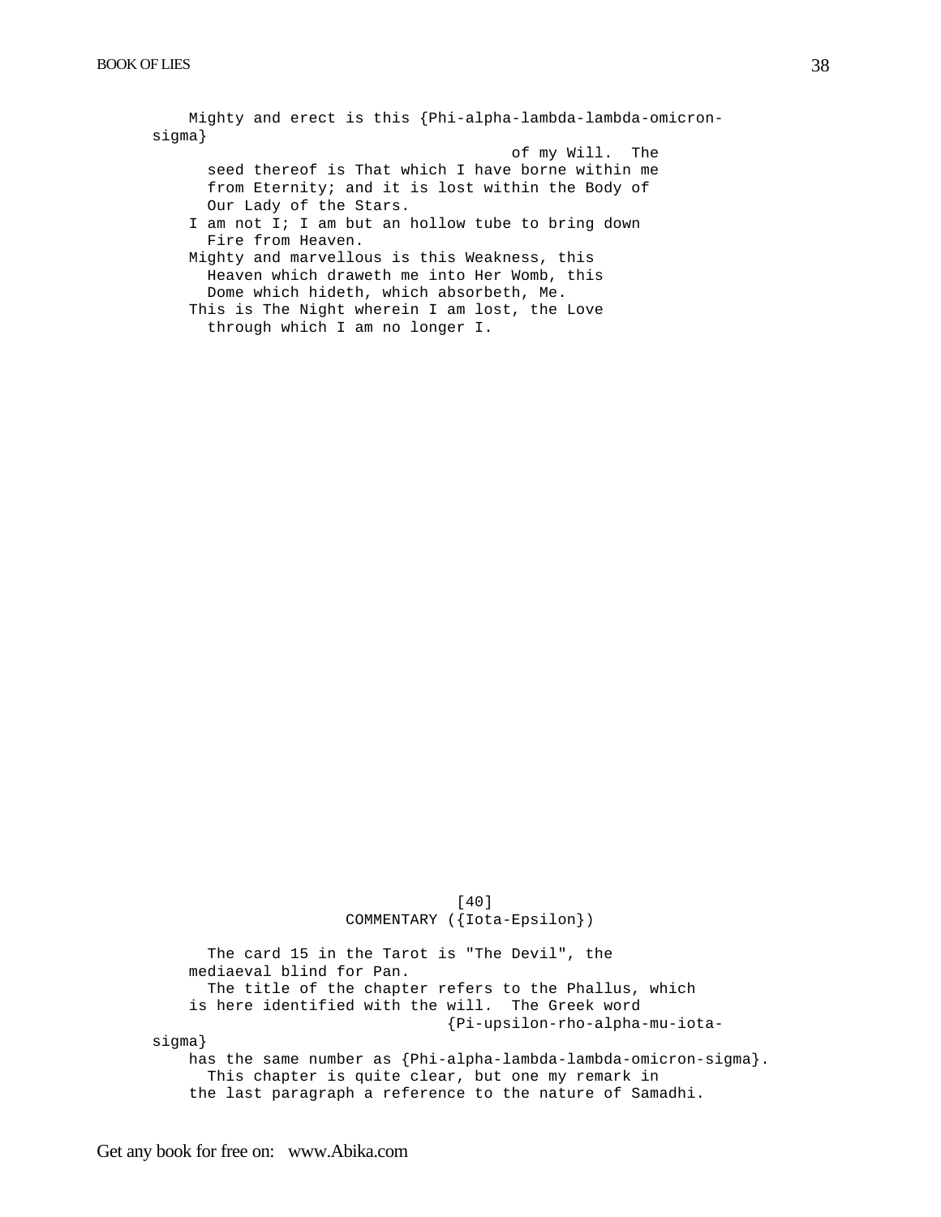Mighty and erect is this {Phi-alpha-lambda-lambda-omicron-sigma} of my Will. The seed thereof is That which I have borne within me from Eternity; and it is lost within the Body of Our Lady of the Stars.

I am not I; I am but an hollow tube to bring down Fire from Heaven.

Mighty and marvellous is this Weakness, this Heaven which draweth me into Her Womb, this Dome which hideth, which absorbeth, Me.

This is The Night wherein I am lost, the Love through which I am no longer I.

[40]

## COMMENTARY ({Iota-Epsilon})

The card 15 in the Tarot is "The Devil", the mediaeval blind for Pan.

The title of the chapter refers to the Phallus, which is here identified with the will. The Greek word {Pi-upsilon-rho-alpha-mu-iota-sigma} has the same number as {Phi-alpha-lambda-lambda-omicron-sigma}.

This chapter is quite clear, but one my remark in the last paragraph a reference to the nature of Samadhi.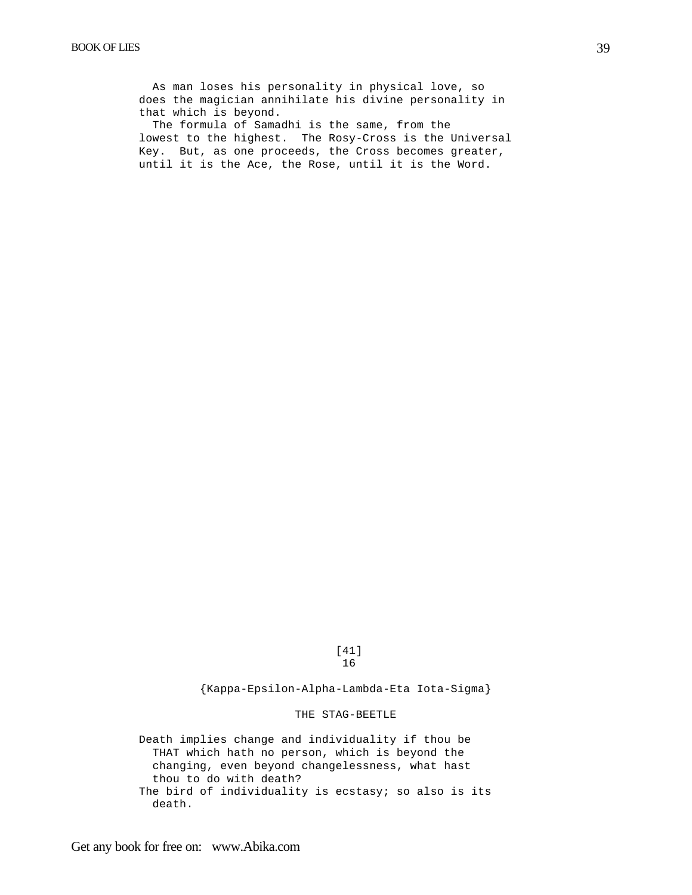As man loses his personality in physical love, so does the magician annihilate his divine personality in that which is beyond.

The formula of Samadhi is the same, from the lowest to the highest. The Rosy-Cross is the Universal Key. But, as one proceeds, the Cross becomes greater, until it is the Ace, the Rose, until it is the Word.

[41]

16

{Kappa-Epsilon-Alpha-Lambda-Eta Iota-Sigma}

## THE STAG-BEETLE

Death implies change and individuality if thou be THAT which hath no person, which is beyond the changing, even beyond changelessness, what hast thou to do with death?

The bird of individuality is ecstasy; so also is its death.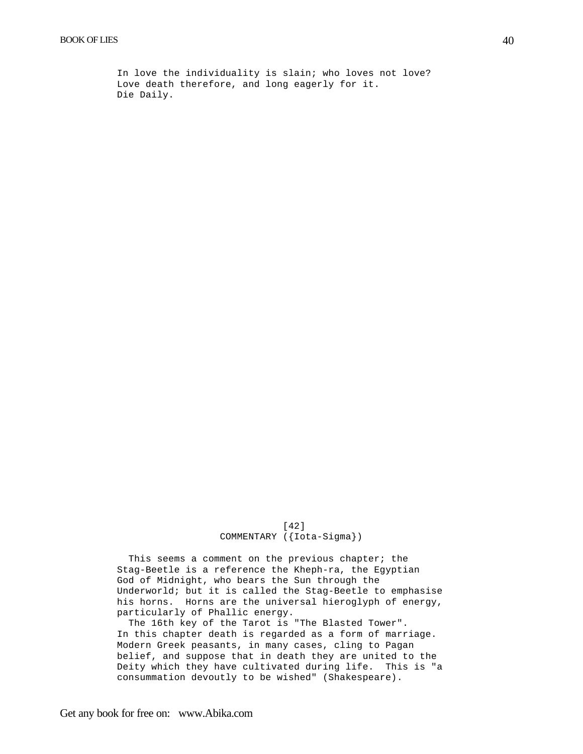In love the individuality is slain; who loves not love?
Love death therefore, and long eagerly for it.
Die Daily.

[42]

## COMMENTARY ({Iota-Sigma})

This seems a comment on the previous chapter; the Stag-Beetle is a reference the Kheph-ra, the Egyptian God of Midnight, who bears the Sun through the Underworld; but it is called the Stag-Beetle to emphasise his horns. Horns are the universal hieroglyph of energy, particularly of Phallic energy.

The 16th key of the Tarot is "The Blasted Tower". In this chapter death is regarded as a form of marriage. Modern Greek peasants, in many cases, cling to Pagan belief, and suppose that in death they are united to the Deity which they have cultivated during life. This is "a consummation devoutly to be wished" (Shakespeare).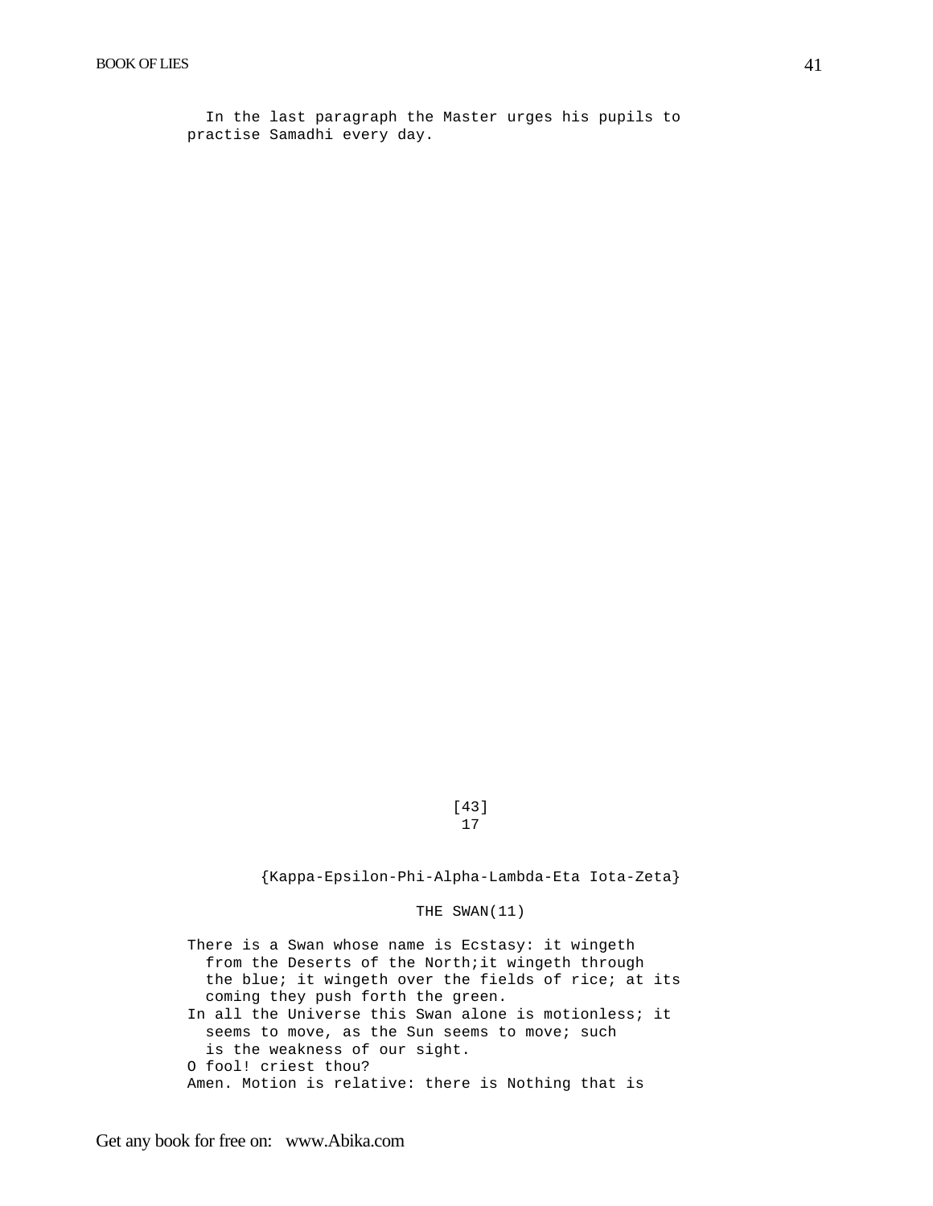In the last paragraph the Master urges his pupils to practise Samadhi every day.

[43]

17

{Kappa-Epsilon-Phi-Alpha-Lambda-Eta Iota-Zeta}

## THE SWAN(11)

There is a Swan whose name is Ecstasy: it wingeth from the Deserts of the North;it wingeth through the blue; it wingeth over the fields of rice; at its coming they push forth the green.

In all the Universe this Swan alone is motionless; it seems to move, as the Sun seems to move; such is the weakness of our sight.

O fool! criest thou?

Amen. Motion is relative: there is Nothing that is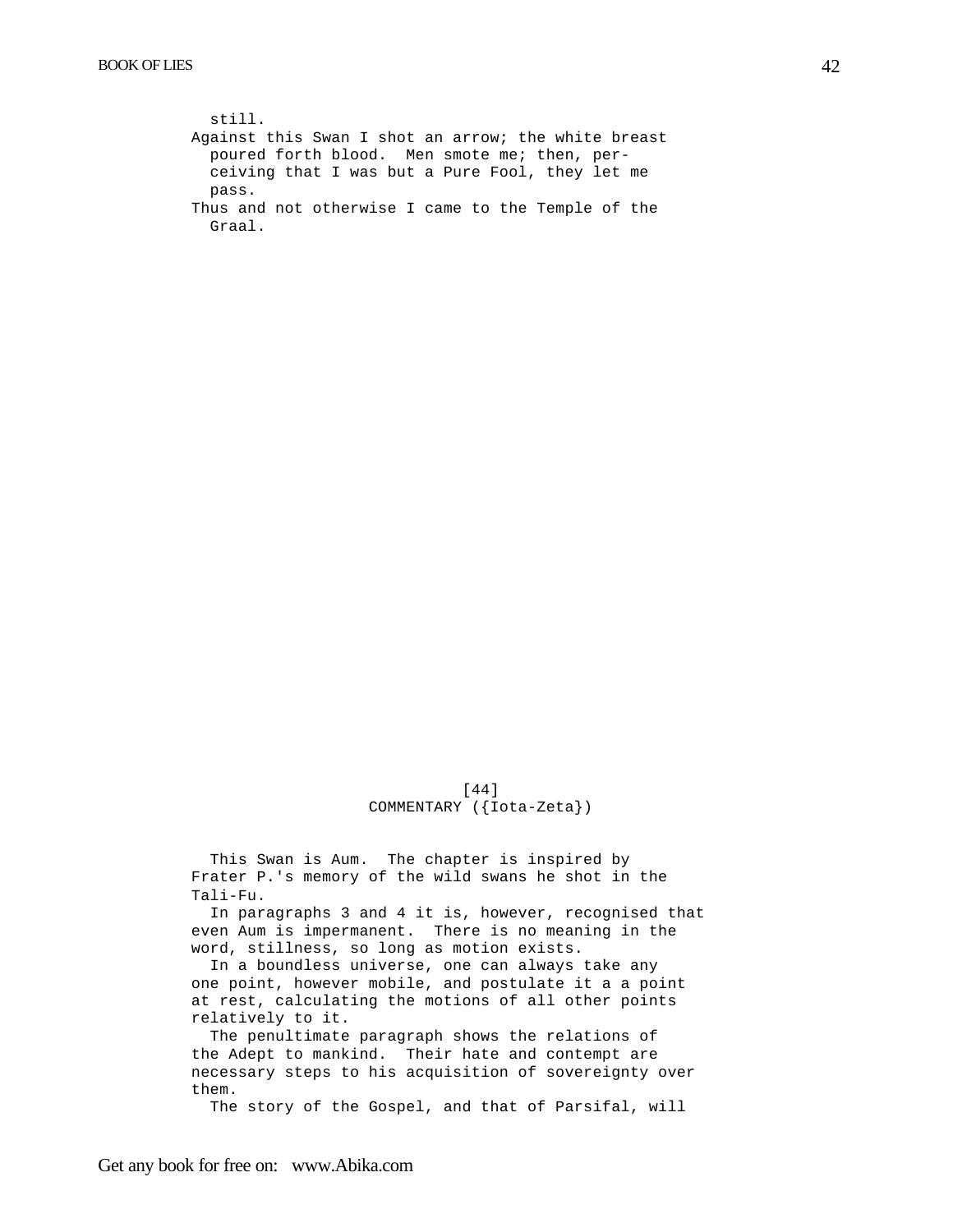still.

Against this Swan I shot an arrow; the white breast poured forth blood. Men smote me; then, perceiving that I was but a Pure Fool, they let me pass.

Thus and not otherwise I came to the Temple of the Graal.

[44]

## COMMENTARY ({Iota-Zeta})

This Swan is Aum. The chapter is inspired by Frater P.'s memory of the wild swans he shot in the Tali-Fu.

In paragraphs 3 and 4 it is, however, recognised that even Aum is impermanent. There is no meaning in the word, stillness, so long as motion exists.

In a boundless universe, one can always take any one point, however mobile, and postulate it a a point at rest, calculating the motions of all other points relatively to it.

The penultimate paragraph shows the relations of the Adept to mankind. Their hate and contempt are necessary steps to his acquisition of sovereignty over them.

The story of the Gospel, and that of Parsifal, will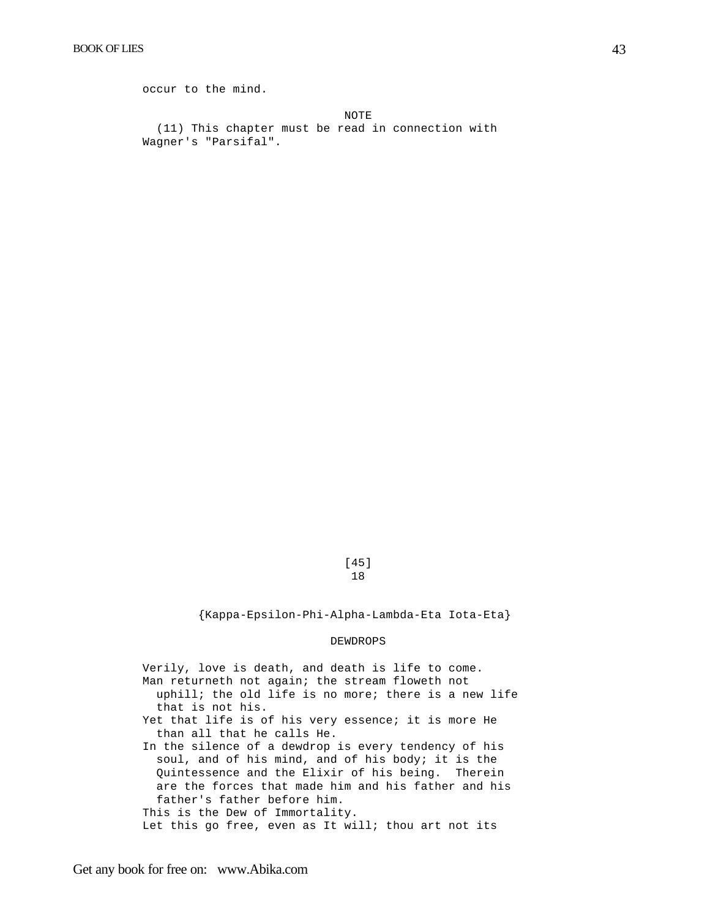occur to the mind.

NOTE

(11) This chapter must be read in connection with Wagner's "Parsifal".

[45]

18

{Kappa-Epsilon-Phi-Alpha-Lambda-Eta Iota-Eta}

## DEWDROPS

Verily, love is death, and death is life to come.

Man returneth not again; the stream floweth not uphill; the old life is no more; there is a new life that is not his.

Yet that life is of his very essence; it is more He than all that he calls He.

In the silence of a dewdrop is every tendency of his soul, and of his mind, and of his body; it is the Quintessence and the Elixir of his being. Therein are the forces that made him and his father and his father's father before him.

This is the Dew of Immortality.

Let this go free, even as It will; thou art not its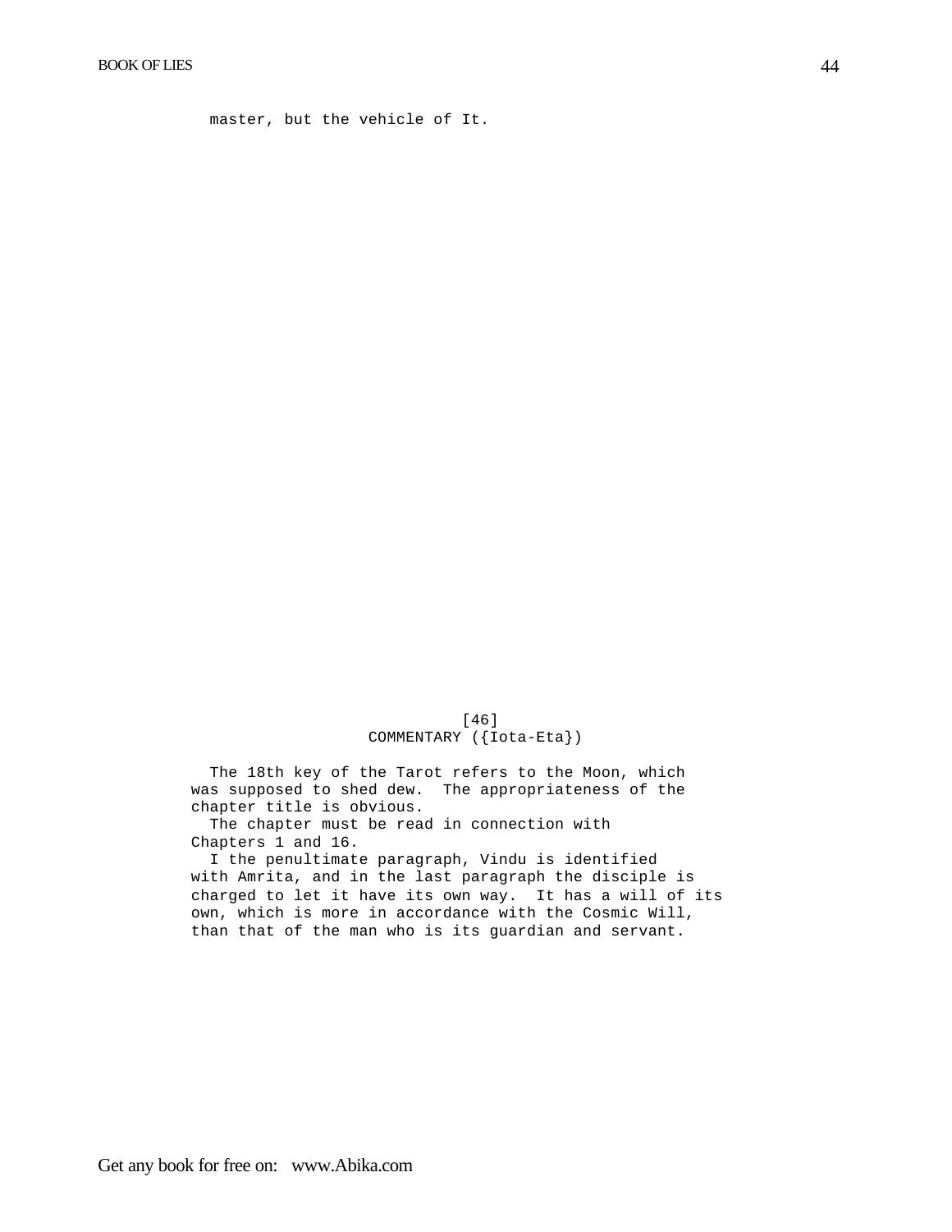master, but the vehicle of It.

[46]

## COMMENTARY ({Iota-Eta})

The 18th key of the Tarot refers to the Moon, which was supposed to shed dew. The appropriateness of the chapter title is obvious.

The chapter must be read in connection with Chapters 1 and 16.

I the penultimate paragraph, Vindu is identified with Amrita, and in the last paragraph the disciple is charged to let it have its own way. It has a will of its own, which is more in accordance with the Cosmic Will, than that of the man who is its guardian and servant.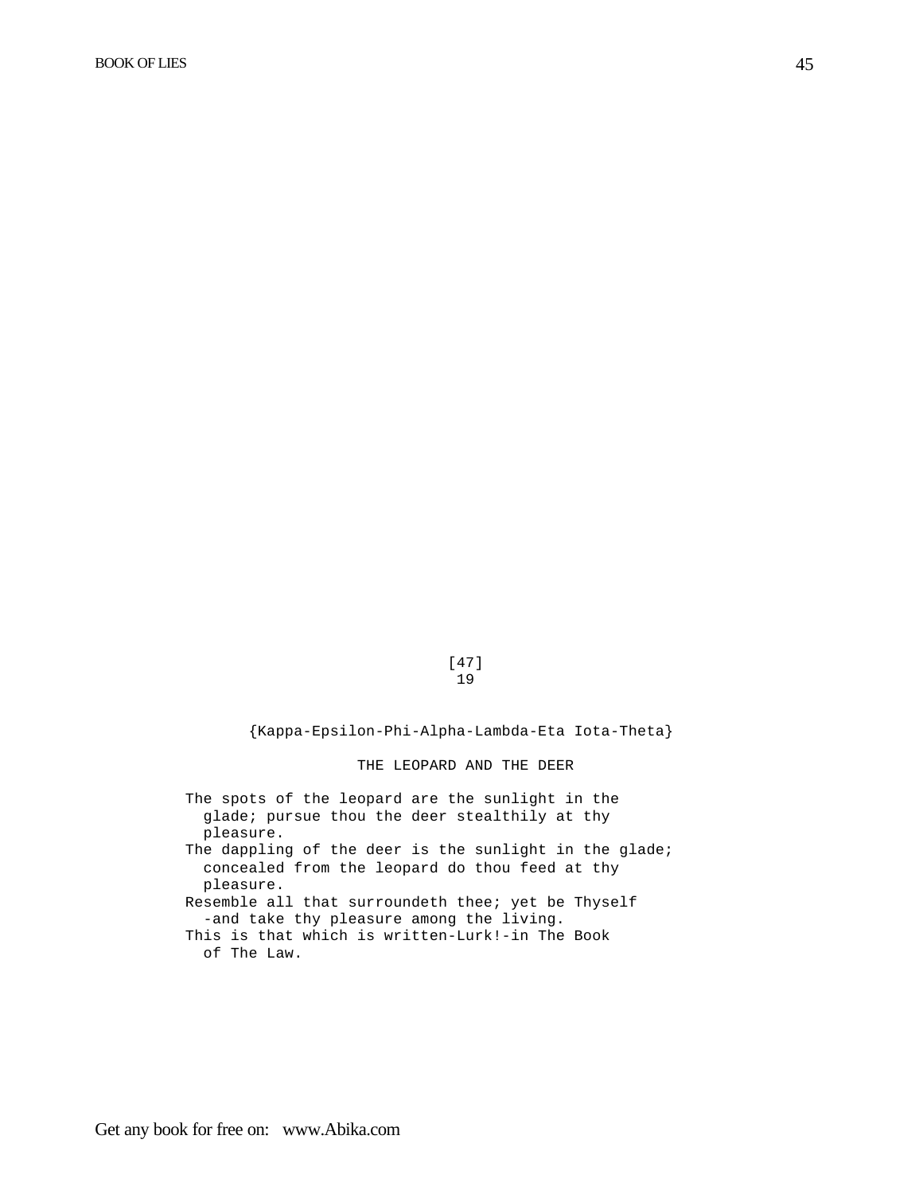[47]

19

{Kappa-Epsilon-Phi-Alpha-Lambda-Eta Iota-Theta}

## THE LEOPARD AND THE DEER

The spots of the leopard are the sunlight in the glade; pursue thou the deer stealthily at thy pleasure.

The dappling of the deer is the sunlight in the glade; concealed from the leopard do thou feed at thy pleasure.

Resemble all that surroundeth thee; yet be Thyself -and take thy pleasure among the living.

This is that which is written-Lurk!-in The Book of The Law.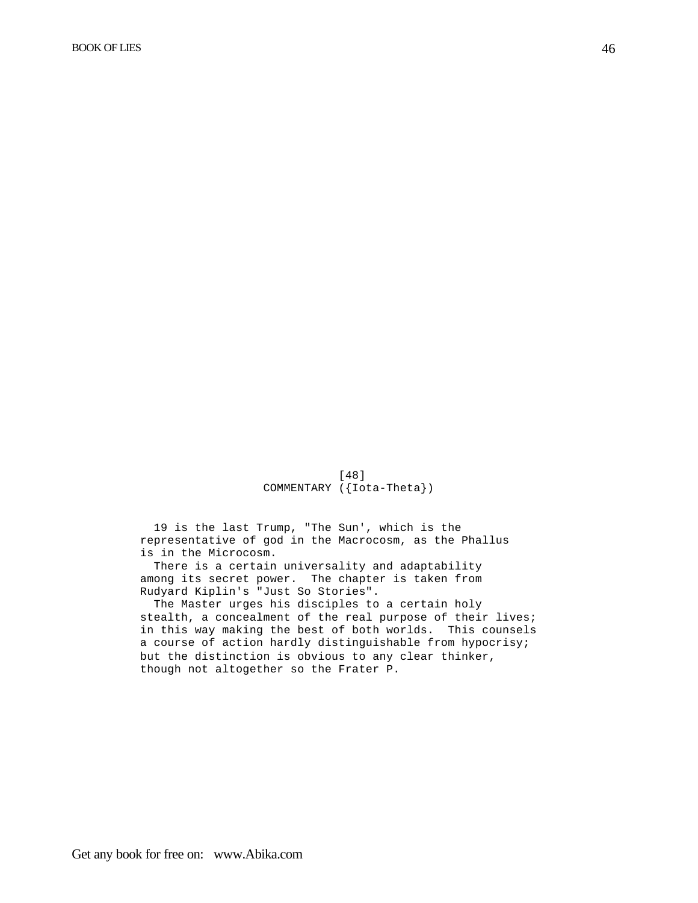[48]

## COMMENTARY ({Iota-Theta})

19 is the last Trump, "The Sun', which is the representative of god in the Macrocosm, as the Phallus is in the Microcosm.

There is a certain universality and adaptability among its secret power. The chapter is taken from Rudyard Kiplin's "Just So Stories".

The Master urges his disciples to a certain holy stealth, a concealment of the real purpose of their lives; in this way making the best of both worlds. This counsels a course of action hardly distinguishable from hypocrisy; but the distinction is obvious to any clear thinker, though not altogether so the Frater P.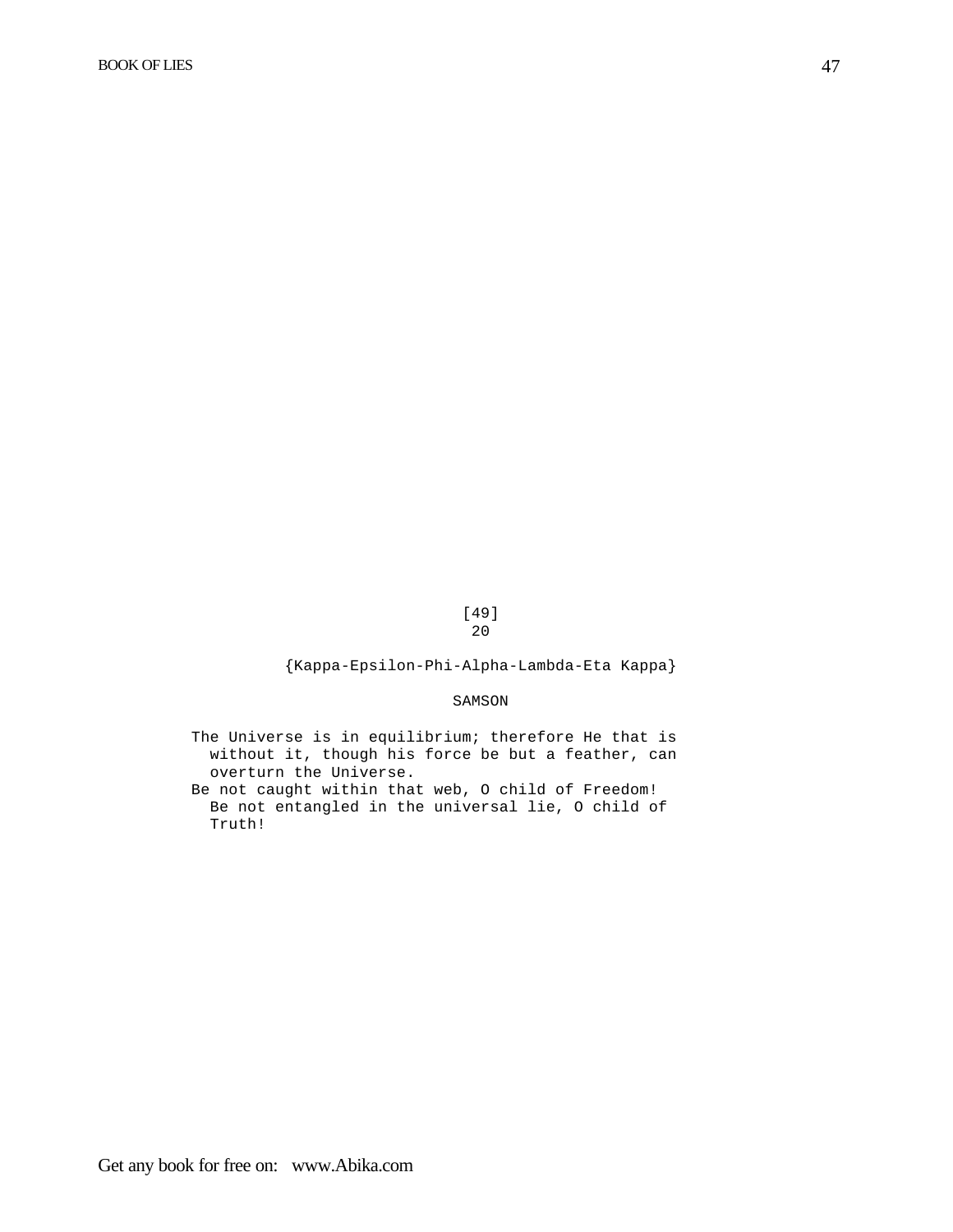[49]
20

{Kappa-Epsilon-Phi-Alpha-Lambda-Eta Kappa}

SAMSON

The Universe is in equilibrium; therefore He that is without it, though his force be but a feather, can overturn the Universe.

Be not caught within that web, O child of Freedom! Be not entangled in the universal lie, O child of Truth!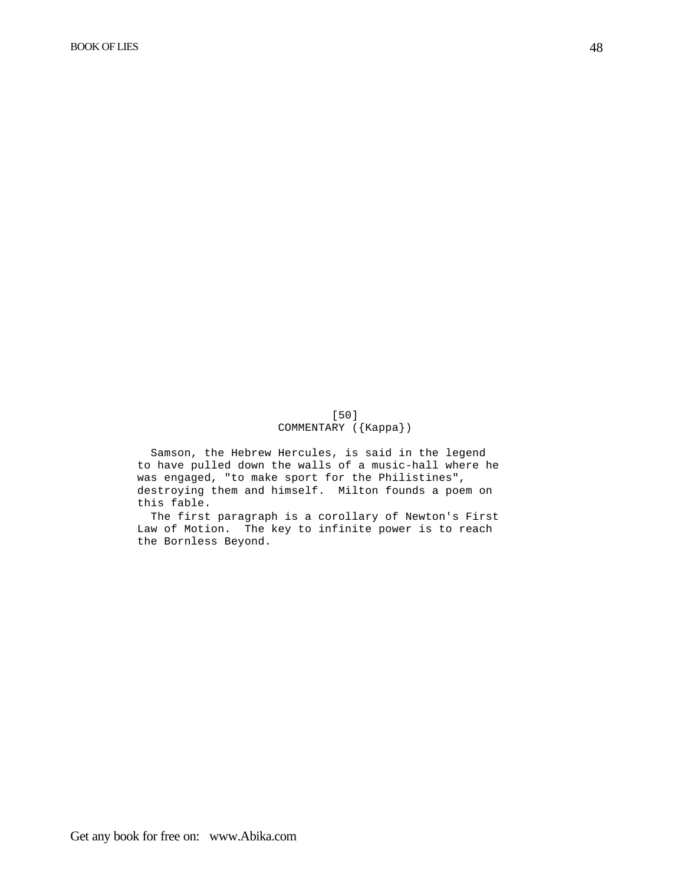[50]

## COMMENTARY ({Kappa})

Samson, the Hebrew Hercules, is said in the legend to have pulled down the walls of a music-hall where he was engaged, "to make sport for the Philistines", destroying them and himself. Milton founds a poem on this fable.

The first paragraph is a corollary of Newton's First Law of Motion. The key to infinite power is to reach the Bornless Beyond.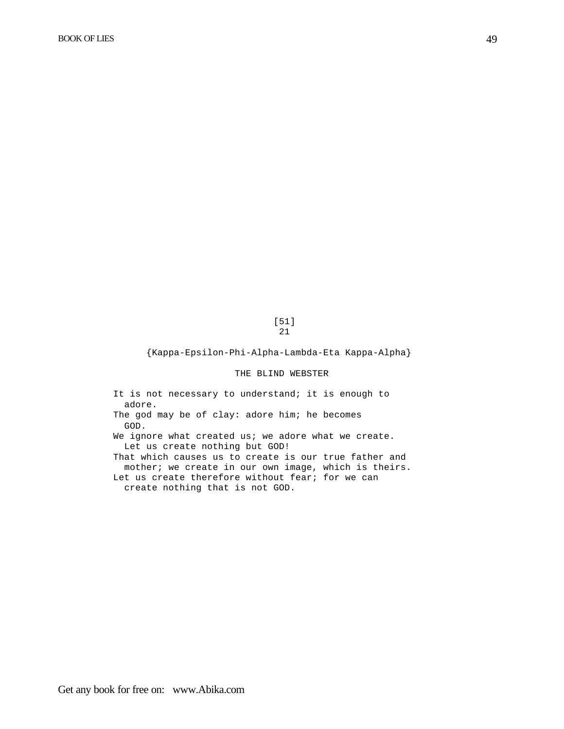[51]

21

{Kappa-Epsilon-Phi-Alpha-Lambda-Eta Kappa-Alpha}

## THE BLIND WEBSTER

It is not necessary to understand; it is enough to adore.

The god may be of clay: adore him; he becomes GOD.

We ignore what created us; we adore what we create. Let us create nothing but GOD!

That which causes us to create is our true father and mother; we create in our own image, which is theirs.

Let us create therefore without fear; for we can create nothing that is not GOD.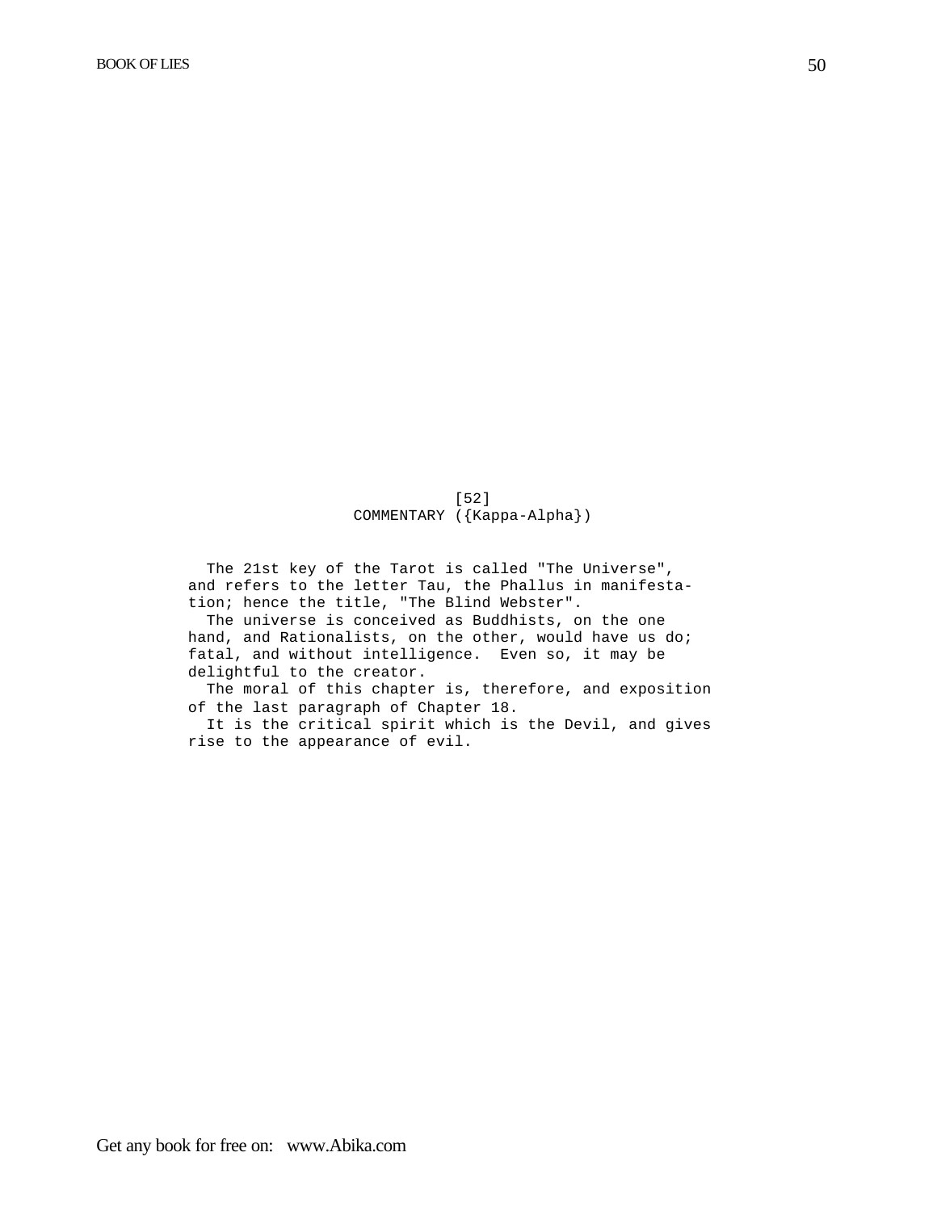[52]

## COMMENTARY ({Kappa-Alpha})

The 21st key of the Tarot is called "The Universe", and refers to the letter Tau, the Phallus in manifestation; hence the title, "The Blind Webster".

The universe is conceived as Buddhists, on the one hand, and Rationalists, on the other, would have us do; fatal, and without intelligence. Even so, it may be delightful to the creator.

The moral of this chapter is, therefore, and exposition of the last paragraph of Chapter 18.

It is the critical spirit which is the Devil, and gives rise to the appearance of evil.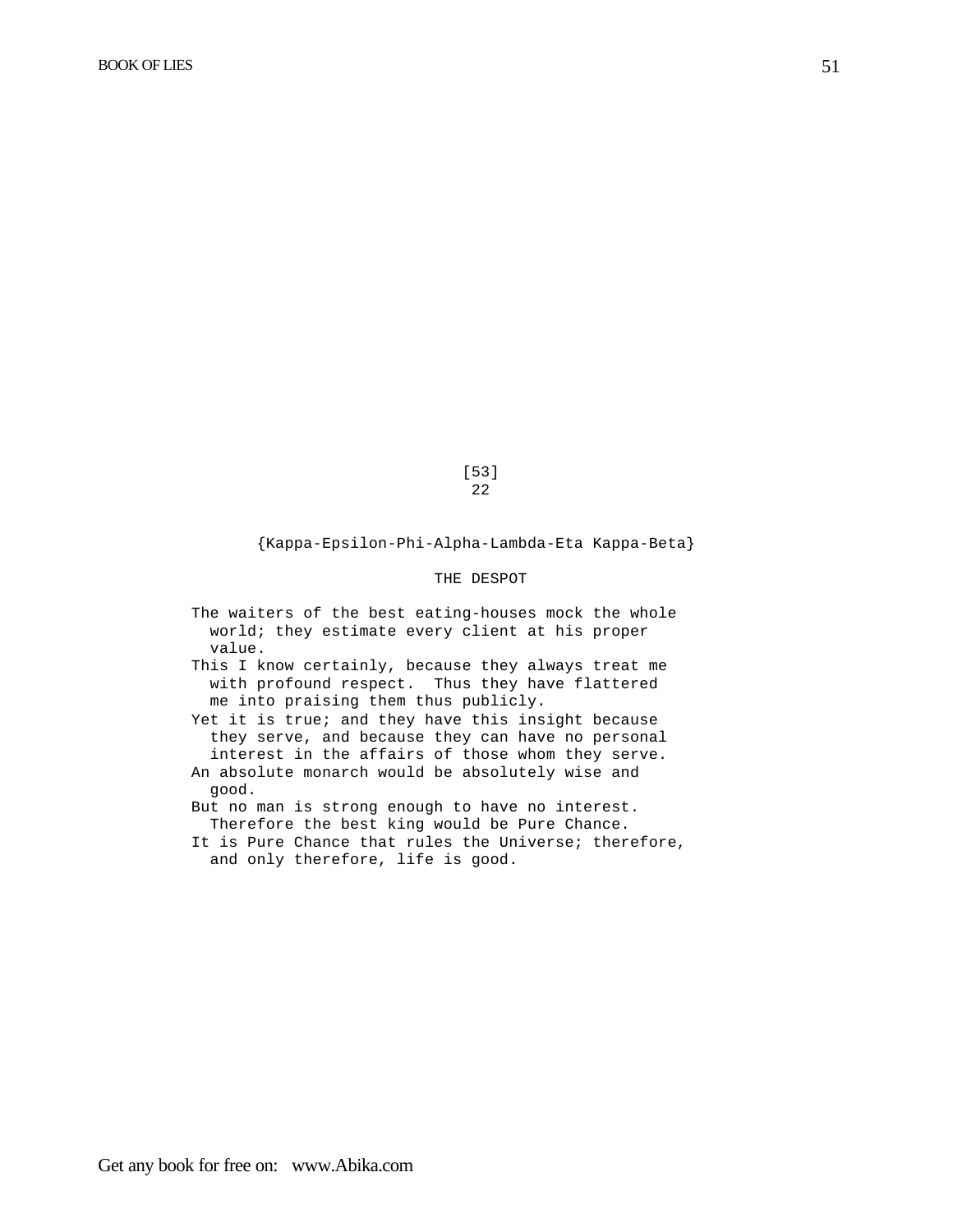[53]
22

{Kappa-Epsilon-Phi-Alpha-Lambda-Eta Kappa-Beta}

## THE DESPOT

The waiters of the best eating-houses mock the whole world; they estimate every client at his proper value.

This I know certainly, because they always treat me with profound respect. Thus they have flattered me into praising them thus publicly.

Yet it is true; and they have this insight because they serve, and because they can have no personal interest in the affairs of those whom they serve.

An absolute monarch would be absolutely wise and good.

But no man is strong enough to have no interest. Therefore the best king would be Pure Chance.

It is Pure Chance that rules the Universe; therefore, and only therefore, life is good.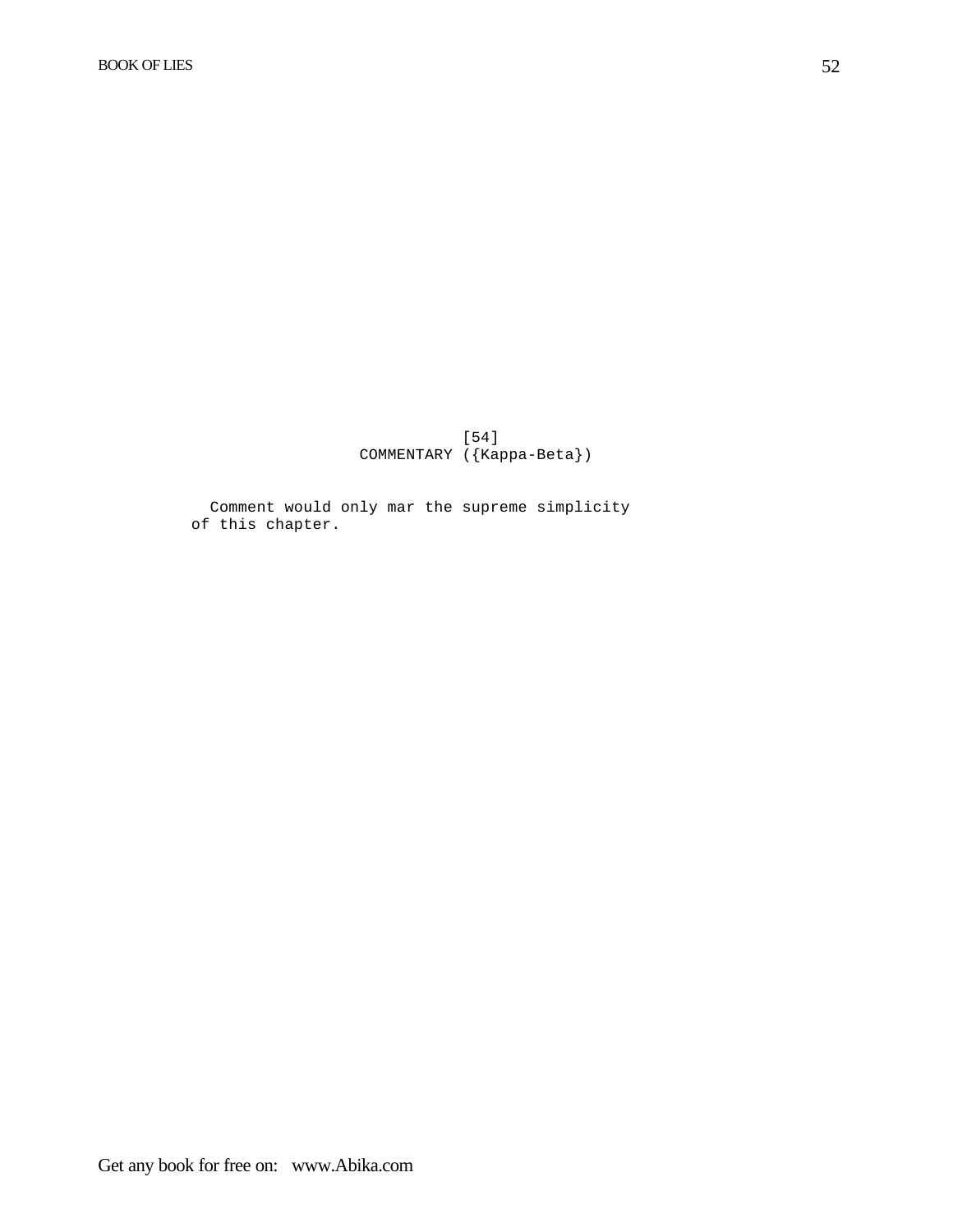[54]

## COMMENTARY ({Kappa-Beta})

Comment would only mar the supreme simplicity of this chapter.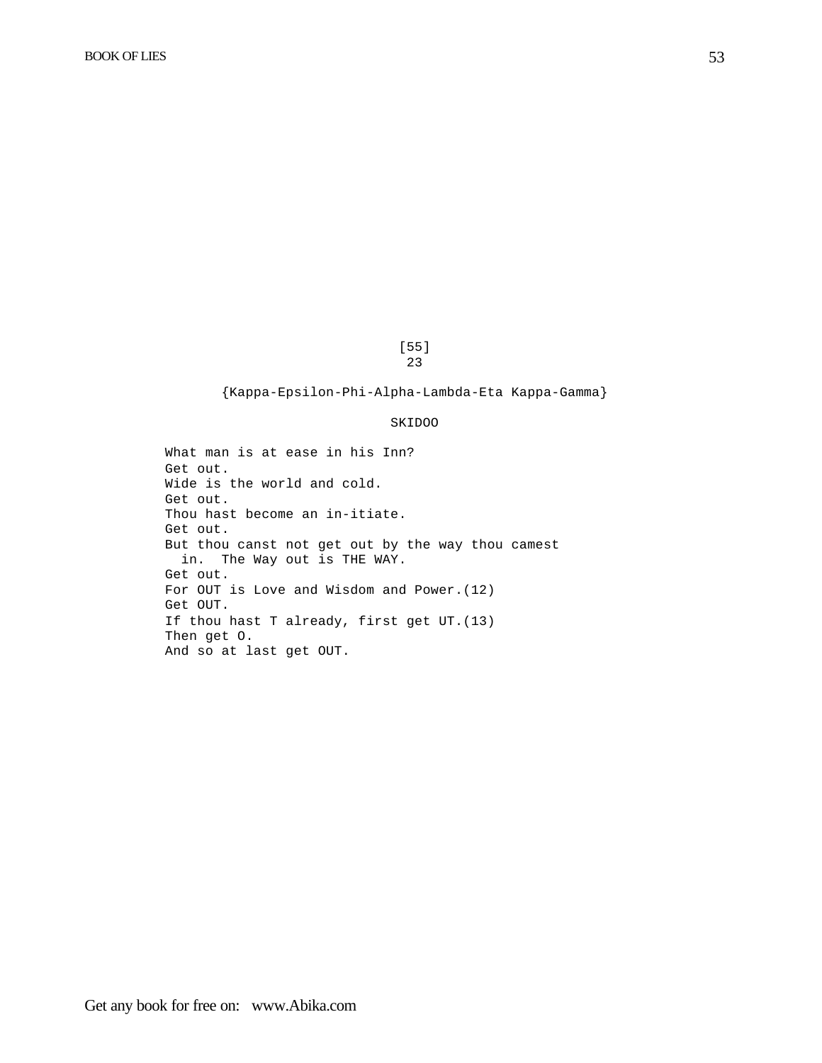[55]
23

{Kappa-Epsilon-Phi-Alpha-Lambda-Eta Kappa-Gamma}

SKIDOO

What man is at ease in his Inn?
Get out.
Wide is the world and cold.
Get out.
Thou hast become an in-itiate.
Get out.
But thou canst not get out by the way thou camest in. The Way out is THE WAY.
Get out.
For OUT is Love and Wisdom and Power.(12)
Get OUT.
If thou hast T already, first get UT.(13)
Then get O.
And so at last get OUT.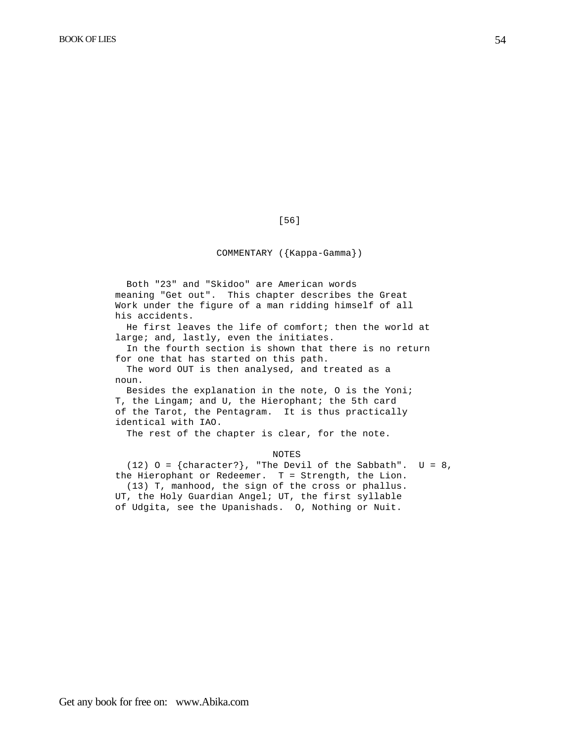[56]

## COMMENTARY ({Kappa-Gamma})

Both "23" and "Skidoo" are American words meaning "Get out". This chapter describes the Great Work under the figure of a man ridding himself of all his accidents.

He first leaves the life of comfort; then the world at large; and, lastly, even the initiates.

In the fourth section is shown that there is no return for one that has started on this path.

The word OUT is then analysed, and treated as a noun.

Besides the explanation in the note, O is the Yoni; T, the Lingam; and U, the Hierophant; the 5th card of the Tarot, the Pentagram. It is thus practically identical with IAO.

The rest of the chapter is clear, for the note.

### NOTES

(12) O = {character?}, "The Devil of the Sabbath". U = 8, the Hierophant or Redeemer. T = Strength, the Lion.

(13) T, manhood, the sign of the cross or phallus. UT, the Holy Guardian Angel; UT, the first syllable of Udgita, see the Upanishads. O, Nothing or Nuit.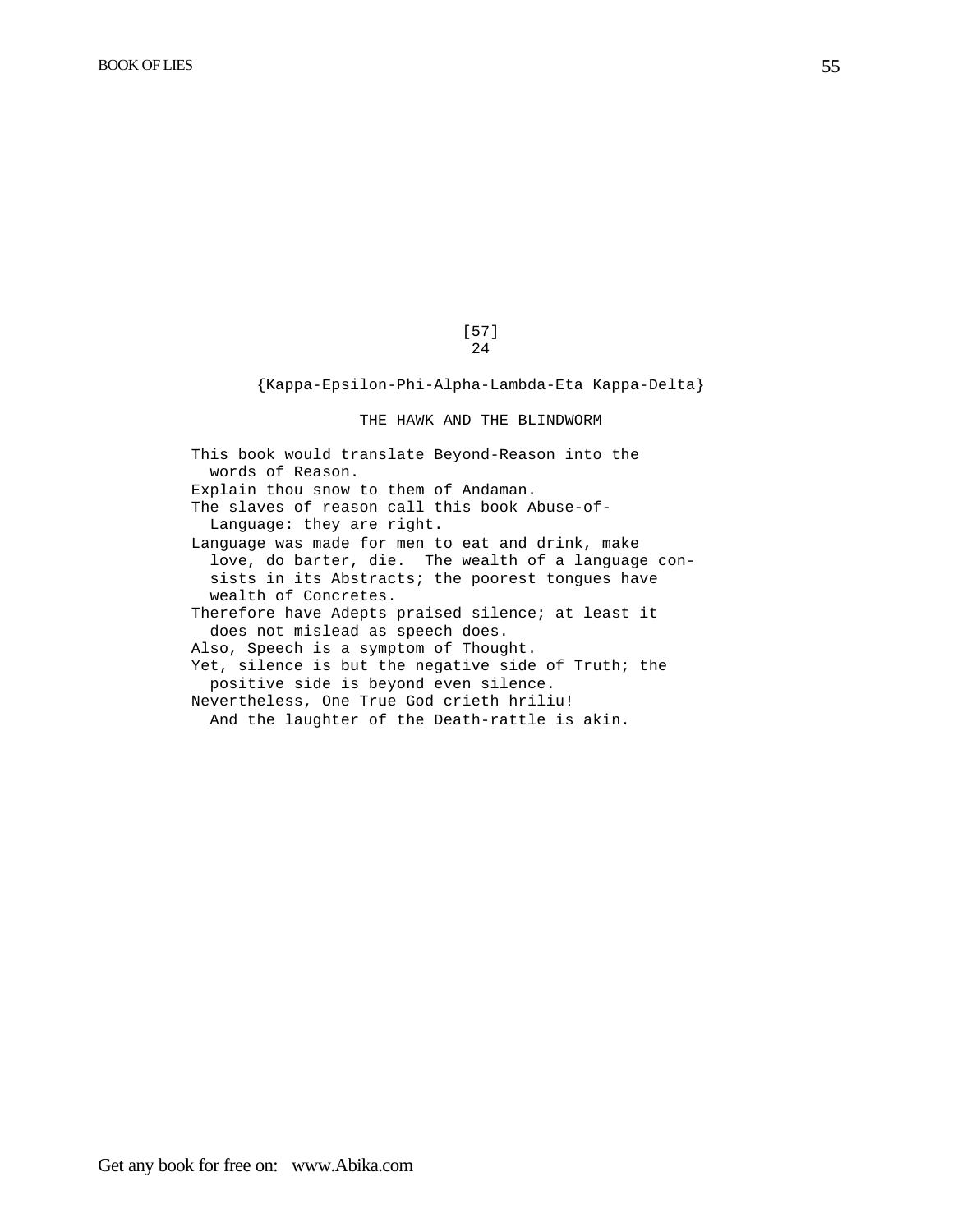[57]
24

{Kappa-Epsilon-Phi-Alpha-Lambda-Eta Kappa-Delta}

## THE HAWK AND THE BLINDWORM

This book would translate Beyond-Reason into the words of Reason.

Explain thou snow to them of Andaman.

The slaves of reason call this book Abuse-of-Language: they are right.

Language was made for men to eat and drink, make love, do barter, die. The wealth of a language consists in its Abstracts; the poorest tongues have wealth of Concretes.

Therefore have Adepts praised silence; at least it does not mislead as speech does.

Also, Speech is a symptom of Thought.

Yet, silence is but the negative side of Truth; the positive side is beyond even silence.

Nevertheless, One True God crieth hriliu!
And the laughter of the Death-rattle is akin.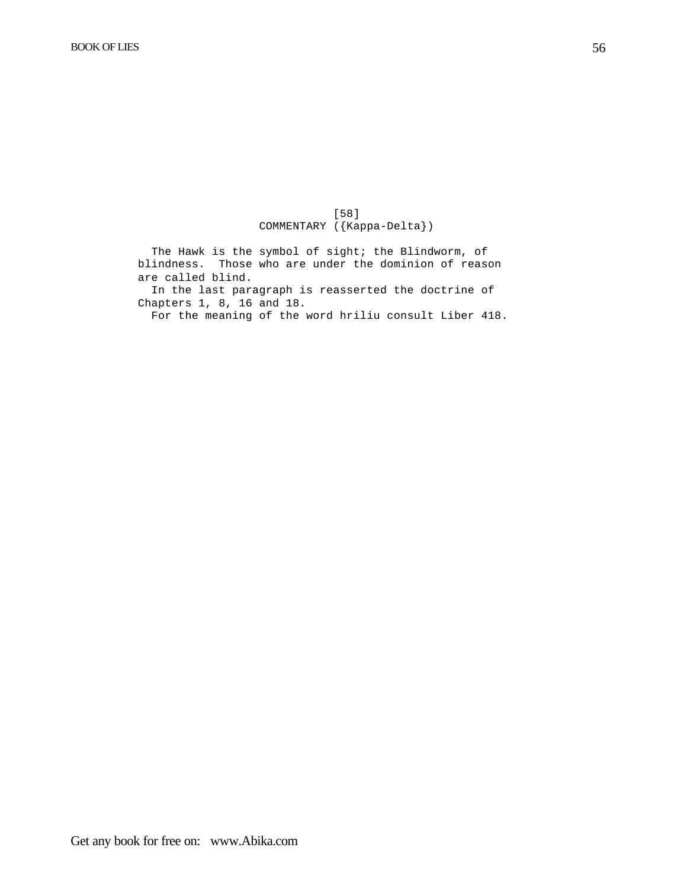[58]

## COMMENTARY ({Kappa-Delta})

The Hawk is the symbol of sight; the Blindworm, of blindness. Those who are under the dominion of reason are called blind.

In the last paragraph is reasserted the doctrine of Chapters 1, 8, 16 and 18.

For the meaning of the word hriliu consult Liber 418.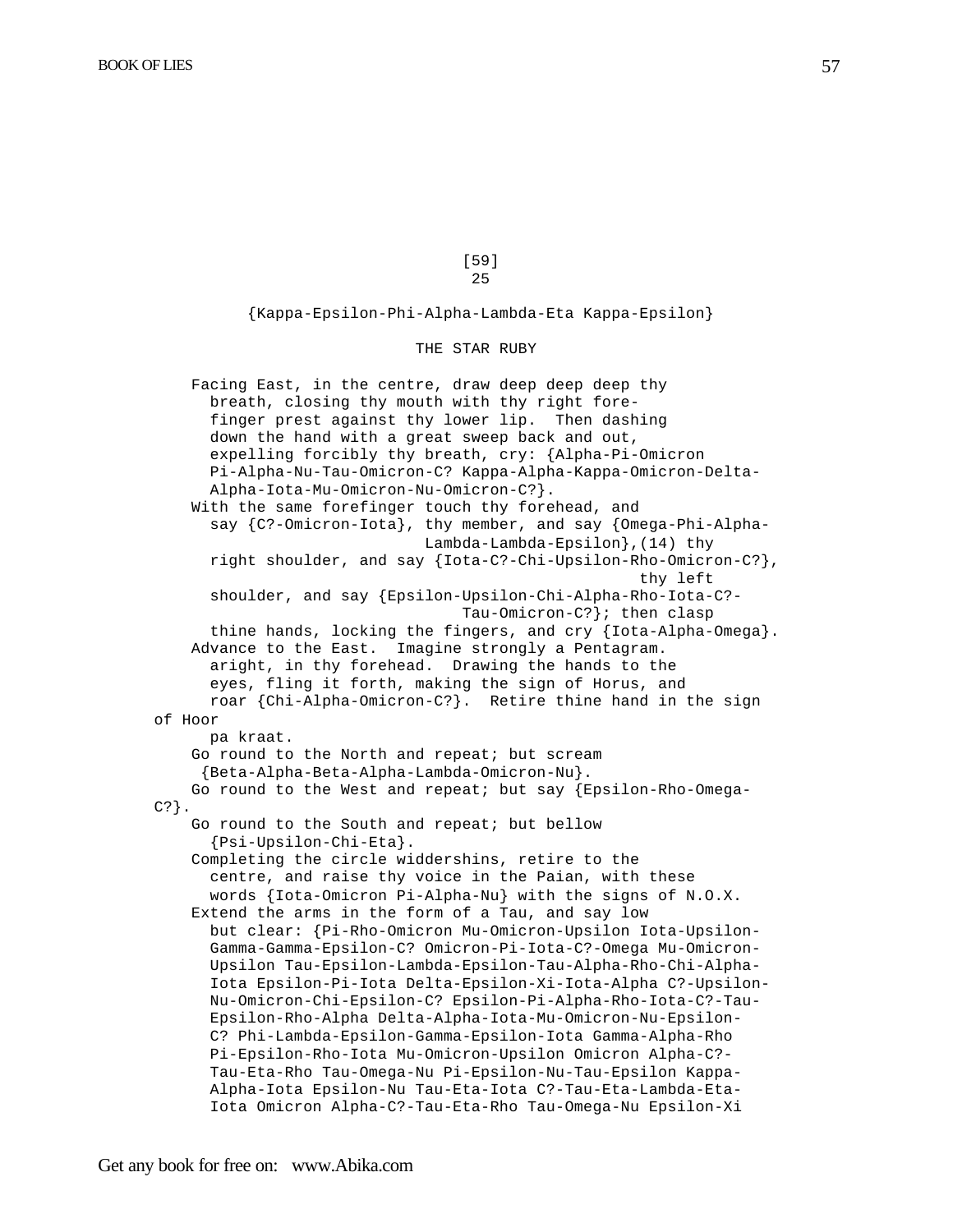[59]

25

{Kappa-Epsilon-Phi-Alpha-Lambda-Eta Kappa-Epsilon}

THE STAR RUBY

Facing East, in the centre, draw deep deep deep thy breath, closing thy mouth with thy right forefinger prest against thy lower lip. Then dashing down the hand with a great sweep back and out, expelling forcibly thy breath, cry: {Alpha-Pi-Omicron Pi-Alpha-Nu-Tau-Omicron-C? Kappa-Alpha-Kappa-Omicron-Delta-Alpha-Iota-Mu-Omicron-Nu-Omicron-C?}.

With the same forefinger touch thy forehead, and say {C?-Omicron-Iota}, thy member, and say {Omega-Phi-Alpha-Lambda-Lambda-Epsilon},(14) thy right shoulder, and say {Iota-C?-Chi-Upsilon-Rho-Omicron-C?}, thy left shoulder, and say {Epsilon-Upsilon-Chi-Alpha-Rho-Iota-C?-Tau-Omicron-C?}; then clasp thine hands, locking the fingers, and cry {Iota-Alpha-Omega}.

Advance to the East. Imagine strongly a Pentagram. aright, in thy forehead. Drawing the hands to the eyes, fling it forth, making the sign of Horus, and roar {Chi-Alpha-Omicron-C?}. Retire thine hand in the sign of Hoor pa kraat.

Go round to the North and repeat; but scream {Beta-Alpha-Beta-Alpha-Lambda-Omicron-Nu}.

Go round to the West and repeat; but say {Epsilon-Rho-Omega-C?}.

Go round to the South and repeat; but bellow {Psi-Upsilon-Chi-Eta}.

Completing the circle widdershins, retire to the centre, and raise thy voice in the Paian, with these words {Iota-Omicron Pi-Alpha-Nu} with the signs of N.O.X.

Extend the arms in the form of a Tau, and say low but clear: {Pi-Rho-Omicron Mu-Omicron-Upsilon Iota-Upsilon-Gamma-Gamma-Epsilon-C? Omicron-Pi-Iota-C?-Omega Mu-Omicron-Upsilon Tau-Epsilon-Lambda-Epsilon-Tau-Alpha-Rho-Chi-Alpha-Iota Epsilon-Pi-Iota Delta-Epsilon-Xi-Iota-Alpha C?-Upsilon-Nu-Omicron-Chi-Epsilon-C? Epsilon-Pi-Alpha-Rho-Iota-C?-Tau-Epsilon-Rho-Alpha Delta-Alpha-Iota-Mu-Omicron-Nu-Epsilon-C? Phi-Lambda-Epsilon-Gamma-Epsilon-Iota Gamma-Alpha-Rho Pi-Epsilon-Rho-Iota Mu-Omicron-Upsilon Omicron Alpha-C?-Tau-Eta-Rho Tau-Omega-Nu Pi-Epsilon-Nu-Tau-Epsilon Kappa-Alpha-Iota Epsilon-Nu Tau-Eta-Iota C?-Tau-Eta-Lambda-Eta-Iota Omicron Alpha-C?-Tau-Eta-Rho Tau-Omega-Nu Epsilon-Xi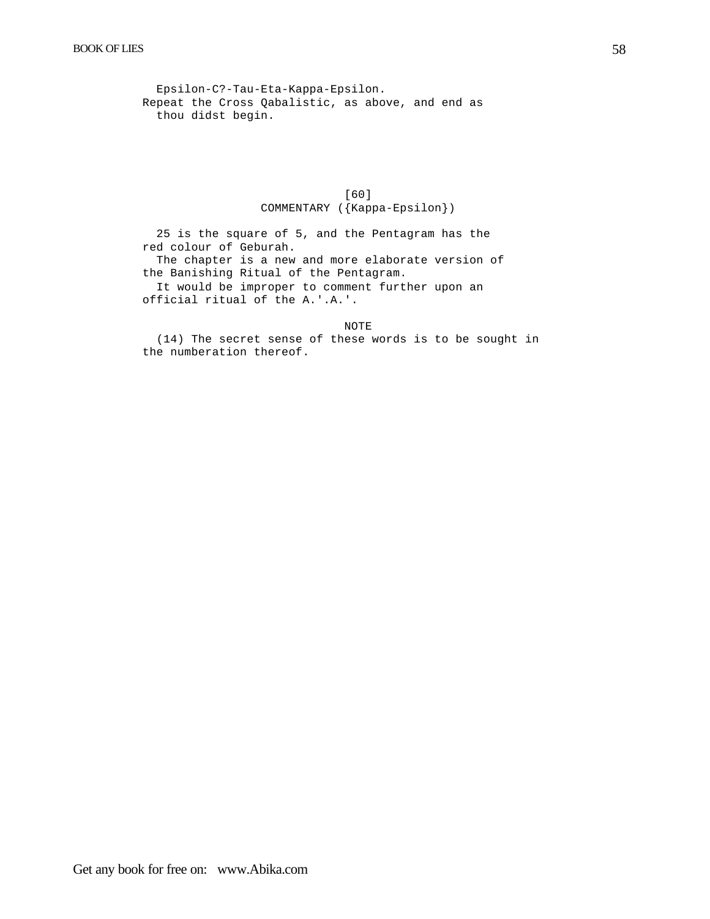Epsilon-C?-Tau-Eta-Kappa-Epsilon.

Repeat the Cross Qabalistic, as above, and end as thou didst begin.

[60]

## COMMENTARY ({Kappa-Epsilon})

25 is the square of 5, and the Pentagram has the red colour of Geburah.

The chapter is a new and more elaborate version of the Banishing Ritual of the Pentagram.

It would be improper to comment further upon an official ritual of the A.'.A.'.

### NOTE

(14) The secret sense of these words is to be sought in the numberation thereof.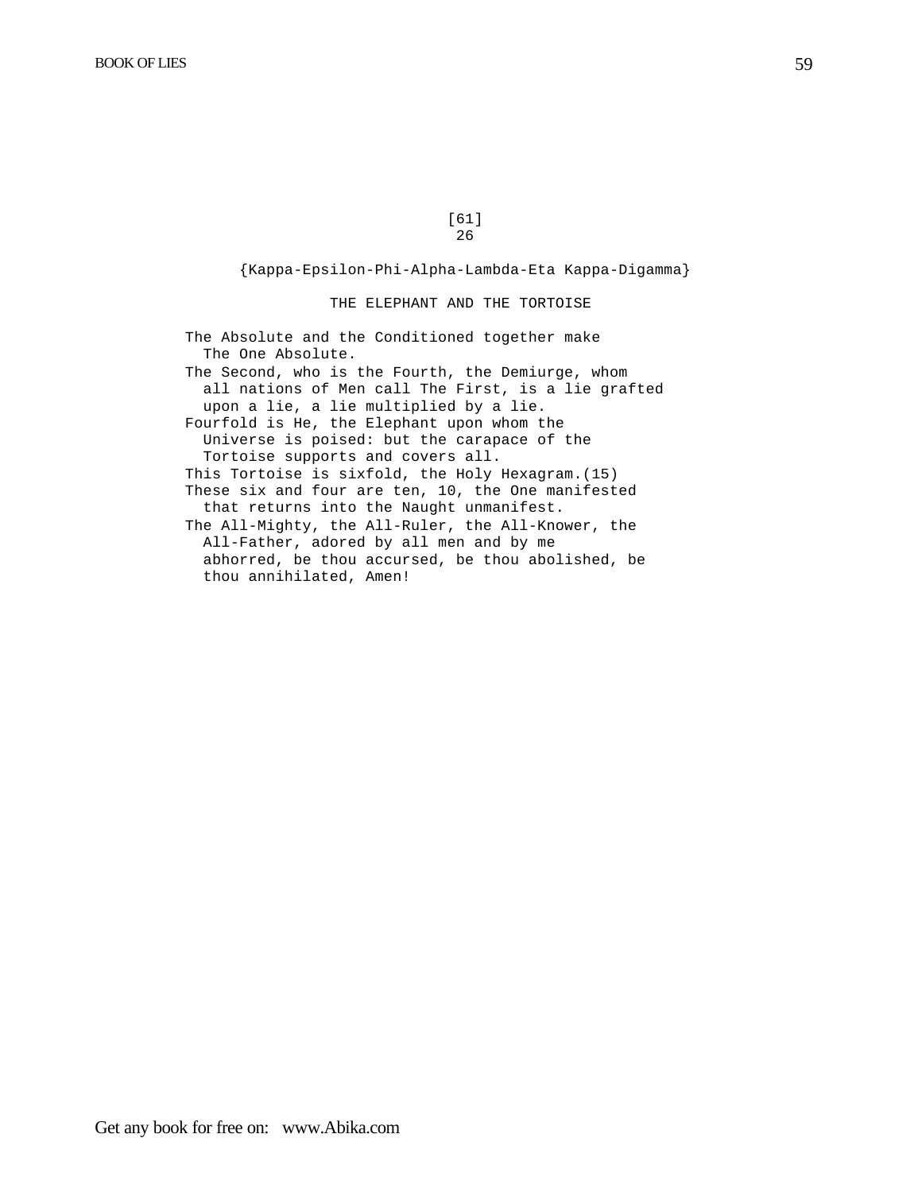[61]

26

{Kappa-Epsilon-Phi-Alpha-Lambda-Eta Kappa-Digamma}

## THE ELEPHANT AND THE TORTOISE

The Absolute and the Conditioned together make The One Absolute.

The Second, who is the Fourth, the Demiurge, whom all nations of Men call The First, is a lie grafted upon a lie, a lie multiplied by a lie.

Fourfold is He, the Elephant upon whom the Universe is poised: but the carapace of the Tortoise supports and covers all.

This Tortoise is sixfold, the Holy Hexagram.(15)

These six and four are ten, 10, the One manifested that returns into the Naught unmanifest.

The All-Mighty, the All-Ruler, the All-Knower, the All-Father, adored by all men and by me abhorred, be thou accursed, be thou abolished, be thou annihilated, Amen!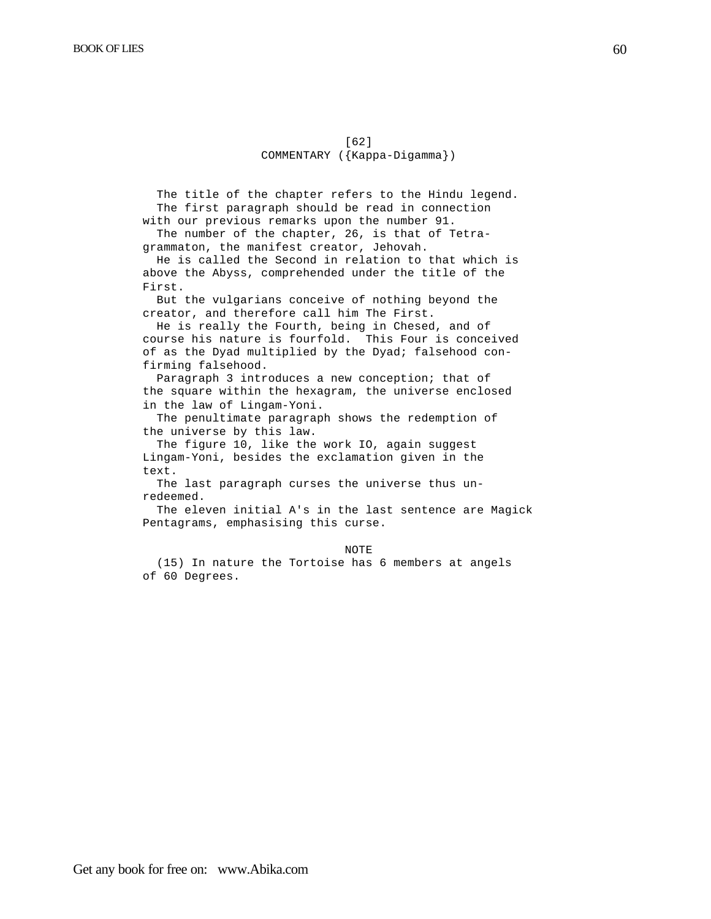[62]

## COMMENTARY ({Kappa-Digamma})

The title of the chapter refers to the Hindu legend.

The first paragraph should be read in connection with our previous remarks upon the number 91.

The number of the chapter, 26, is that of Tetragrammaton, the manifest creator, Jehovah.

He is called the Second in relation to that which is above the Abyss, comprehended under the title of the First.

But the vulgarians conceive of nothing beyond the creator, and therefore call him The First.

He is really the Fourth, being in Chesed, and of course his nature is fourfold. This Four is conceived of as the Dyad multiplied by the Dyad; falsehood confirming falsehood.

Paragraph 3 introduces a new conception; that of the square within the hexagram, the universe enclosed in the law of Lingam-Yoni.

The penultimate paragraph shows the redemption of the universe by this law.

The figure 10, like the work IO, again suggest Lingam-Yoni, besides the exclamation given in the text.

The last paragraph curses the universe thus unredeemed.

The eleven initial A's in the last sentence are Magick Pentagrams, emphasising this curse.

### NOTE

(15) In nature the Tortoise has 6 members at angels of 60 Degrees.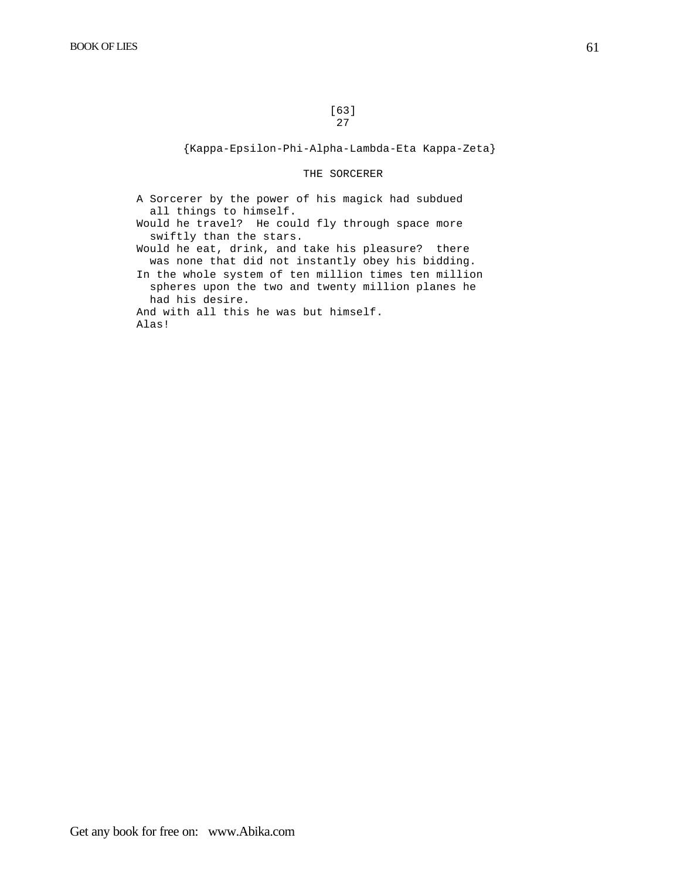[63]
27

{Kappa-Epsilon-Phi-Alpha-Lambda-Eta Kappa-Zeta}

## THE SORCERER

A Sorcerer by the power of his magick had subdued all things to himself.

Would he travel? He could fly through space more swiftly than the stars.

Would he eat, drink, and take his pleasure? there was none that did not instantly obey his bidding.

In the whole system of ten million times ten million spheres upon the two and twenty million planes he had his desire.

And with all this he was but himself.

Alas!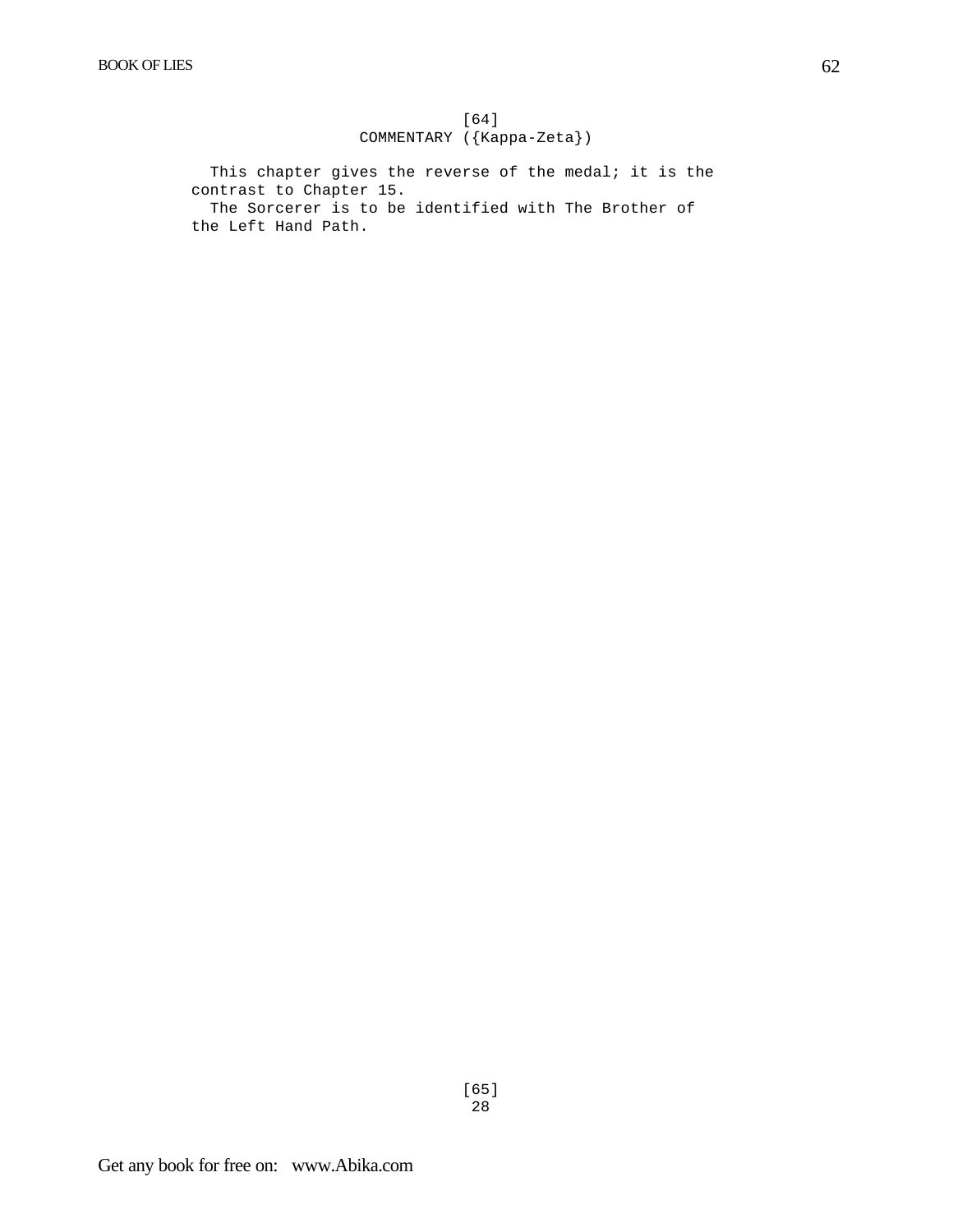[64]

COMMENTARY ({Kappa-Zeta})

This chapter gives the reverse of the medal; it is the contrast to Chapter 15.

The Sorcerer is to be identified with The Brother of the Left Hand Path.

[65]

28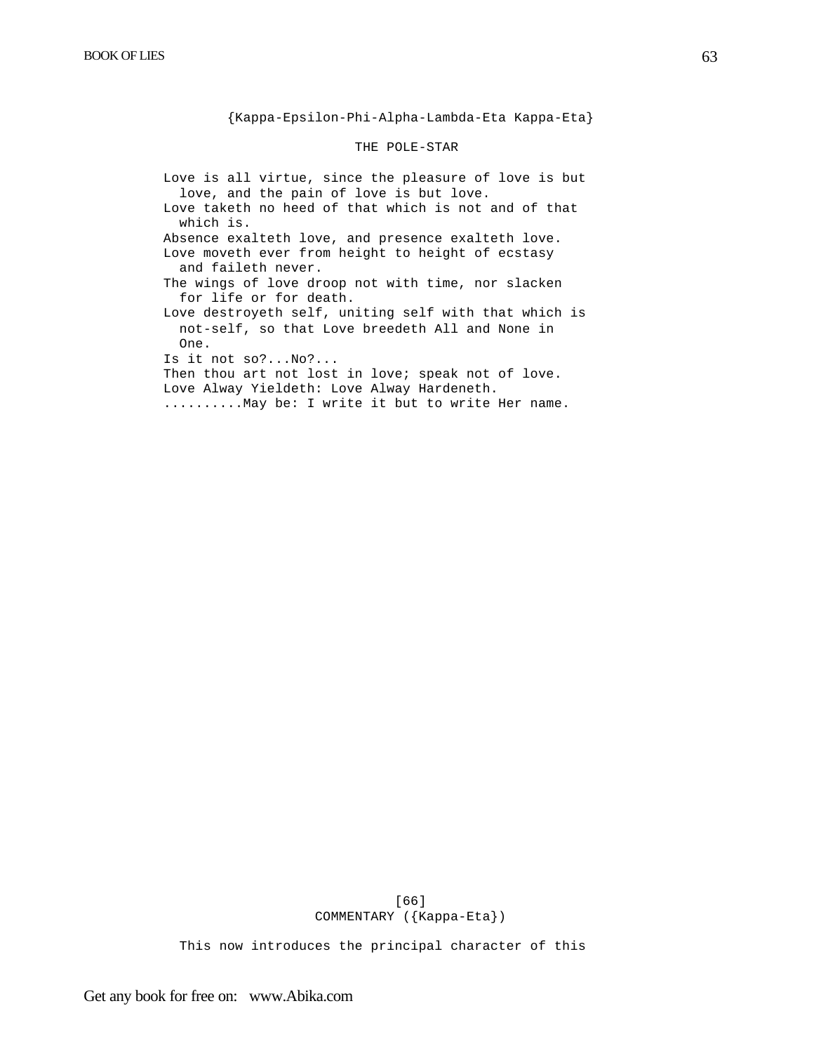{Kappa-Epsilon-Phi-Alpha-Lambda-Eta Kappa-Eta}

THE POLE-STAR

Love is all virtue, since the pleasure of love is but love, and the pain of love is but love.

Love taketh no heed of that which is not and of that which is.

Absence exalteth love, and presence exalteth love.

Love moveth ever from height to height of ecstasy and faileth never.

The wings of love droop not with time, nor slacken for life or for death.

Love destroyeth self, uniting self with that which is not-self, so that Love breedeth All and None in One.

Is it not so?...No?...

Then thou art not lost in love; speak not of love.

Love Alway Yieldeth: Love Alway Hardeneth.

..........May be: I write it but to write Her name.

[66]

COMMENTARY ({Kappa-Eta})

This now introduces the principal character of this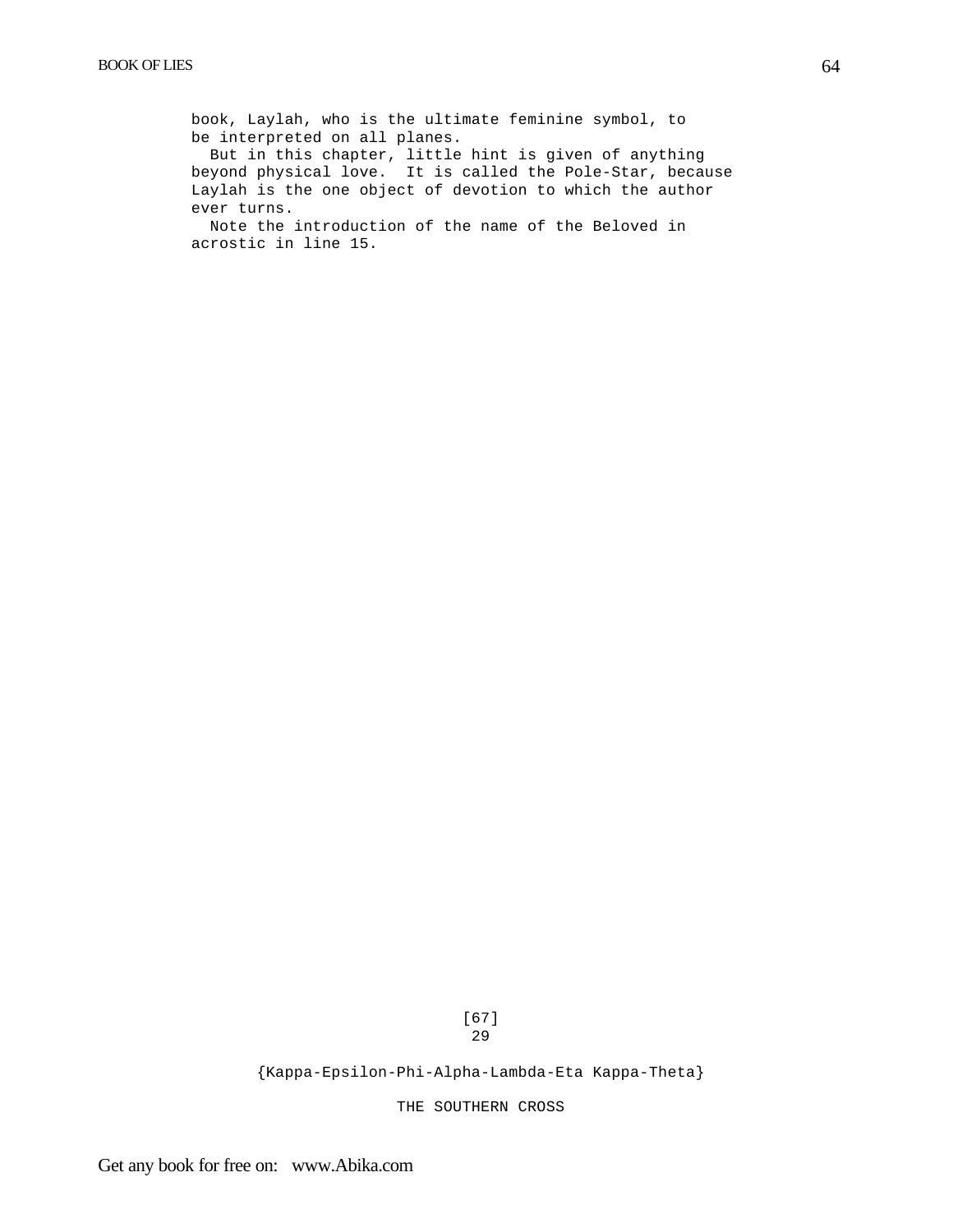book, Laylah, who is the ultimate feminine symbol, to be interpreted on all planes.

But in this chapter, little hint is given of anything beyond physical love. It is called the Pole-Star, because Laylah is the one object of devotion to which the author ever turns.

Note the introduction of the name of the Beloved in acrostic in line 15.

[67]

29

{Kappa-Epsilon-Phi-Alpha-Lambda-Eta Kappa-Theta}

THE SOUTHERN CROSS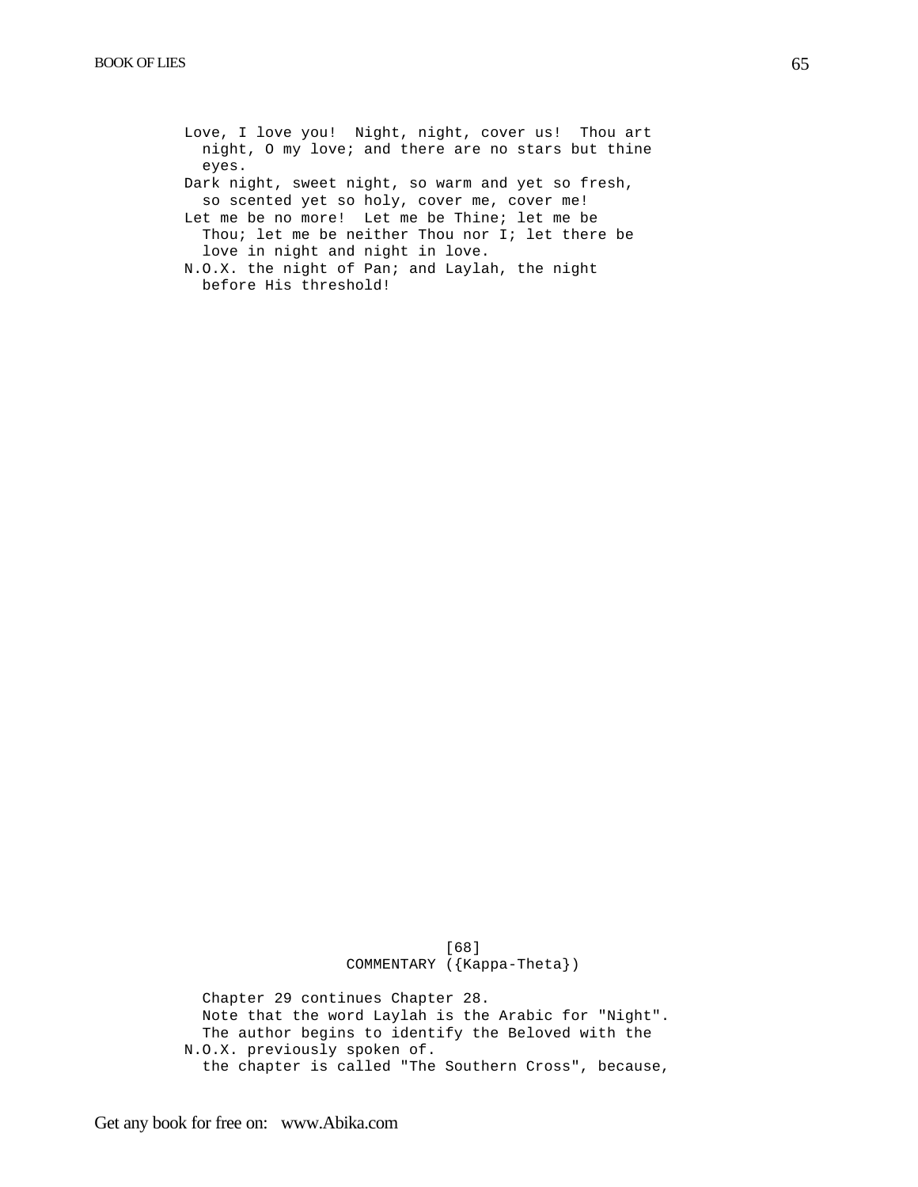Love, I love you! Night, night, cover us! Thou art night, O my love; and there are no stars but thine eyes.

Dark night, sweet night, so warm and yet so fresh, so scented yet so holy, cover me, cover me!

Let me be no more! Let me be Thine; let me be Thou; let me be neither Thou nor I; let there be love in night and night in love.

N.O.X. the night of Pan; and Laylah, the night before His threshold!

[68]

COMMENTARY ({Kappa-Theta})

Chapter 29 continues Chapter 28.

Note that the word Laylah is the Arabic for "Night".

The author begins to identify the Beloved with the N.O.X. previously spoken of.

the chapter is called "The Southern Cross", because,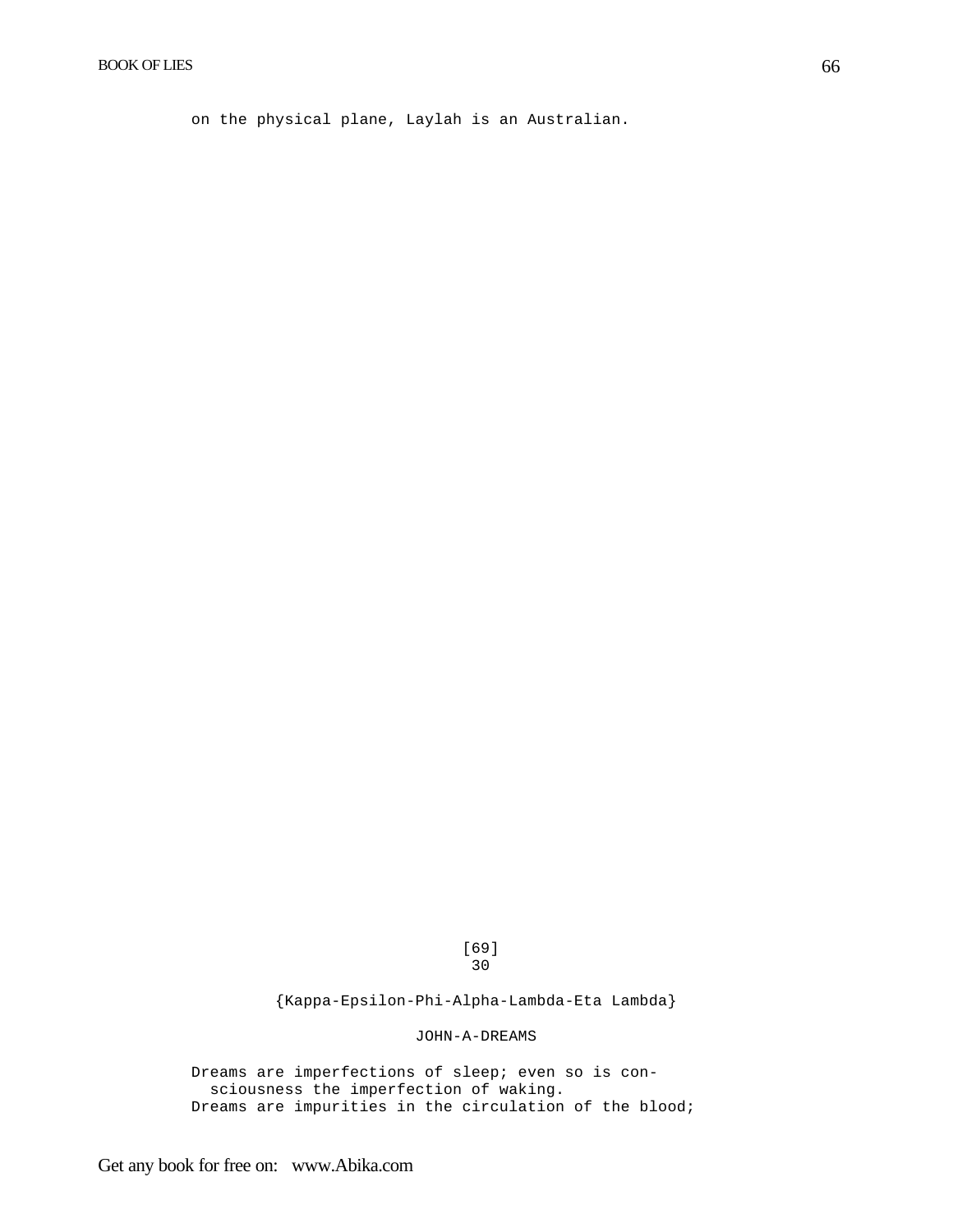on the physical plane, Laylah is an Australian.

[69]

30

{Kappa-Epsilon-Phi-Alpha-Lambda-Eta Lambda}

JOHN-A-DREAMS

Dreams are imperfections of sleep; even so is consciousness the imperfection of waking.

Dreams are impurities in the circulation of the blood;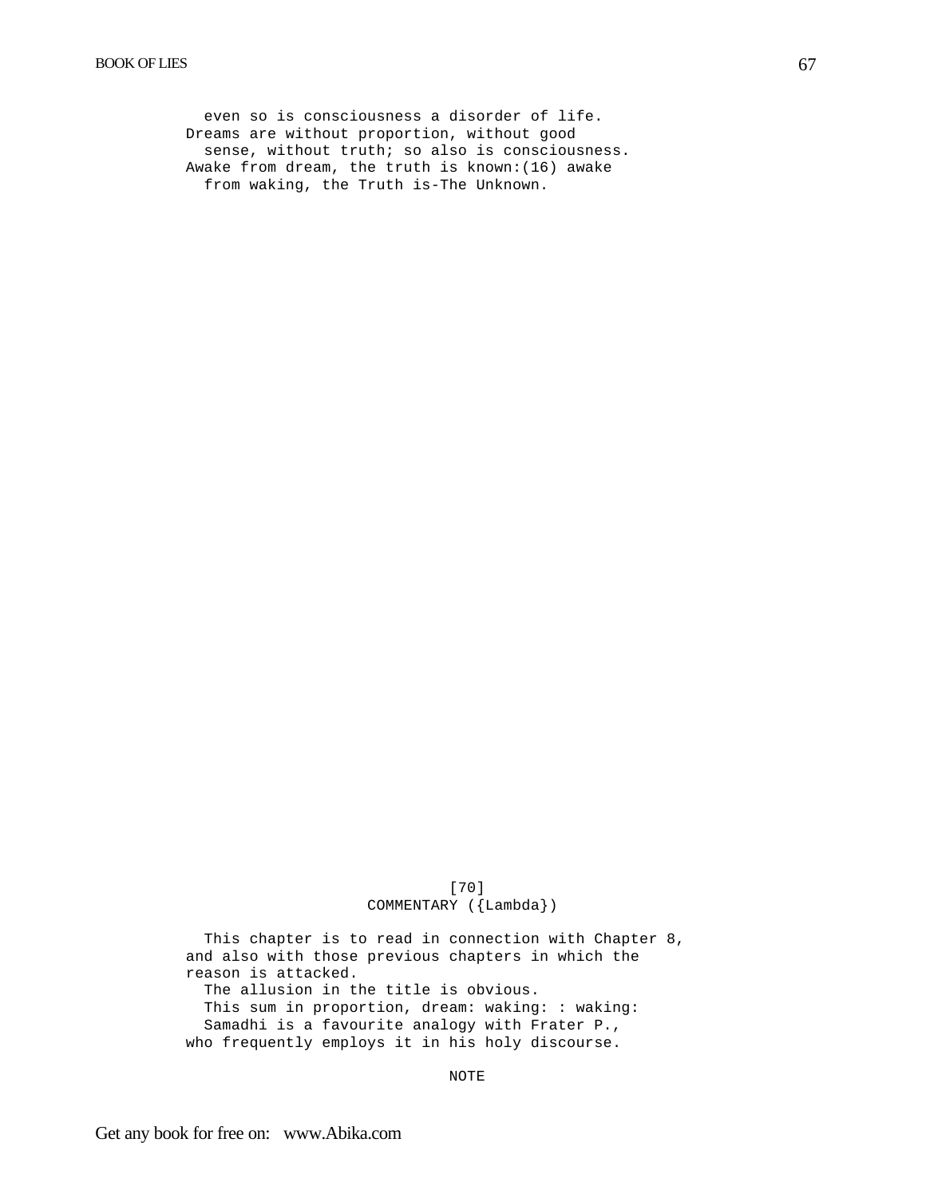even so is consciousness a disorder of life.
Dreams are without proportion, without good
sense, without truth; so also is consciousness.
Awake from dream, the truth is known:(16) awake
from waking, the Truth is-The Unknown.

[70]

## COMMENTARY ({Lambda})

This chapter is to read in connection with Chapter 8, and also with those previous chapters in which the reason is attacked.

The allusion in the title is obvious.

This sum in proportion, dream: waking: : waking: Samadhi is a favourite analogy with Frater P., who frequently employs it in his holy discourse.

NOTE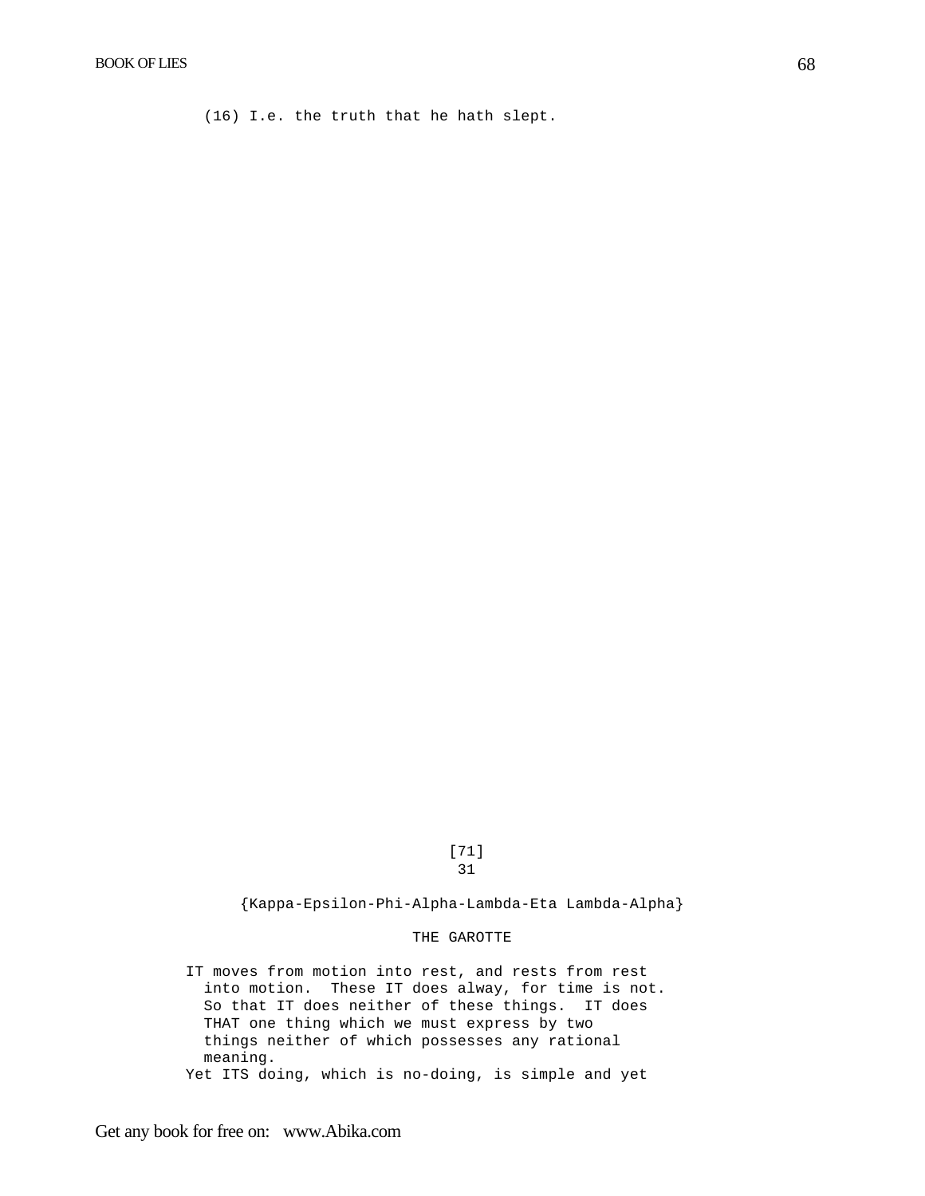(16) I.e. the truth that he hath slept.

[71]

31

{Kappa-Epsilon-Phi-Alpha-Lambda-Eta Lambda-Alpha}

## THE GAROTTE

IT moves from motion into rest, and rests from rest into motion. These IT does alway, for time is not. So that IT does neither of these things. IT does THAT one thing which we must express by two things neither of which possesses any rational meaning.

Yet ITS doing, which is no-doing, is simple and yet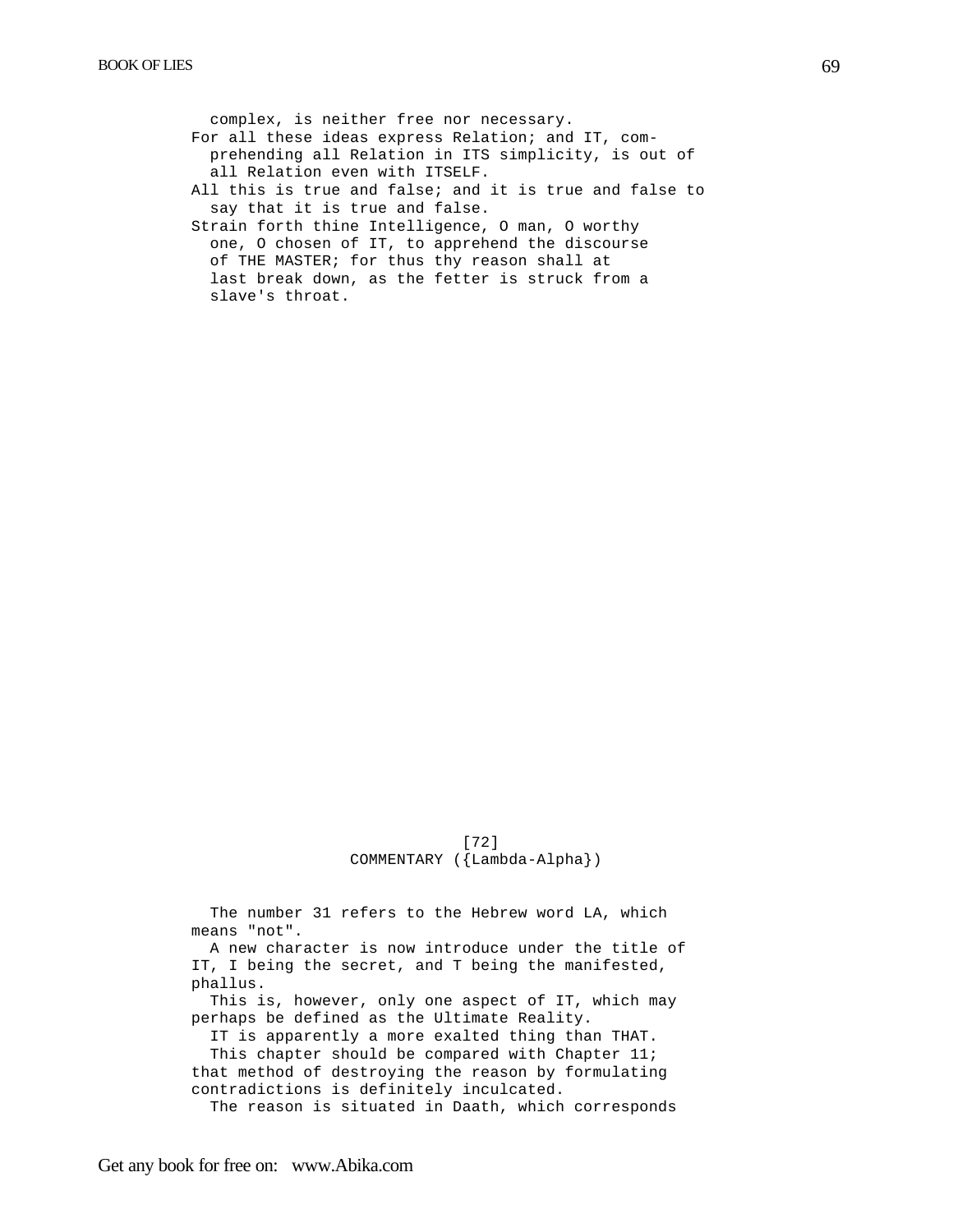complex, is neither free nor necessary.

For all these ideas express Relation; and IT, comprehending all Relation in ITS simplicity, is out of all Relation even with ITSELF.

All this is true and false; and it is true and false to say that it is true and false.

Strain forth thine Intelligence, O man, O worthy one, O chosen of IT, to apprehend the discourse of THE MASTER; for thus thy reason shall at last break down, as the fetter is struck from a slave's throat.

[72]

COMMENTARY ({Lambda-Alpha})

The number 31 refers to the Hebrew word LA, which means "not".

A new character is now introduce under the title of IT, I being the secret, and T being the manifested, phallus.

This is, however, only one aspect of IT, which may perhaps be defined as the Ultimate Reality.

IT is apparently a more exalted thing than THAT.

This chapter should be compared with Chapter 11; that method of destroying the reason by formulating contradictions is definitely inculcated.

The reason is situated in Daath, which corresponds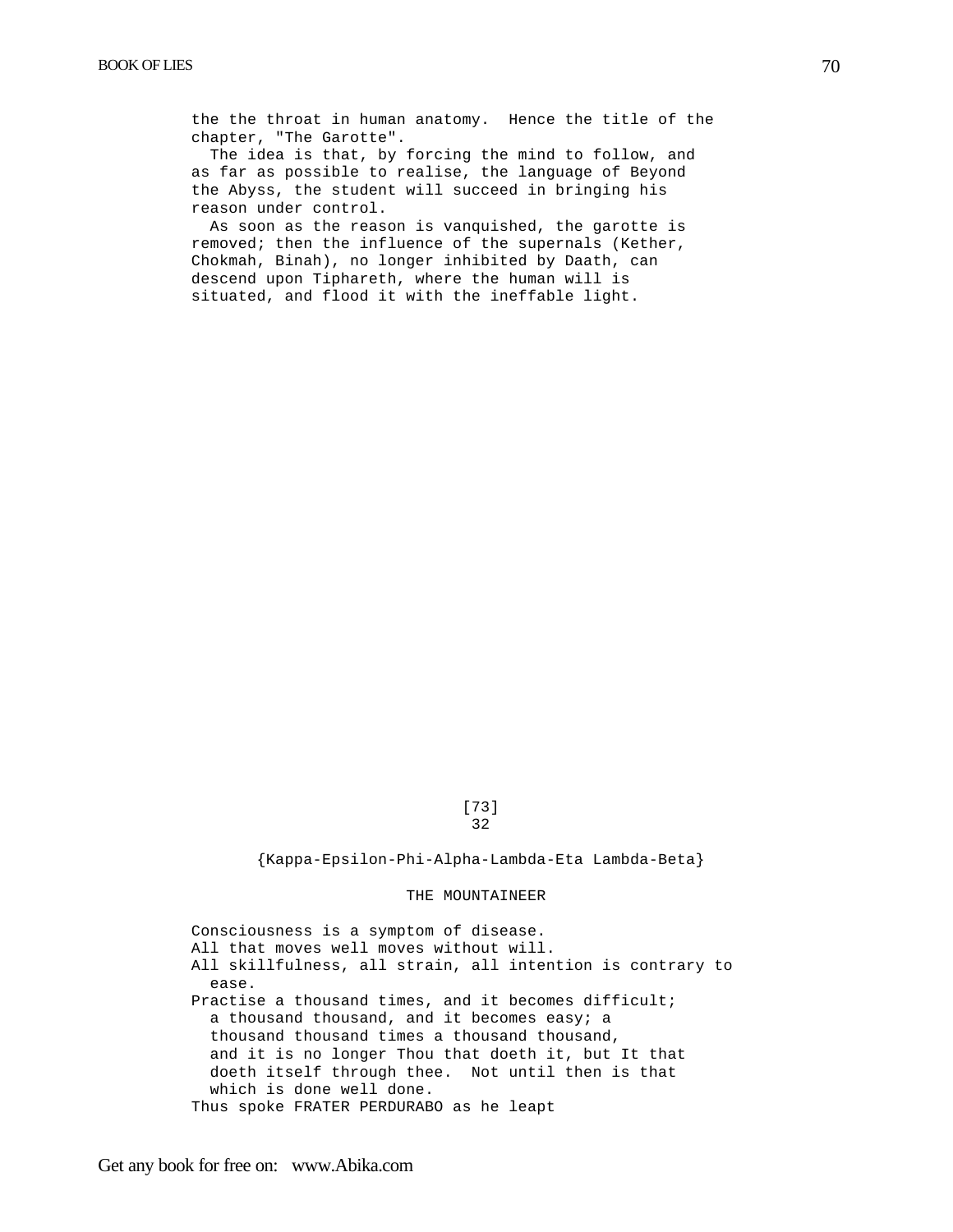the the throat in human anatomy. Hence the title of the chapter, "The Garotte".

The idea is that, by forcing the mind to follow, and as far as possible to realise, the language of Beyond the Abyss, the student will succeed in bringing his reason under control.

As soon as the reason is vanquished, the garotte is removed; then the influence of the supernals (Kether, Chokmah, Binah), no longer inhibited by Daath, can descend upon Tiphareth, where the human will is situated, and flood it with the ineffable light.

[73]

32

{Kappa-Epsilon-Phi-Alpha-Lambda-Eta Lambda-Beta}

THE MOUNTAINEER

Consciousness is a symptom of disease.
All that moves well moves without will.
All skillfulness, all strain, all intention is contrary to ease.
Practise a thousand times, and it becomes difficult; a thousand thousand, and it becomes easy; a thousand thousand times a thousand thousand, and it is no longer Thou that doeth it, but It that doeth itself through thee. Not until then is that which is done well done.
Thus spoke FRATER PERDURABO as he leapt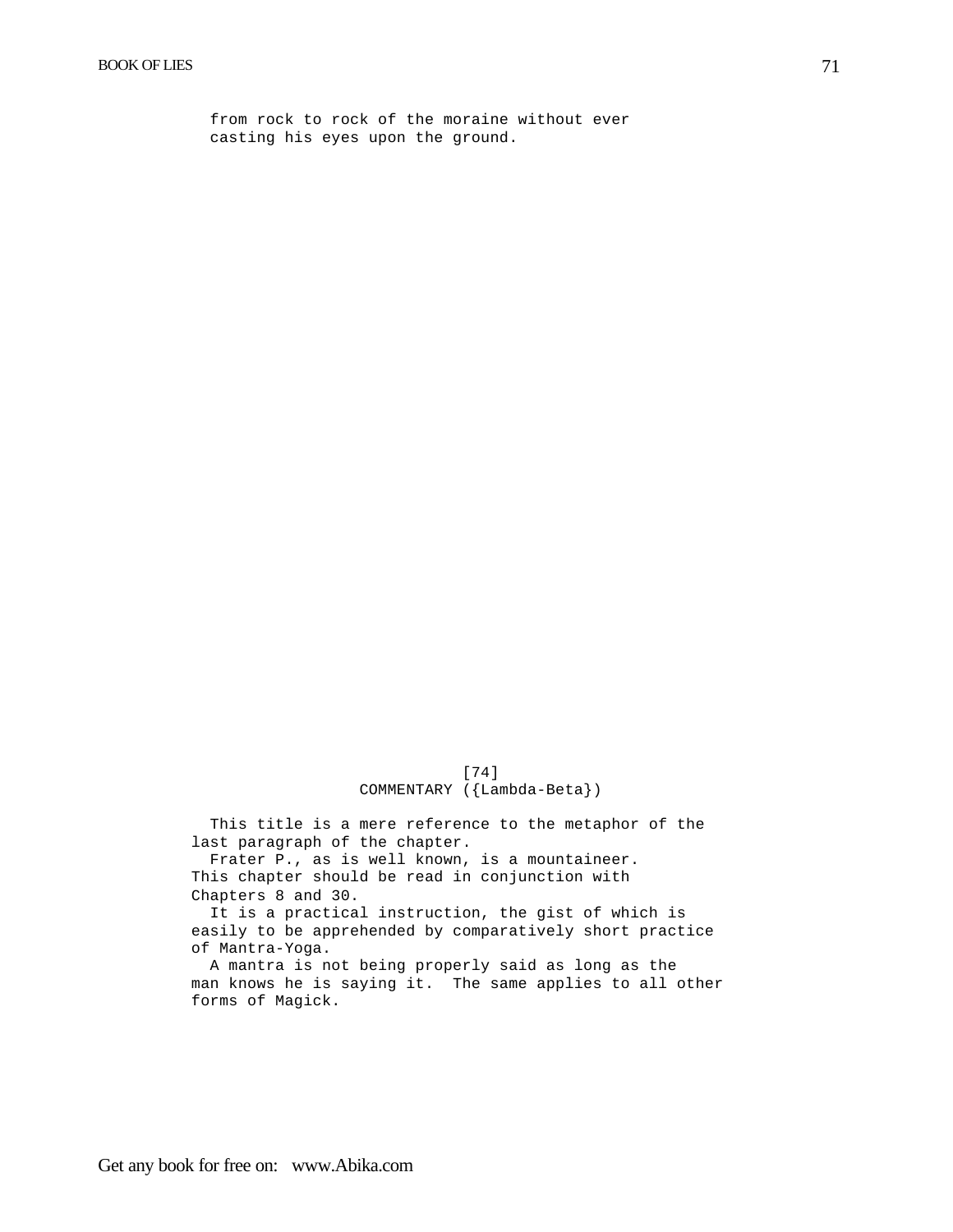from rock to rock of the moraine without ever casting his eyes upon the ground.

[74]

## COMMENTARY ({Lambda-Beta})

This title is a mere reference to the metaphor of the last paragraph of the chapter.

Frater P., as is well known, is a mountaineer. This chapter should be read in conjunction with Chapters 8 and 30.

It is a practical instruction, the gist of which is easily to be apprehended by comparatively short practice of Mantra-Yoga.

A mantra is not being properly said as long as the man knows he is saying it. The same applies to all other forms of Magick.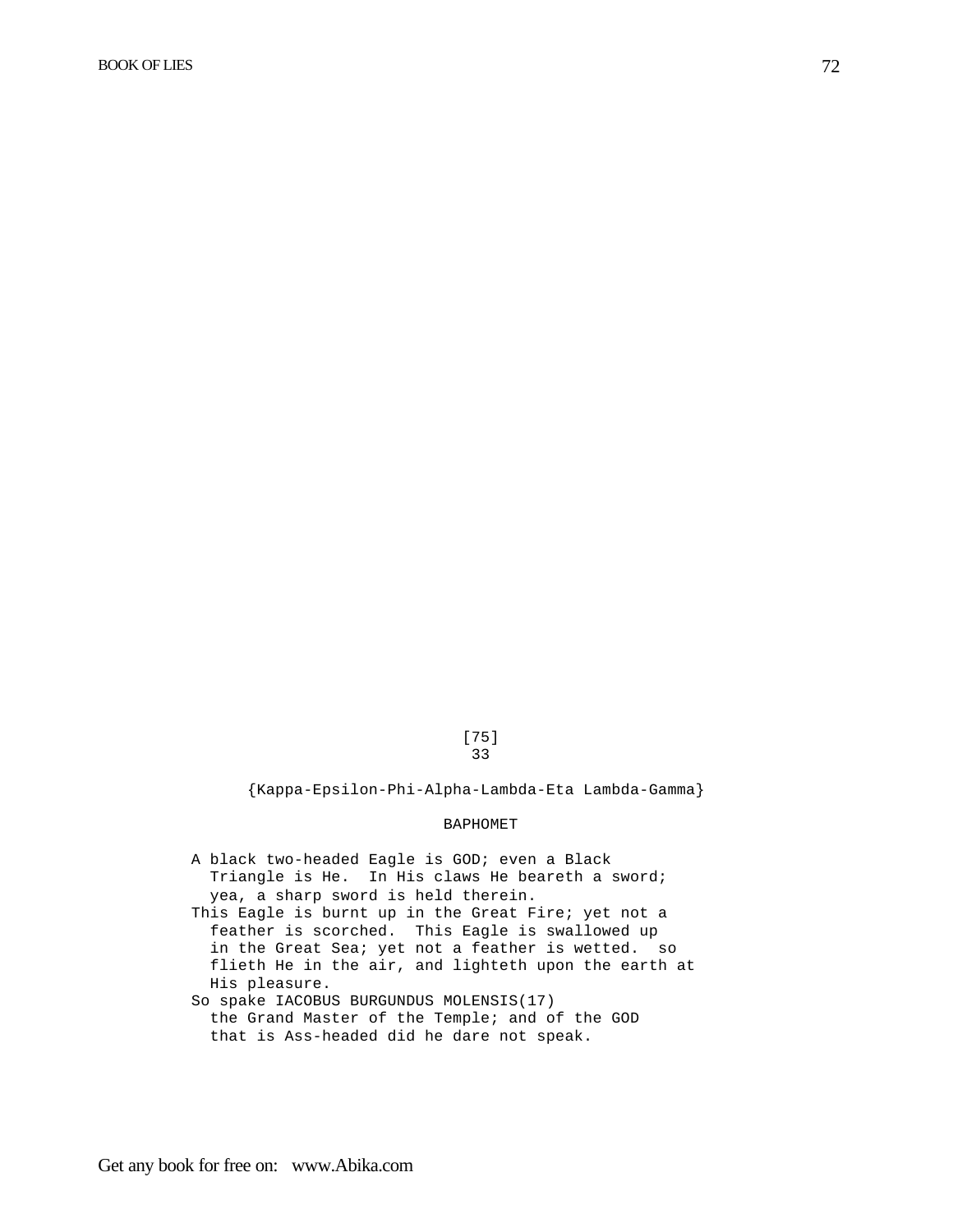[75]

33

{Kappa-Epsilon-Phi-Alpha-Lambda-Eta Lambda-Gamma}

BAPHOMET

A black two-headed Eagle is GOD; even a Black Triangle is He. In His claws He beareth a sword; yea, a sharp sword is held therein.

This Eagle is burnt up in the Great Fire; yet not a feather is scorched. This Eagle is swallowed up in the Great Sea; yet not a feather is wetted. so flieth He in the air, and lighteth upon the earth at His pleasure.

So spake IACOBUS BURGUNDUS MOLENSIS(17) the Grand Master of the Temple; and of the GOD that is Ass-headed did he dare not speak.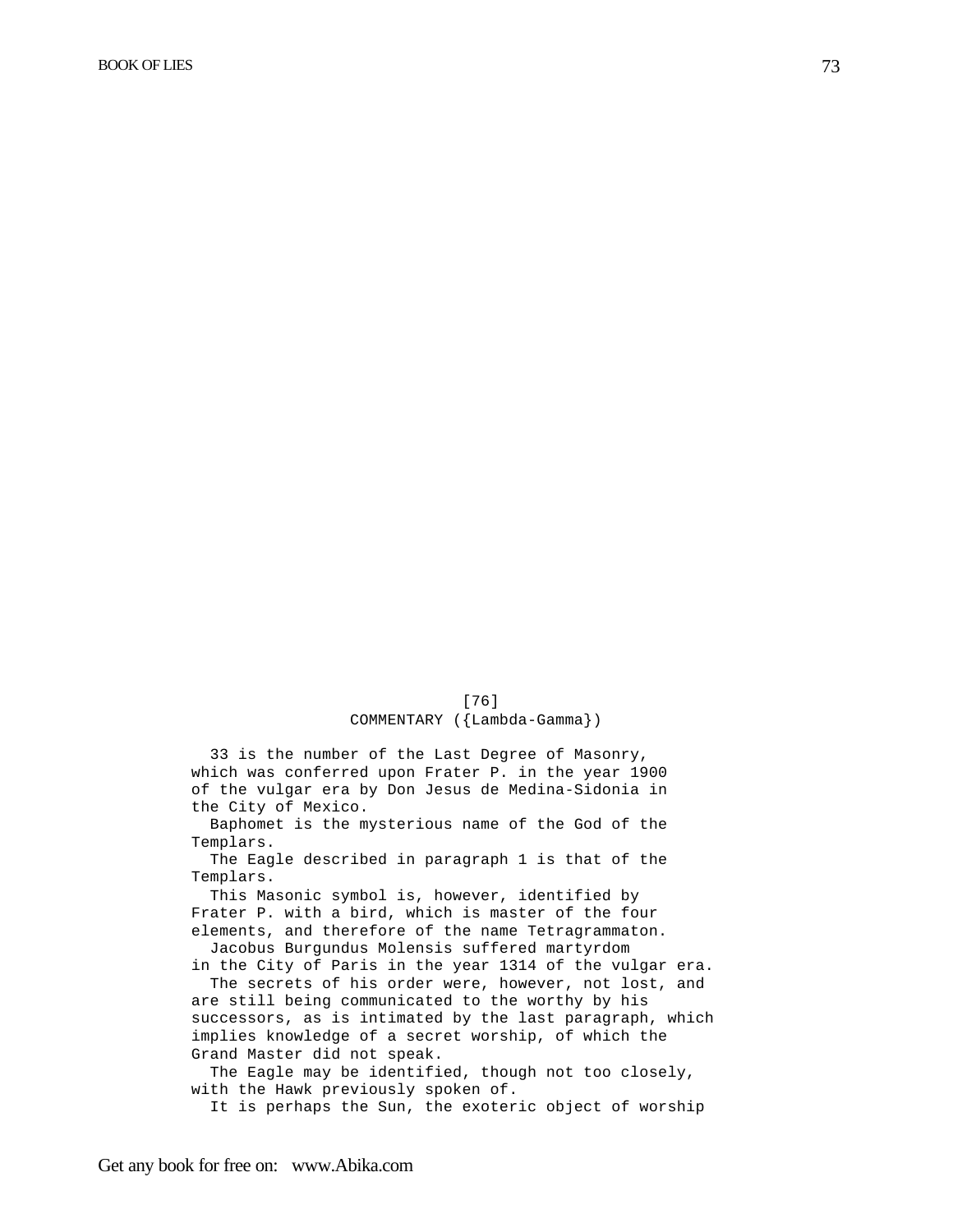[76]

COMMENTARY ({Lambda-Gamma})

33 is the number of the Last Degree of Masonry, which was conferred upon Frater P. in the year 1900 of the vulgar era by Don Jesus de Medina-Sidonia in the City of Mexico.

Baphomet is the mysterious name of the God of the Templars.

The Eagle described in paragraph 1 is that of the Templars.

This Masonic symbol is, however, identified by Frater P. with a bird, which is master of the four elements, and therefore of the name Tetragrammaton.

Jacobus Burgundus Molensis suffered martyrdom in the City of Paris in the year 1314 of the vulgar era.

The secrets of his order were, however, not lost, and are still being communicated to the worthy by his successors, as is intimated by the last paragraph, which implies knowledge of a secret worship, of which the Grand Master did not speak.

The Eagle may be identified, though not too closely, with the Hawk previously spoken of.

It is perhaps the Sun, the exoteric object of worship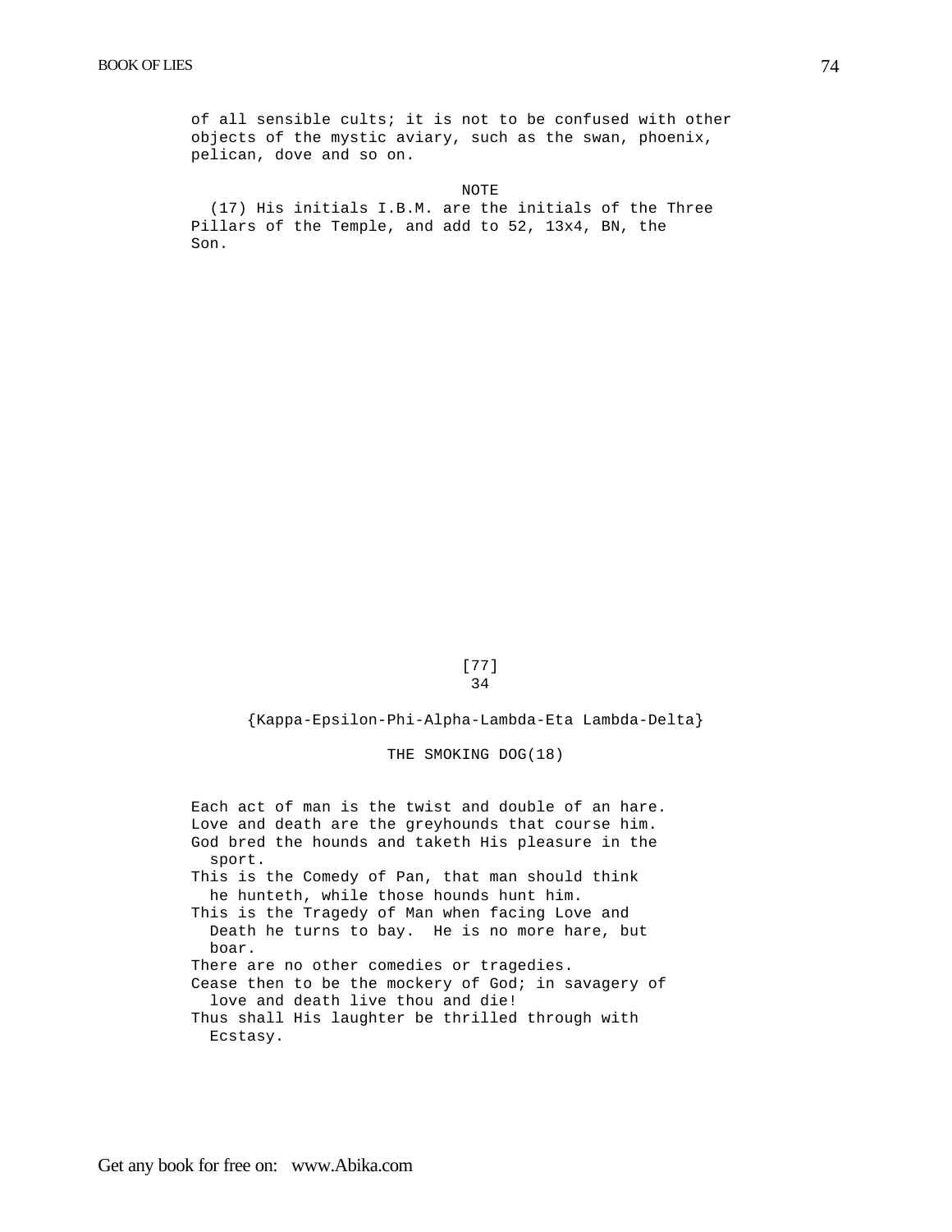of all sensible cults; it is not to be confused with other objects of the mystic aviary, such as the swan, phoenix, pelican, dove and so on.

NOTE

(17) His initials I.B.M. are the initials of the Three Pillars of the Temple, and add to 52, 13x4, BN, the Son.

[77]

34

{Kappa-Epsilon-Phi-Alpha-Lambda-Eta Lambda-Delta}

## THE SMOKING DOG(18)

Each act of man is the twist and double of an hare.
Love and death are the greyhounds that course him.
God bred the hounds and taketh His pleasure in the sport.
This is the Comedy of Pan, that man should think he hunteth, while those hounds hunt him.
This is the Tragedy of Man when facing Love and Death he turns to bay. He is no more hare, but boar.
There are no other comedies or tragedies.
Cease then to be the mockery of God; in savagery of love and death live thou and die!
Thus shall His laughter be thrilled through with Ecstasy.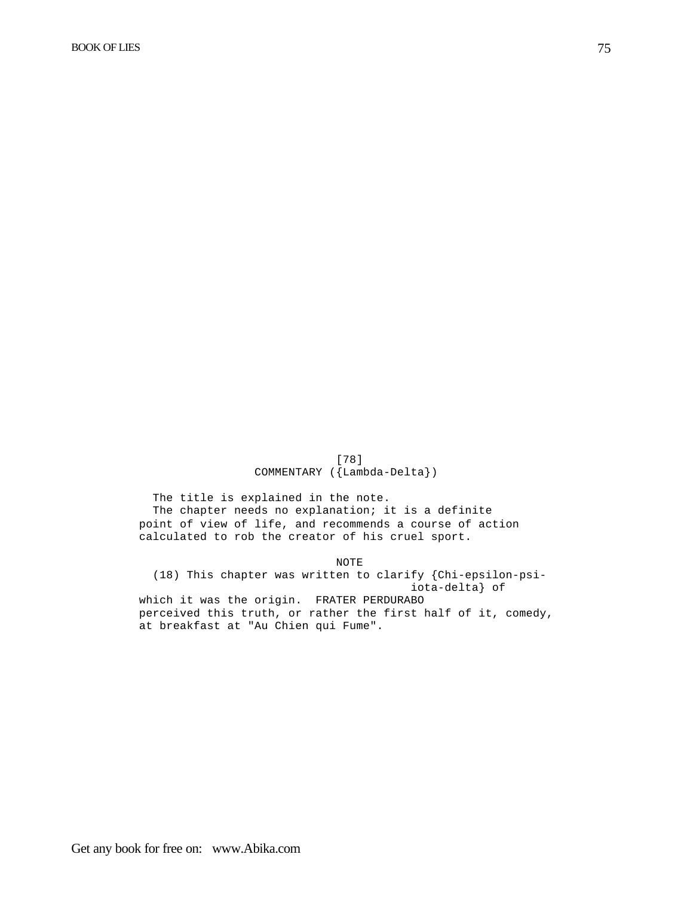[78]

COMMENTARY ({Lambda-Delta})

The title is explained in the note.

The chapter needs no explanation; it is a definite point of view of life, and recommends a course of action calculated to rob the creator of his cruel sport.

NOTE

(18) This chapter was written to clarify {Chi-epsilon-psi-iota-delta} of which it was the origin. FRATER PERDURABO perceived this truth, or rather the first half of it, comedy, at breakfast at "Au Chien qui Fume".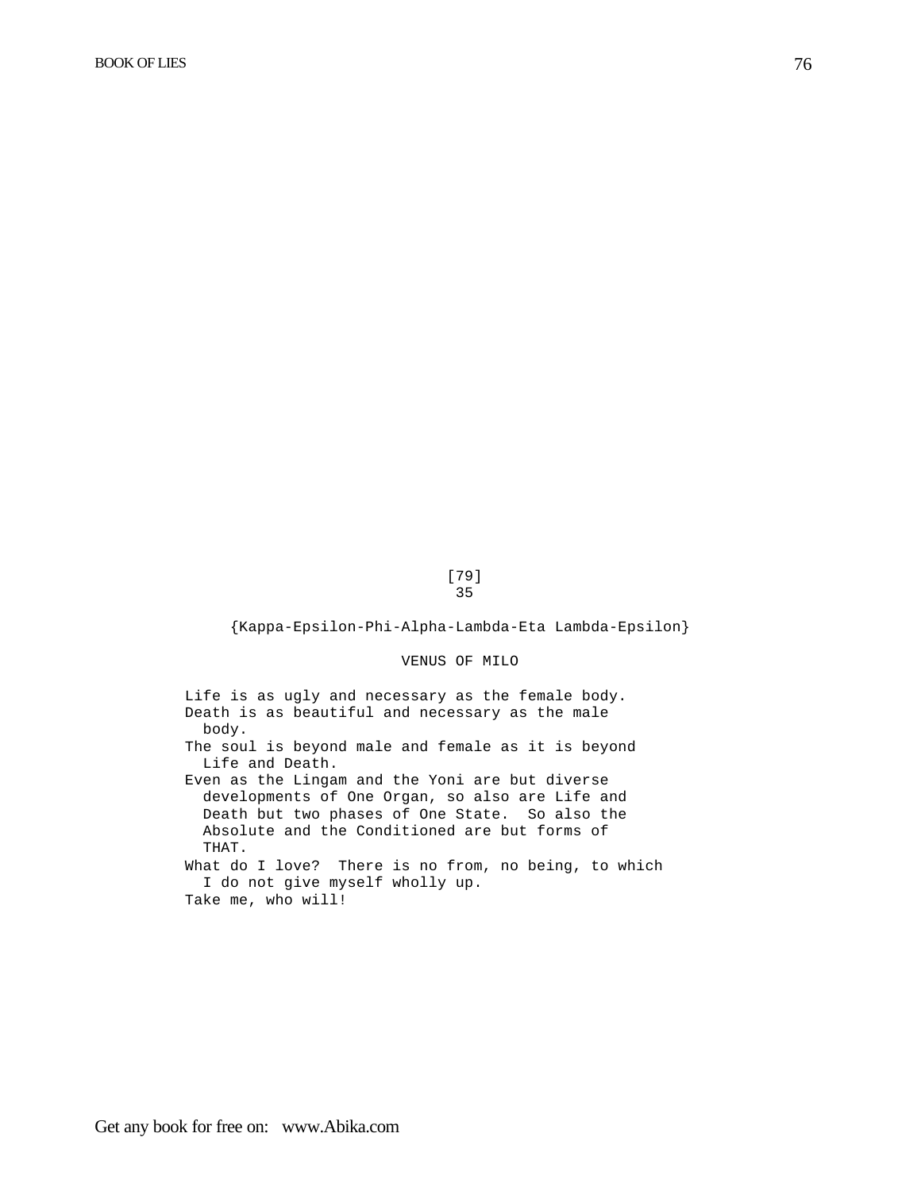[79]

# 35

{Kappa-Epsilon-Phi-Alpha-Lambda-Eta Lambda-Epsilon}

## VENUS OF MILO

Life is as ugly and necessary as the female body.
Death is as beautiful and necessary as the male body.
The soul is beyond male and female as it is beyond Life and Death.
Even as the Lingam and the Yoni are but diverse developments of One Organ, so also are Life and Death but two phases of One State. So also the Absolute and the Conditioned are but forms of THAT.
What do I love? There is no from, no being, to which I do not give myself wholly up.
Take me, who will!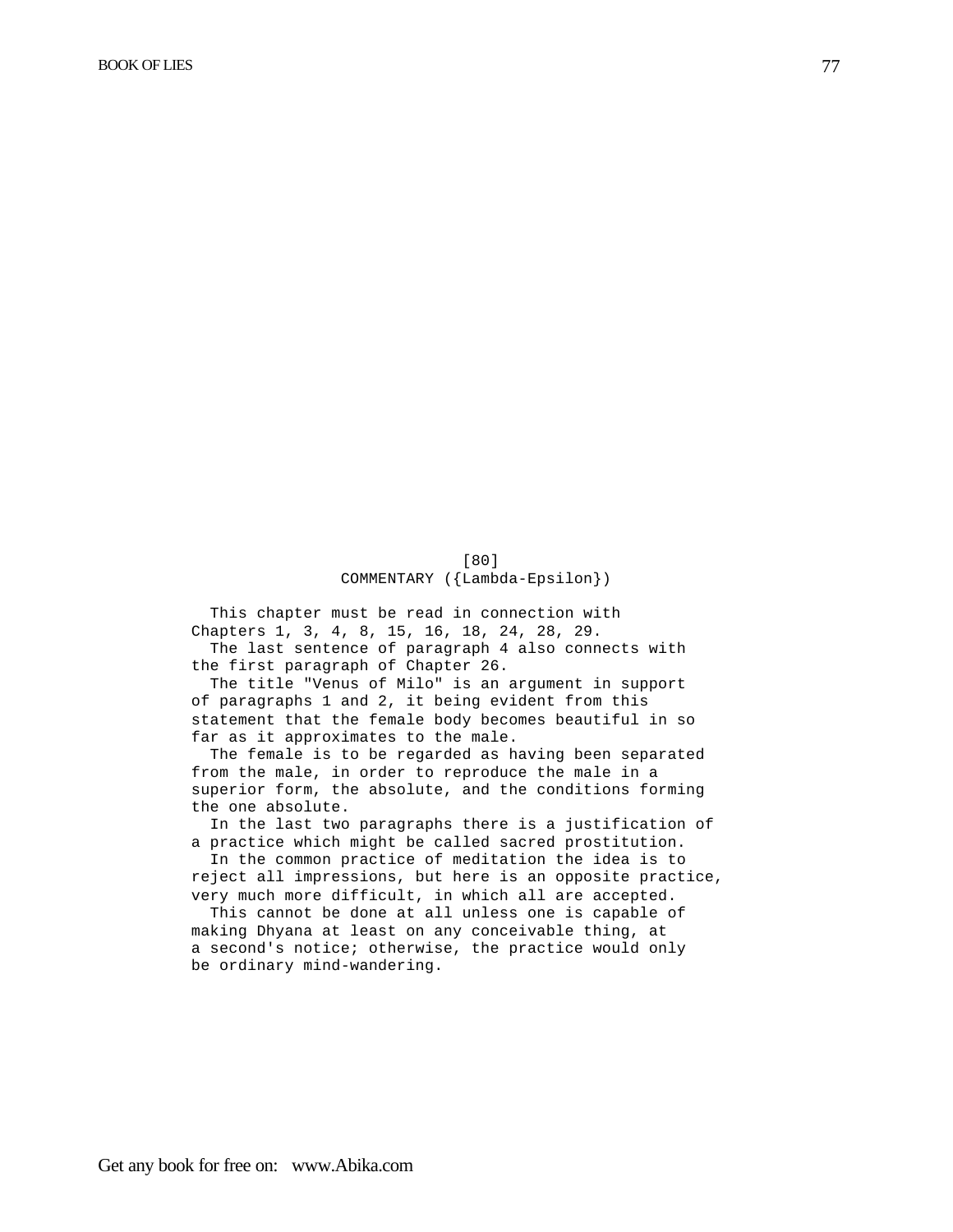[80]

## COMMENTARY ({Lambda-Epsilon})

This chapter must be read in connection with Chapters 1, 3, 4, 8, 15, 16, 18, 24, 28, 29.

The last sentence of paragraph 4 also connects with the first paragraph of Chapter 26.

The title "Venus of Milo" is an argument in support of paragraphs 1 and 2, it being evident from this statement that the female body becomes beautiful in so far as it approximates to the male.

The female is to be regarded as having been separated from the male, in order to reproduce the male in a superior form, the absolute, and the conditions forming the one absolute.

In the last two paragraphs there is a justification of a practice which might be called sacred prostitution.

In the common practice of meditation the idea is to reject all impressions, but here is an opposite practice, very much more difficult, in which all are accepted.

This cannot be done at all unless one is capable of making Dhyana at least on any conceivable thing, at a second's notice; otherwise, the practice would only be ordinary mind-wandering.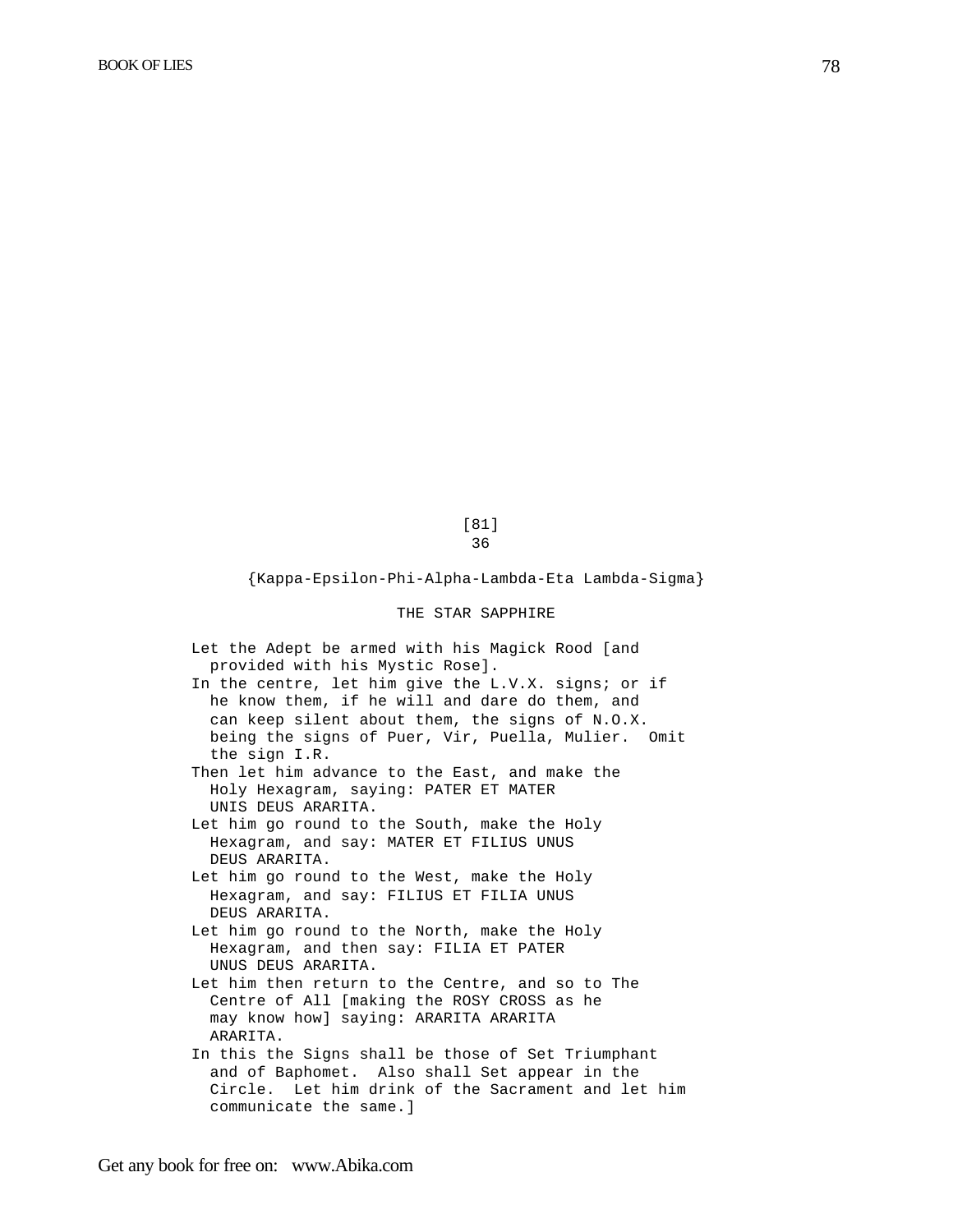[81]

36

{Kappa-Epsilon-Phi-Alpha-Lambda-Eta Lambda-Sigma}

## THE STAR SAPPHIRE

Let the Adept be armed with his Magick Rood [and provided with his Mystic Rose].

In the centre, let him give the L.V.X. signs; or if he know them, if he will and dare do them, and can keep silent about them, the signs of N.O.X. being the signs of Puer, Vir, Puella, Mulier. Omit the sign I.R.

Then let him advance to the East, and make the Holy Hexagram, saying: PATER ET MATER UNIS DEUS ARARITA.

Let him go round to the South, make the Holy Hexagram, and say: MATER ET FILIUS UNUS DEUS ARARITA.

Let him go round to the West, make the Holy Hexagram, and say: FILIUS ET FILIA UNUS DEUS ARARITA.

Let him go round to the North, make the Holy Hexagram, and then say: FILIA ET PATER UNUS DEUS ARARITA.

Let him then return to the Centre, and so to The Centre of All [making the ROSY CROSS as he may know how] saying: ARARITA ARARITA ARARITA.

In this the Signs shall be those of Set Triumphant and of Baphomet. Also shall Set appear in the Circle. Let him drink of the Sacrament and let him communicate the same.]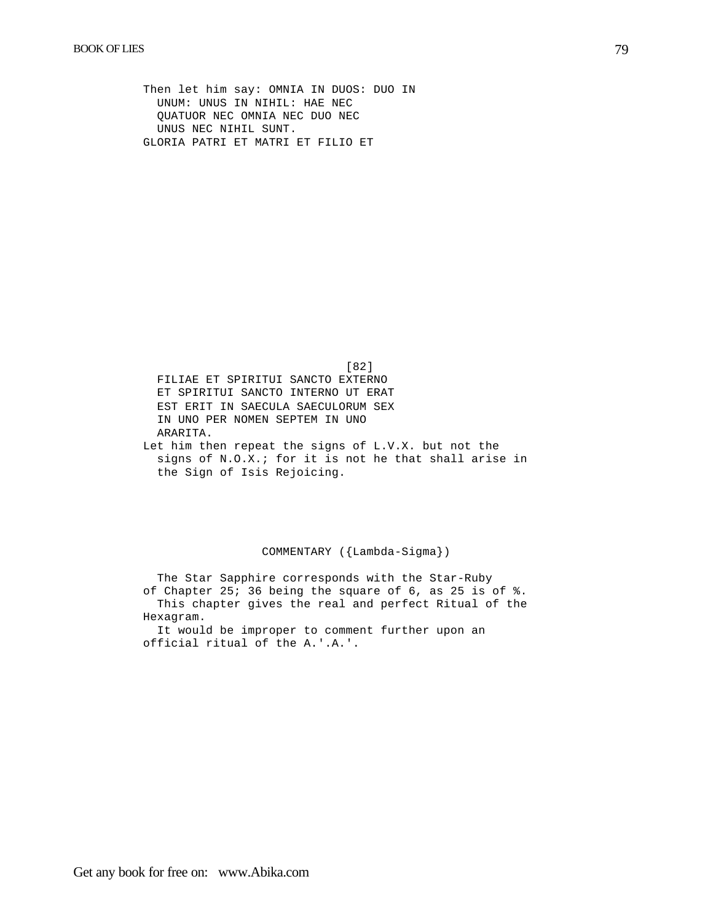Then let him say: OMNIA IN DUOS: DUO IN UNUM: UNUS IN NIHIL: HAE NEC QUATUOR NEC OMNIA NEC DUO NEC UNUS NEC NIHIL SUNT.

GLORIA PATRI ET MATRI ET FILIO ET

[82]

FILIAE ET SPIRITUI SANCTO EXTERNO ET SPIRITUI SANCTO INTERNO UT ERAT EST ERIT IN SAECULA SAECULORUM SEX IN UNO PER NOMEN SEPTEM IN UNO ARARITA.

Let him then repeat the signs of L.V.X. but not the signs of N.O.X.; for it is not he that shall arise in the Sign of Isis Rejoicing.

## COMMENTARY ({Lambda-Sigma})

The Star Sapphire corresponds with the Star-Ruby of Chapter 25; 36 being the square of 6, as 25 is of %.

This chapter gives the real and perfect Ritual of the Hexagram.

It would be improper to comment further upon an official ritual of the A.'.A.'.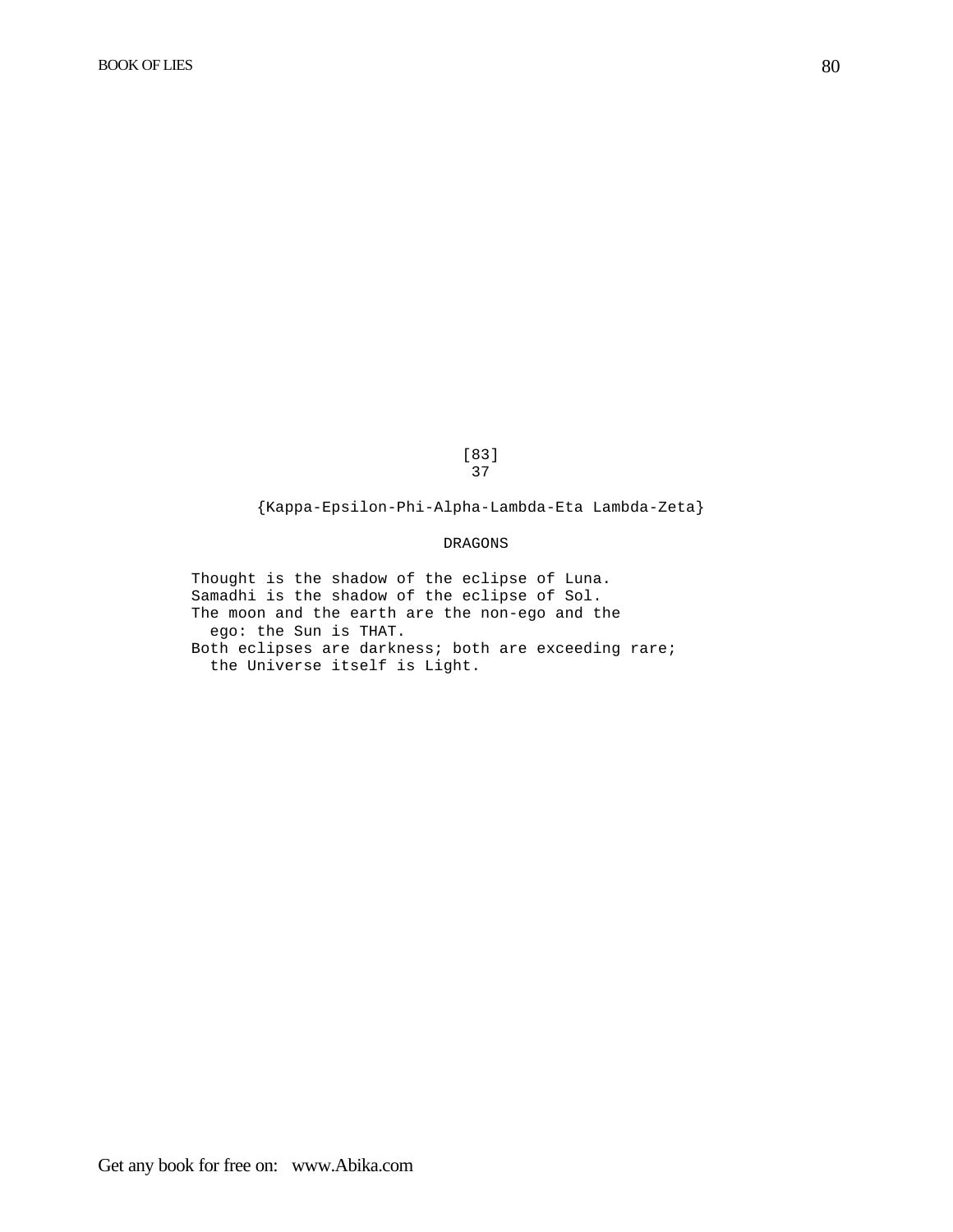[83]

37

{Kappa-Epsilon-Phi-Alpha-Lambda-Eta Lambda-Zeta}

## DRAGONS

Thought is the shadow of the eclipse of Luna.
Samadhi is the shadow of the eclipse of Sol.
The moon and the earth are the non-ego and the ego: the Sun is THAT.
Both eclipses are darkness; both are exceeding rare; the Universe itself is Light.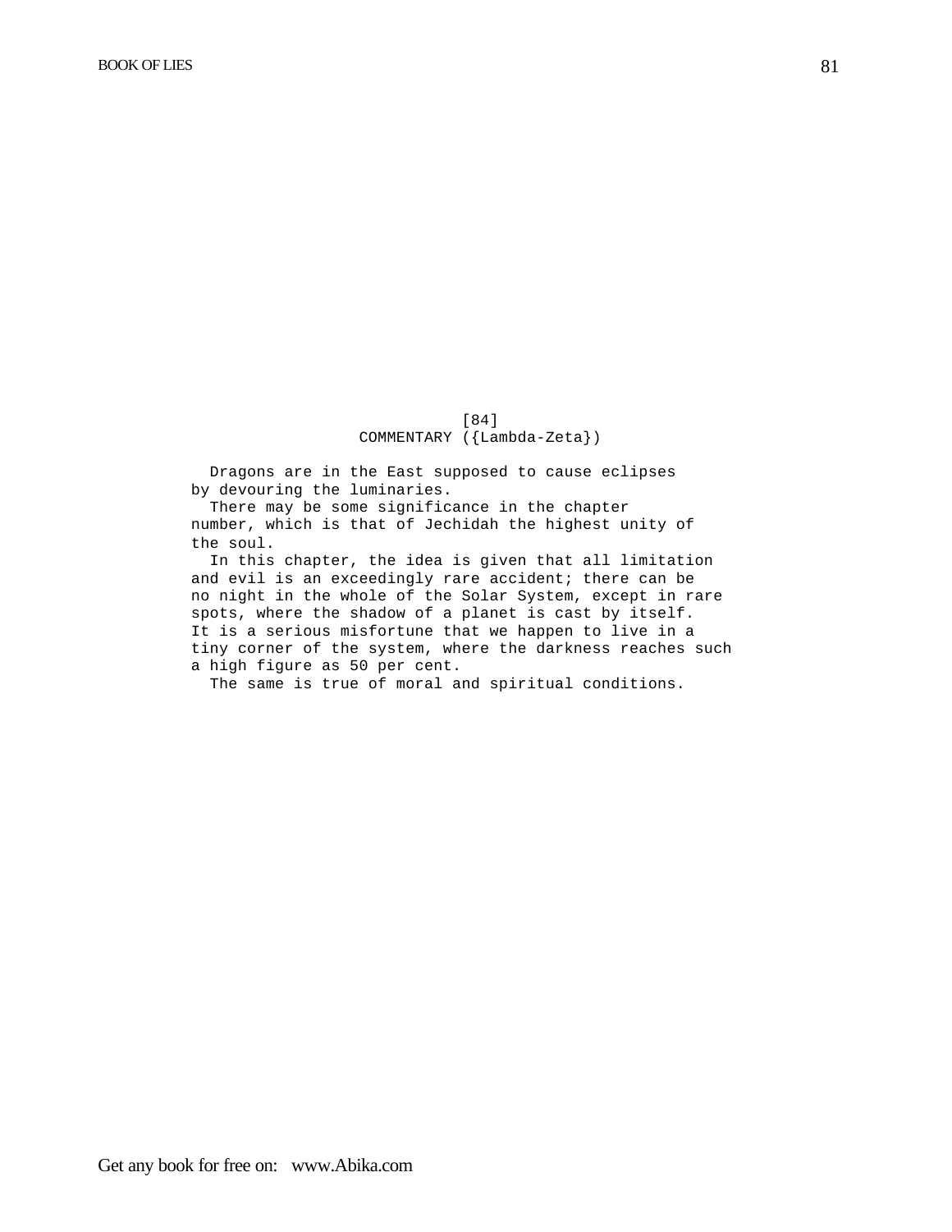[84]

COMMENTARY ({Lambda-Zeta})

Dragons are in the East supposed to cause eclipses by devouring the luminaries.

There may be some significance in the chapter number, which is that of Jechidah the highest unity of the soul.

In this chapter, the idea is given that all limitation and evil is an exceedingly rare accident; there can be no night in the whole of the Solar System, except in rare spots, where the shadow of a planet is cast by itself. It is a serious misfortune that we happen to live in a tiny corner of the system, where the darkness reaches such a high figure as 50 per cent.

The same is true of moral and spiritual conditions.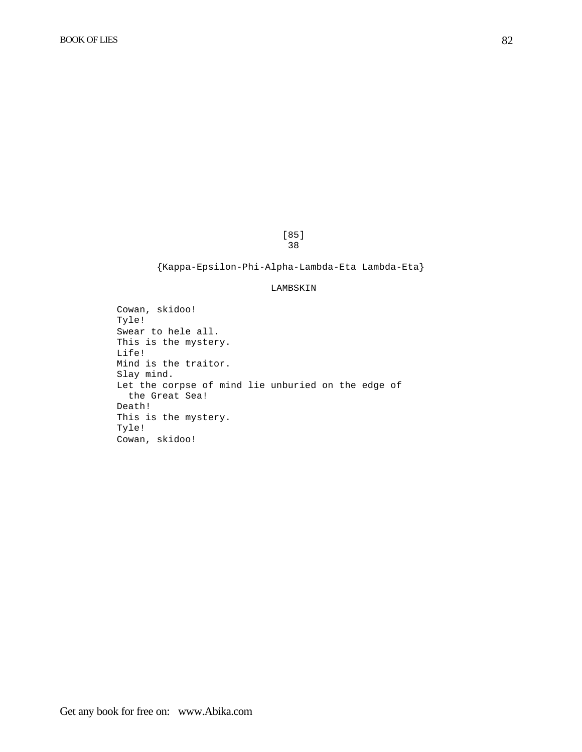[85]

38

{Kappa-Epsilon-Phi-Alpha-Lambda-Eta Lambda-Eta}

LAMBSKIN

Cowan, skidoo!
Tyle!
Swear to hele all.
This is the mystery.
Life!
Mind is the traitor.
Slay mind.
Let the corpse of mind lie unburied on the edge of the Great Sea!
Death!
This is the mystery.
Tyle!
Cowan, skidoo!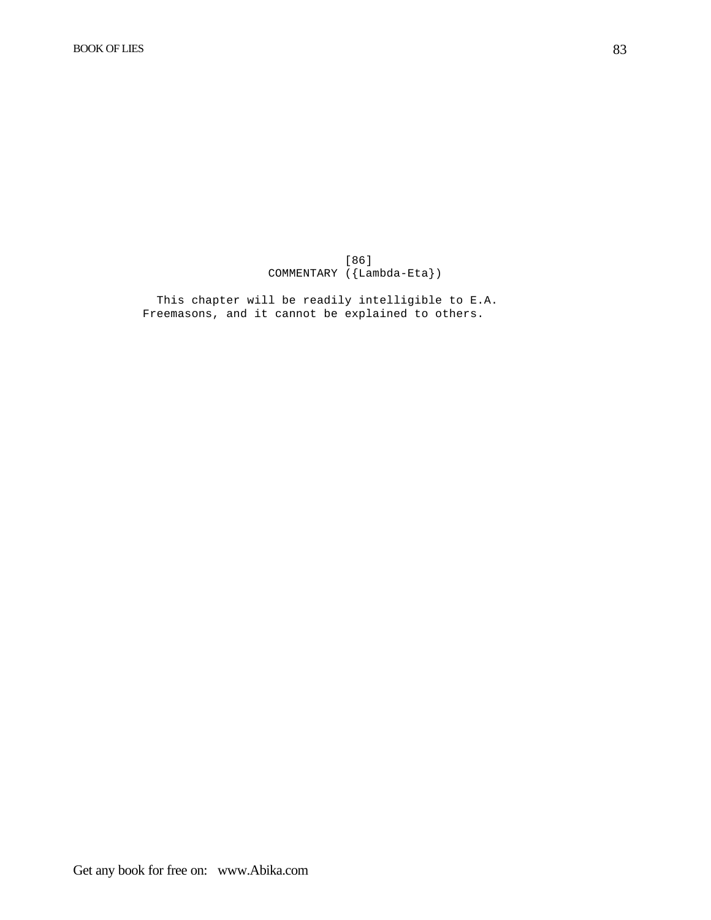[86]

## COMMENTARY ({Lambda-Eta})

This chapter will be readily intelligible to E.A. Freemasons, and it cannot be explained to others.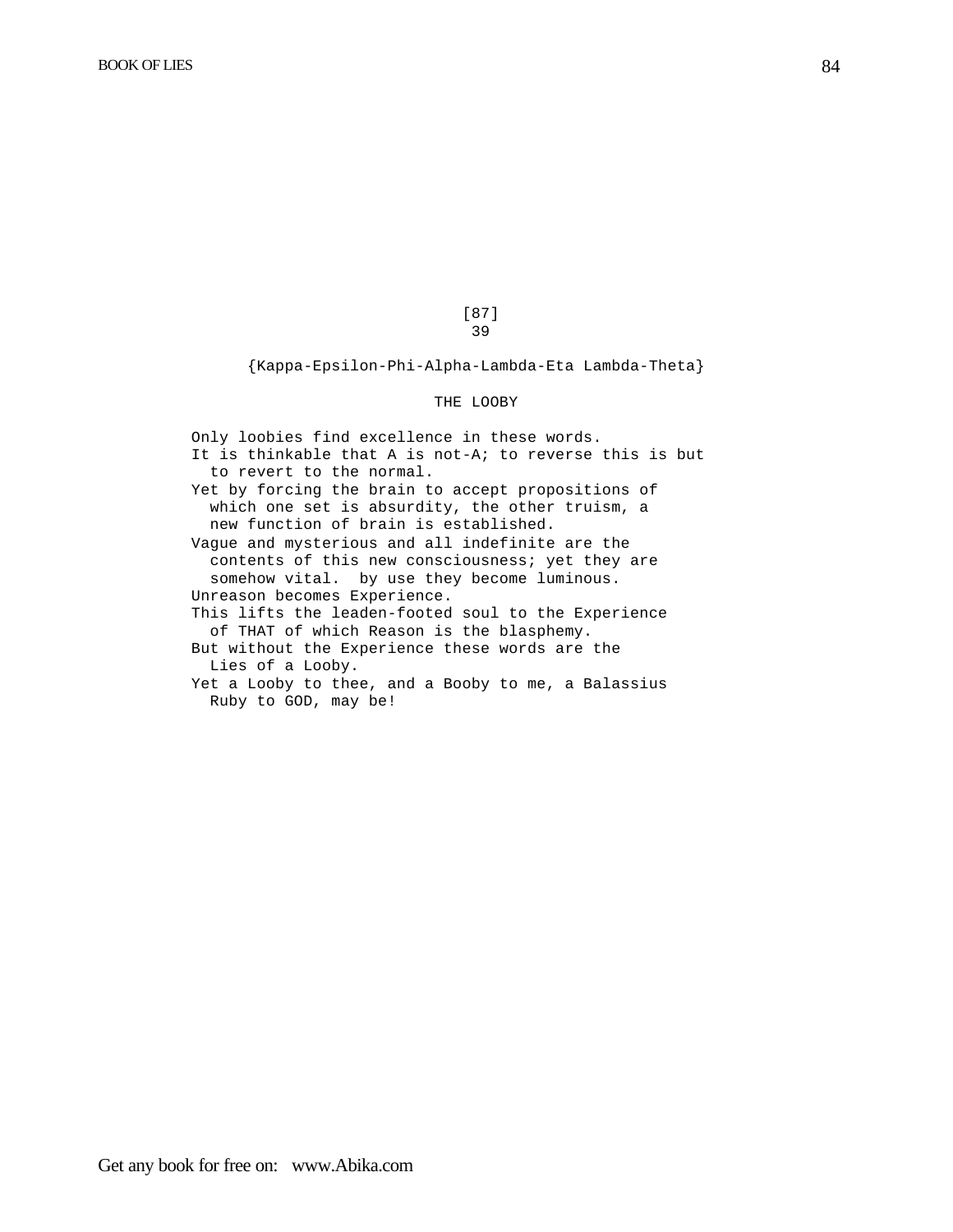[87]

39

{Kappa-Epsilon-Phi-Alpha-Lambda-Eta Lambda-Theta}

## THE LOOBY

Only loobies find excellence in these words.

It is thinkable that A is not-A; to reverse this is but to revert to the normal.

Yet by forcing the brain to accept propositions of which one set is absurdity, the other truism, a new function of brain is established.

Vague and mysterious and all indefinite are the contents of this new consciousness; yet they are somehow vital. by use they become luminous.

Unreason becomes Experience.

This lifts the leaden-footed soul to the Experience of THAT of which Reason is the blasphemy.

But without the Experience these words are the Lies of a Looby.

Yet a Looby to thee, and a Booby to me, a Balassius Ruby to GOD, may be!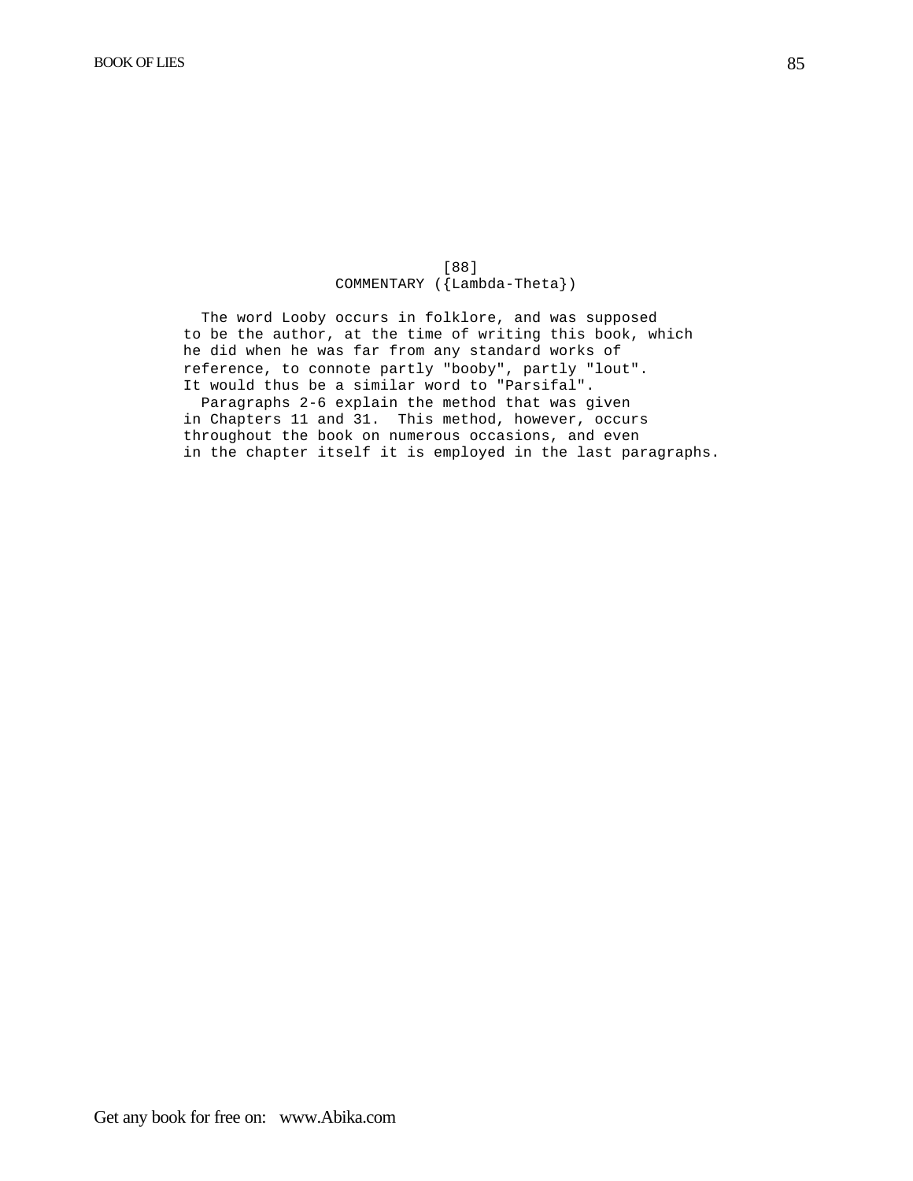[88]

## COMMENTARY ({Lambda-Theta})

The word Looby occurs in folklore, and was supposed to be the author, at the time of writing this book, which he did when he was far from any standard works of reference, to connote partly "booby", partly "lout". It would thus be a similar word to "Parsifal".

Paragraphs 2-6 explain the method that was given in Chapters 11 and 31. This method, however, occurs throughout the book on numerous occasions, and even in the chapter itself it is employed in the last paragraphs.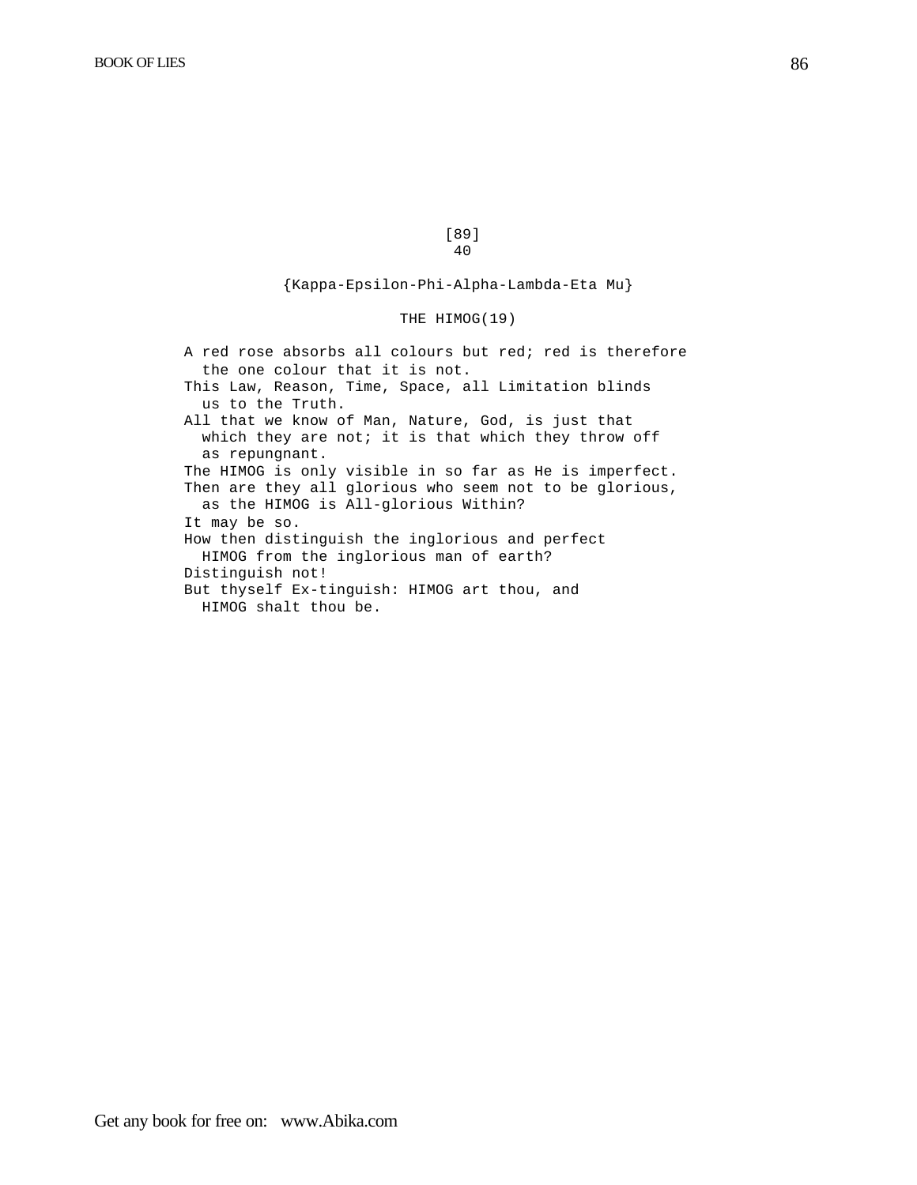[89]
40

{Kappa-Epsilon-Phi-Alpha-Lambda-Eta Mu}

THE HIMOG(19)

A red rose absorbs all colours but red; red is therefore the one colour that it is not.
This Law, Reason, Time, Space, all Limitation blinds us to the Truth.
All that we know of Man, Nature, God, is just that which they are not; it is that which they throw off as repungnant.
The HIMOG is only visible in so far as He is imperfect.
Then are they all glorious who seem not to be glorious, as the HIMOG is All-glorious Within?
It may be so.
How then distinguish the inglorious and perfect HIMOG from the inglorious man of earth?
Distinguish not!
But thyself Ex-tinguish: HIMOG art thou, and HIMOG shalt thou be.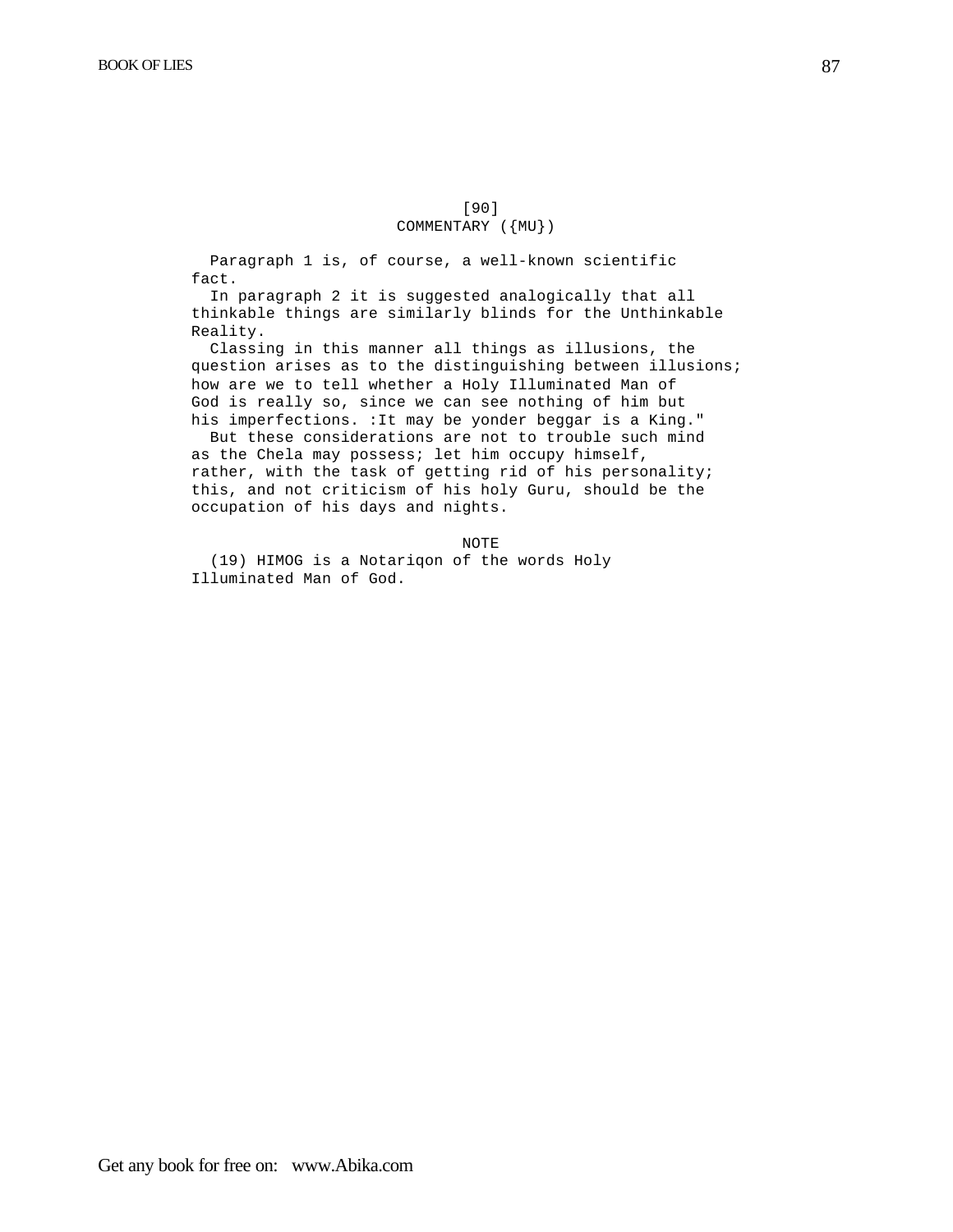[90]

## COMMENTARY ({MU})

Paragraph 1 is, of course, a well-known scientific fact.

In paragraph 2 it is suggested analogically that all thinkable things are similarly blinds for the Unthinkable Reality.

Classing in this manner all things as illusions, the question arises as to the distinguishing between illusions; how are we to tell whether a Holy Illuminated Man of God is really so, since we can see nothing of him but his imperfections. :It may be yonder beggar is a King."

But these considerations are not to trouble such mind as the Chela may possess; let him occupy himself, rather, with the task of getting rid of his personality; this, and not criticism of his holy Guru, should be the occupation of his days and nights.

### NOTE

(19) HIMOG is a Notariqon of the words Holy Illuminated Man of God.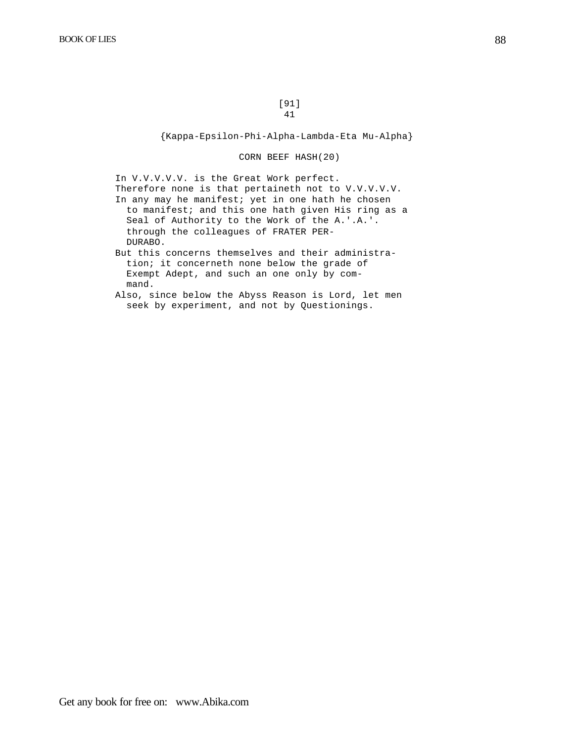[91]
41

{Kappa-Epsilon-Phi-Alpha-Lambda-Eta Mu-Alpha}

CORN BEEF HASH(20)

In V.V.V.V.V. is the Great Work perfect.
Therefore none is that pertaineth not to V.V.V.V.V.
In any may he manifest; yet in one hath he chosen to manifest; and this one hath given His ring as a Seal of Authority to the Work of the A.'.A.'. through the colleagues of FRATER PERDURABO.
But this concerns themselves and their administration; it concerneth none below the grade of Exempt Adept, and such an one only by command.
Also, since below the Abyss Reason is Lord, let men seek by experiment, and not by Questionings.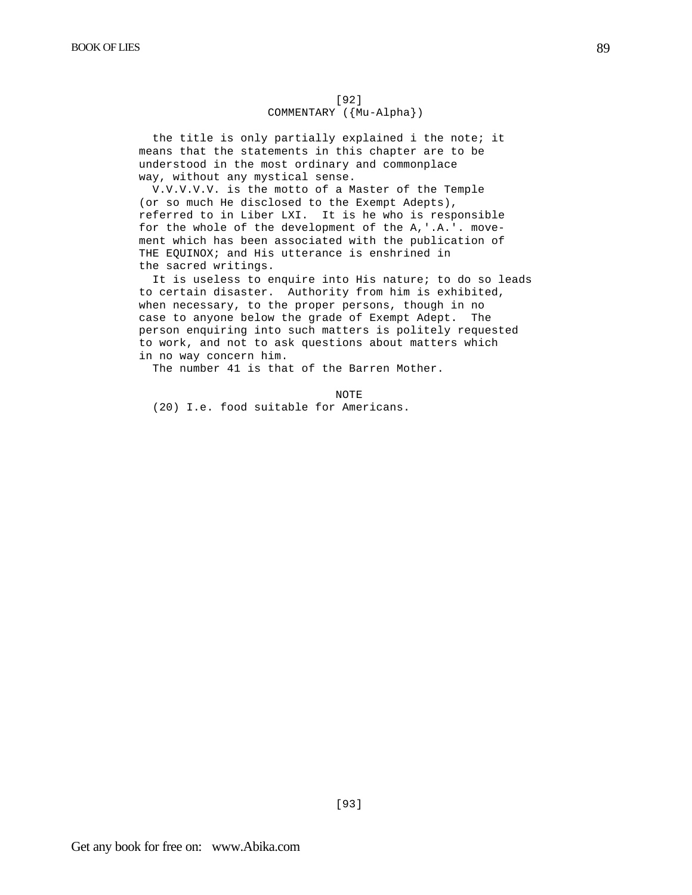[92]

## COMMENTARY ({Mu-Alpha})

the title is only partially explained i the note; it means that the statements in this chapter are to be understood in the most ordinary and commonplace way, without any mystical sense.

V.V.V.V.V. is the motto of a Master of the Temple (or so much He disclosed to the Exempt Adepts), referred to in Liber LXI. It is he who is responsible for the whole of the development of the A,'.A.'. movement which has been associated with the publication of THE EQUINOX; and His utterance is enshrined in the sacred writings.

It is useless to enquire into His nature; to do so leads to certain disaster. Authority from him is exhibited, when necessary, to the proper persons, though in no case to anyone below the grade of Exempt Adept. The person enquiring into such matters is politely requested to work, and not to ask questions about matters which in no way concern him.

The number 41 is that of the Barren Mother.

NOTE

(20) I.e. food suitable for Americans.

[93]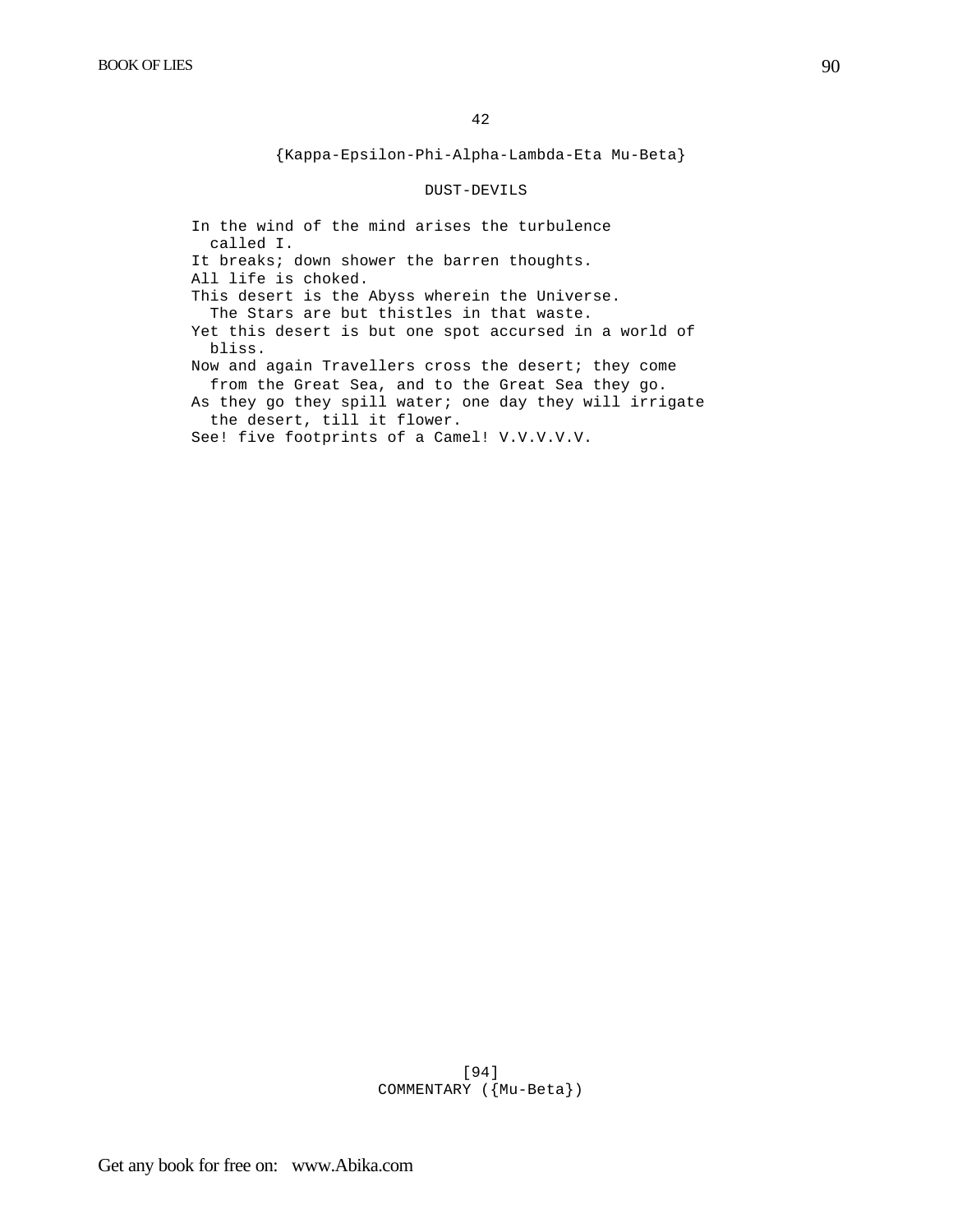42

{Kappa-Epsilon-Phi-Alpha-Lambda-Eta Mu-Beta}

DUST-DEVILS

In the wind of the mind arises the turbulence called I.
It breaks; down shower the barren thoughts.
All life is choked.
This desert is the Abyss wherein the Universe. The Stars are but thistles in that waste.
Yet this desert is but one spot accursed in a world of bliss.
Now and again Travellers cross the desert; they come from the Great Sea, and to the Great Sea they go.
As they go they spill water; one day they will irrigate the desert, till it flower.
See! five footprints of a Camel! V.V.V.V.V.

[94]
COMMENTARY ({Mu-Beta})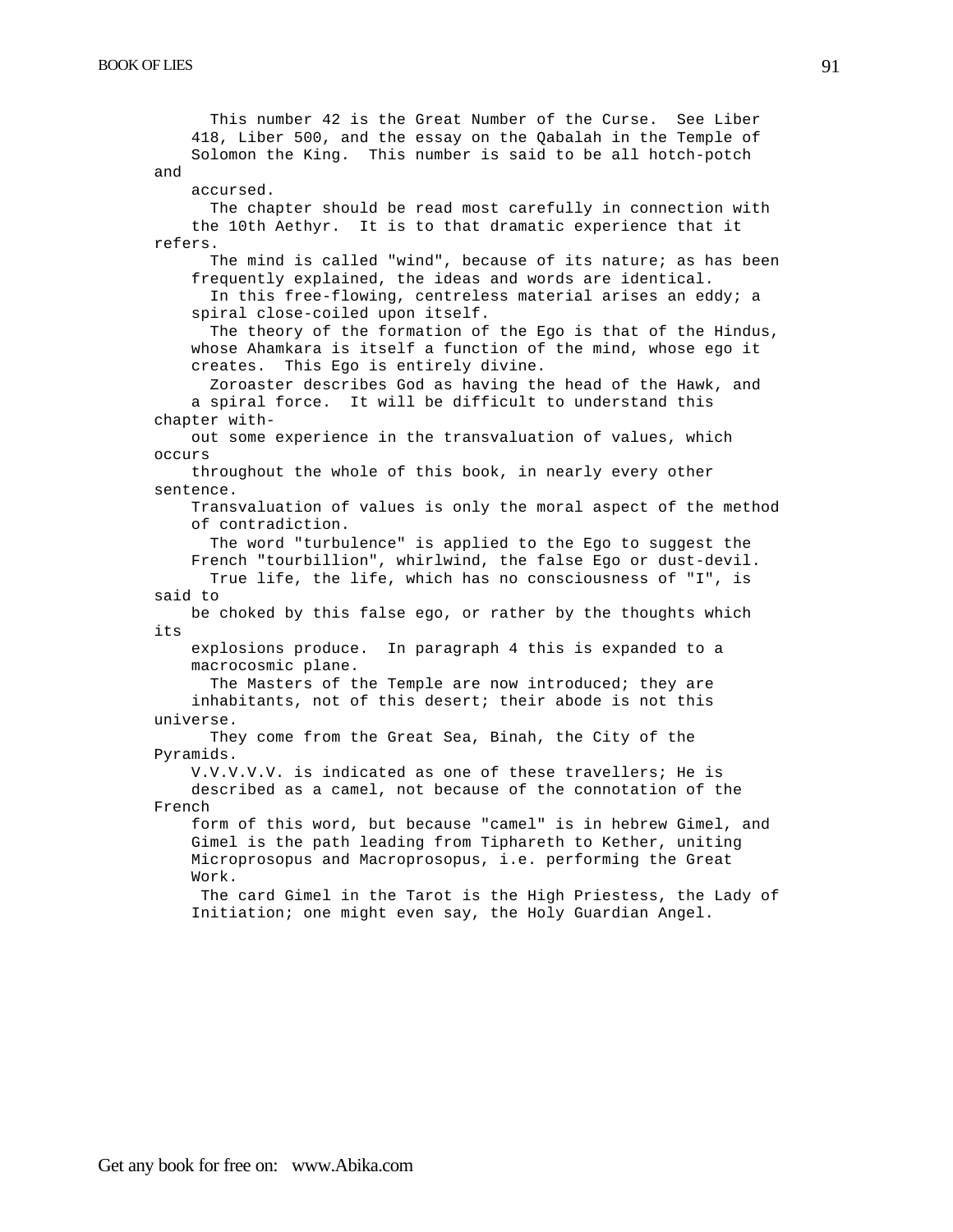This number 42 is the Great Number of the Curse. See Liber 418, Liber 500, and the essay on the Qabalah in the Temple of Solomon the King. This number is said to be all hotch-potch and accursed.

The chapter should be read most carefully in connection with the 10th Aethyr. It is to that dramatic experience that it refers.

The mind is called "wind", because of its nature; as has been frequently explained, the ideas and words are identical.

In this free-flowing, centreless material arises an eddy; a spiral close-coiled upon itself.

The theory of the formation of the Ego is that of the Hindus, whose Ahamkara is itself a function of the mind, whose ego it creates. This Ego is entirely divine.

Zoroaster describes God as having the head of the Hawk, and a spiral force. It will be difficult to understand this chapter without some experience in the transvaluation of values, which occurs throughout the whole of this book, in nearly every other sentence.

Transvaluation of values is only the moral aspect of the method of contradiction.

The word "turbulence" is applied to the Ego to suggest the French "tourbillion", whirlwind, the false Ego or dust-devil.

True life, the life, which has no consciousness of "I", is said to be choked by this false ego, or rather by the thoughts which its explosions produce. In paragraph 4 this is expanded to a macrocosmic plane.

The Masters of the Temple are now introduced; they are inhabitants, not of this desert; their abode is not this universe.

They come from the Great Sea, Binah, the City of the Pyramids.

V.V.V.V.V. is indicated as one of these travellers; He is described as a camel, not because of the connotation of the French form of this word, but because "camel" is in hebrew Gimel, and Gimel is the path leading from Tiphareth to Kether, uniting Microprosopus and Macroprosopus, i.e. performing the Great Work.

The card Gimel in the Tarot is the High Priestess, the Lady of Initiation; one might even say, the Holy Guardian Angel.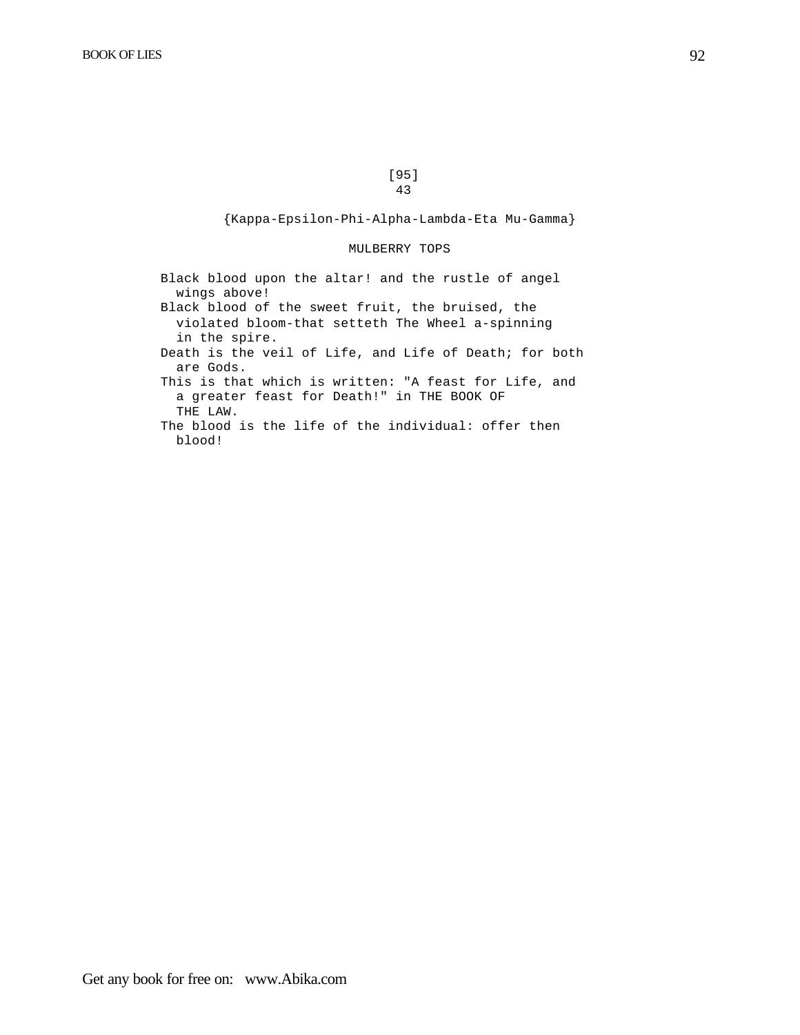[95]
43

{Kappa-Epsilon-Phi-Alpha-Lambda-Eta Mu-Gamma}

MULBERRY TOPS

Black blood upon the altar! and the rustle of angel wings above!

Black blood of the sweet fruit, the bruised, the violated bloom-that setteth The Wheel a-spinning in the spire.

Death is the veil of Life, and Life of Death; for both are Gods.

This is that which is written: "A feast for Life, and a greater feast for Death!" in THE BOOK OF THE LAW.

The blood is the life of the individual: offer then blood!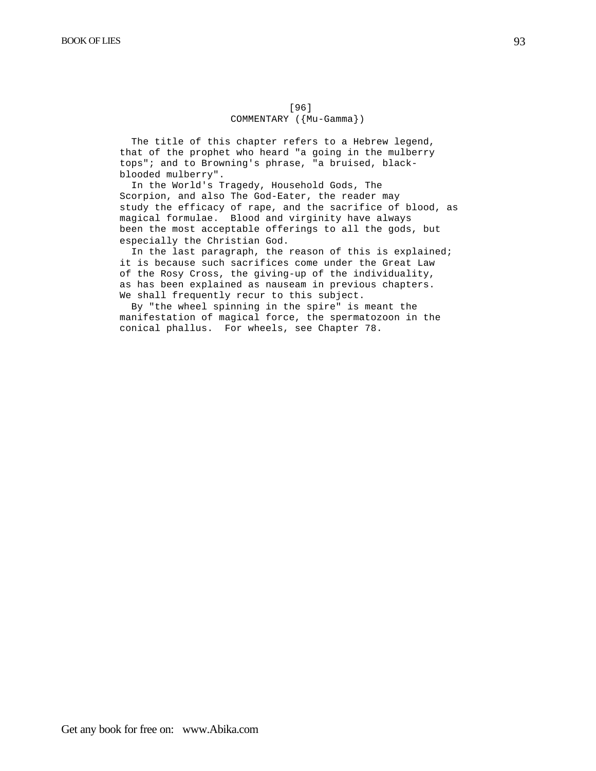[96]

COMMENTARY ({Mu-Gamma})

The title of this chapter refers to a Hebrew legend, that of the prophet who heard "a going in the mulberry tops"; and to Browning's phrase, "a bruised, black-blooded mulberry".

In the World's Tragedy, Household Gods, The Scorpion, and also The God-Eater, the reader may study the efficacy of rape, and the sacrifice of blood, as magical formulae. Blood and virginity have always been the most acceptable offerings to all the gods, but especially the Christian God.

In the last paragraph, the reason of this is explained; it is because such sacrifices come under the Great Law of the Rosy Cross, the giving-up of the individuality, as has been explained as nauseam in previous chapters. We shall frequently recur to this subject.

By "the wheel spinning in the spire" is meant the manifestation of magical force, the spermatozoon in the conical phallus. For wheels, see Chapter 78.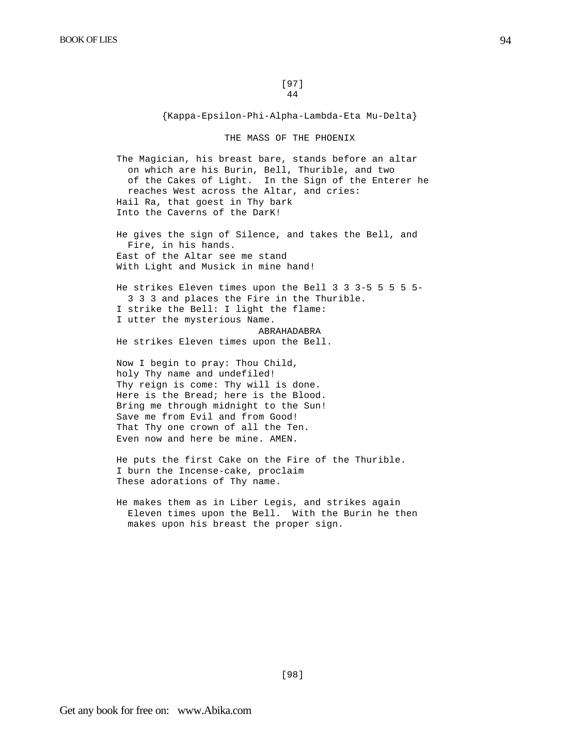[97]

44

{Kappa-Epsilon-Phi-Alpha-Lambda-Eta Mu-Delta}

## THE MASS OF THE PHOENIX

The Magician, his breast bare, stands before an altar on which are his Burin, Bell, Thurible, and two of the Cakes of Light. In the Sign of the Enterer he reaches West across the Altar, and cries:

Hail Ra, that goest in Thy bark  
Into the Caverns of the DarK!

He gives the sign of Silence, and takes the Bell, and Fire, in his hands.

East of the Altar see me stand  
With Light and Musick in mine hand!

He strikes Eleven times upon the Bell 3 3 3-5 5 5 5 5-3 3 3 and places the Fire in the Thurible.

I strike the Bell: I light the flame:  
I utter the mysterious Name.

ABRAHADABRA

He strikes Eleven times upon the Bell.

Now I begin to pray: Thou Child,  
holy Thy name and undefiled!  
Thy reign is come: Thy will is done.  
Here is the Bread; here is the Blood.  
Bring me through midnight to the Sun!  
Save me from Evil and from Good!  
That Thy one crown of all the Ten.  
Even now and here be mine. AMEN.

He puts the first Cake on the Fire of the Thurible.

I burn the Incense-cake, proclaim  
These adorations of Thy name.

He makes them as in Liber Legis, and strikes again Eleven times upon the Bell. With the Burin he then makes upon his breast the proper sign.

[98]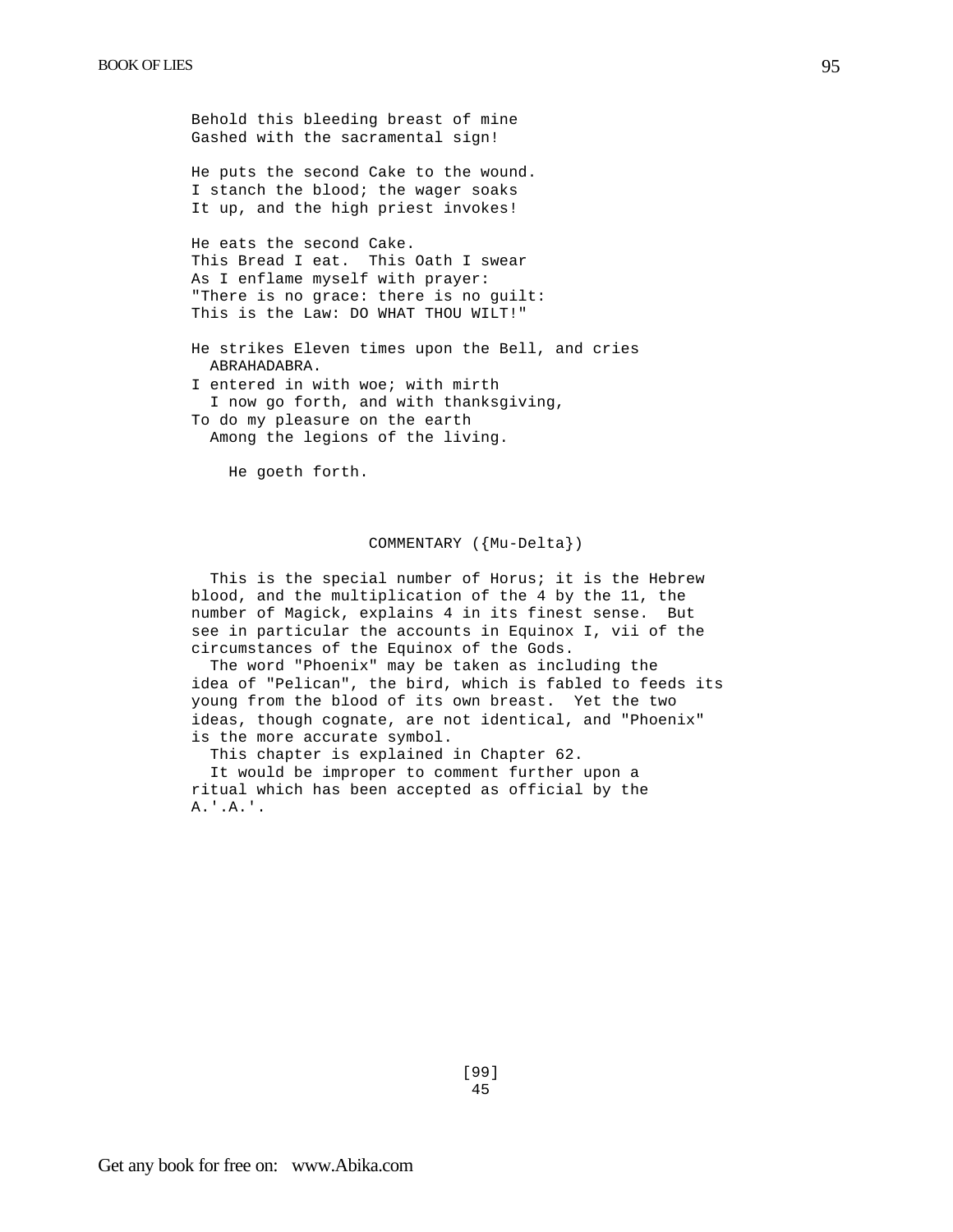Behold this bleeding breast of mine
Gashed with the sacramental sign!

He puts the second Cake to the wound.
I stanch the blood; the wager soaks
It up, and the high priest invokes!

He eats the second Cake.
This Bread I eat. This Oath I swear
As I enflame myself with prayer:
"There is no grace: there is no guilt:
This is the Law: DO WHAT THOU WILT!"

He strikes Eleven times upon the Bell, and cries
ABRAHADABRA.
I entered in with woe; with mirth
I now go forth, and with thanksgiving,
To do my pleasure on the earth
Among the legions of the living.

He goeth forth.

COMMENTARY ({Mu-Delta})

This is the special number of Horus; it is the Hebrew blood, and the multiplication of the 4 by the 11, the number of Magick, explains 4 in its finest sense. But see in particular the accounts in Equinox I, vii of the circumstances of the Equinox of the Gods.

The word "Phoenix" may be taken as including the idea of "Pelican", the bird, which is fabled to feeds its young from the blood of its own breast. Yet the two ideas, though cognate, are not identical, and "Phoenix" is the more accurate symbol.

This chapter is explained in Chapter 62.

It would be improper to comment further upon a ritual which has been accepted as official by the A.'.A.'.

[99]
45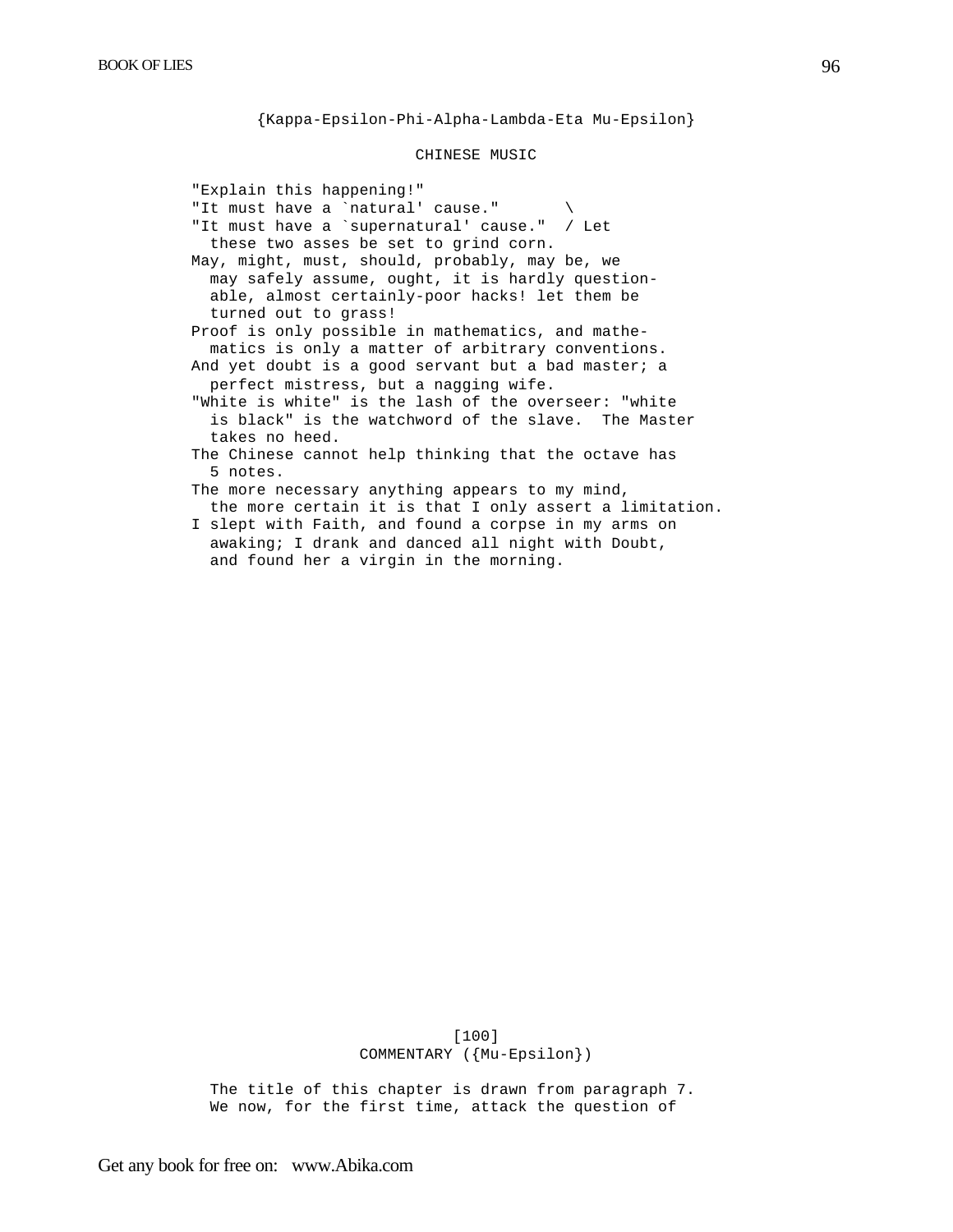{Kappa-Epsilon-Phi-Alpha-Lambda-Eta Mu-Epsilon}

CHINESE MUSIC

"Explain this happening!"
"It must have a `natural' cause."       \
"It must have a `supernatural' cause."  / Let these two asses be set to grind corn.

May, might, must, should, probably, may be, we may safely assume, ought, it is hardly questionable, almost certainly-poor hacks! let them be turned out to grass!

Proof is only possible in mathematics, and mathematics is only a matter of arbitrary conventions.

And yet doubt is a good servant but a bad master; a perfect mistress, but a nagging wife.

"White is white" is the lash of the overseer: "white is black" is the watchword of the slave. The Master takes no heed.

The Chinese cannot help thinking that the octave has 5 notes.

The more necessary anything appears to my mind, the more certain it is that I only assert a limitation.

I slept with Faith, and found a corpse in my arms on awaking; I drank and danced all night with Doubt, and found her a virgin in the morning.

[100]

COMMENTARY ({Mu-Epsilon})

The title of this chapter is drawn from paragraph 7. We now, for the first time, attack the question of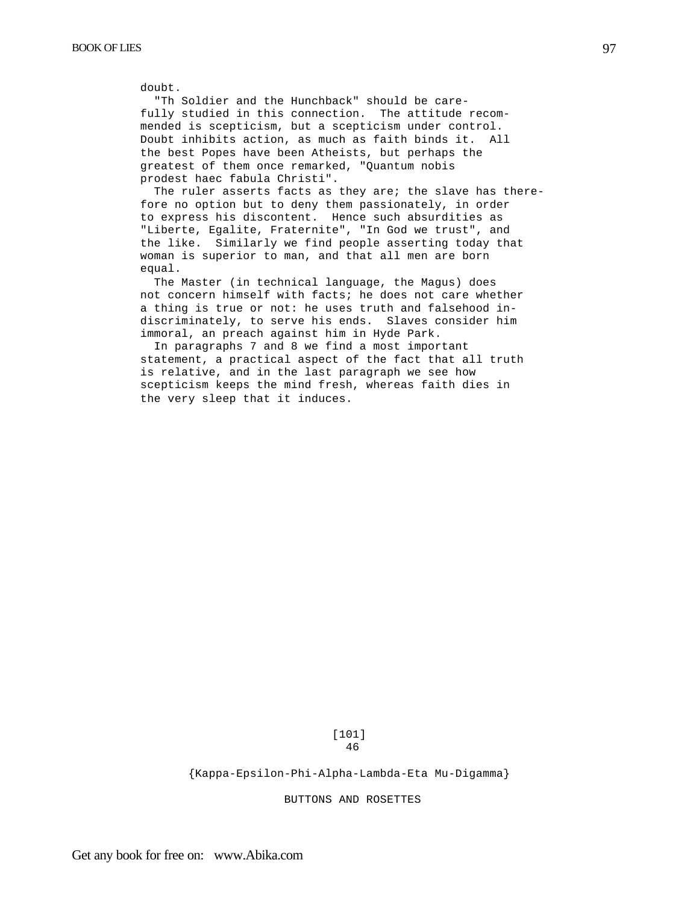doubt.

"Th Soldier and the Hunchback" should be carefully studied in this connection. The attitude recommended is scepticism, but a scepticism under control. Doubt inhibits action, as much as faith binds it. All the best Popes have been Atheists, but perhaps the greatest of them once remarked, "Quantum nobis prodest haec fabula Christi".

The ruler asserts facts as they are; the slave has therefore no option but to deny them passionately, in order to express his discontent. Hence such absurdities as "Liberte, Egalite, Fraternite", "In God we trust", and the like. Similarly we find people asserting today that woman is superior to man, and that all men are born equal.

The Master (in technical language, the Magus) does not concern himself with facts; he does not care whether a thing is true or not: he uses truth and falsehood indiscriminately, to serve his ends. Slaves consider him immoral, an preach against him in Hyde Park.

In paragraphs 7 and 8 we find a most important statement, a practical aspect of the fact that all truth is relative, and in the last paragraph we see how scepticism keeps the mind fresh, whereas faith dies in the very sleep that it induces.

[101]

46

{Kappa-Epsilon-Phi-Alpha-Lambda-Eta Mu-Digamma}

BUTTONS AND ROSETTES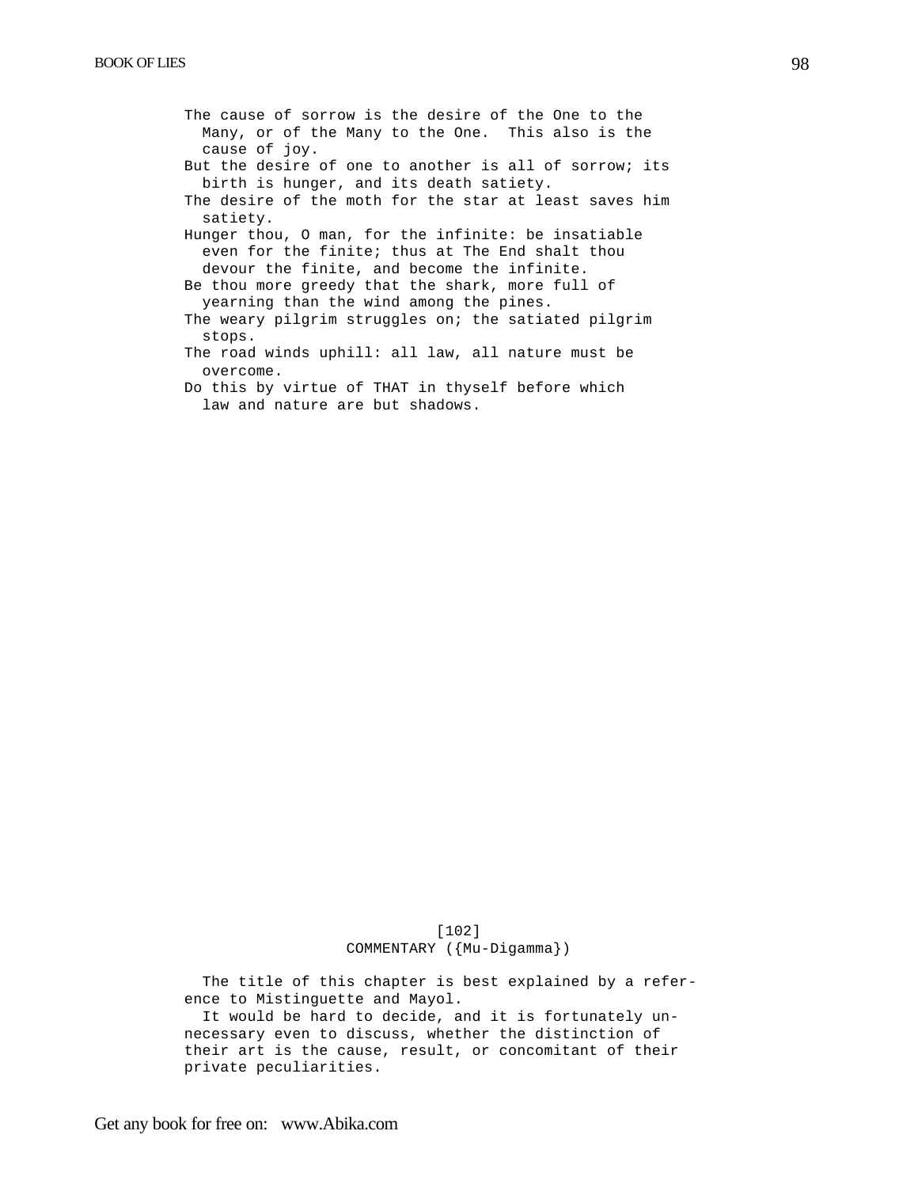The cause of sorrow is the desire of the One to the Many, or of the Many to the One. This also is the cause of joy.

But the desire of one to another is all of sorrow; its birth is hunger, and its death satiety.

The desire of the moth for the star at least saves him satiety.

Hunger thou, O man, for the infinite: be insatiable even for the finite; thus at The End shalt thou devour the finite, and become the infinite.

Be thou more greedy that the shark, more full of yearning than the wind among the pines.

The weary pilgrim struggles on; the satiated pilgrim stops.

The road winds uphill: all law, all nature must be overcome.

Do this by virtue of THAT in thyself before which law and nature are but shadows.

[102]

COMMENTARY ({Mu-Digamma})

The title of this chapter is best explained by a reference to Mistinguette and Mayol.

It would be hard to decide, and it is fortunately unnecessary even to discuss, whether the distinction of their art is the cause, result, or concomitant of their private peculiarities.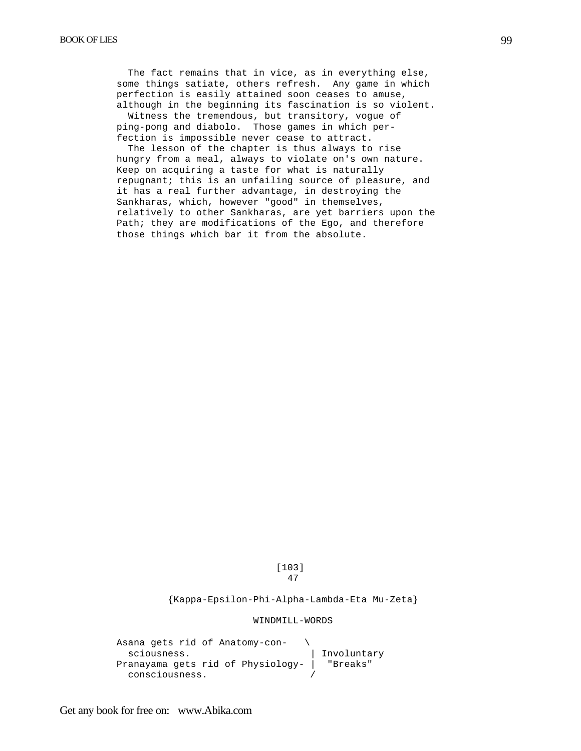The fact remains that in vice, as in everything else, some things satiate, others refresh. Any game in which perfection is easily attained soon ceases to amuse, although in the beginning its fascination is so violent.

Witness the tremendous, but transitory, vogue of ping-pong and diabolo. Those games in which perfection is impossible never cease to attract.

The lesson of the chapter is thus always to rise hungry from a meal, always to violate on's own nature. Keep on acquiring a taste for what is naturally repugnant; this is an unfailing source of pleasure, and it has a real further advantage, in destroying the Sankharas, which, however "good" in themselves, relatively to other Sankharas, are yet barriers upon the Path; they are modifications of the Ego, and therefore those things which bar it from the absolute.

[103]

47

{Kappa-Epsilon-Phi-Alpha-Lambda-Eta Mu-Zeta}

WINDMILL-WORDS

```
Asana gets rid of Anatomy-con-    \
  sciousness.                      | Involuntary
Pranayama gets rid of Physiology- |  "Breaks"
  consciousness.                   /
```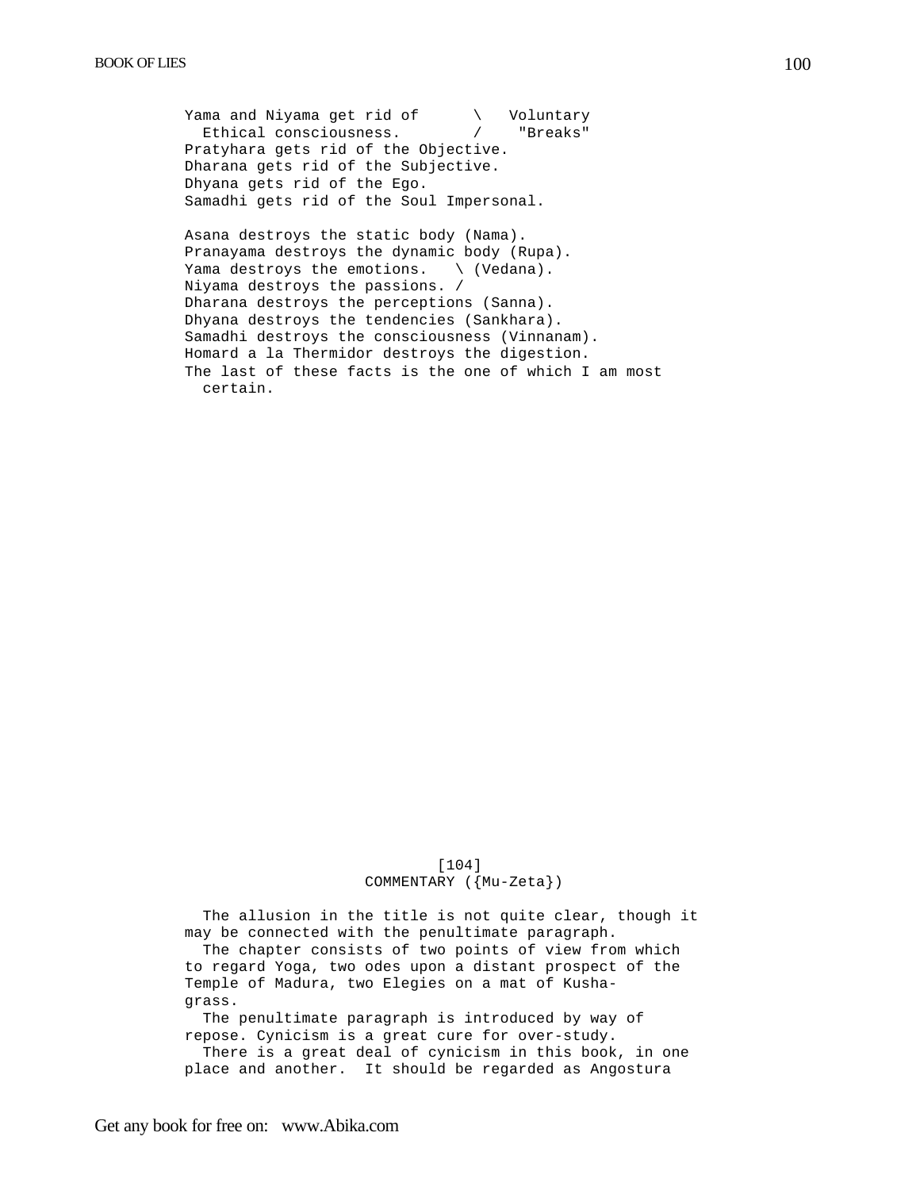```
Yama and Niyama get rid of      \   Voluntary
  Ethical consciousness.        /    "Breaks"
Pratyhara gets rid of the Objective.
Dharana gets rid of the Subjective.
Dhyana gets rid of the Ego.
Samadhi gets rid of the Soul Impersonal.

Asana destroys the static body (Nama).
Pranayama destroys the dynamic body (Rupa).
Yama destroys the emotions.   \ (Vedana).
Niyama destroys the passions. /
Dharana destroys the perceptions (Sanna).
Dhyana destroys the tendencies (Sankhara).
Samadhi destroys the consciousness (Vinnanam).
Homard a la Thermidor destroys the digestion.
The last of these facts is the one of which I am most
  certain.
```

[104]

COMMENTARY ({Mu-Zeta})

The allusion in the title is not quite clear, though it may be connected with the penultimate paragraph.

The chapter consists of two points of view from which to regard Yoga, two odes upon a distant prospect of the Temple of Madura, two Elegies on a mat of Kusha-grass.

The penultimate paragraph is introduced by way of repose. Cynicism is a great cure for over-study.

There is a great deal of cynicism in this book, in one place and another. It should be regarded as Angostura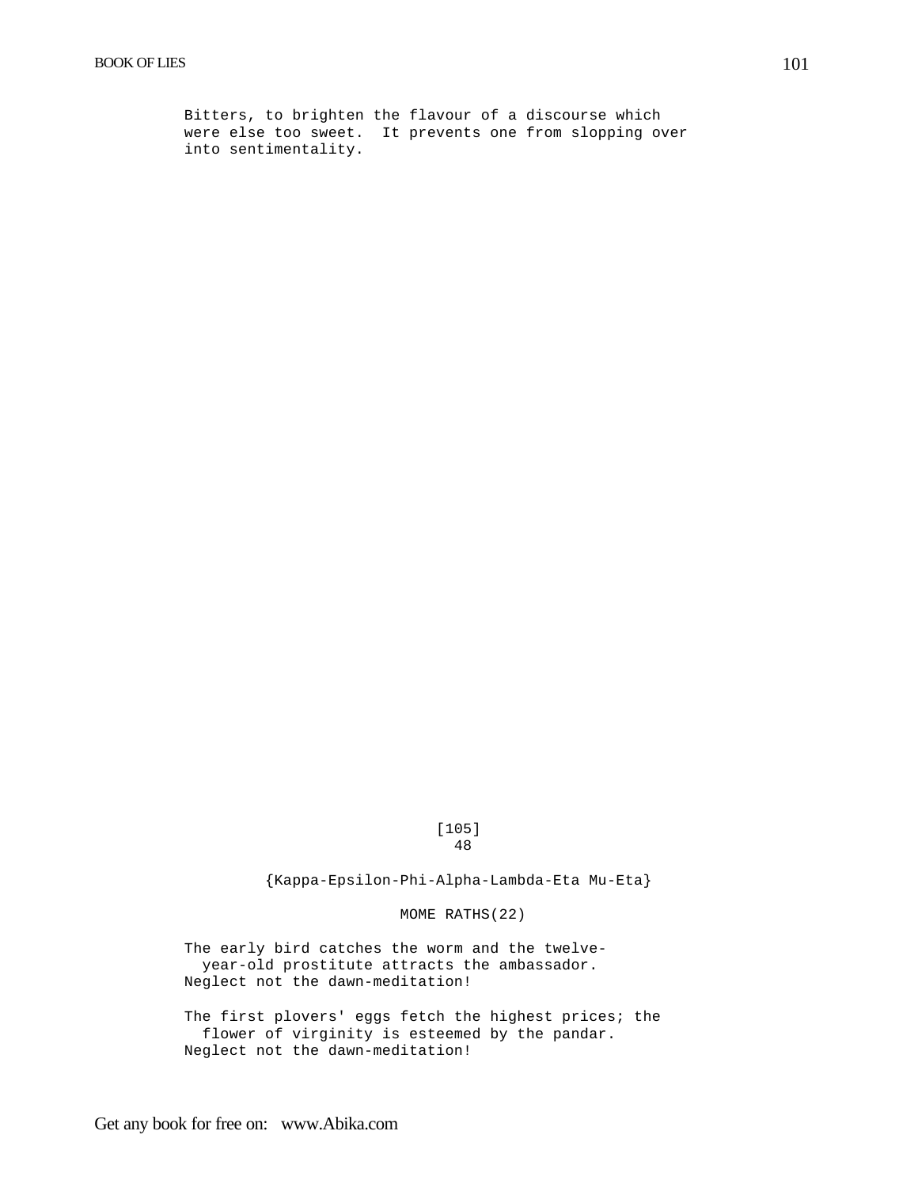Bitters, to brighten the flavour of a discourse which were else too sweet. It prevents one from slopping over into sentimentality.

[105]

48

{Kappa-Epsilon-Phi-Alpha-Lambda-Eta Mu-Eta}

## MOME RATHS(22)

The early bird catches the worm and the twelve-year-old prostitute attracts the ambassador.
Neglect not the dawn-meditation!

The first plovers' eggs fetch the highest prices; the flower of virginity is esteemed by the pandar.
Neglect not the dawn-meditation!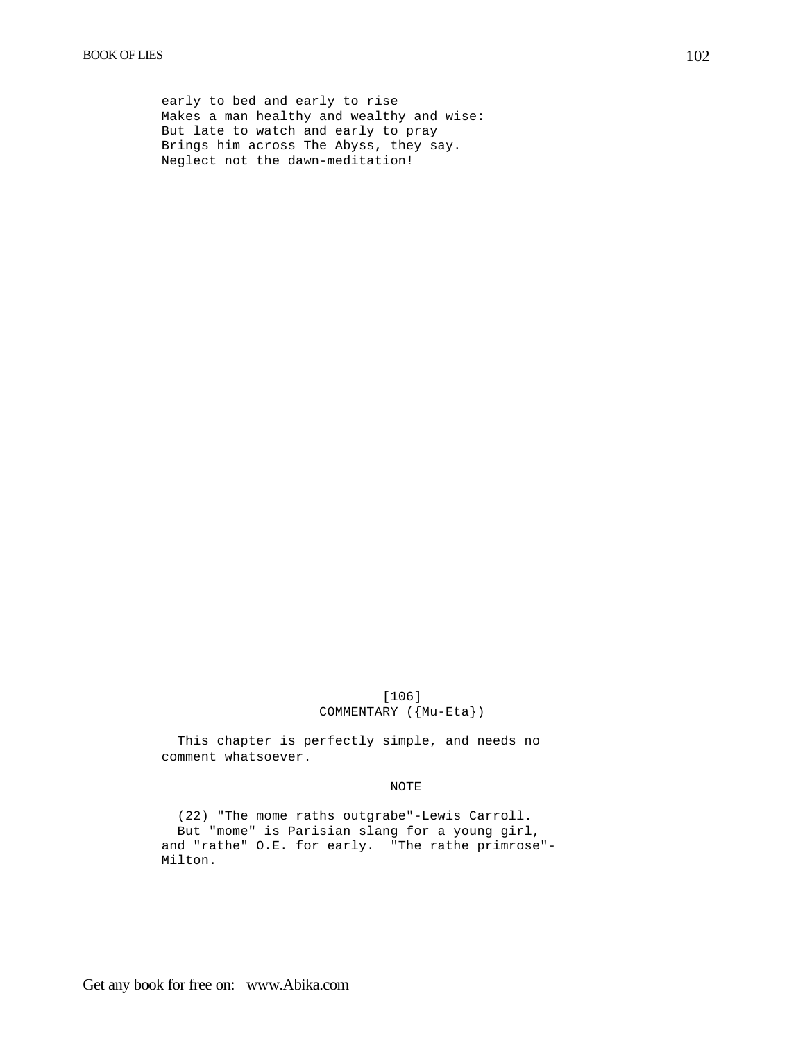early to bed and early to rise
Makes a man healthy and wealthy and wise:
But late to watch and early to pray
Brings him across The Abyss, they say.
Neglect not the dawn-meditation!

[106]

COMMENTARY ({Mu-Eta})

This chapter is perfectly simple, and needs no comment whatsoever.

NOTE

(22) "The mome raths outgrabe"-Lewis Carroll.
But "mome" is Parisian slang for a young girl, and "rathe" O.E. for early. "The rathe primrose"-Milton.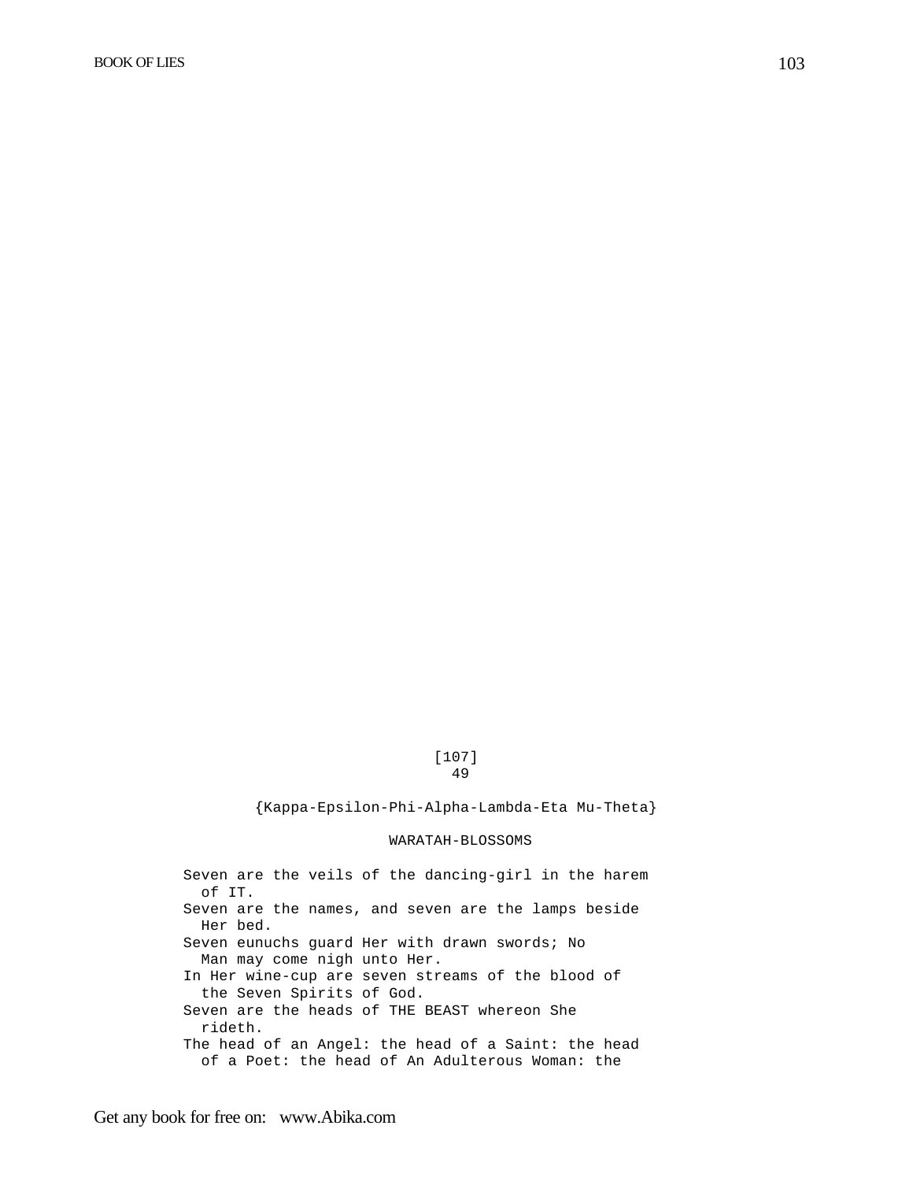[107]

49

{Kappa-Epsilon-Phi-Alpha-Lambda-Eta Mu-Theta}

## WARATAH-BLOSSOMS

Seven are the veils of the dancing-girl in the harem of IT.
Seven are the names, and seven are the lamps beside Her bed.
Seven eunuchs guard Her with drawn swords; No Man may come nigh unto Her.
In Her wine-cup are seven streams of the blood of the Seven Spirits of God.
Seven are the heads of THE BEAST whereon She rideth.
The head of an Angel: the head of a Saint: the head of a Poet: the head of An Adulterous Woman: the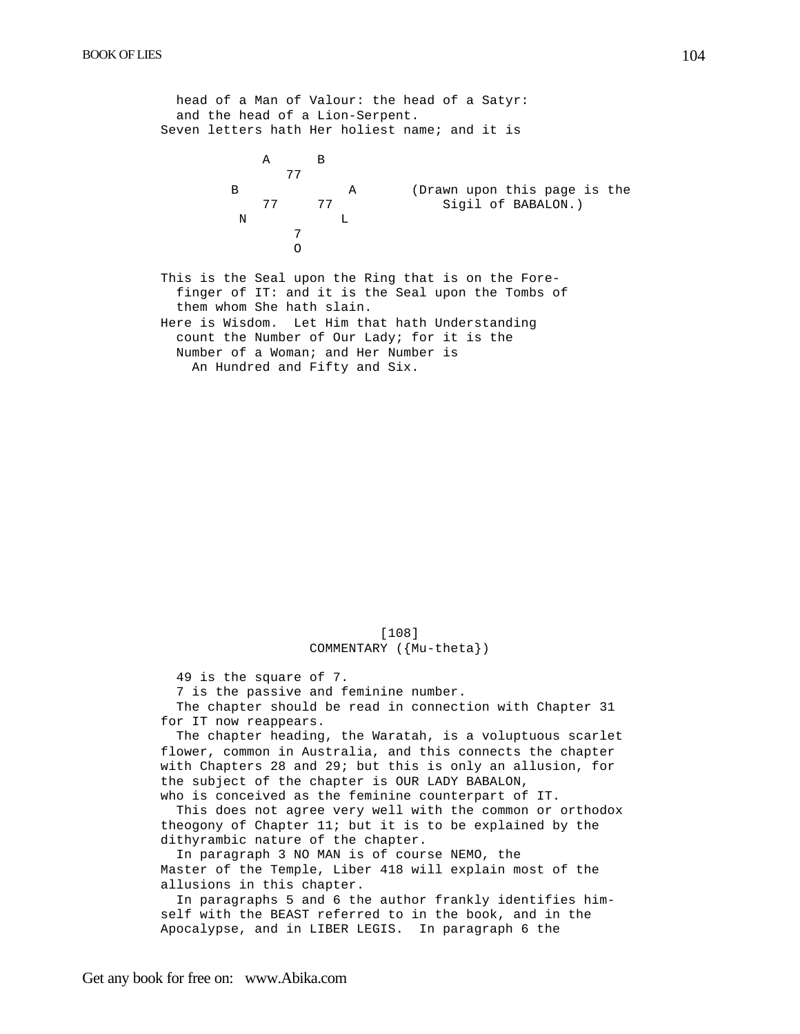head of a Man of Valour: the head of a Satyr: and the head of a Lion-Serpent.

Seven letters hath Her holiest name; and it is

```
             A      B
                77
        B              A       (Drawn upon this page is the
            77     77              Sigil of BABALON.)
         N            L
                 7
                 O
```

This is the Seal upon the Ring that is on the Forefinger of IT: and it is the Seal upon the Tombs of them whom She hath slain.

Here is Wisdom. Let Him that hath Understanding count the Number of Our Lady; for it is the Number of a Woman; and Her Number is
An Hundred and Fifty and Six.

[108]

COMMENTARY ({Mu-theta})

49 is the square of 7.

7 is the passive and feminine number.

The chapter should be read in connection with Chapter 31 for IT now reappears.

The chapter heading, the Waratah, is a voluptuous scarlet flower, common in Australia, and this connects the chapter with Chapters 28 and 29; but this is only an allusion, for the subject of the chapter is OUR LADY BABALON, who is conceived as the feminine counterpart of IT.

This does not agree very well with the common or orthodox theogony of Chapter 11; but it is to be explained by the dithyrambic nature of the chapter.

In paragraph 3 NO MAN is of course NEMO, the Master of the Temple, Liber 418 will explain most of the allusions in this chapter.

In paragraphs 5 and 6 the author frankly identifies himself with the BEAST referred to in the book, and in the Apocalypse, and in LIBER LEGIS. In paragraph 6 the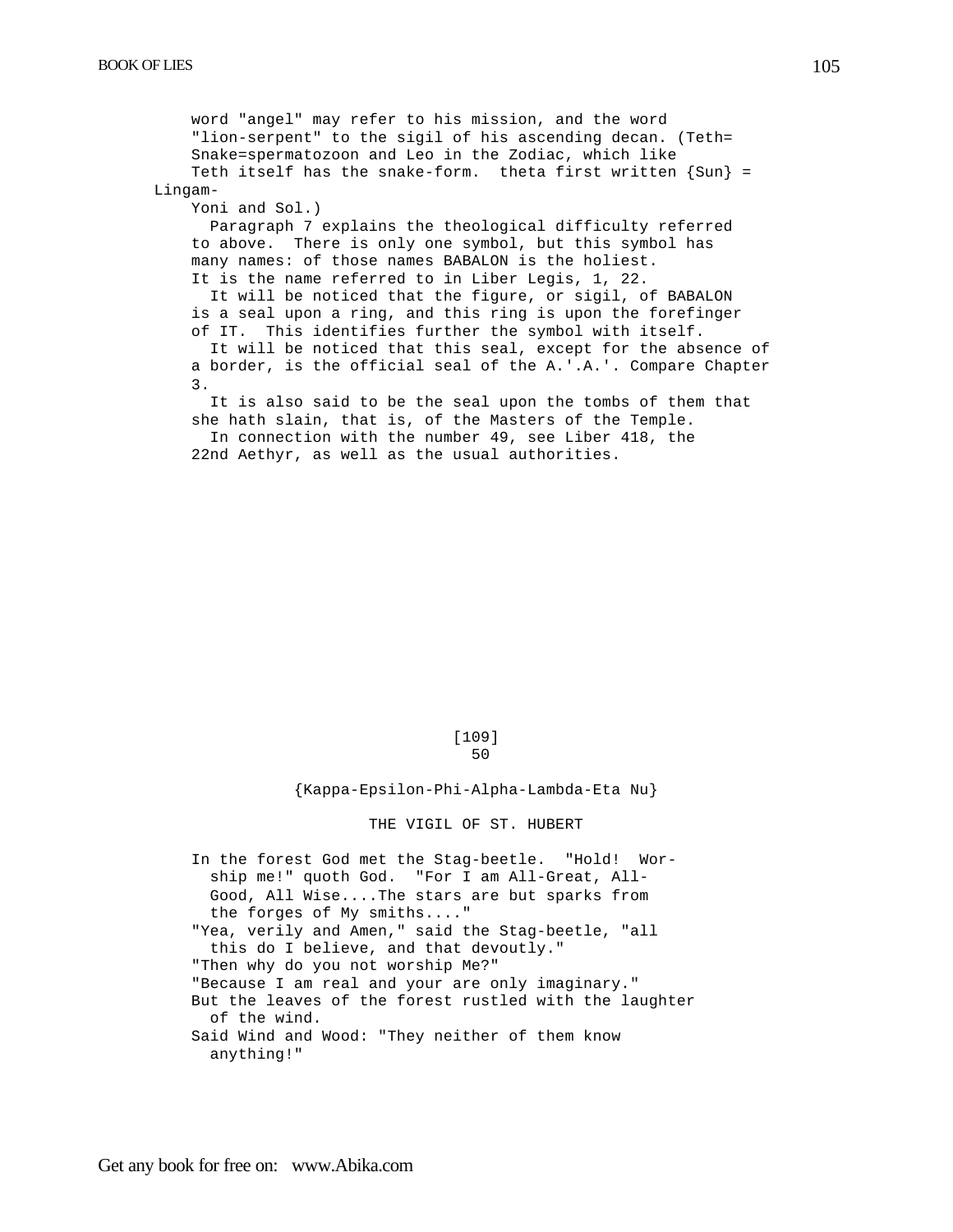word "angel" may refer to his mission, and the word "lion-serpent" to the sigil of his ascending decan. (Teth= Snake=spermatozoon and Leo in the Zodiac, which like Teth itself has the snake-form. theta first written {Sun} = Lingam-Yoni and Sol.)

Paragraph 7 explains the theological difficulty referred to above. There is only one symbol, but this symbol has many names: of those names BABALON is the holiest. It is the name referred to in Liber Legis, 1, 22.

It will be noticed that the figure, or sigil, of BABALON is a seal upon a ring, and this ring is upon the forefinger of IT. This identifies further the symbol with itself.

It will be noticed that this seal, except for the absence of a border, is the official seal of the A.'.A.'. Compare Chapter 3.

It is also said to be the seal upon the tombs of them that she hath slain, that is, of the Masters of the Temple.

In connection with the number 49, see Liber 418, the 22nd Aethyr, as well as the usual authorities.

[109]

# 50

## {Kappa-Epsilon-Phi-Alpha-Lambda-Eta Nu}

## THE VIGIL OF ST. HUBERT

In the forest God met the Stag-beetle. "Hold! Worship me!" quoth God. "For I am All-Great, All-Good, All Wise....The stars are but sparks from the forges of My smiths...."

"Yea, verily and Amen," said the Stag-beetle, "all this do I believe, and that devoutly."

"Then why do you not worship Me?"

"Because I am real and your are only imaginary."

But the leaves of the forest rustled with the laughter of the wind.

Said Wind and Wood: "They neither of them know anything!"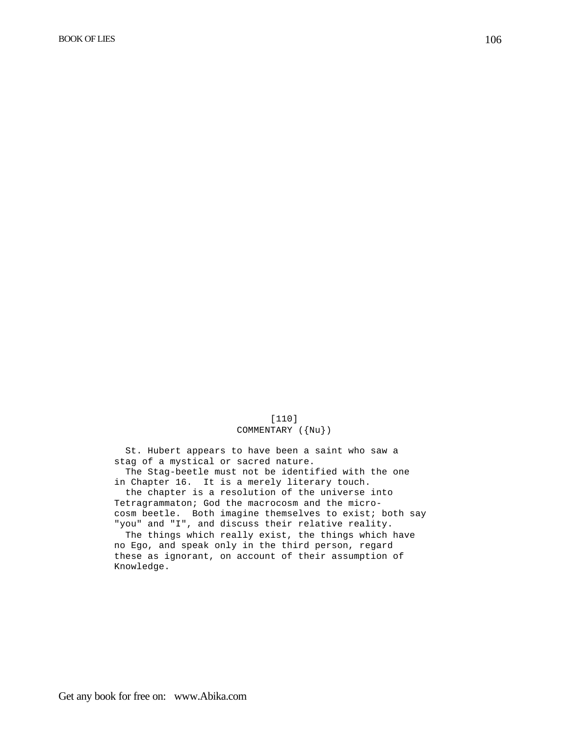[110]

## COMMENTARY ({Nu})

St. Hubert appears to have been a saint who saw a stag of a mystical or sacred nature.

The Stag-beetle must not be identified with the one in Chapter 16. It is a merely literary touch.

the chapter is a resolution of the universe into Tetragrammaton; God the macrocosm and the microcosm beetle. Both imagine themselves to exist; both say "you" and "I", and discuss their relative reality.

The things which really exist, the things which have no Ego, and speak only in the third person, regard these as ignorant, on account of their assumption of Knowledge.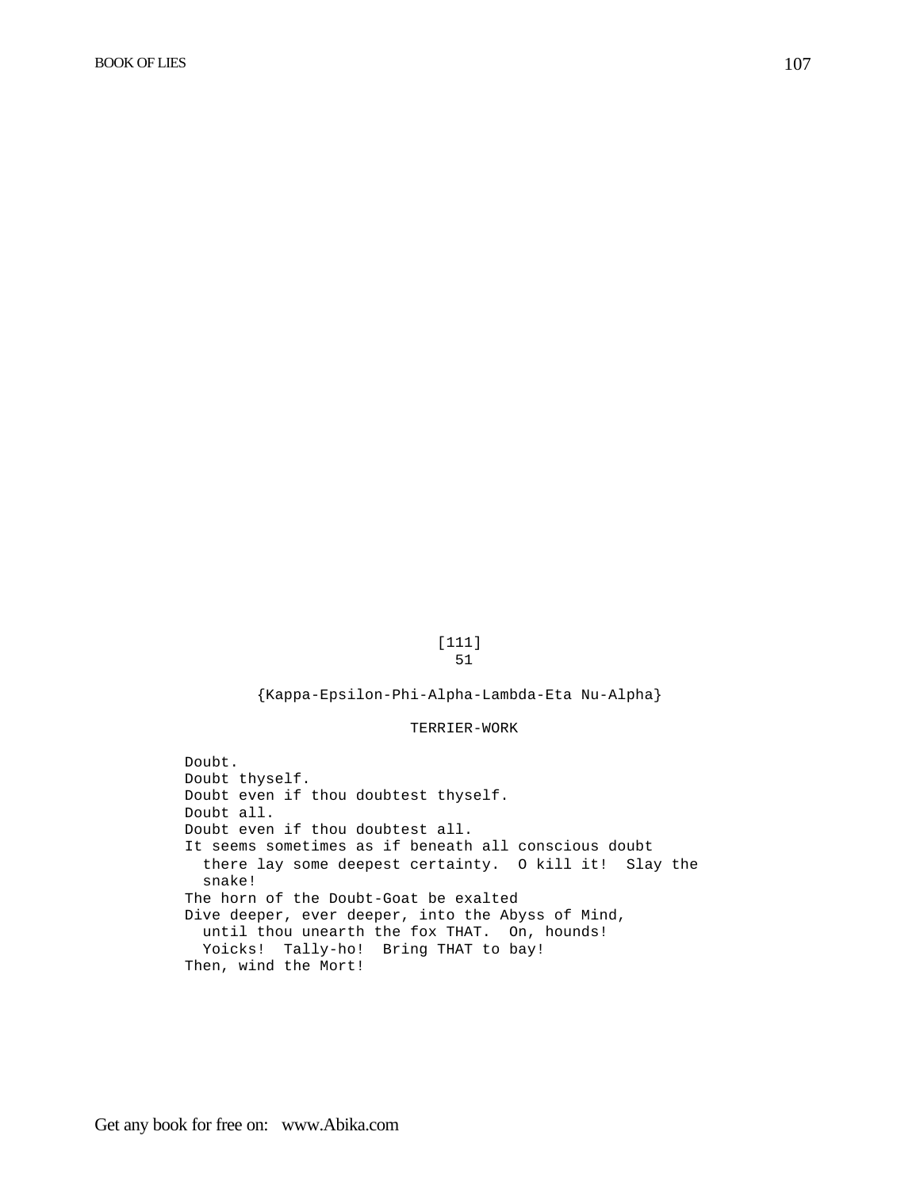[111]

51

{Kappa-Epsilon-Phi-Alpha-Lambda-Eta Nu-Alpha}

## TERRIER-WORK

Doubt.
Doubt thyself.
Doubt even if thou doubtest thyself.
Doubt all.
Doubt even if thou doubtest all.
It seems sometimes as if beneath all conscious doubt there lay some deepest certainty. O kill it! Slay the snake!
The horn of the Doubt-Goat be exalted
Dive deeper, ever deeper, into the Abyss of Mind, until thou unearth the fox THAT. On, hounds! Yoicks! Tally-ho! Bring THAT to bay!
Then, wind the Mort!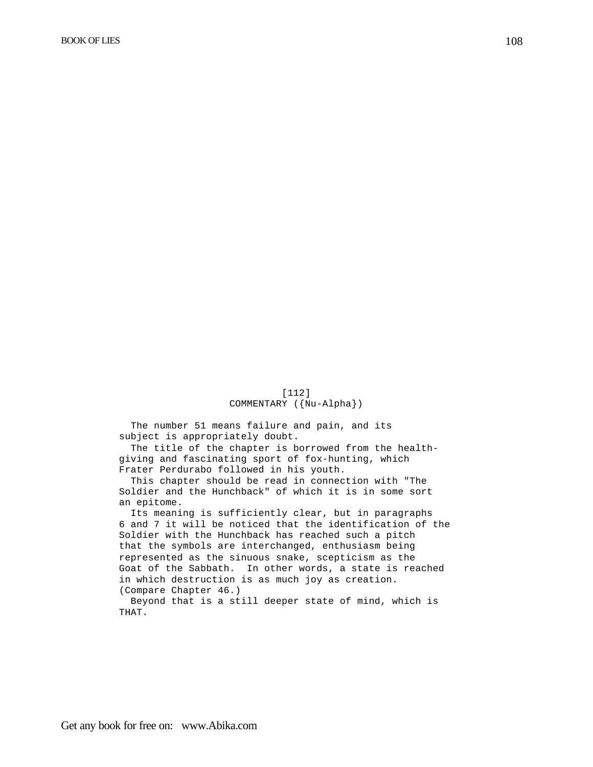[112]

## COMMENTARY ({Nu-Alpha})

The number 51 means failure and pain, and its subject is appropriately doubt.

The title of the chapter is borrowed from the health-giving and fascinating sport of fox-hunting, which Frater Perdurabo followed in his youth.

This chapter should be read in connection with "The Soldier and the Hunchback" of which it is in some sort an epitome.

Its meaning is sufficiently clear, but in paragraphs 6 and 7 it will be noticed that the identification of the Soldier with the Hunchback has reached such a pitch that the symbols are interchanged, enthusiasm being represented as the sinuous snake, scepticism as the Goat of the Sabbath. In other words, a state is reached in which destruction is as much joy as creation. (Compare Chapter 46.)

Beyond that is a still deeper state of mind, which is THAT.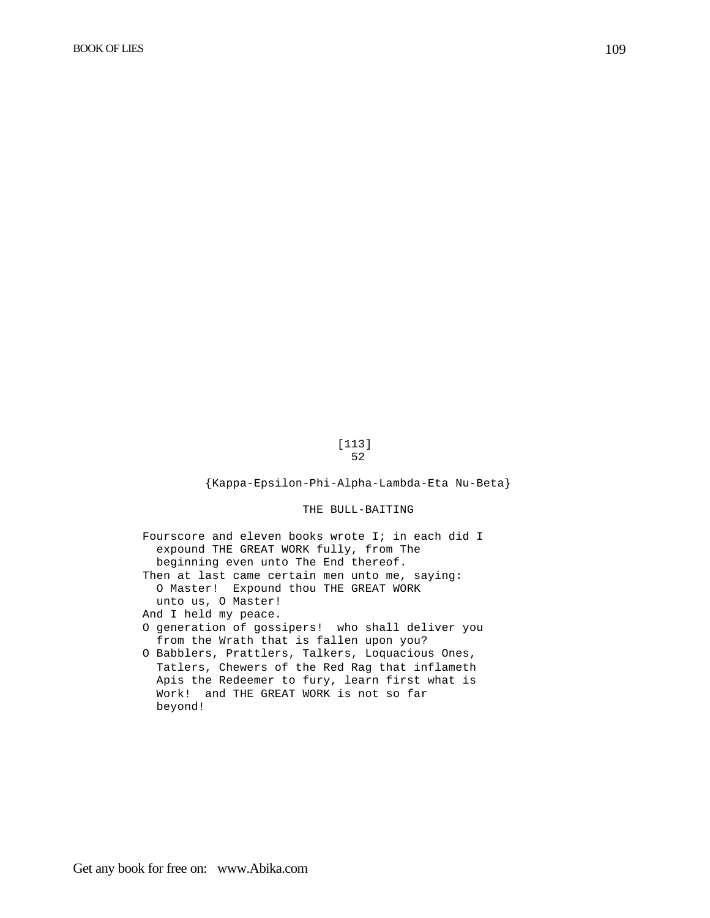[113]
52

{Kappa-Epsilon-Phi-Alpha-Lambda-Eta Nu-Beta}

THE BULL-BAITING

Fourscore and eleven books wrote I; in each did I expound THE GREAT WORK fully, from The beginning even unto The End thereof.

Then at last came certain men unto me, saying: O Master! Expound thou THE GREAT WORK unto us, O Master!

And I held my peace.

O generation of gossipers! who shall deliver you from the Wrath that is fallen upon you?

O Babblers, Prattlers, Talkers, Loquacious Ones, Tatlers, Chewers of the Red Rag that inflameth Apis the Redeemer to fury, learn first what is Work! and THE GREAT WORK is not so far beyond!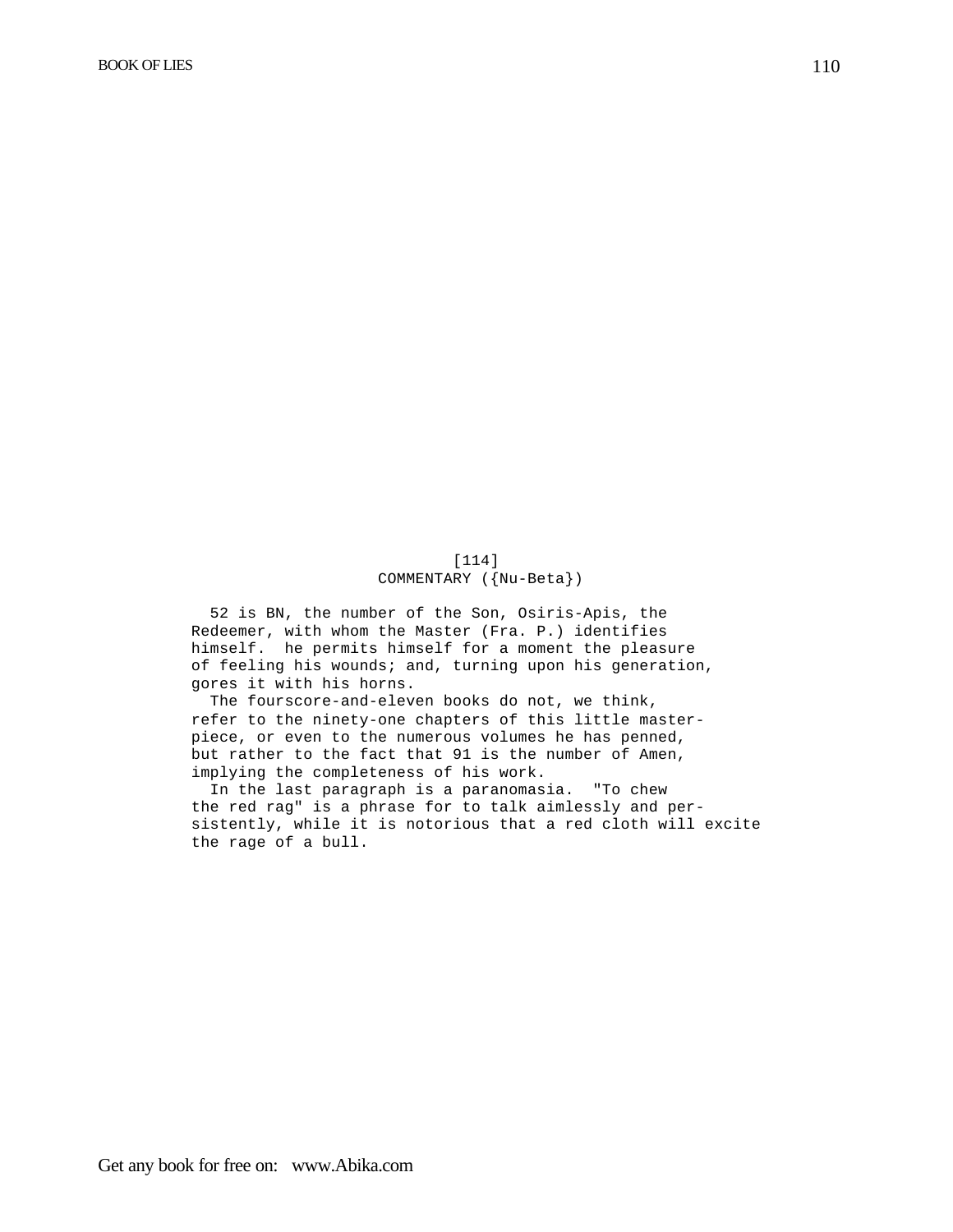[114]

## COMMENTARY ({Nu-Beta})

52 is BN, the number of the Son, Osiris-Apis, the Redeemer, with whom the Master (Fra. P.) identifies himself. he permits himself for a moment the pleasure of feeling his wounds; and, turning upon his generation, gores it with his horns.

The fourscore-and-eleven books do not, we think, refer to the ninety-one chapters of this little masterpiece, or even to the numerous volumes he has penned, but rather to the fact that 91 is the number of Amen, implying the completeness of his work.

In the last paragraph is a paranomasia. "To chew the red rag" is a phrase for to talk aimlessly and persistently, while it is notorious that a red cloth will excite the rage of a bull.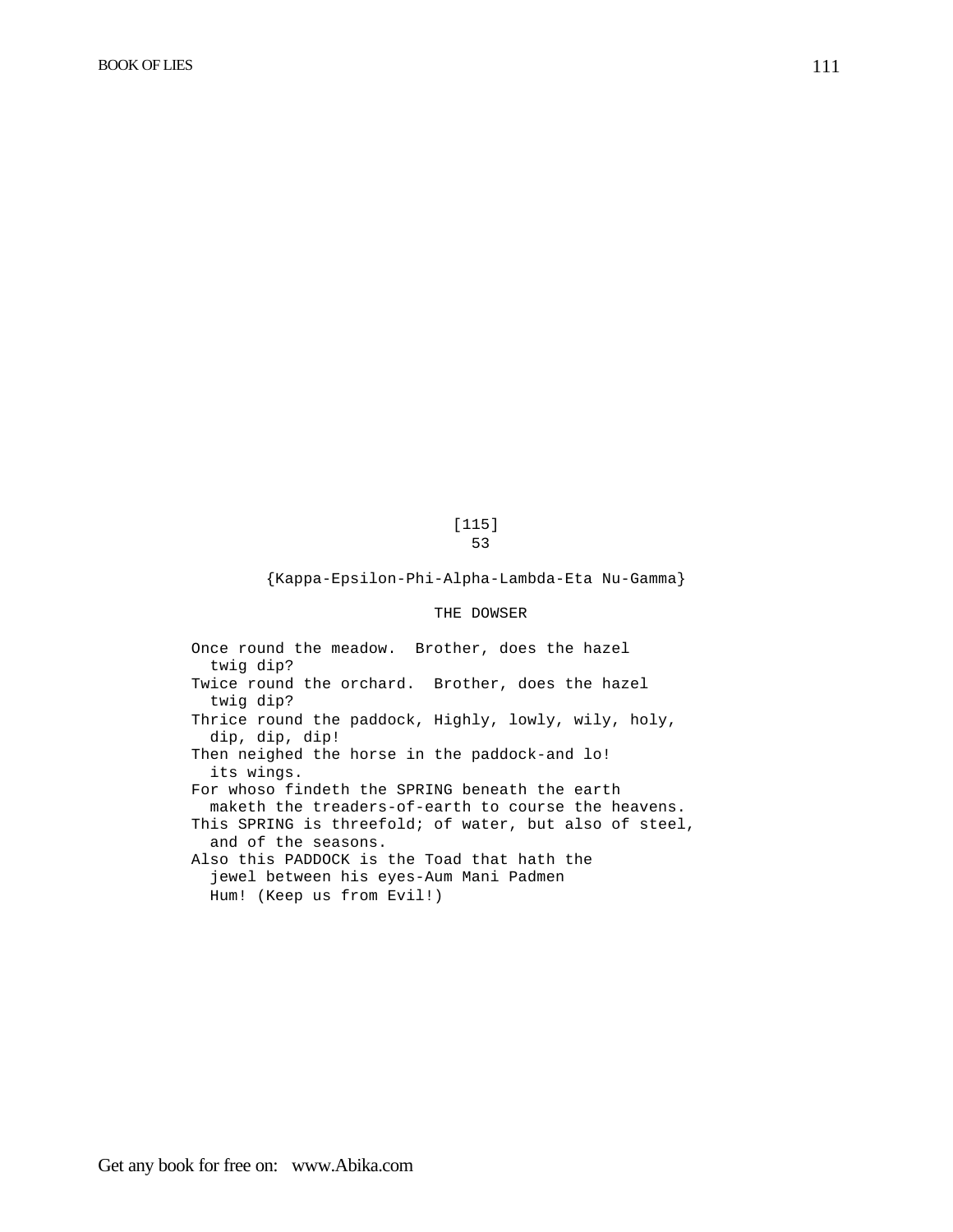[115]

53

{Kappa-Epsilon-Phi-Alpha-Lambda-Eta Nu-Gamma}

## THE DOWSER

Once round the meadow. Brother, does the hazel twig dip?
Twice round the orchard. Brother, does the hazel twig dip?
Thrice round the paddock, Highly, lowly, wily, holy, dip, dip, dip!
Then neighed the horse in the paddock-and lo! its wings.
For whoso findeth the SPRING beneath the earth maketh the treaders-of-earth to course the heavens.
This SPRING is threefold; of water, but also of steel, and of the seasons.
Also this PADDOCK is the Toad that hath the jewel between his eyes-Aum Mani Padmen Hum! (Keep us from Evil!)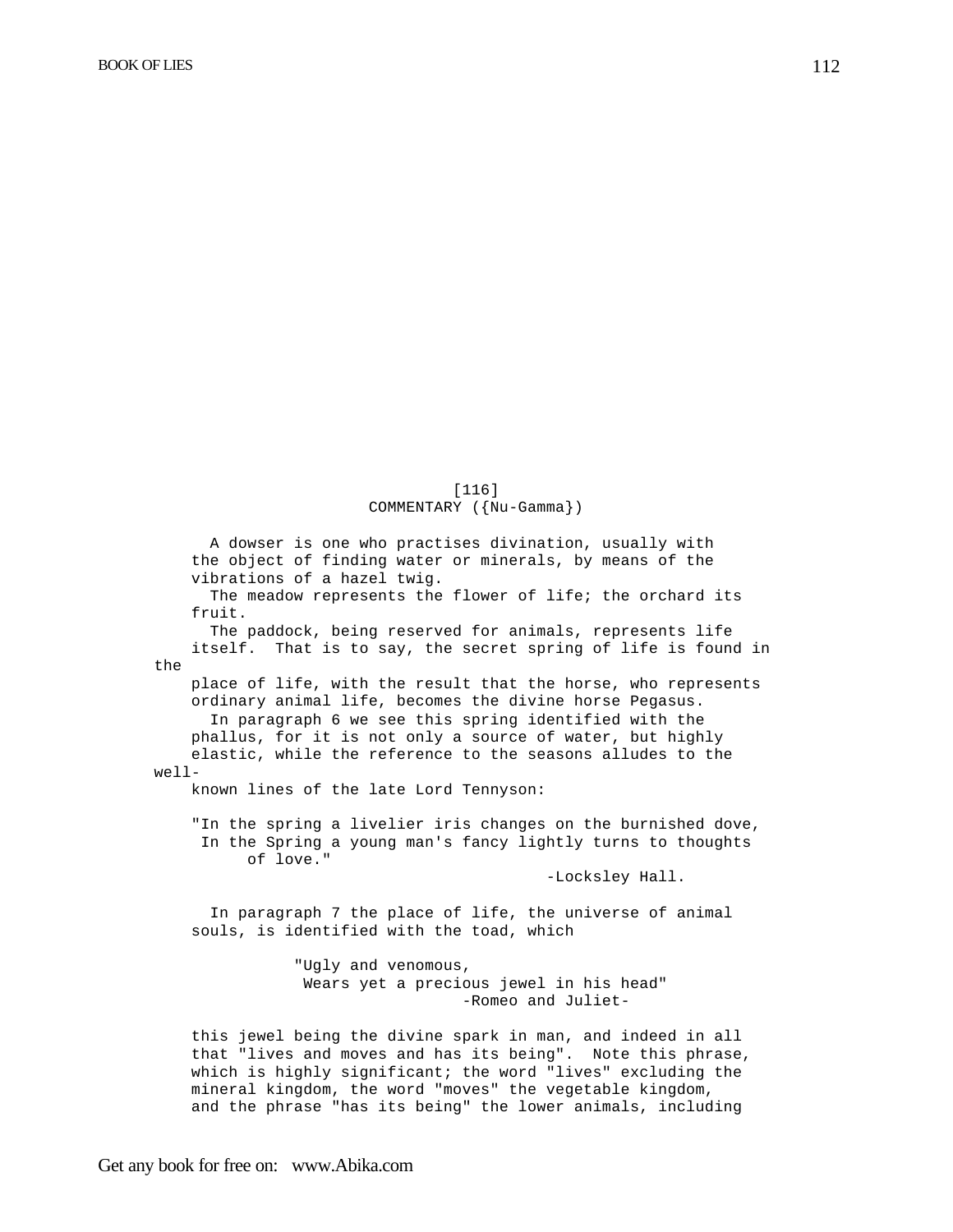[116]

## COMMENTARY ({Nu-Gamma})

A dowser is one who practises divination, usually with the object of finding water or minerals, by means of the vibrations of a hazel twig.

The meadow represents the flower of life; the orchard its fruit.

The paddock, being reserved for animals, represents life itself. That is to say, the secret spring of life is found in the place of life, with the result that the horse, who represents ordinary animal life, becomes the divine horse Pegasus.

In paragraph 6 we see this spring identified with the phallus, for it is not only a source of water, but highly elastic, while the reference to the seasons alludes to the well-known lines of the late Lord Tennyson:

> "In the spring a livelier iris changes on the burnished dove,
> In the Spring a young man's fancy lightly turns to thoughts of love."
>
> -Locksley Hall.

In paragraph 7 the place of life, the universe of animal souls, is identified with the toad, which

> "Ugly and venomous,
> Wears yet a precious jewel in his head"
>
> -Romeo and Juliet-

this jewel being the divine spark in man, and indeed in all that "lives and moves and has its being". Note this phrase, which is highly significant; the word "lives" excluding the mineral kingdom, the word "moves" the vegetable kingdom, and the phrase "has its being" the lower animals, including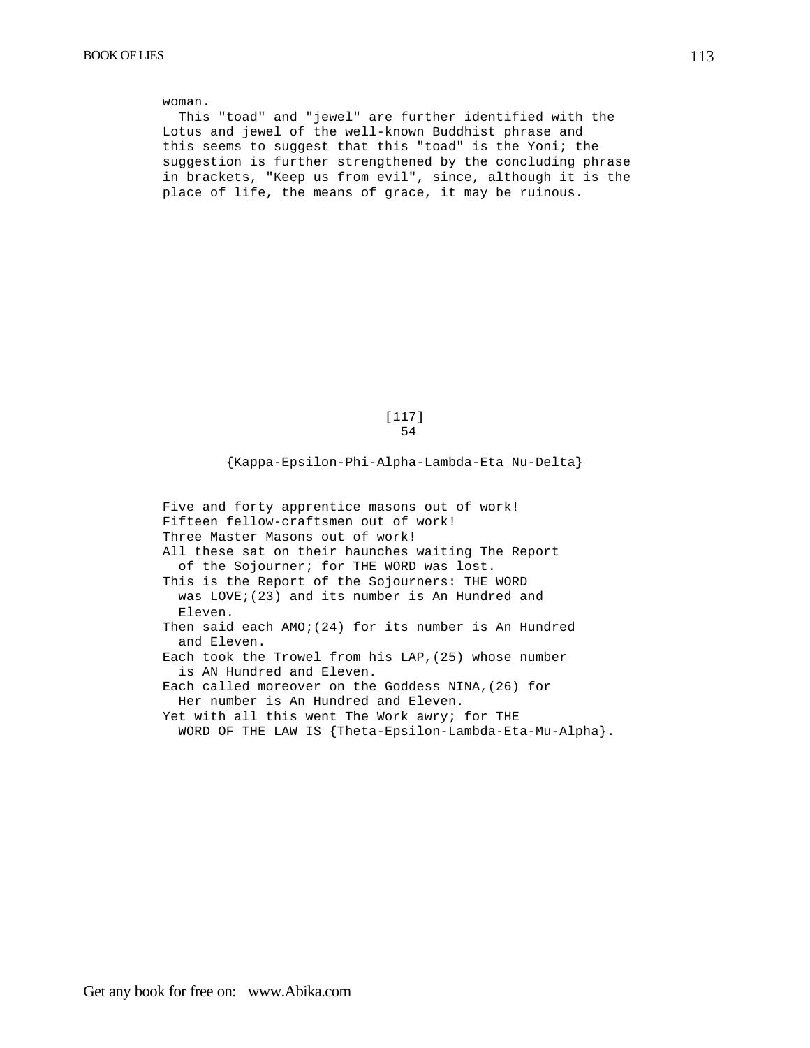woman.

This "toad" and "jewel" are further identified with the Lotus and jewel of the well-known Buddhist phrase and this seems to suggest that this "toad" is the Yoni; the suggestion is further strengthened by the concluding phrase in brackets, "Keep us from evil", since, although it is the place of life, the means of grace, it may be ruinous.

[117]

## 54

### {Kappa-Epsilon-Phi-Alpha-Lambda-Eta Nu-Delta}

Five and forty apprentice masons out of work!
Fifteen fellow-craftsmen out of work!
Three Master Masons out of work!
All these sat on their haunches waiting The Report of the Sojourner; for THE WORD was lost.
This is the Report of the Sojourners: THE WORD was LOVE;(23) and its number is An Hundred and Eleven.
Then said each AMO;(24) for its number is An Hundred and Eleven.
Each took the Trowel from his LAP,(25) whose number is AN Hundred and Eleven.
Each called moreover on the Goddess NINA,(26) for Her number is An Hundred and Eleven.
Yet with all this went The Work awry; for THE WORD OF THE LAW IS {Theta-Epsilon-Lambda-Eta-Mu-Alpha}.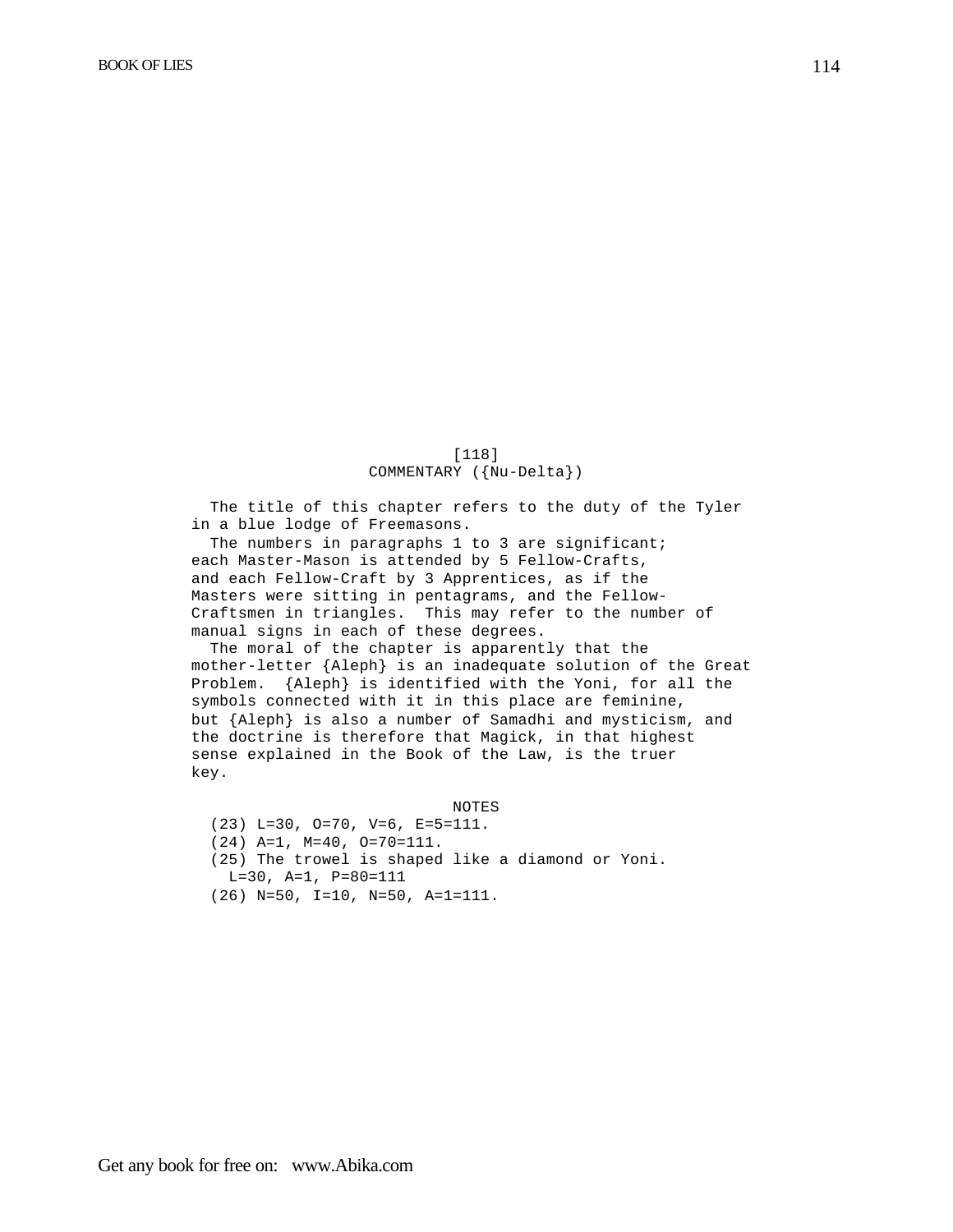[118]

COMMENTARY ({Nu-Delta})

The title of this chapter refers to the duty of the Tyler in a blue lodge of Freemasons.

The numbers in paragraphs 1 to 3 are significant; each Master-Mason is attended by 5 Fellow-Crafts, and each Fellow-Craft by 3 Apprentices, as if the Masters were sitting in pentagrams, and the Fellow-Craftsmen in triangles. This may refer to the number of manual signs in each of these degrees.

The moral of the chapter is apparently that the mother-letter {Aleph} is an inadequate solution of the Great Problem. {Aleph} is identified with the Yoni, for all the symbols connected with it in this place are feminine, but {Aleph} is also a number of Samadhi and mysticism, and the doctrine is therefore that Magick, in that highest sense explained in the Book of the Law, is the truer key.

NOTES

(23) L=30, O=70, V=6, E=5=111.

(24) A=1, M=40, O=70=111.

(25) The trowel is shaped like a diamond or Yoni.
L=30, A=1, P=80=111

(26) N=50, I=10, N=50, A=1=111.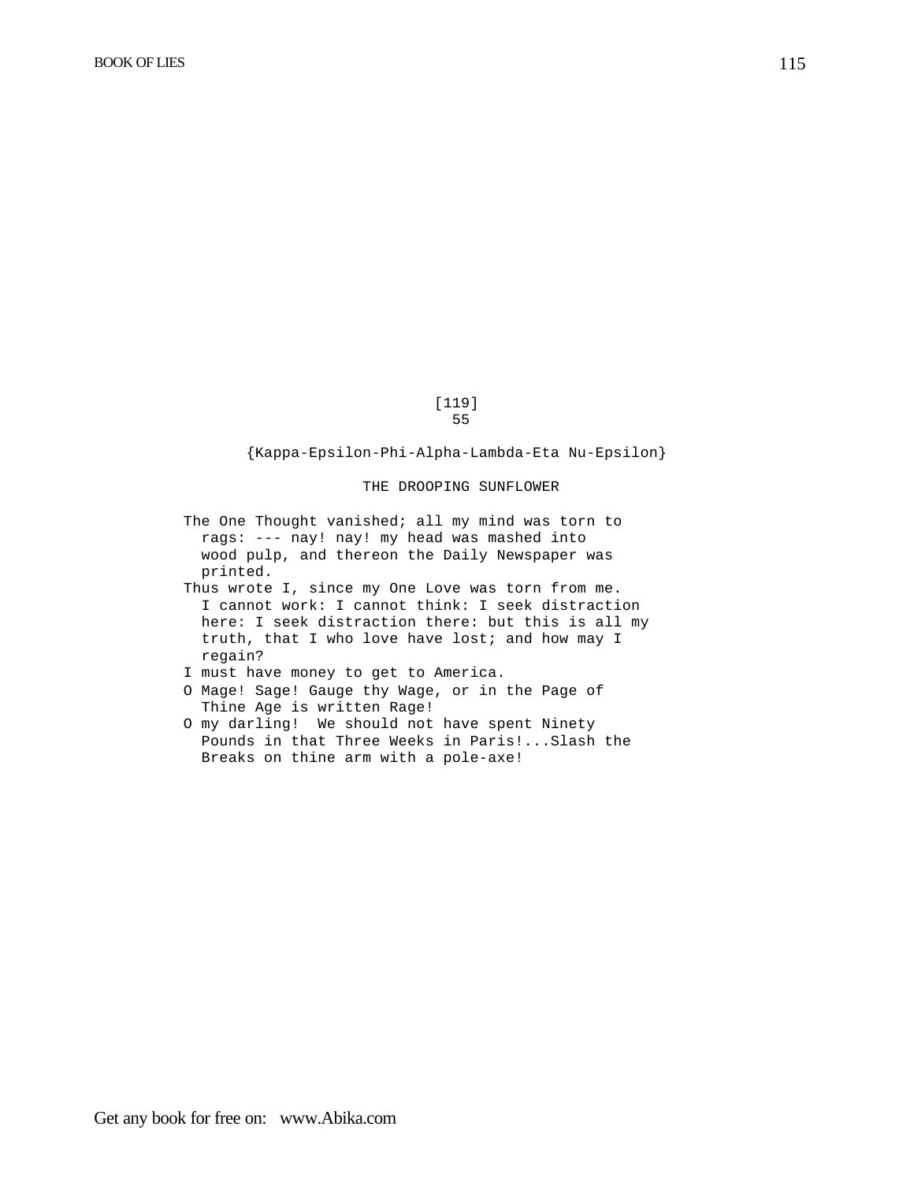[119]

55

{Kappa-Epsilon-Phi-Alpha-Lambda-Eta Nu-Epsilon}

## THE DROOPING SUNFLOWER

The One Thought vanished; all my mind was torn to rags: --- nay! nay! my head was mashed into wood pulp, and thereon the Daily Newspaper was printed.

Thus wrote I, since my One Love was torn from me. I cannot work: I cannot think: I seek distraction here: I seek distraction there: but this is all my truth, that I who love have lost; and how may I regain?

I must have money to get to America.

O Mage! Sage! Gauge thy Wage, or in the Page of Thine Age is written Rage!

O my darling! We should not have spent Ninety Pounds in that Three Weeks in Paris!...Slash the Breaks on thine arm with a pole-axe!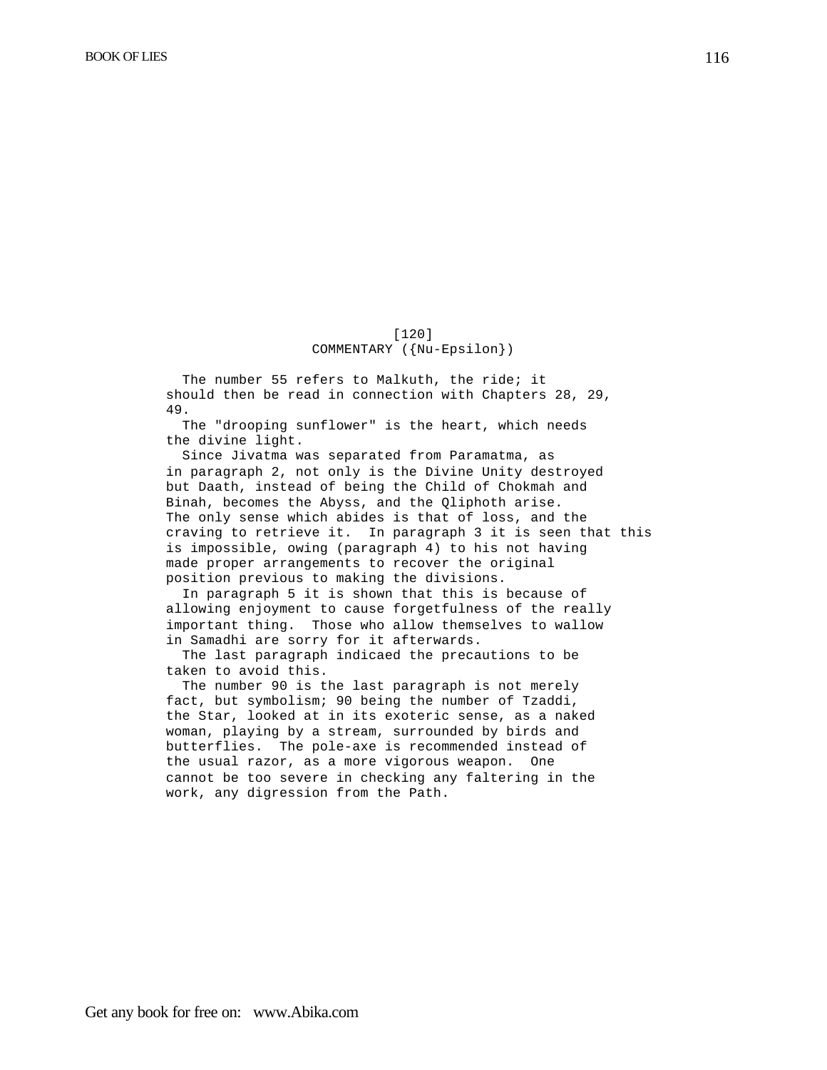[120]

COMMENTARY ({Nu-Epsilon})

The number 55 refers to Malkuth, the ride; it should then be read in connection with Chapters 28, 29, 49.

The "drooping sunflower" is the heart, which needs the divine light.

Since Jivatma was separated from Paramatma, as in paragraph 2, not only is the Divine Unity destroyed but Daath, instead of being the Child of Chokmah and Binah, becomes the Abyss, and the Qliphoth arise. The only sense which abides is that of loss, and the craving to retrieve it. In paragraph 3 it is seen that this is impossible, owing (paragraph 4) to his not having made proper arrangements to recover the original position previous to making the divisions.

In paragraph 5 it is shown that this is because of allowing enjoyment to cause forgetfulness of the really important thing. Those who allow themselves to wallow in Samadhi are sorry for it afterwards.

The last paragraph indicaed the precautions to be taken to avoid this.

The number 90 is the last paragraph is not merely fact, but symbolism; 90 being the number of Tzaddi, the Star, looked at in its exoteric sense, as a naked woman, playing by a stream, surrounded by birds and butterflies. The pole-axe is recommended instead of the usual razor, as a more vigorous weapon. One cannot be too severe in checking any faltering in the work, any digression from the Path.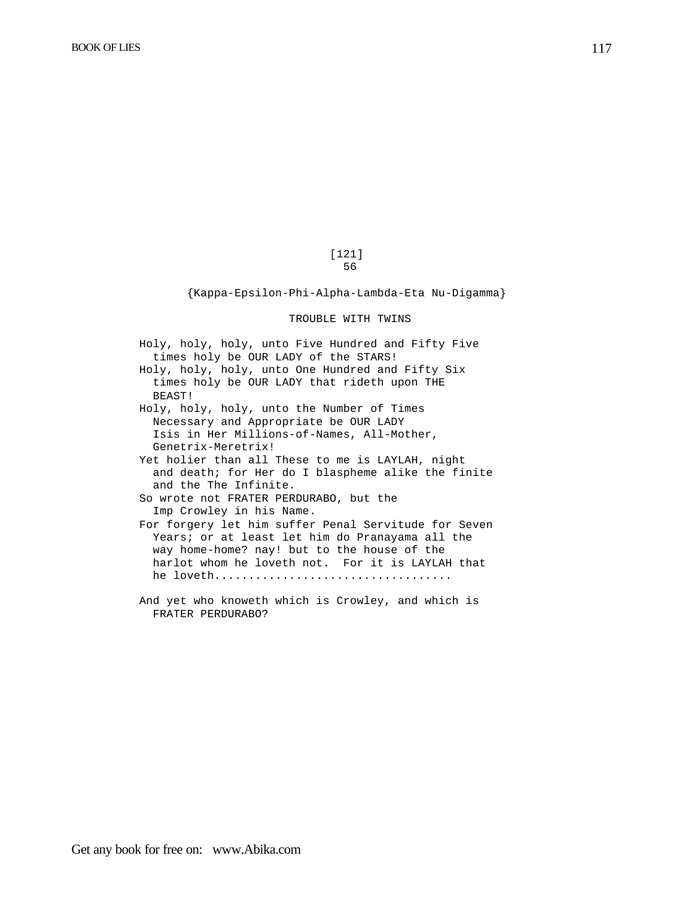[121]
56

{Kappa-Epsilon-Phi-Alpha-Lambda-Eta Nu-Digamma}

## TROUBLE WITH TWINS

Holy, holy, holy, unto Five Hundred and Fifty Five times holy be OUR LADY of the STARS!
Holy, holy, holy, unto One Hundred and Fifty Six times holy be OUR LADY that rideth upon THE BEAST!
Holy, holy, holy, unto the Number of Times Necessary and Appropriate be OUR LADY Isis in Her Millions-of-Names, All-Mother, Genetrix-Meretrix!
Yet holier than all These to me is LAYLAH, night and death; for Her do I blaspheme alike the finite and the The Infinite.
So wrote not FRATER PERDURABO, but the Imp Crowley in his Name.
For forgery let him suffer Penal Servitude for Seven Years; or at least let him do Pranayama all the way home-home? nay! but to the house of the harlot whom he loveth not. For it is LAYLAH that he loveth..................................

And yet who knoweth which is Crowley, and which is FRATER PERDURABO?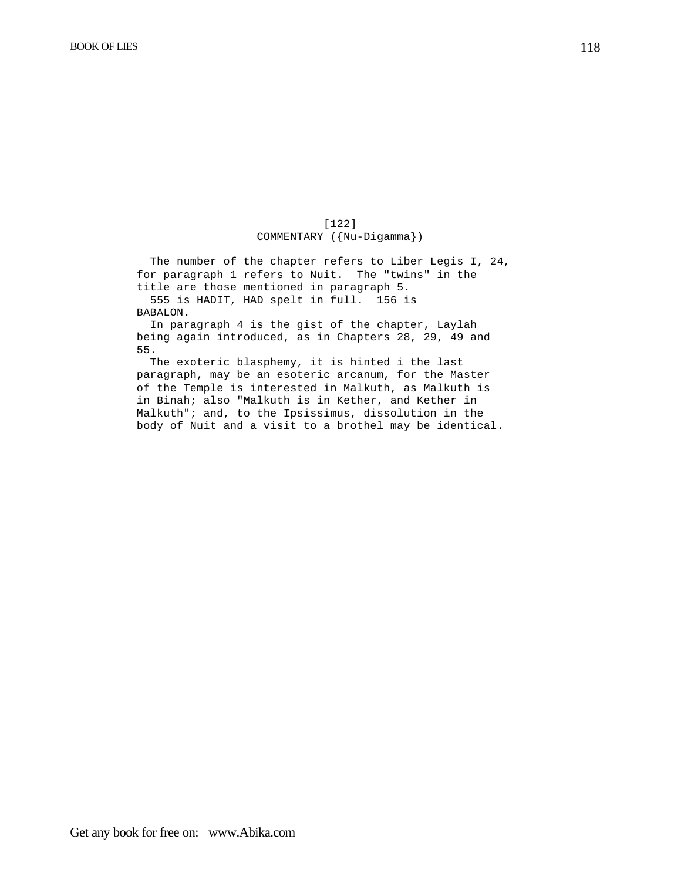[122]

COMMENTARY ({Nu-Digamma})

The number of the chapter refers to Liber Legis I, 24, for paragraph 1 refers to Nuit. The "twins" in the title are those mentioned in paragraph 5.

555 is HADIT, HAD spelt in full. 156 is BABALON.

In paragraph 4 is the gist of the chapter, Laylah being again introduced, as in Chapters 28, 29, 49 and 55.

The exoteric blasphemy, it is hinted i the last paragraph, may be an esoteric arcanum, for the Master of the Temple is interested in Malkuth, as Malkuth is in Binah; also "Malkuth is in Kether, and Kether in Malkuth"; and, to the Ipsissimus, dissolution in the body of Nuit and a visit to a brothel may be identical.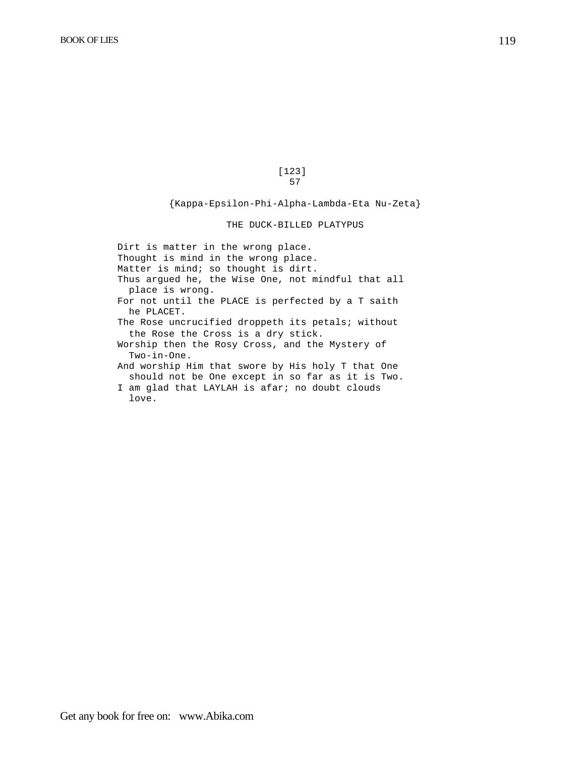[123]
57

{Kappa-Epsilon-Phi-Alpha-Lambda-Eta Nu-Zeta}

## THE DUCK-BILLED PLATYPUS

Dirt is matter in the wrong place.
Thought is mind in the wrong place.
Matter is mind; so thought is dirt.
Thus argued he, the Wise One, not mindful that all place is wrong.
For not until the PLACE is perfected by a T saith he PLACET.
The Rose uncrucified droppeth its petals; without the Rose the Cross is a dry stick.
Worship then the Rosy Cross, and the Mystery of Two-in-One.
And worship Him that swore by His holy T that One should not be One except in so far as it is Two.
I am glad that LAYLAH is afar; no doubt clouds love.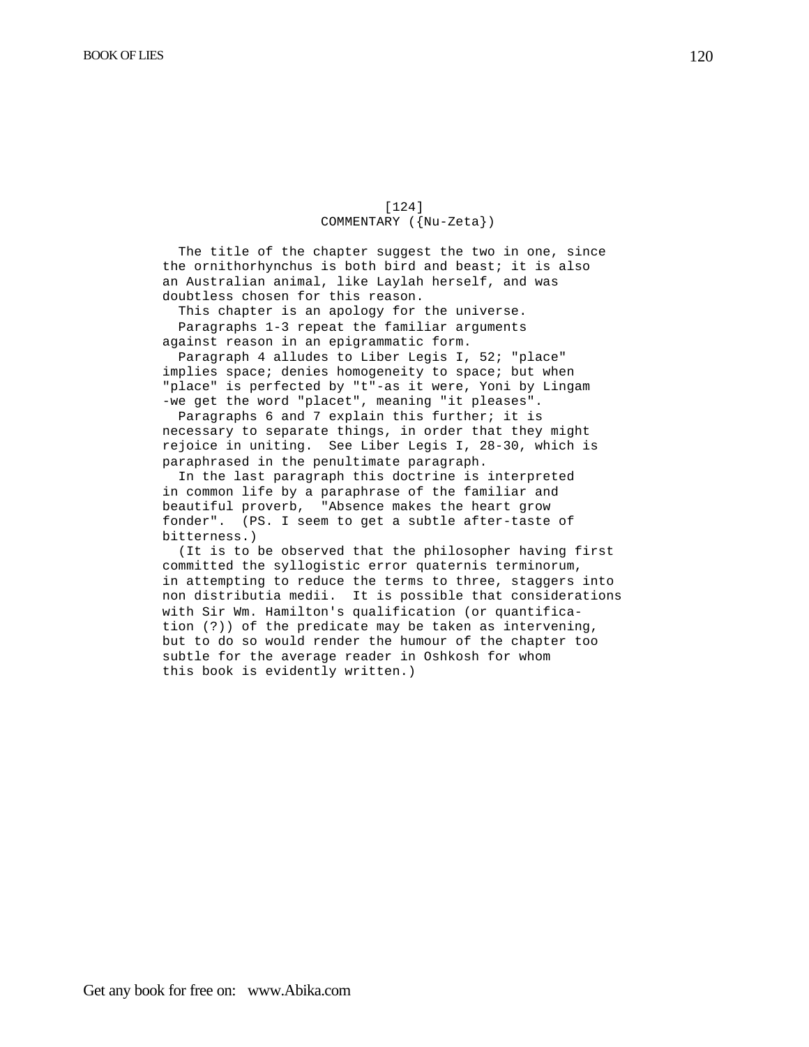[124]

COMMENTARY ({Nu-Zeta})

The title of the chapter suggest the two in one, since the ornithorhynchus is both bird and beast; it is also an Australian animal, like Laylah herself, and was doubtless chosen for this reason.

This chapter is an apology for the universe.

Paragraphs 1-3 repeat the familiar arguments against reason in an epigrammatic form.

Paragraph 4 alludes to Liber Legis I, 52; "place" implies space; denies homogeneity to space; but when "place" is perfected by "t"-as it were, Yoni by Lingam -we get the word "placet", meaning "it pleases".

Paragraphs 6 and 7 explain this further; it is necessary to separate things, in order that they might rejoice in uniting. See Liber Legis I, 28-30, which is paraphrased in the penultimate paragraph.

In the last paragraph this doctrine is interpreted in common life by a paraphrase of the familiar and beautiful proverb, "Absence makes the heart grow fonder". (PS. I seem to get a subtle after-taste of bitterness.)

(It is to be observed that the philosopher having first committed the syllogistic error quaternis terminorum, in attempting to reduce the terms to three, staggers into non distributia medii. It is possible that considerations with Sir Wm. Hamilton's qualification (or quantification (?)) of the predicate may be taken as intervening, but to do so would render the humour of the chapter too subtle for the average reader in Oshkosh for whom this book is evidently written.)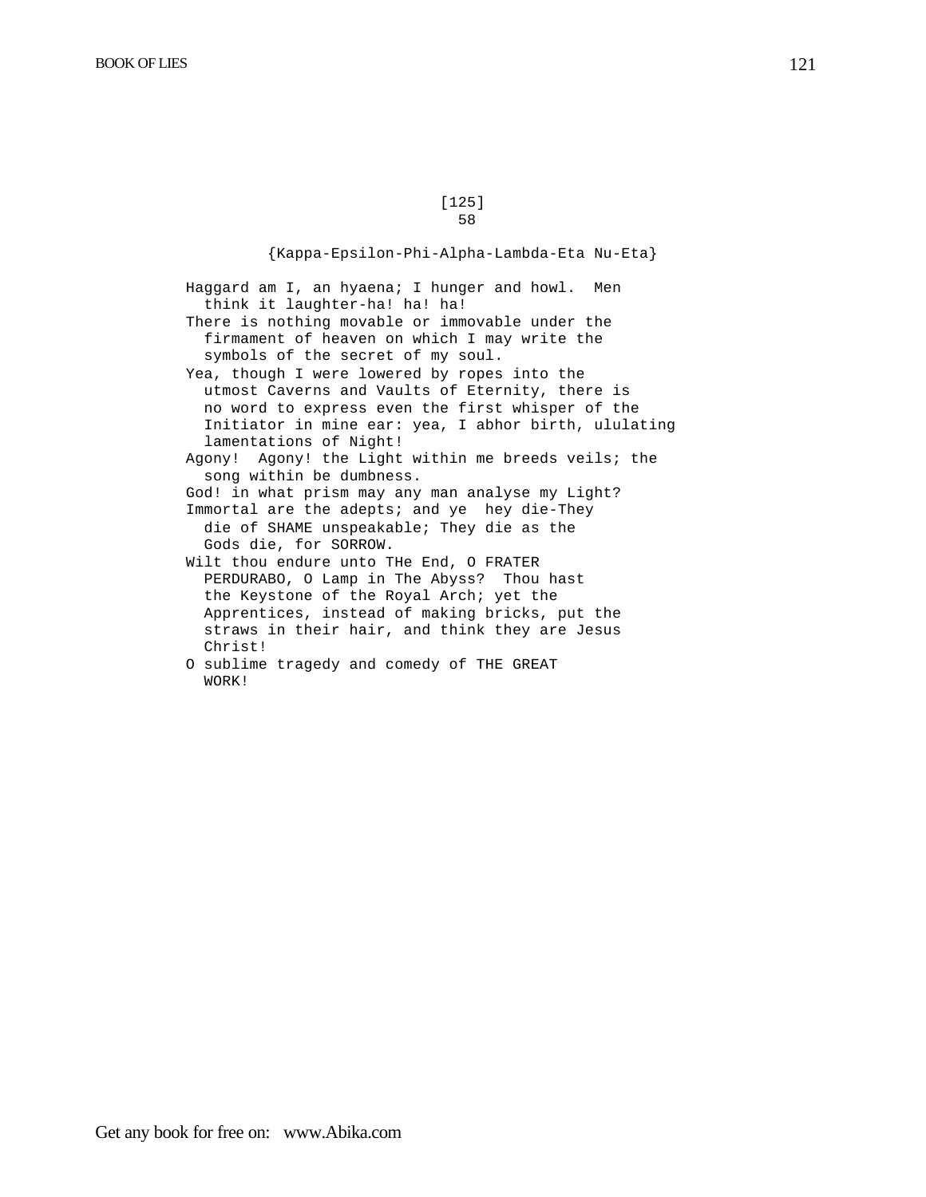[125]

58

{Kappa-Epsilon-Phi-Alpha-Lambda-Eta Nu-Eta}

Haggard am I, an hyaena; I hunger and howl. Men think it laughter-ha! ha! ha!

There is nothing movable or immovable under the firmament of heaven on which I may write the symbols of the secret of my soul.

Yea, though I were lowered by ropes into the utmost Caverns and Vaults of Eternity, there is no word to express even the first whisper of the Initiator in mine ear: yea, I abhor birth, ululating lamentations of Night!

Agony! Agony! the Light within me breeds veils; the song within be dumbness.

God! in what prism may any man analyse my Light?

Immortal are the adepts; and ye hey die-They die of SHAME unspeakable; They die as the Gods die, for SORROW.

Wilt thou endure unto THe End, O FRATER PERDURABO, O Lamp in The Abyss? Thou hast the Keystone of the Royal Arch; yet the Apprentices, instead of making bricks, put the straws in their hair, and think they are Jesus Christ!

O sublime tragedy and comedy of THE GREAT WORK!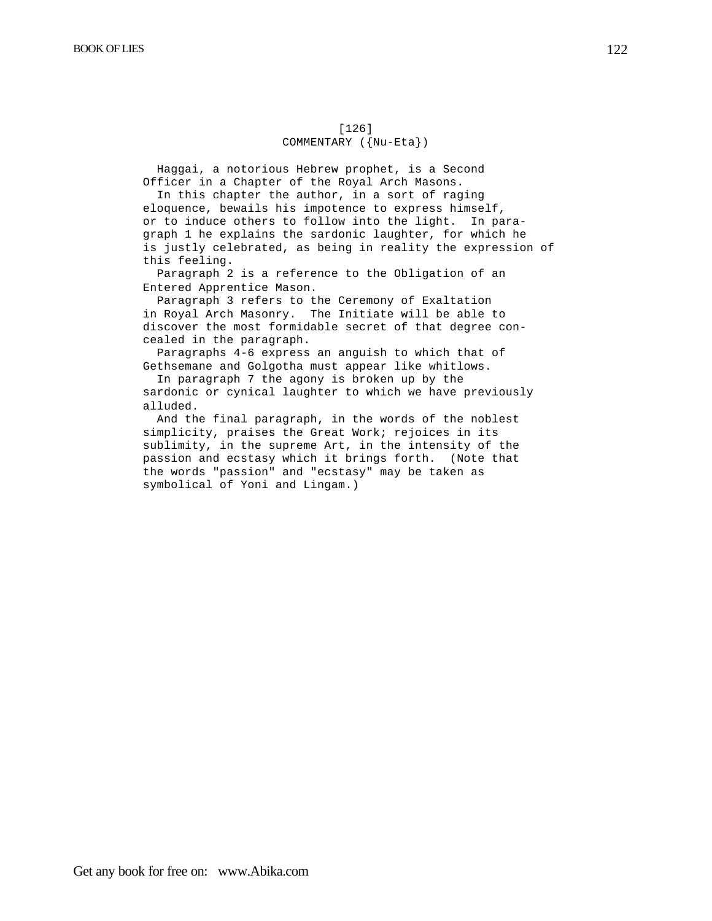[126]

COMMENTARY ({Nu-Eta})

Haggai, a notorious Hebrew prophet, is a Second Officer in a Chapter of the Royal Arch Masons.

In this chapter the author, in a sort of raging eloquence, bewails his impotence to express himself, or to induce others to follow into the light. In paragraph 1 he explains the sardonic laughter, for which he is justly celebrated, as being in reality the expression of this feeling.

Paragraph 2 is a reference to the Obligation of an Entered Apprentice Mason.

Paragraph 3 refers to the Ceremony of Exaltation in Royal Arch Masonry. The Initiate will be able to discover the most formidable secret of that degree concealed in the paragraph.

Paragraphs 4-6 express an anguish to which that of Gethsemane and Golgotha must appear like whitlows.

In paragraph 7 the agony is broken up by the sardonic or cynical laughter to which we have previously alluded.

And the final paragraph, in the words of the noblest simplicity, praises the Great Work; rejoices in its sublimity, in the supreme Art, in the intensity of the passion and ecstasy which it brings forth. (Note that the words "passion" and "ecstasy" may be taken as symbolical of Yoni and Lingam.)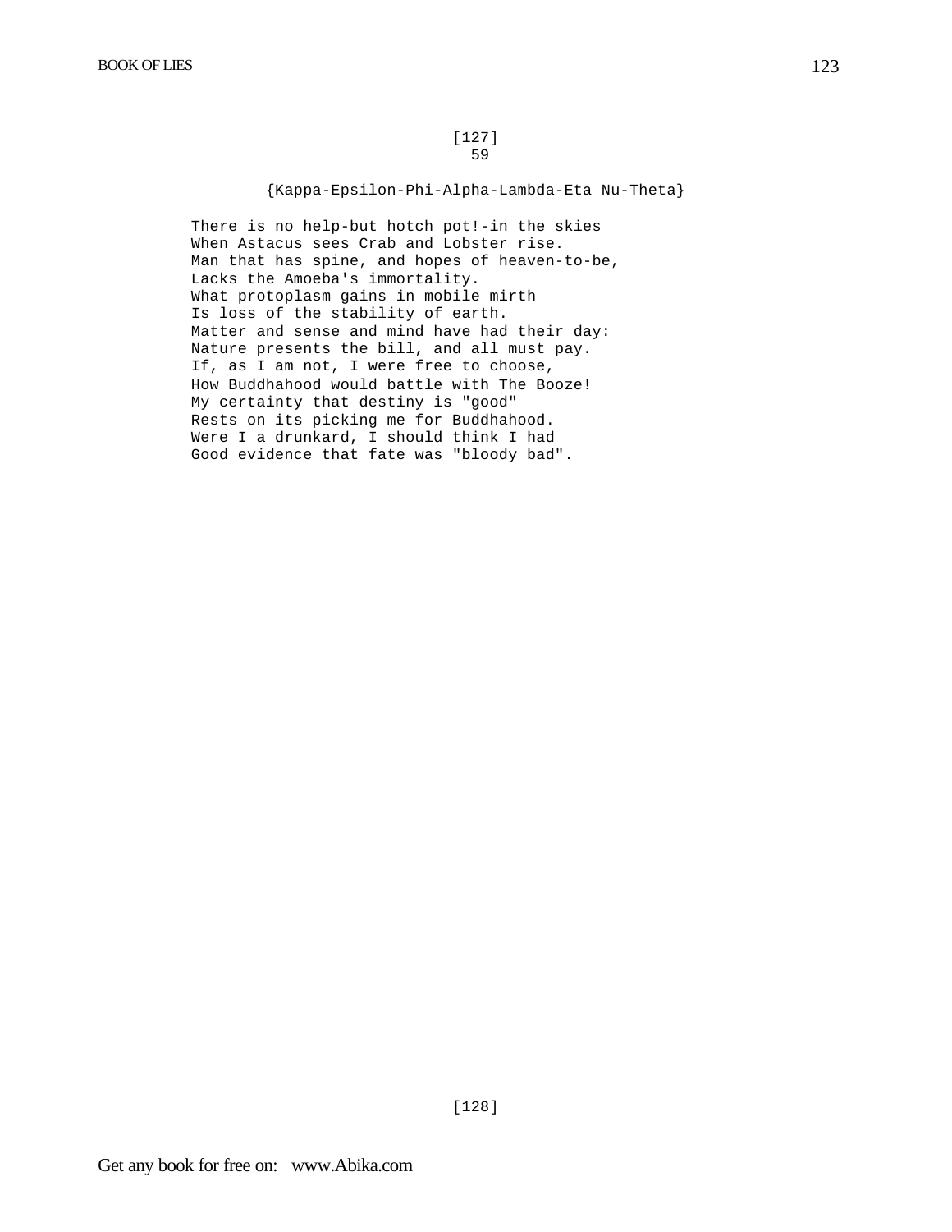[127]

59

{Kappa-Epsilon-Phi-Alpha-Lambda-Eta Nu-Theta}

There is no help-but hotch pot!-in the skies  
When Astacus sees Crab and Lobster rise.  
Man that has spine, and hopes of heaven-to-be,  
Lacks the Amoeba's immortality.  
What protoplasm gains in mobile mirth  
Is loss of the stability of earth.  
Matter and sense and mind have had their day:  
Nature presents the bill, and all must pay.  
If, as I am not, I were free to choose,  
How Buddhahood would battle with The Booze!  
My certainty that destiny is "good"  
Rests on its picking me for Buddhahood.  
Were I a drunkard, I should think I had  
Good evidence that fate was "bloody bad".

[128]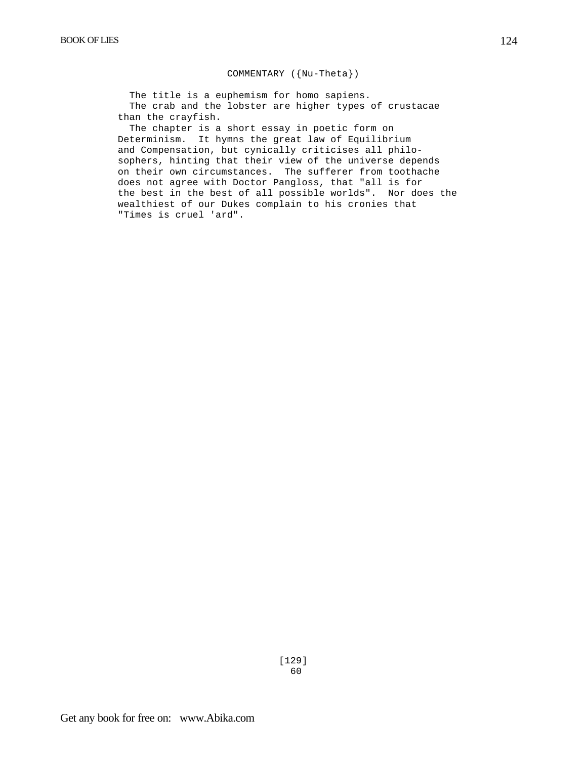## COMMENTARY ({Nu-Theta})

The title is a euphemism for homo sapiens.

The crab and the lobster are higher types of crustacae than the crayfish.

The chapter is a short essay in poetic form on Determinism. It hymns the great law of Equilibrium and Compensation, but cynically criticises all philosophers, hinting that their view of the universe depends on their own circumstances. The sufferer from toothache does not agree with Doctor Pangloss, that "all is for the best in the best of all possible worlds". Nor does the wealthiest of our Dukes complain to his cronies that "Times is cruel 'ard".

[129]

60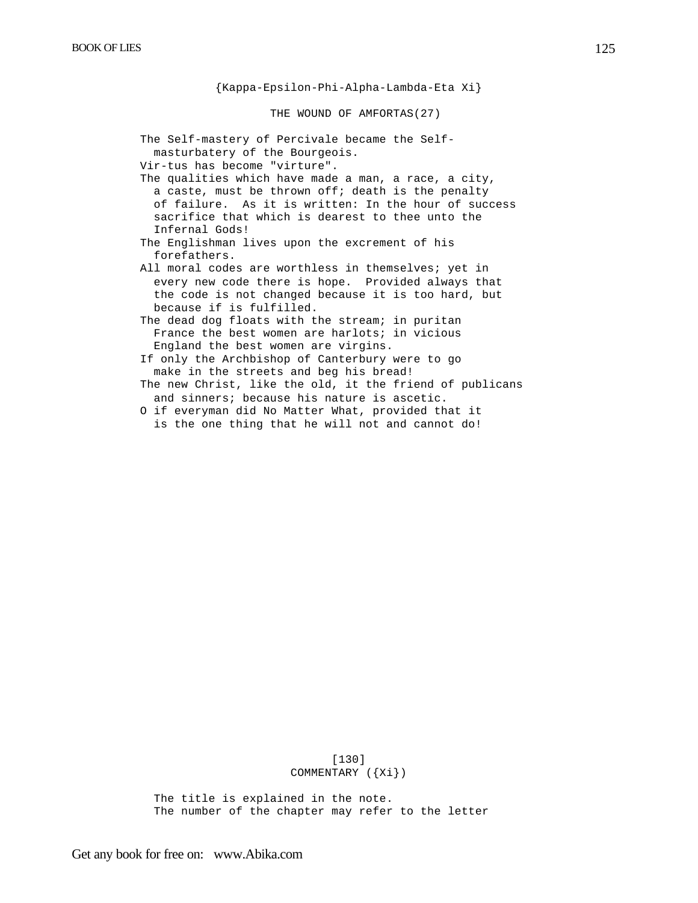{Kappa-Epsilon-Phi-Alpha-Lambda-Eta Xi}

## THE WOUND OF AMFORTAS(27)

The Self-mastery of Percivale became the Self-masturbatery of the Bourgeois.

Vir-tus has become "virture".

The qualities which have made a man, a race, a city, a caste, must be thrown off; death is the penalty of failure. As it is written: In the hour of success sacrifice that which is dearest to thee unto the Infernal Gods!

The Englishman lives upon the excrement of his forefathers.

All moral codes are worthless in themselves; yet in every new code there is hope. Provided always that the code is not changed because it is too hard, but because if is fulfilled.

The dead dog floats with the stream; in puritan France the best women are harlots; in vicious England the best women are virgins.

If only the Archbishop of Canterbury were to go make in the streets and beg his bread!

The new Christ, like the old, it the friend of publicans and sinners; because his nature is ascetic.

O if everyman did No Matter What, provided that it is the one thing that he will not and cannot do!

[130]

COMMENTARY ({Xi})

The title is explained in the note.

The number of the chapter may refer to the letter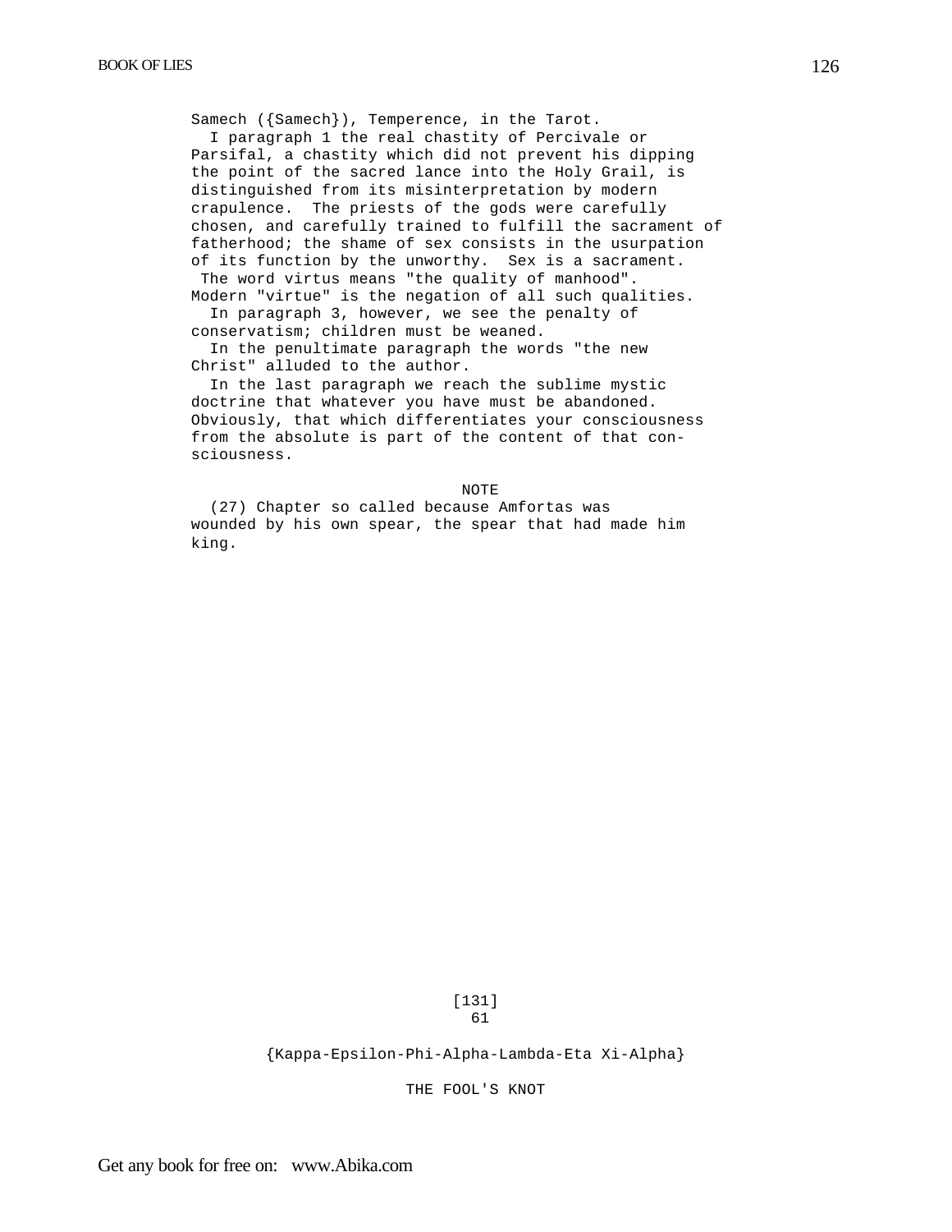Samech ({Samech}), Temperence, in the Tarot.

I paragraph 1 the real chastity of Percivale or Parsifal, a chastity which did not prevent his dipping the point of the sacred lance into the Holy Grail, is distinguished from its misinterpretation by modern crapulence. The priests of the gods were carefully chosen, and carefully trained to fulfill the sacrament of fatherhood; the shame of sex consists in the usurpation of its function by the unworthy. Sex is a sacrament. The word virtus means "the quality of manhood". Modern "virtue" is the negation of all such qualities.

In paragraph 3, however, we see the penalty of conservatism; children must be weaned.

In the penultimate paragraph the words "the new Christ" alluded to the author.

In the last paragraph we reach the sublime mystic doctrine that whatever you have must be abandoned. Obviously, that which differentiates your consciousness from the absolute is part of the content of that consciousness.

NOTE

(27) Chapter so called because Amfortas was wounded by his own spear, the spear that had made him king.

[131]

61

{Kappa-Epsilon-Phi-Alpha-Lambda-Eta Xi-Alpha}

THE FOOL'S KNOT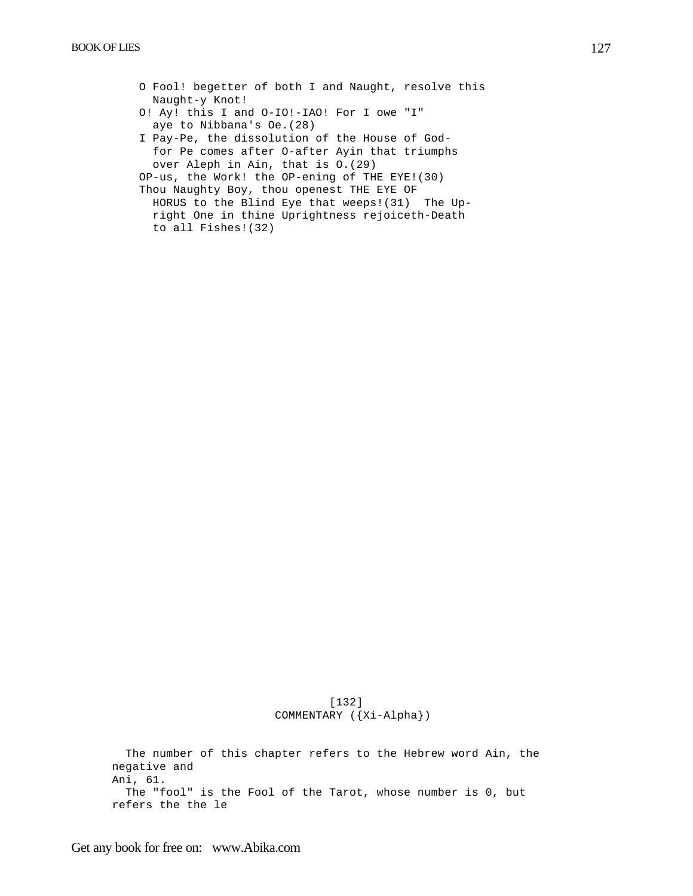O Fool! begetter of both I and Naught, resolve this
  Naught-y Knot!
O! Ay! this I and O-IO!-IAO! For I owe "I"
  aye to Nibbana's Oe.(28)
I Pay-Pe, the dissolution of the House of God-
  for Pe comes after O-after Ayin that triumphs
  over Aleph in Ain, that is O.(29)
OP-us, the Work! the OP-ening of THE EYE!(30)
Thou Naughty Boy, thou openest THE EYE OF
  HORUS to the Blind Eye that weeps!(31) The Up-
  right One in thine Uprightness rejoiceth-Death
  to all Fishes!(32)

[132]

COMMENTARY ({Xi-Alpha})

The number of this chapter refers to the Hebrew word Ain, the negative and
Ani, 61.

The "fool" is the Fool of the Tarot, whose number is 0, but refers the the le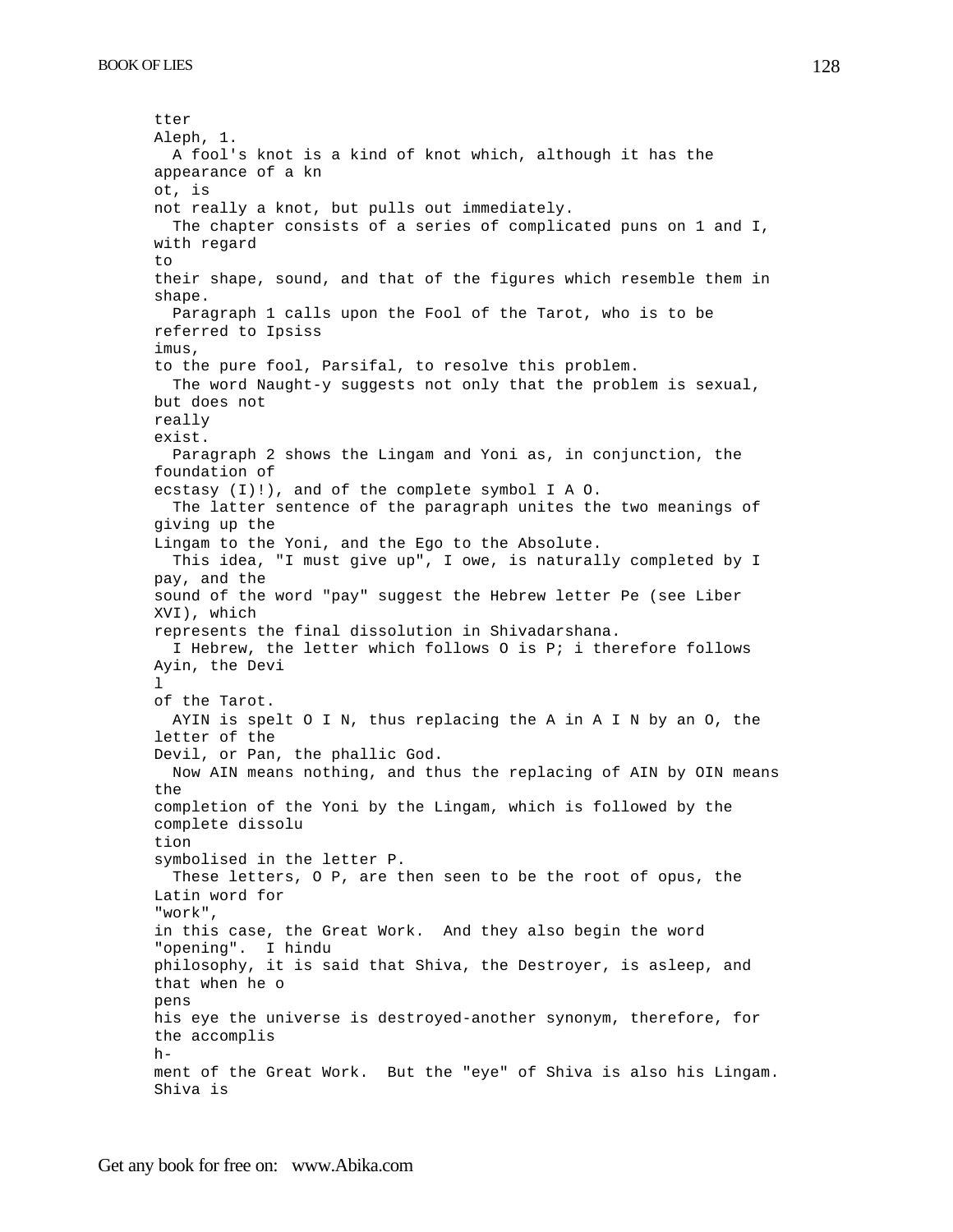tter
Aleph, 1.

A fool's knot is a kind of knot which, although it has the appearance of a kn
ot, is
not really a knot, but pulls out immediately.

The chapter consists of a series of complicated puns on 1 and I, with regard
to
their shape, sound, and that of the figures which resemble them in shape.

Paragraph 1 calls upon the Fool of the Tarot, who is to be referred to Ipsiss
imus,
to the pure fool, Parsifal, to resolve this problem.

The word Naught-y suggests not only that the problem is sexual, but does not
really
exist.

Paragraph 2 shows the Lingam and Yoni as, in conjunction, the foundation of
ecstasy (I)!), and of the complete symbol I A O.

The latter sentence of the paragraph unites the two meanings of giving up the
Lingam to the Yoni, and the Ego to the Absolute.

This idea, "I must give up", I owe, is naturally completed by I pay, and the
sound of the word "pay" suggest the Hebrew letter Pe (see Liber XVI), which
represents the final dissolution in Shivadarshana.

I Hebrew, the letter which follows O is P; i therefore follows Ayin, the Devi
l
of the Tarot.

AYIN is spelt O I N, thus replacing the A in A I N by an O, the letter of the
Devil, or Pan, the phallic God.

Now AIN means nothing, and thus the replacing of AIN by OIN means the
completion of the Yoni by the Lingam, which is followed by the complete dissolu
tion
symbolised in the letter P.

These letters, O P, are then seen to be the root of opus, the Latin word for
"work",
in this case, the Great Work. And they also begin the word "opening". I hindu
philosophy, it is said that Shiva, the Destroyer, is asleep, and that when he o
pens
his eye the universe is destroyed-another synonym, therefore, for the accomplis
h-
ment of the Great Work. But the "eye" of Shiva is also his Lingam. Shiva is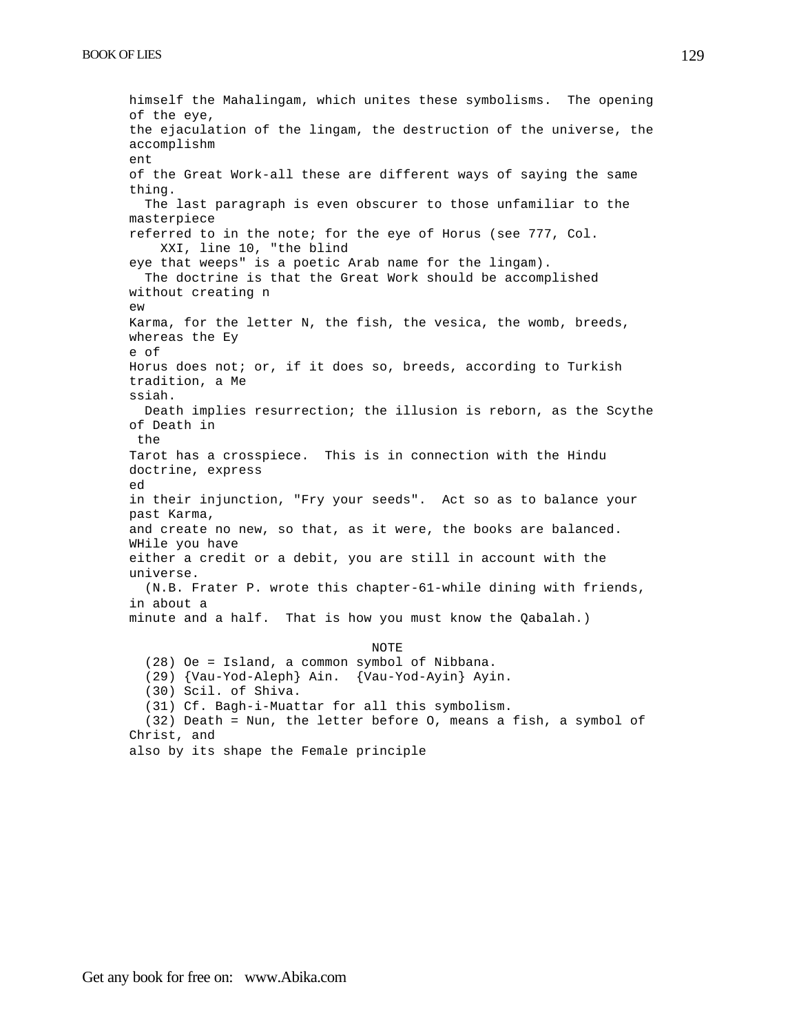himself the Mahalingam, which unites these symbolisms. The opening of the eye, the ejaculation of the lingam, the destruction of the universe, the accomplishment of the Great Work-all these are different ways of saying the same thing.

The last paragraph is even obscurer to those unfamiliar to the masterpiece referred to in the note; for the eye of Horus (see 777, Col. XXI, line 10, "the blind eye that weeps" is a poetic Arab name for the lingam).

The doctrine is that the Great Work should be accomplished without creating new Karma, for the letter N, the fish, the vesica, the womb, breeds, whereas the Eye of Horus does not; or, if it does so, breeds, according to Turkish tradition, a Messiah.

Death implies resurrection; the illusion is reborn, as the Scythe of Death in the Tarot has a crosspiece. This is in connection with the Hindu doctrine, expressed in their injunction, "Fry your seeds". Act so as to balance your past Karma, and create no new, so that, as it were, the books are balanced. WHile you have either a credit or a debit, you are still in account with the universe.

(N.B. Frater P. wrote this chapter-61-while dining with friends, in about a minute and a half. That is how you must know the Qabalah.)

NOTE

(28) Oe = Island, a common symbol of Nibbana.
(29) {Vau-Yod-Aleph} Ain. {Vau-Yod-Ayin} Ayin.
(30) Scil. of Shiva.
(31) Cf. Bagh-i-Muattar for all this symbolism.
(32) Death = Nun, the letter before O, means a fish, a symbol of Christ, and also by its shape the Female principle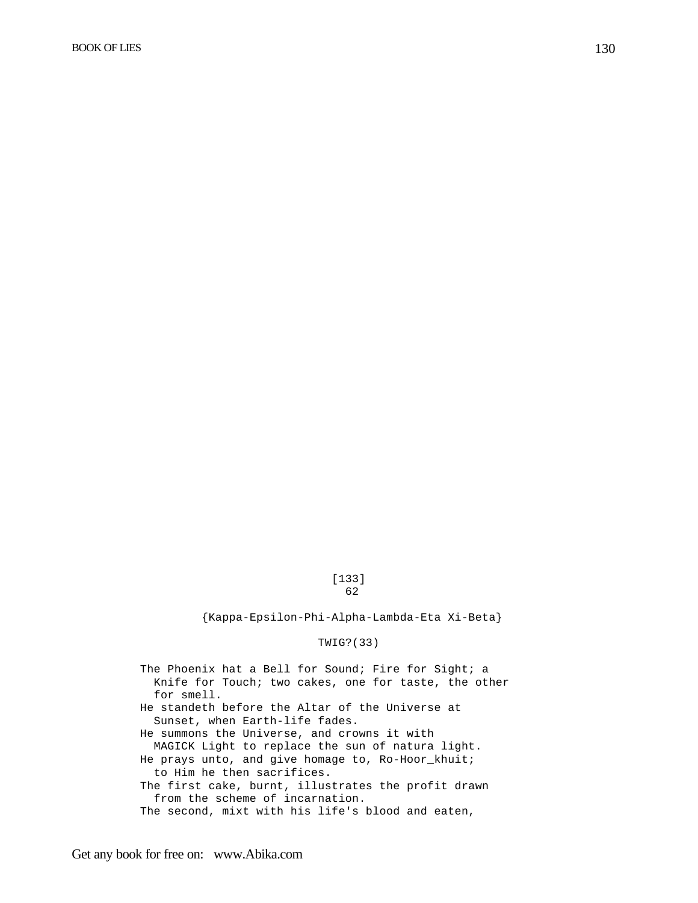[133]
62

{Kappa-Epsilon-Phi-Alpha-Lambda-Eta Xi-Beta}

TWIG?(33)

The Phoenix hat a Bell for Sound; Fire for Sight; a
  Knife for Touch; two cakes, one for taste, the other
  for smell.
He standeth before the Altar of the Universe at
  Sunset, when Earth-life fades.
He summons the Universe, and crowns it with
  MAGICK Light to replace the sun of natura light.
He prays unto, and give homage to, Ro-Hoor_khuit;
  to Him he then sacrifices.
The first cake, burnt, illustrates the profit drawn
  from the scheme of incarnation.
The second, mixt with his life's blood and eaten,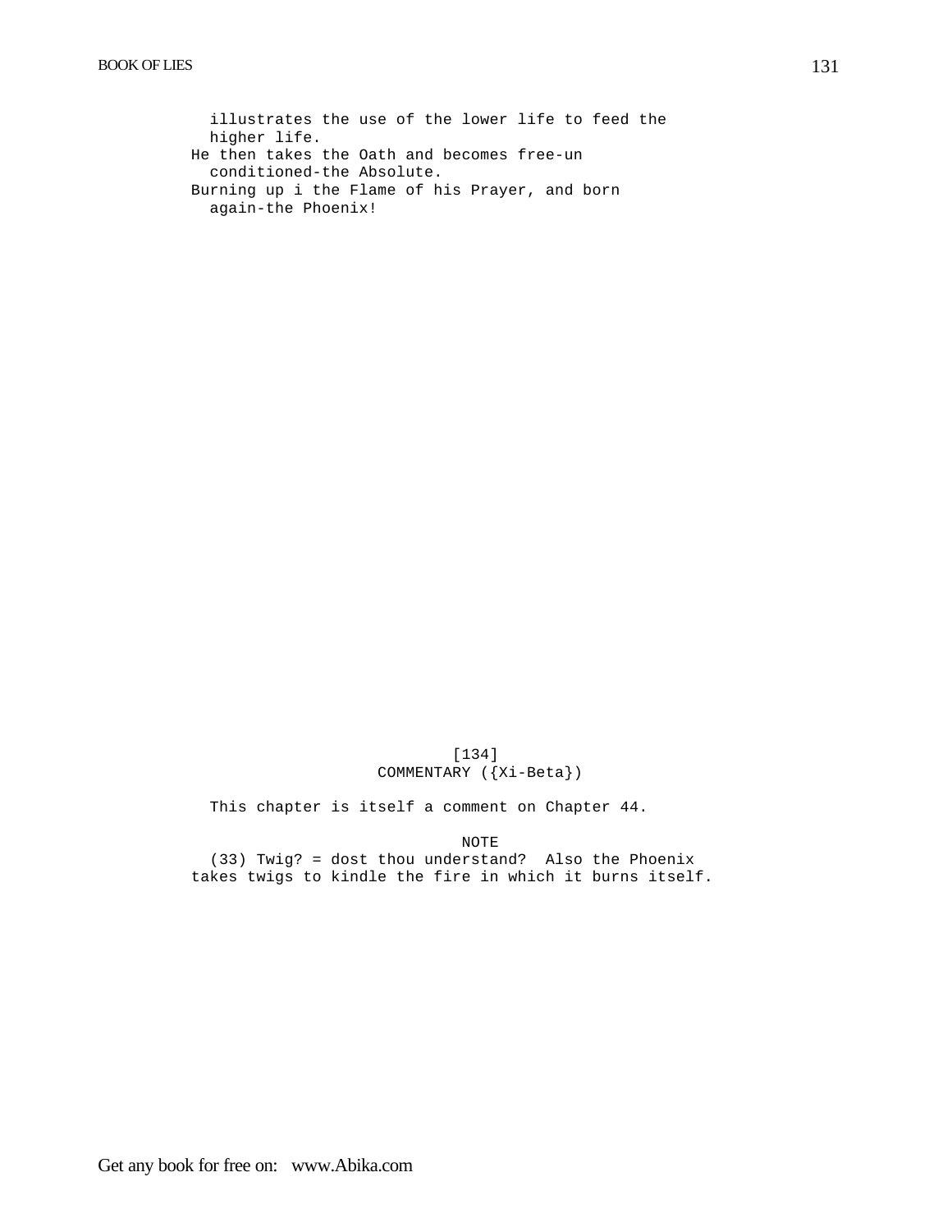illustrates the use of the lower life to feed the higher life.
He then takes the Oath and becomes free-un conditioned-the Absolute.
Burning up i the Flame of his Prayer, and born again-the Phoenix!

[134]

COMMENTARY ({Xi-Beta})

This chapter is itself a comment on Chapter 44.

NOTE

(33) Twig? = dost thou understand? Also the Phoenix takes twigs to kindle the fire in which it burns itself.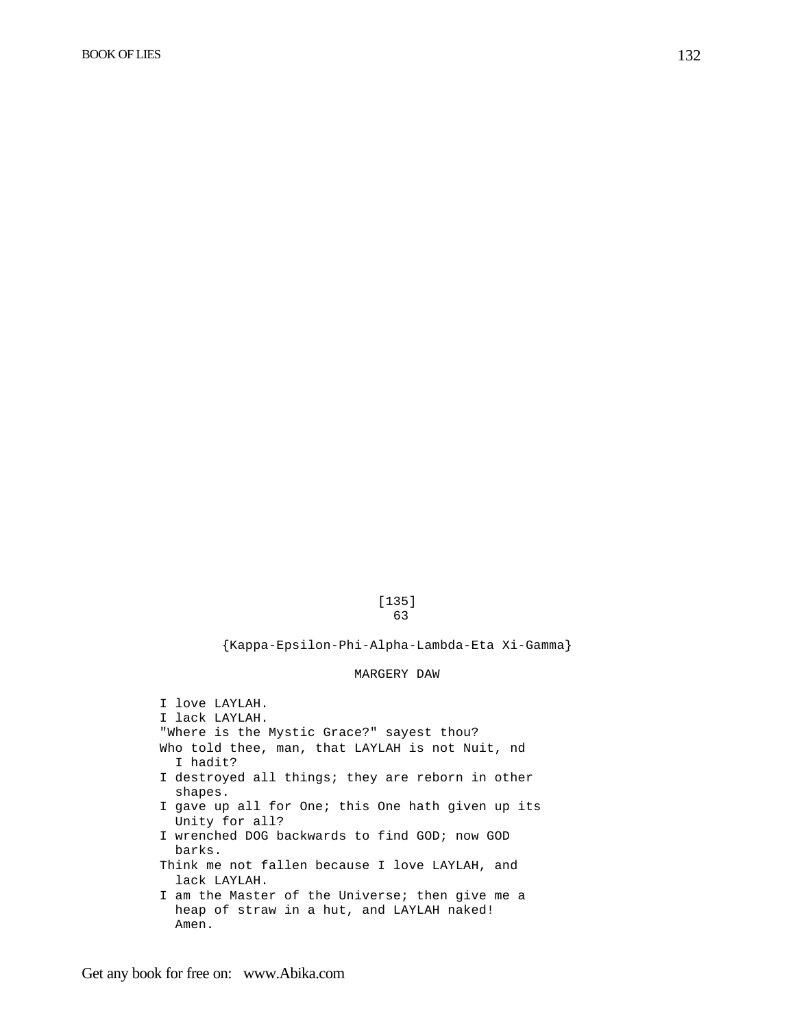[135]
63

{Kappa-Epsilon-Phi-Alpha-Lambda-Eta Xi-Gamma}

MARGERY DAW

I love LAYLAH.
I lack LAYLAH.
"Where is the Mystic Grace?" sayest thou?
Who told thee, man, that LAYLAH is not Nuit, nd I hadit?
I destroyed all things; they are reborn in other shapes.
I gave up all for One; this One hath given up its Unity for all?
I wrenched DOG backwards to find GOD; now GOD barks.
Think me not fallen because I love LAYLAH, and lack LAYLAH.
I am the Master of the Universe; then give me a heap of straw in a hut, and LAYLAH naked! Amen.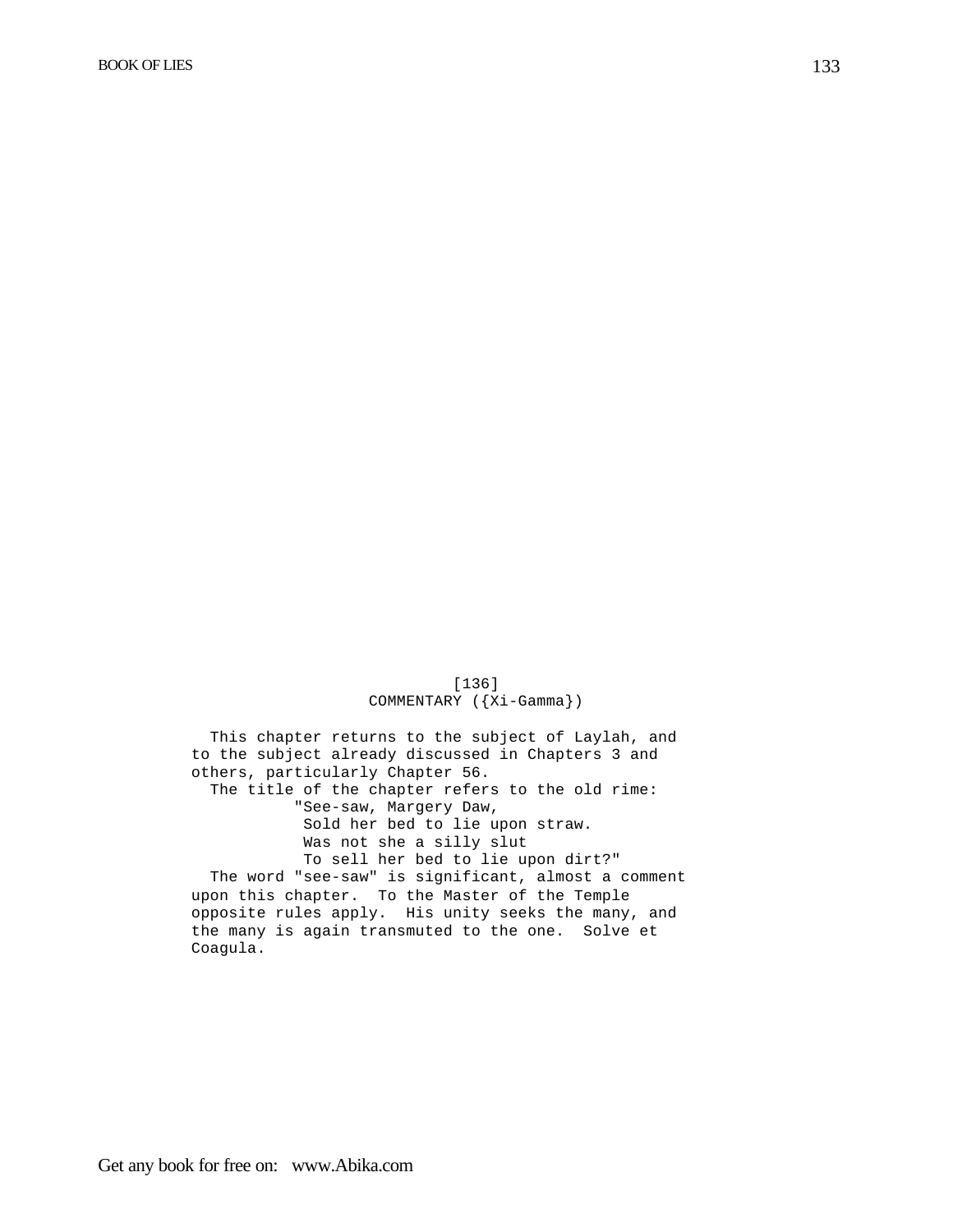[136]

## COMMENTARY ({Xi-Gamma})

This chapter returns to the subject of Laylah, and to the subject already discussed in Chapters 3 and others, particularly Chapter 56.

The title of the chapter refers to the old rime:

> "See-saw, Margery Daw,
> Sold her bed to lie upon straw.
> Was not she a silly slut
> To sell her bed to lie upon dirt?"

The word "see-saw" is significant, almost a comment upon this chapter. To the Master of the Temple opposite rules apply. His unity seeks the many, and the many is again transmuted to the one. Solve et Coagula.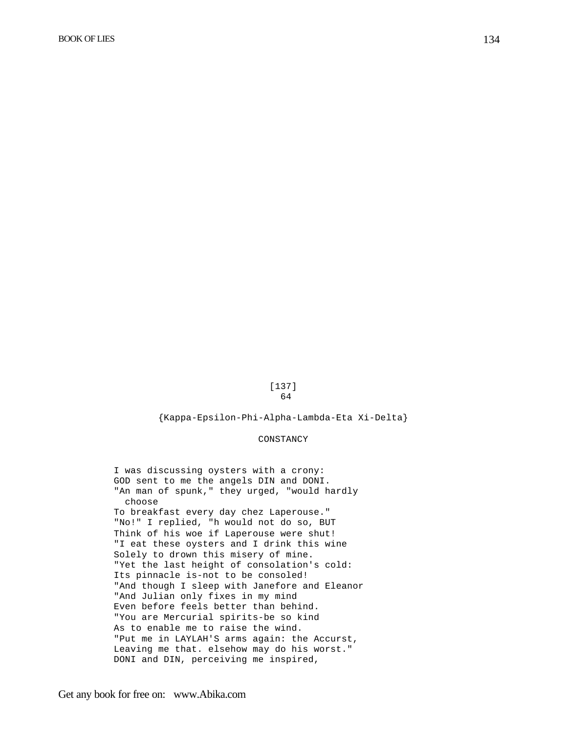[137]
64

{Kappa-Epsilon-Phi-Alpha-Lambda-Eta Xi-Delta}

CONSTANCY

I was discussing oysters with a crony:
GOD sent to me the angels DIN and DONI.
"An man of spunk," they urged, "would hardly
  choose
To breakfast every day chez Laperouse."
"No!" I replied, "h would not do so, BUT
Think of his woe if Laperouse were shut!
"I eat these oysters and I drink this wine
Solely to drown this misery of mine.
"Yet the last height of consolation's cold:
Its pinnacle is-not to be consoled!
"And though I sleep with Janefore and Eleanor
"And Julian only fixes in my mind
Even before feels better than behind.
"You are Mercurial spirits-be so kind
As to enable me to raise the wind.
"Put me in LAYLAH'S arms again: the Accurst,
Leaving me that. elsehow may do his worst."
DONI and DIN, perceiving me inspired,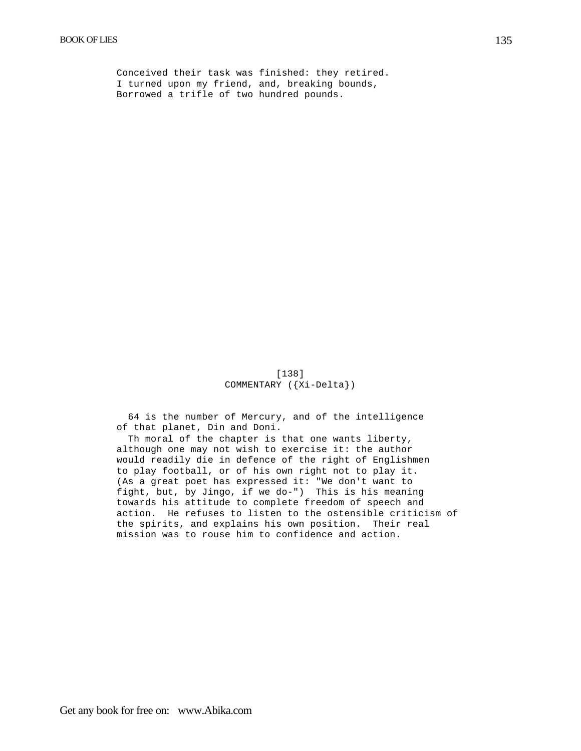Conceived their task was finished: they retired.  
I turned upon my friend, and, breaking bounds,  
Borrowed a trifle of two hundred pounds.

[138]

## COMMENTARY ({Xi-Delta})

64 is the number of Mercury, and of the intelligence of that planet, Din and Doni.

Th moral of the chapter is that one wants liberty, although one may not wish to exercise it: the author would readily die in defence of the right of Englishmen to play football, or of his own right not to play it. (As a great poet has expressed it: "We don't want to fight, but, by Jingo, if we do-") This is his meaning towards his attitude to complete freedom of speech and action. He refuses to listen to the ostensible criticism of the spirits, and explains his own position. Their real mission was to rouse him to confidence and action.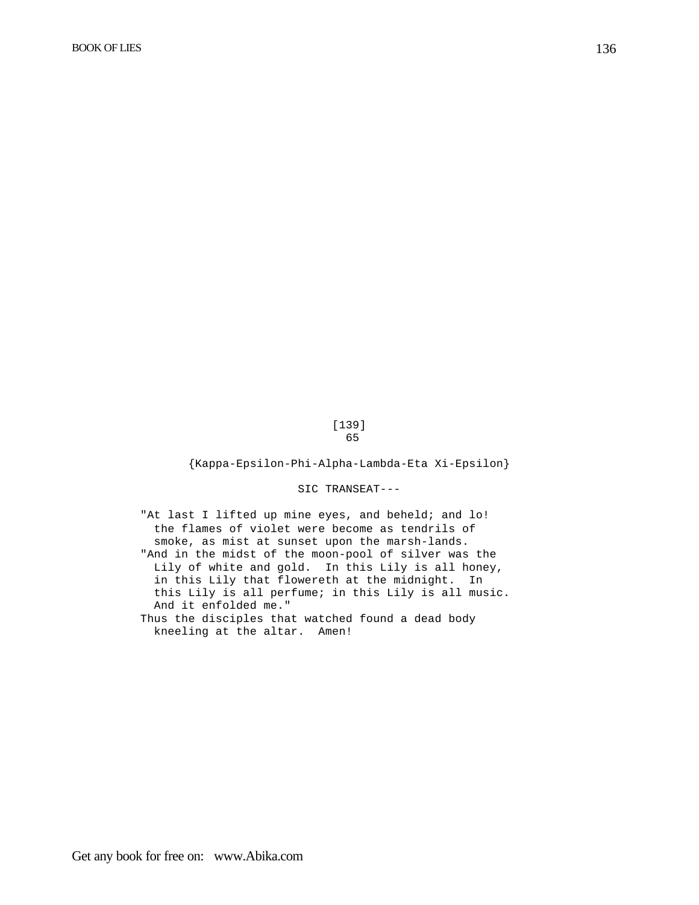[139]

65

{Kappa-Epsilon-Phi-Alpha-Lambda-Eta Xi-Epsilon}

SIC TRANSEAT---

"At last I lifted up mine eyes, and beheld; and lo! the flames of violet were become as tendrils of smoke, as mist at sunset upon the marsh-lands.

"And in the midst of the moon-pool of silver was the Lily of white and gold. In this Lily is all honey, in this Lily that flowereth at the midnight. In this Lily is all perfume; in this Lily is all music. And it enfolded me."

Thus the disciples that watched found a dead body kneeling at the altar. Amen!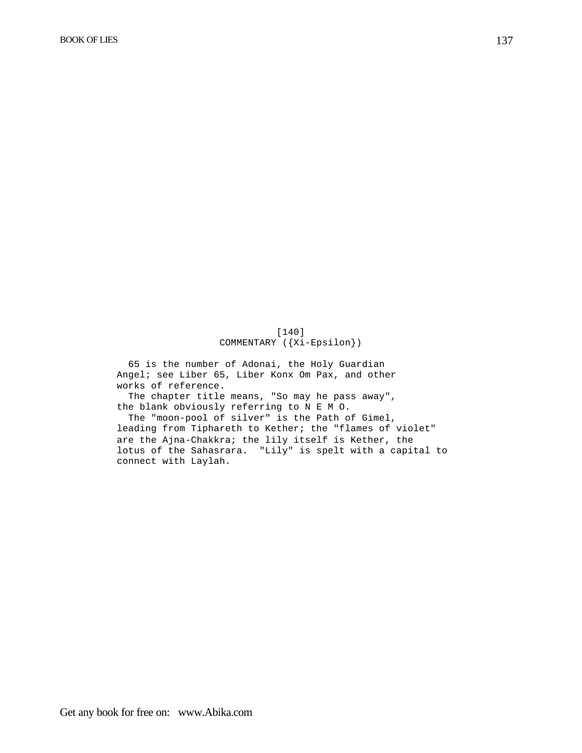[140]

## COMMENTARY ({Xi-Epsilon})

65 is the number of Adonai, the Holy Guardian Angel; see Liber 65, Liber Konx Om Pax, and other works of reference.

The chapter title means, "So may he pass away", the blank obviously referring to N E M O.

The "moon-pool of silver" is the Path of Gimel, leading from Tiphareth to Kether; the "flames of violet" are the Ajna-Chakkra; the lily itself is Kether, the lotus of the Sahasrara. "Lily" is spelt with a capital to connect with Laylah.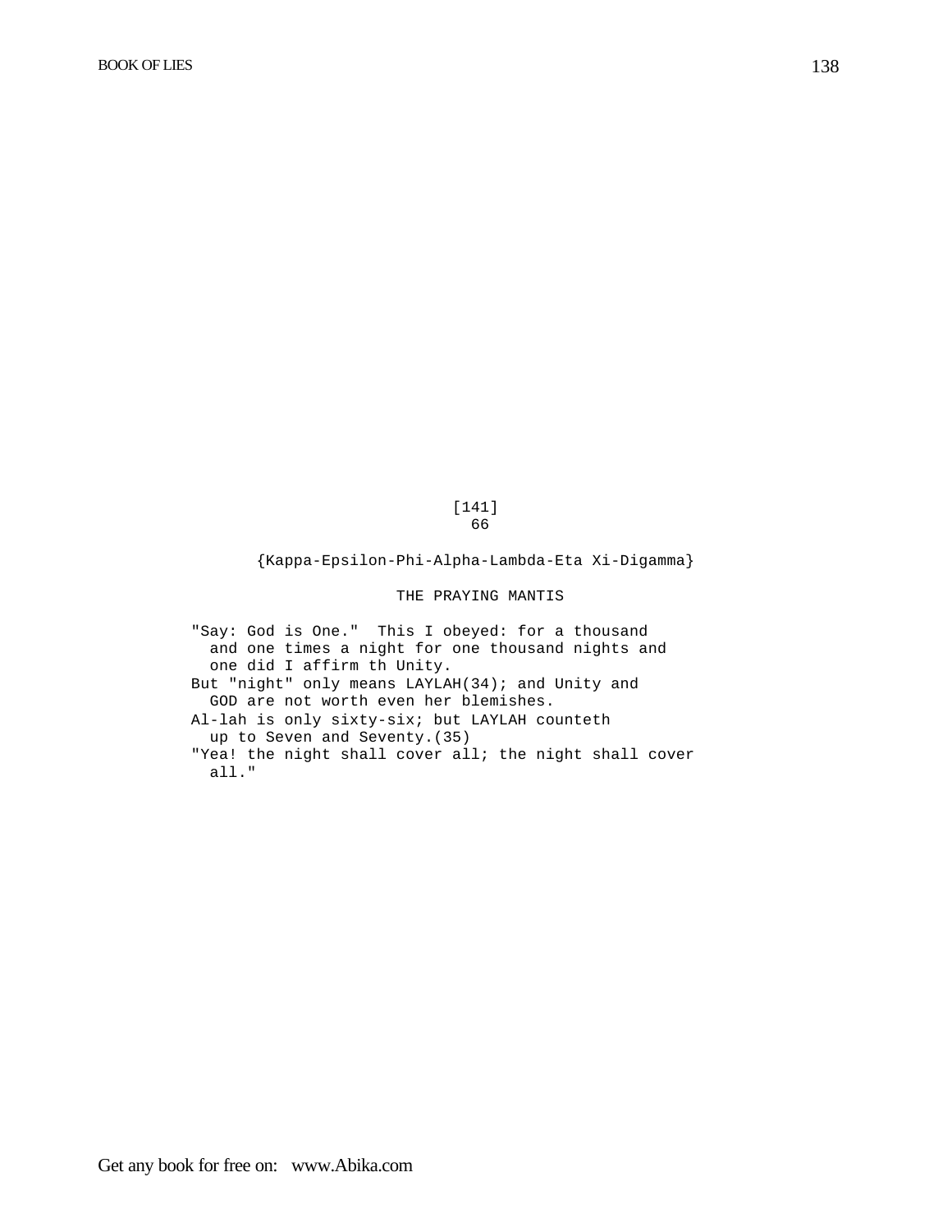[141]

66

{Kappa-Epsilon-Phi-Alpha-Lambda-Eta Xi-Digamma}

THE PRAYING MANTIS

"Say: God is One." This I obeyed: for a thousand and one times a night for one thousand nights and one did I affirm th Unity.

But "night" only means LAYLAH(34); and Unity and GOD are not worth even her blemishes.

Al-lah is only sixty-six; but LAYLAH counteth up to Seven and Seventy.(35)

"Yea! the night shall cover all; the night shall cover all."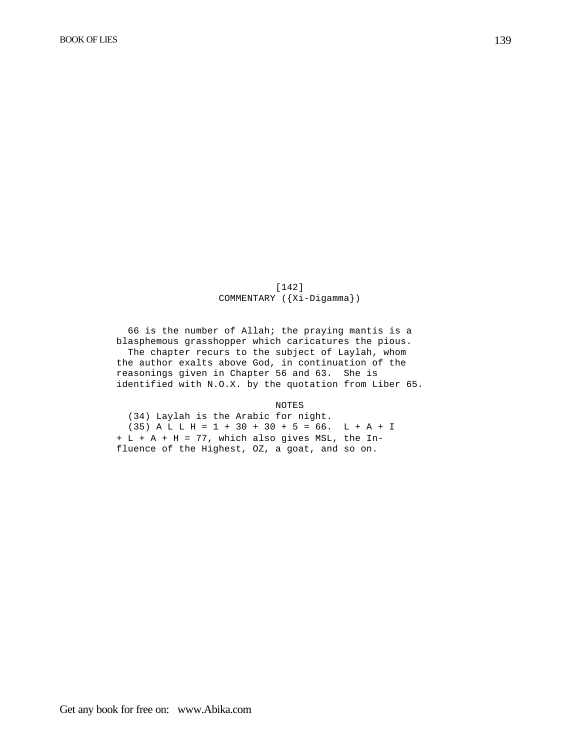[142]

## COMMENTARY ({Xi-Digamma})

66 is the number of Allah; the praying mantis is a blasphemous grasshopper which caricatures the pious.
The chapter recurs to the subject of Laylah, whom the author exalts above God, in continuation of the reasonings given in Chapter 56 and 63. She is identified with N.O.X. by the quotation from Liber 65.

### NOTES

(34) Laylah is the Arabic for night.
(35) A L L H = 1 + 30 + 30 + 5 = 66. L + A + I + L + A + H = 77, which also gives MSL, the Influence of the Highest, OZ, a goat, and so on.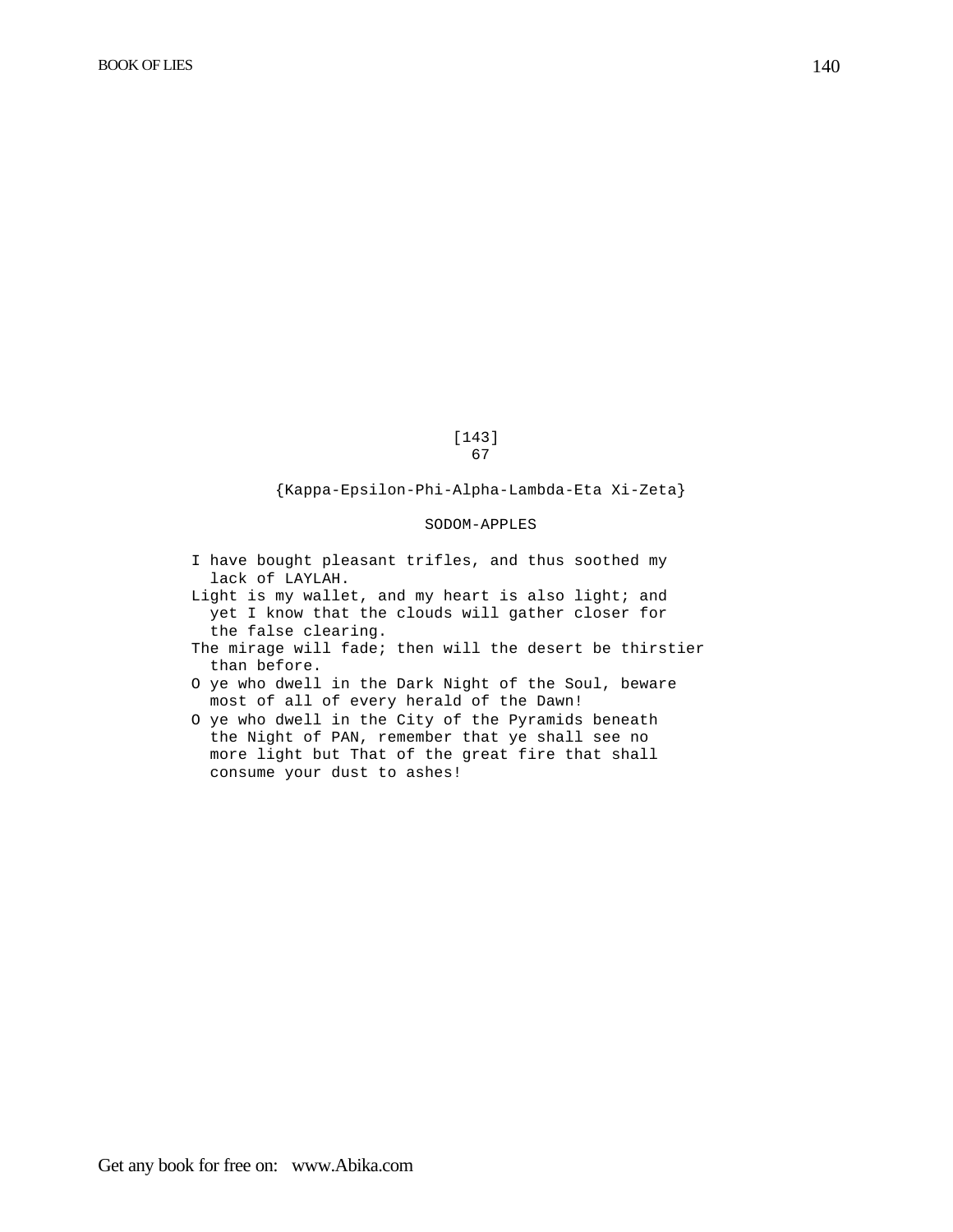[143]

67

{Kappa-Epsilon-Phi-Alpha-Lambda-Eta Xi-Zeta}

## SODOM-APPLES

I have bought pleasant trifles, and thus soothed my lack of LAYLAH.

Light is my wallet, and my heart is also light; and yet I know that the clouds will gather closer for the false clearing.

The mirage will fade; then will the desert be thirstier than before.

O ye who dwell in the Dark Night of the Soul, beware most of all of every herald of the Dawn!

O ye who dwell in the City of the Pyramids beneath the Night of PAN, remember that ye shall see no more light but That of the great fire that shall consume your dust to ashes!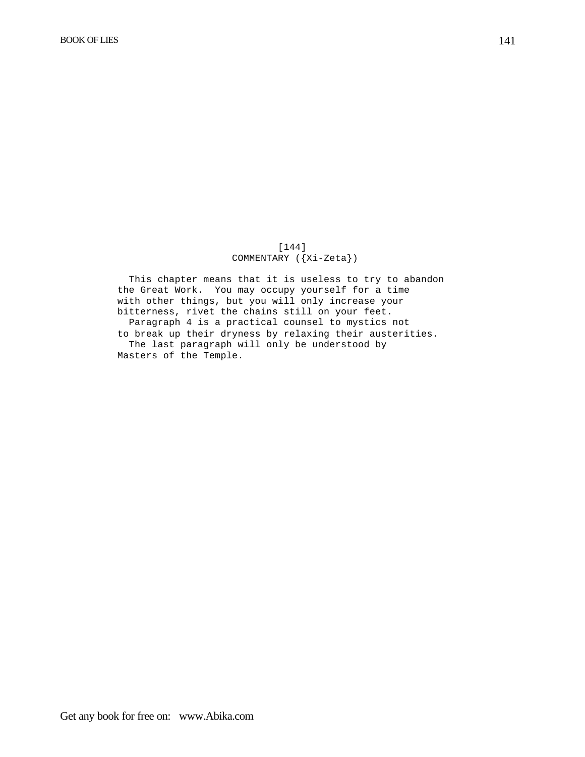[144]

COMMENTARY ({Xi-Zeta})

This chapter means that it is useless to try to abandon the Great Work. You may occupy yourself for a time with other things, but you will only increase your bitterness, rivet the chains still on your feet.

Paragraph 4 is a practical counsel to mystics not to break up their dryness by relaxing their austerities.

The last paragraph will only be understood by Masters of the Temple.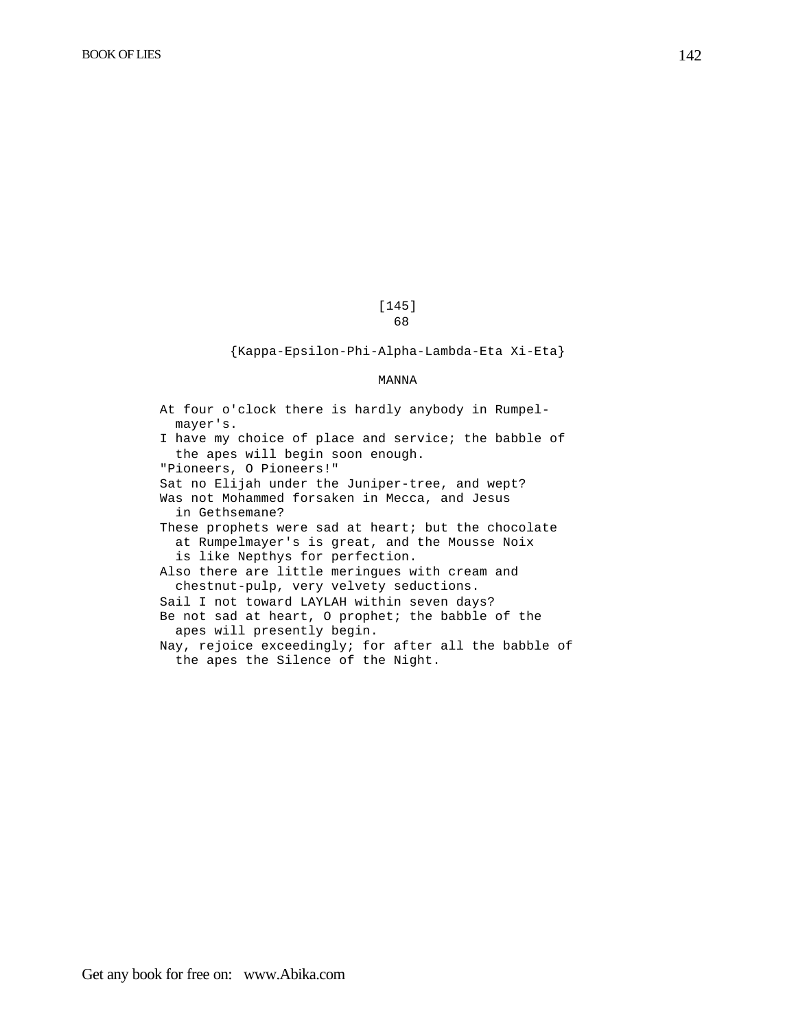[145]
68

{Kappa-Epsilon-Phi-Alpha-Lambda-Eta Xi-Eta}

MANNA

At four o'clock there is hardly anybody in Rumpelmayer's.

I have my choice of place and service; the babble of the apes will begin soon enough.

"Pioneers, O Pioneers!"

Sat no Elijah under the Juniper-tree, and wept?

Was not Mohammed forsaken in Mecca, and Jesus in Gethsemane?

These prophets were sad at heart; but the chocolate at Rumpelmayer's is great, and the Mousse Noix is like Nepthys for perfection.

Also there are little meringues with cream and chestnut-pulp, very velvety seductions.

Sail I not toward LAYLAH within seven days?

Be not sad at heart, O prophet; the babble of the apes will presently begin.

Nay, rejoice exceedingly; for after all the babble of the apes the Silence of the Night.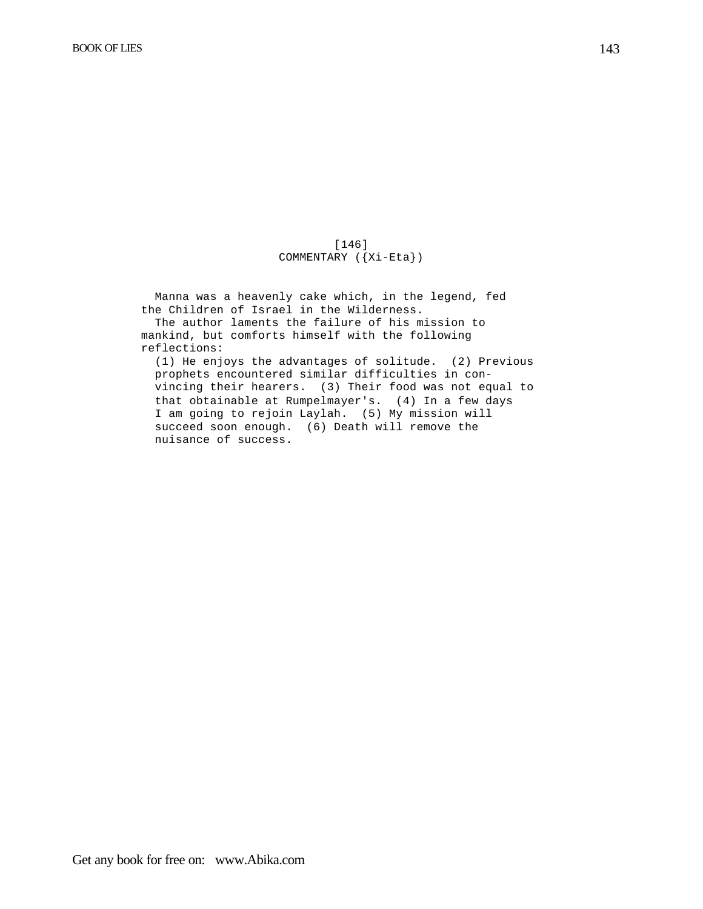[146]

## COMMENTARY ({Xi-Eta})

Manna was a heavenly cake which, in the legend, fed the Children of Israel in the Wilderness.

The author laments the failure of his mission to mankind, but comforts himself with the following reflections:

(1) He enjoys the advantages of solitude. (2) Previous prophets encountered similar difficulties in convincing their hearers. (3) Their food was not equal to that obtainable at Rumpelmayer's. (4) In a few days I am going to rejoin Laylah. (5) My mission will succeed soon enough. (6) Death will remove the nuisance of success.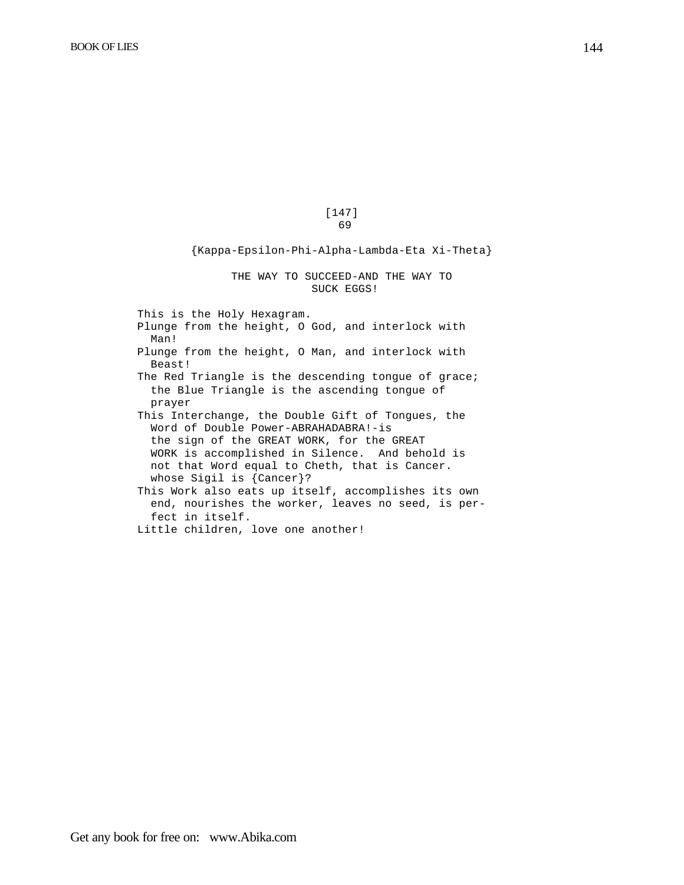[147]

69

{Kappa-Epsilon-Phi-Alpha-Lambda-Eta Xi-Theta}

THE WAY TO SUCCEED-AND THE WAY TO SUCK EGGS!

This is the Holy Hexagram.

Plunge from the height, O God, and interlock with Man!

Plunge from the height, O Man, and interlock with Beast!

The Red Triangle is the descending tongue of grace; the Blue Triangle is the ascending tongue of prayer

This Interchange, the Double Gift of Tongues, the Word of Double Power-ABRAHADABRA!-is the sign of the GREAT WORK, for the GREAT WORK is accomplished in Silence. And behold is not that Word equal to Cheth, that is Cancer. whose Sigil is {Cancer}?

This Work also eats up itself, accomplishes its own end, nourishes the worker, leaves no seed, is perfect in itself.

Little children, love one another!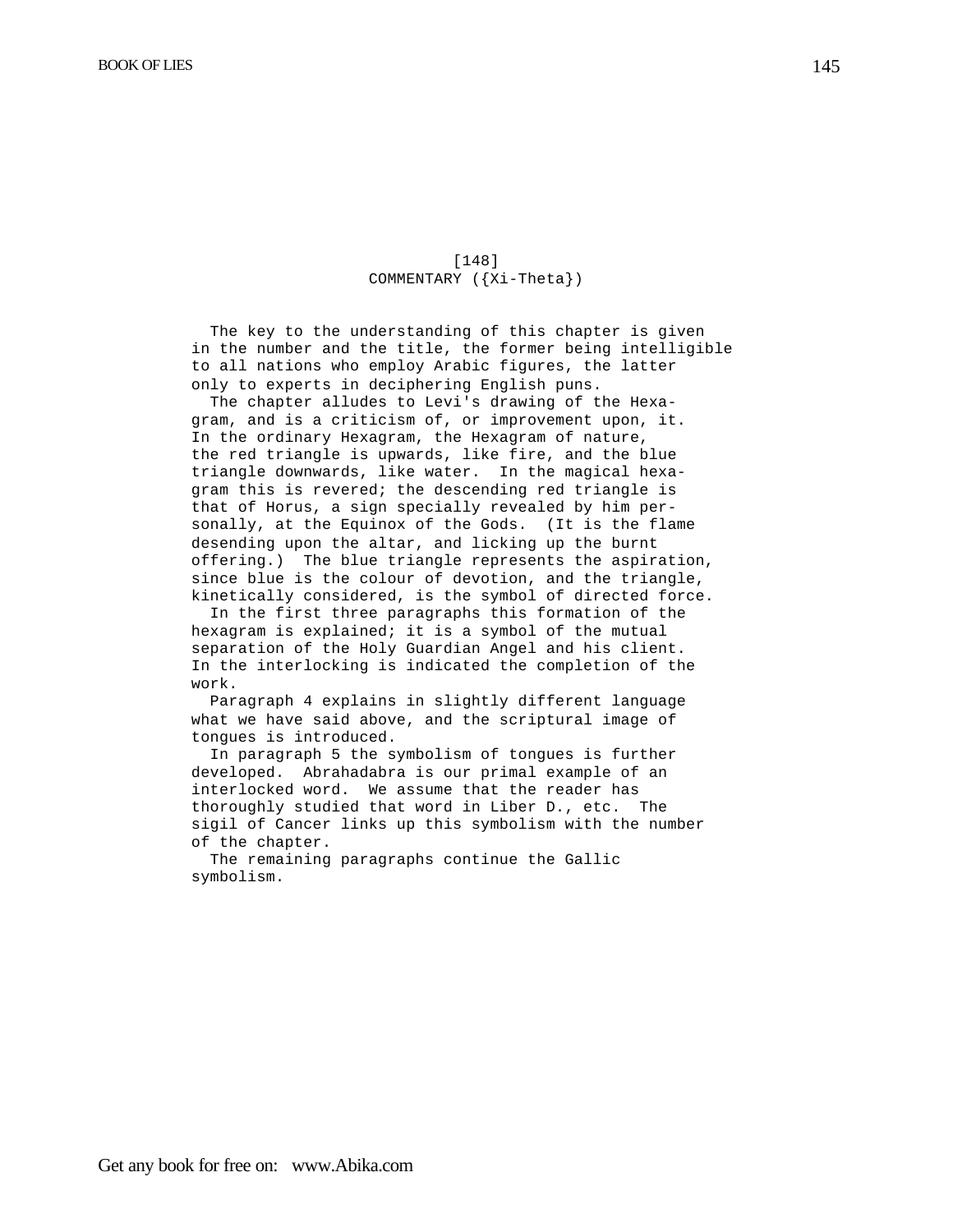[148]

COMMENTARY ({Xi-Theta})

The key to the understanding of this chapter is given in the number and the title, the former being intelligible to all nations who employ Arabic figures, the latter only to experts in deciphering English puns.

The chapter alludes to Levi's drawing of the Hexagram, and is a criticism of, or improvement upon, it. In the ordinary Hexagram, the Hexagram of nature, the red triangle is upwards, like fire, and the blue triangle downwards, like water. In the magical hexagram this is revered; the descending red triangle is that of Horus, a sign specially revealed by him personally, at the Equinox of the Gods. (It is the flame desending upon the altar, and licking up the burnt offering.) The blue triangle represents the aspiration, since blue is the colour of devotion, and the triangle, kinetically considered, is the symbol of directed force.

In the first three paragraphs this formation of the hexagram is explained; it is a symbol of the mutual separation of the Holy Guardian Angel and his client. In the interlocking is indicated the completion of the work.

Paragraph 4 explains in slightly different language what we have said above, and the scriptural image of tongues is introduced.

In paragraph 5 the symbolism of tongues is further developed. Abrahadabra is our primal example of an interlocked word. We assume that the reader has thoroughly studied that word in Liber D., etc. The sigil of Cancer links up this symbolism with the number of the chapter.

The remaining paragraphs continue the Gallic symbolism.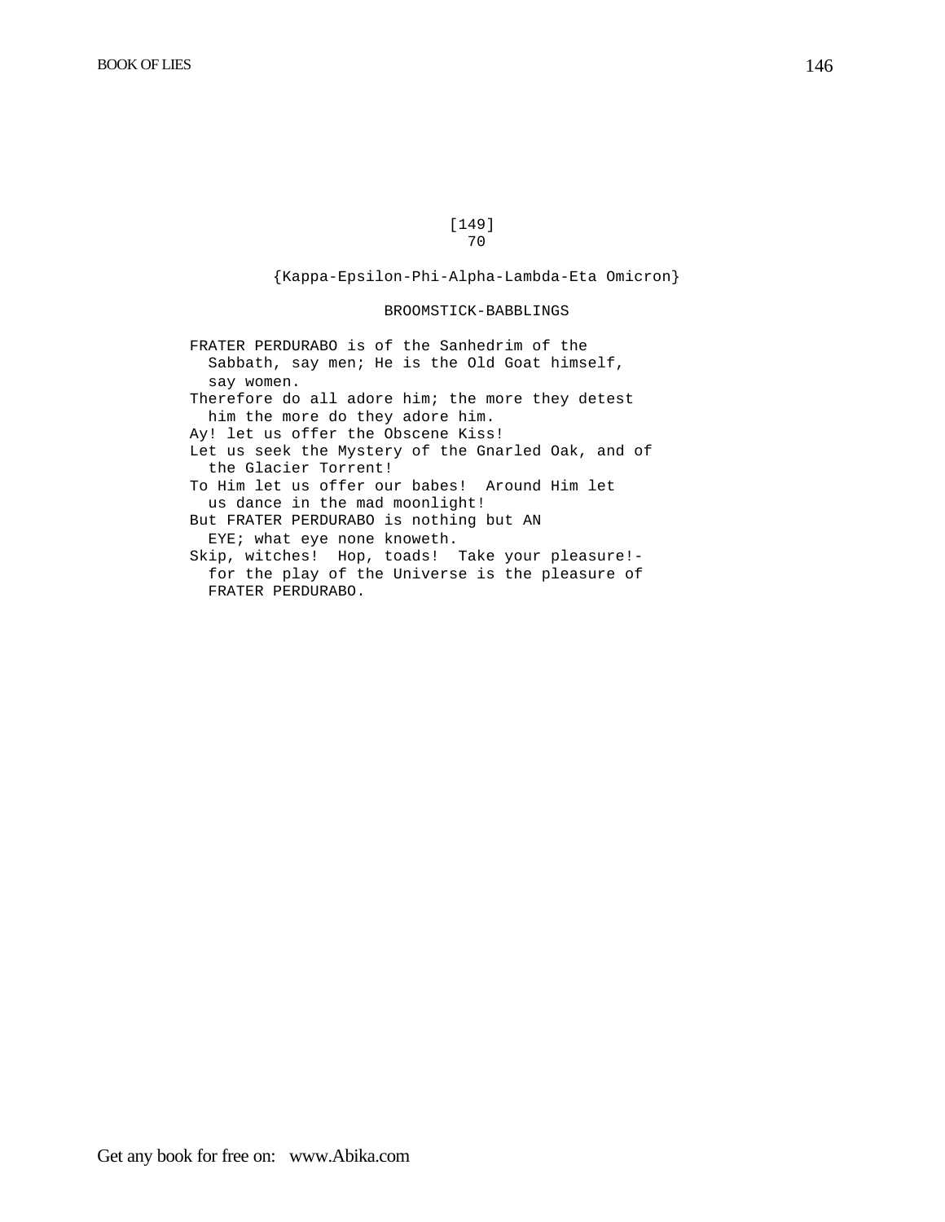[149]
70

{Kappa-Epsilon-Phi-Alpha-Lambda-Eta Omicron}

## BROOMSTICK-BABBLINGS

FRATER PERDURABO is of the Sanhedrim of the Sabbath, say men; He is the Old Goat himself, say women.

Therefore do all adore him; the more they detest him the more do they adore him.

Ay! let us offer the Obscene Kiss!

Let us seek the Mystery of the Gnarled Oak, and of the Glacier Torrent!

To Him let us offer our babes! Around Him let us dance in the mad moonlight!

But FRATER PERDURABO is nothing but AN EYE; what eye none knoweth.

Skip, witches! Hop, toads! Take your pleasure!- for the play of the Universe is the pleasure of FRATER PERDURABO.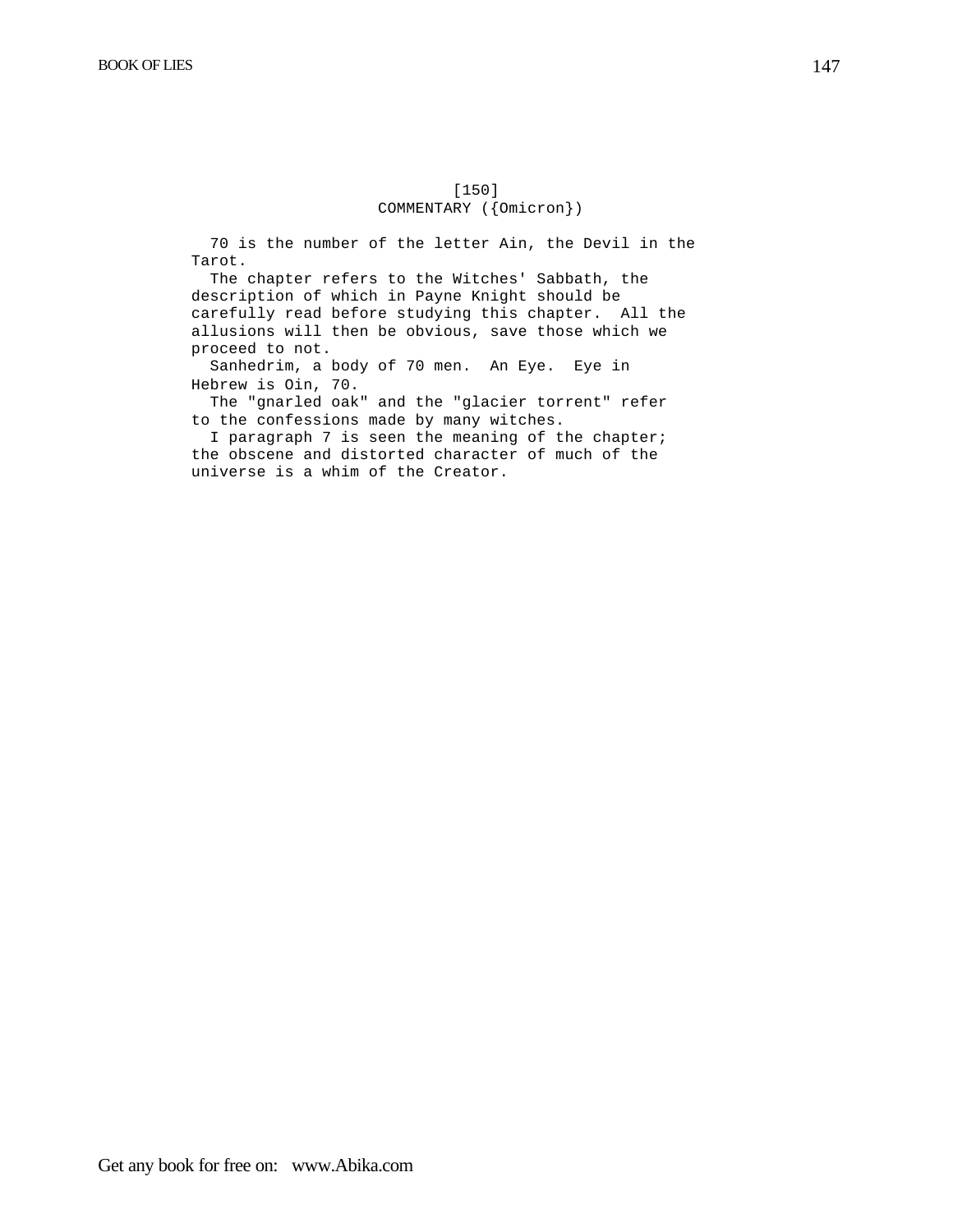[150]

## COMMENTARY ({Omicron})

70 is the number of the letter Ain, the Devil in the Tarot.

The chapter refers to the Witches' Sabbath, the description of which in Payne Knight should be carefully read before studying this chapter. All the allusions will then be obvious, save those which we proceed to not.

Sanhedrim, a body of 70 men. An Eye. Eye in Hebrew is Oin, 70.

The "gnarled oak" and the "glacier torrent" refer to the confessions made by many witches.

I paragraph 7 is seen the meaning of the chapter; the obscene and distorted character of much of the universe is a whim of the Creator.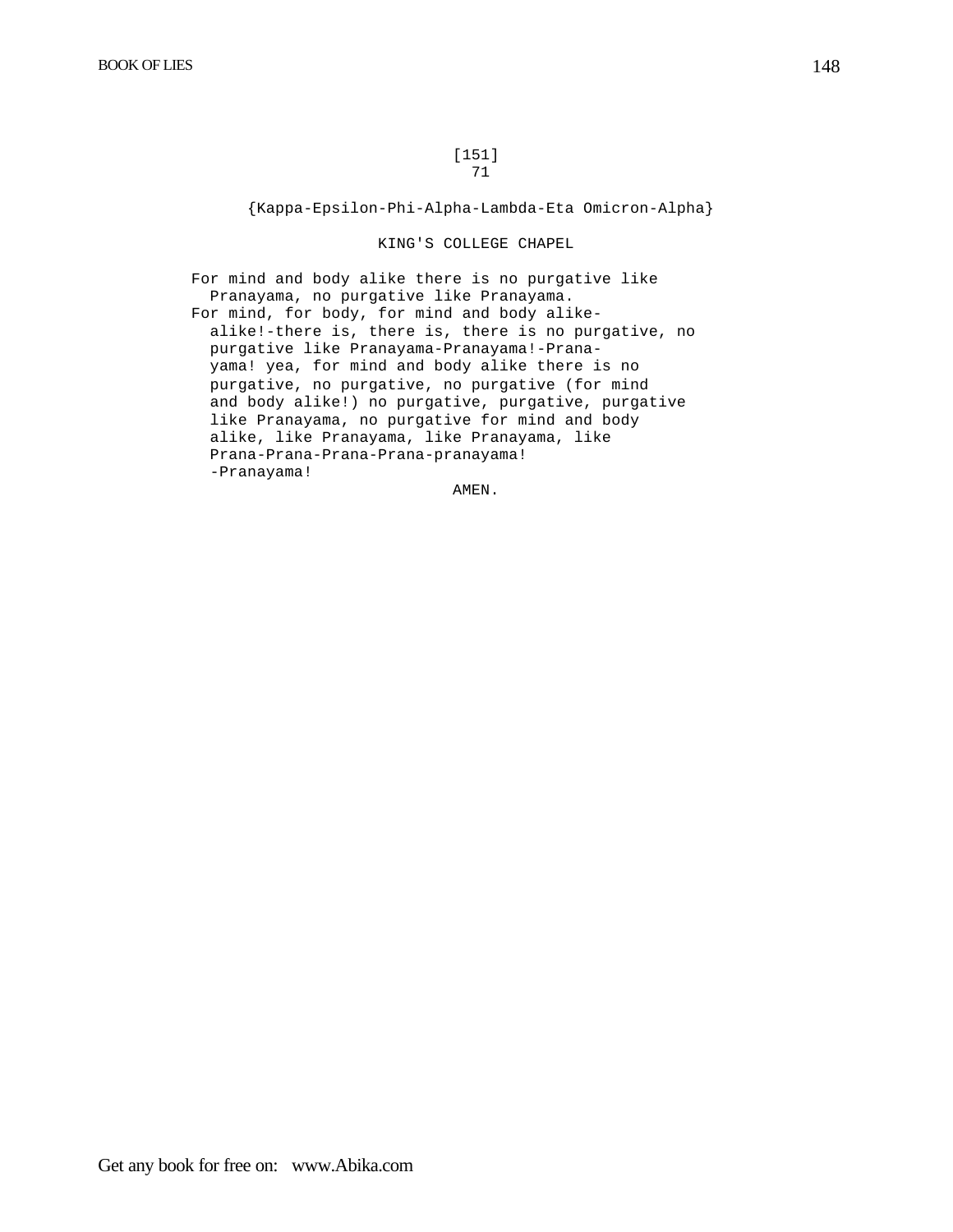[151]

# 71

{Kappa-Epsilon-Phi-Alpha-Lambda-Eta Omicron-Alpha}

## KING'S COLLEGE CHAPEL

For mind and body alike there is no purgative like Pranayama, no purgative like Pranayama.

For mind, for body, for mind and body alike-alike!-there is, there is, there is no purgative, no purgative like Pranayama-Pranayama!-Pranayama! yea, for mind and body alike there is no purgative, no purgative, no purgative (for mind and body alike!) no purgative, purgative, purgative like Pranayama, no purgative for mind and body alike, like Pranayama, like Pranayama, like Prana-Prana-Prana-Prana-pranayama! -Pranayama!

AMEN.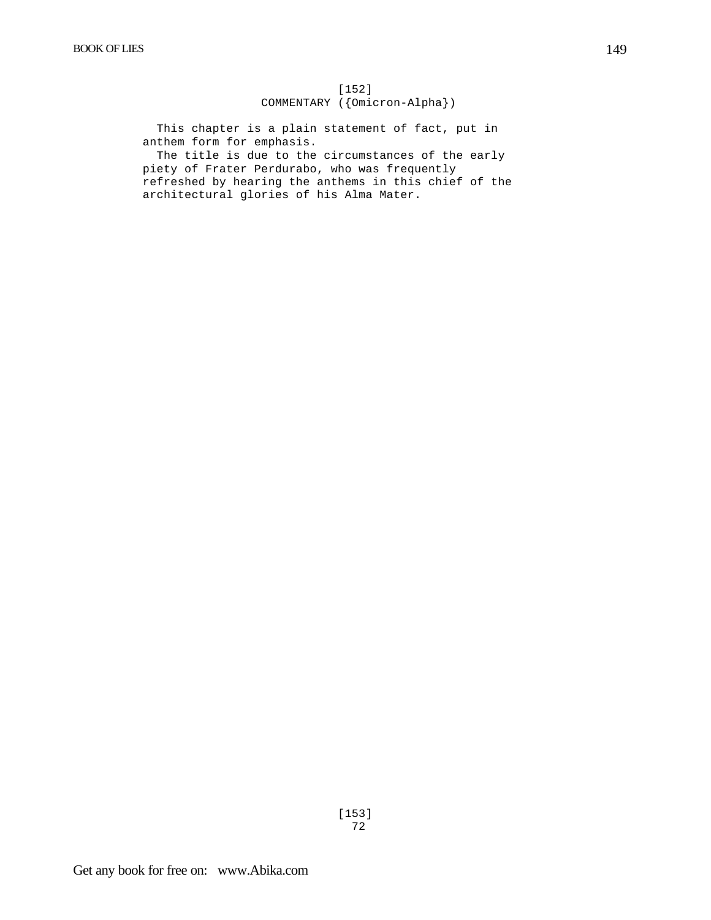[152]

## COMMENTARY ({Omicron-Alpha})

This chapter is a plain statement of fact, put in anthem form for emphasis.

The title is due to the circumstances of the early piety of Frater Perdurabo, who was frequently refreshed by hearing the anthems in this chief of the architectural glories of his Alma Mater.

[153]

72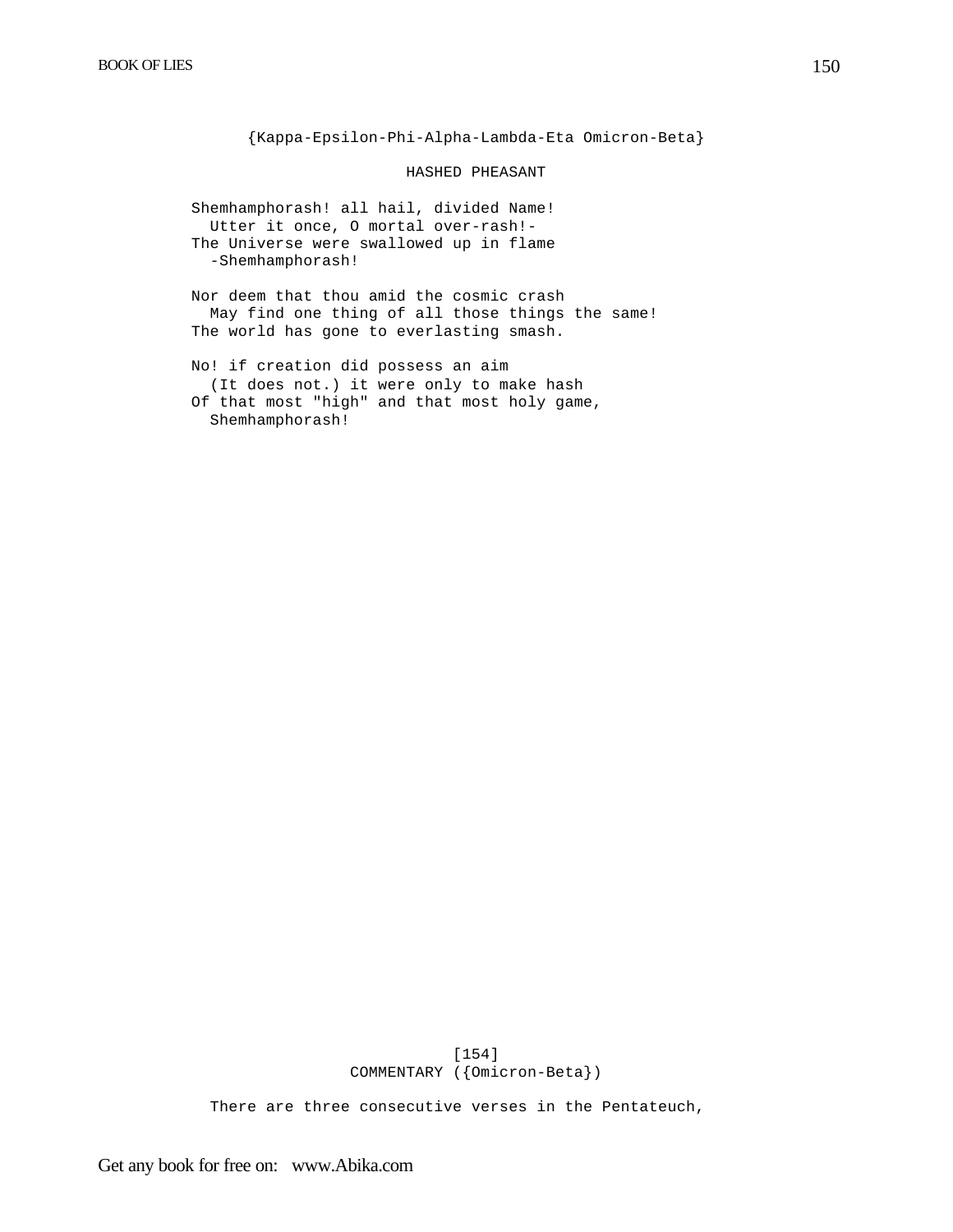{Kappa-Epsilon-Phi-Alpha-Lambda-Eta Omicron-Beta}

## HASHED PHEASANT

Shemhamphorash! all hail, divided Name!  
  Utter it once, O mortal over-rash!-  
The Universe were swallowed up in flame  
  -Shemhamphorash!

Nor deem that thou amid the cosmic crash  
  May find one thing of all those things the same!  
The world has gone to everlasting smash.

No! if creation did possess an aim  
  (It does not.) it were only to make hash  
Of that most "high" and that most holy game,  
  Shemhamphorash!

[154]

## COMMENTARY ({Omicron-Beta})

There are three consecutive verses in the Pentateuch,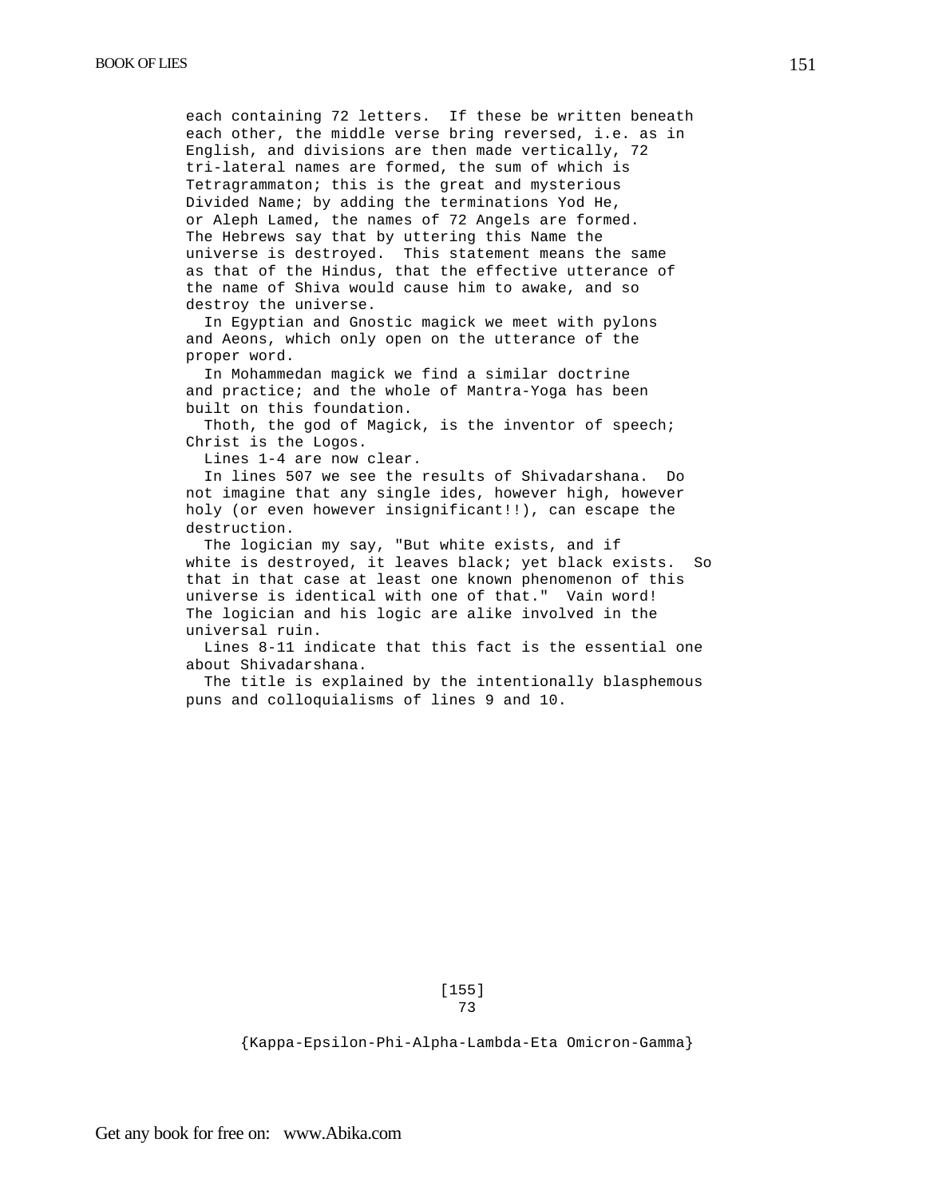each containing 72 letters. If these be written beneath each other, the middle verse bring reversed, i.e. as in English, and divisions are then made vertically, 72 tri-lateral names are formed, the sum of which is Tetragrammaton; this is the great and mysterious Divided Name; by adding the terminations Yod He, or Aleph Lamed, the names of 72 Angels are formed. The Hebrews say that by uttering this Name the universe is destroyed. This statement means the same as that of the Hindus, that the effective utterance of the name of Shiva would cause him to awake, and so destroy the universe.

In Egyptian and Gnostic magick we meet with pylons and Aeons, which only open on the utterance of the proper word.

In Mohammedan magick we find a similar doctrine and practice; and the whole of Mantra-Yoga has been built on this foundation.

Thoth, the god of Magick, is the inventor of speech; Christ is the Logos.

Lines 1-4 are now clear.

In lines 507 we see the results of Shivadarshana. Do not imagine that any single ides, however high, however holy (or even however insignificant!!), can escape the destruction.

The logician my say, "But white exists, and if white is destroyed, it leaves black; yet black exists. So that in that case at least one known phenomenon of this universe is identical with one of that." Vain word! The logician and his logic are alike involved in the universal ruin.

Lines 8-11 indicate that this fact is the essential one about Shivadarshana.

The title is explained by the intentionally blasphemous puns and colloquialisms of lines 9 and 10.

[155]

73

{Kappa-Epsilon-Phi-Alpha-Lambda-Eta Omicron-Gamma}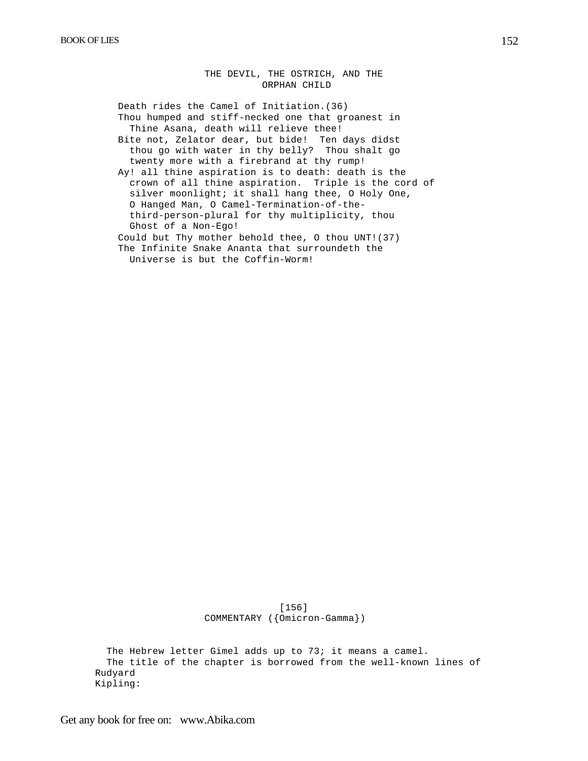## THE DEVIL, THE OSTRICH, AND THE ORPHAN CHILD

Death rides the Camel of Initiation.(36)
Thou humped and stiff-necked one that groanest in Thine Asana, death will relieve thee!
Bite not, Zelator dear, but bide! Ten days didst thou go with water in thy belly? Thou shalt go twenty more with a firebrand at thy rump!
Ay! all thine aspiration is to death: death is the crown of all thine aspiration. Triple is the cord of silver moonlight; it shall hang thee, O Holy One, O Hanged Man, O Camel-Termination-of-the-third-person-plural for thy multiplicity, thou Ghost of a Non-Ego!
Could but Thy mother behold thee, O thou UNT!(37)
The Infinite Snake Ananta that surroundeth the Universe is but the Coffin-Worm!

[156]

## COMMENTARY ({Omicron-Gamma})

The Hebrew letter Gimel adds up to 73; it means a camel.
The title of the chapter is borrowed from the well-known lines of Rudyard Kipling: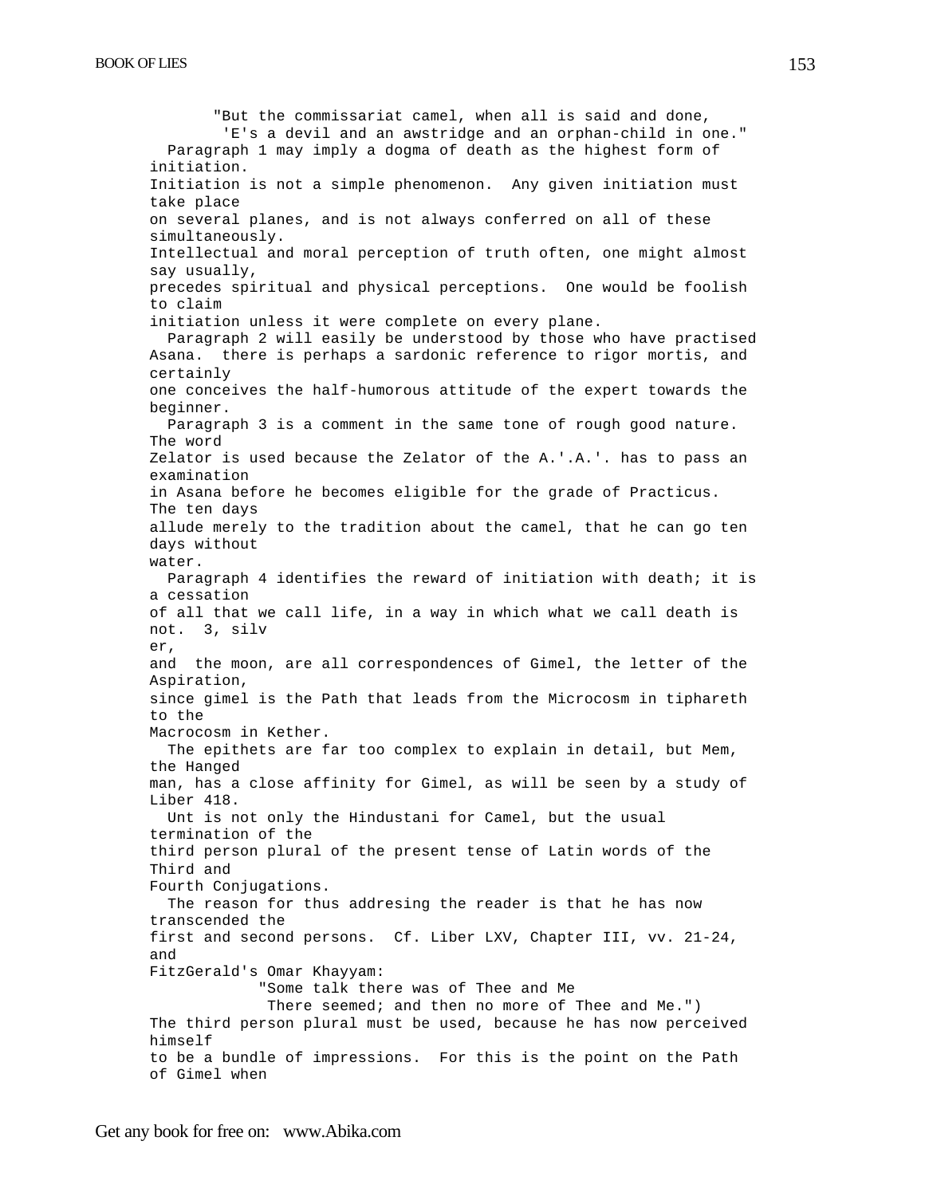"But the commissariat camel, when all is said and done,
'E's a devil and an awstridge and an orphan-child in one."

Paragraph 1 may imply a dogma of death as the highest form of initiation.

Initiation is not a simple phenomenon. Any given initiation must take place on several planes, and is not always conferred on all of these simultaneously.

Intellectual and moral perception of truth often, one might almost say usually, precedes spiritual and physical perceptions. One would be foolish to claim initiation unless it were complete on every plane.

Paragraph 2 will easily be understood by those who have practised Asana. there is perhaps a sardonic reference to rigor mortis, and certainly one conceives the half-humorous attitude of the expert towards the beginner.

Paragraph 3 is a comment in the same tone of rough good nature. The word Zelator is used because the Zelator of the A.'.A.'. has to pass an examination in Asana before he becomes eligible for the grade of Practicus. The ten days allude merely to the tradition about the camel, that he can go ten days without water.

Paragraph 4 identifies the reward of initiation with death; it is a cessation of all that we call life, in a way in which what we call death is not. 3, silv er, and the moon, are all correspondences of Gimel, the letter of the Aspiration, since gimel is the Path that leads from the Microcosm in tiphareth to the Macrocosm in Kether.

The epithets are far too complex to explain in detail, but Mem, the Hanged man, has a close affinity for Gimel, as will be seen by a study of Liber 418.

Unt is not only the Hindustani for Camel, but the usual termination of the third person plural of the present tense of Latin words of the Third and Fourth Conjugations.

The reason for thus addresing the reader is that he has now transcended the first and second persons. Cf. Liber LXV, Chapter III, vv. 21-24, and FitzGerald's Omar Khayyam:

"Some talk there was of Thee and Me
There seemed; and then no more of Thee and Me.")

The third person plural must be used, because he has now perceived himself to be a bundle of impressions. For this is the point on the Path of Gimel when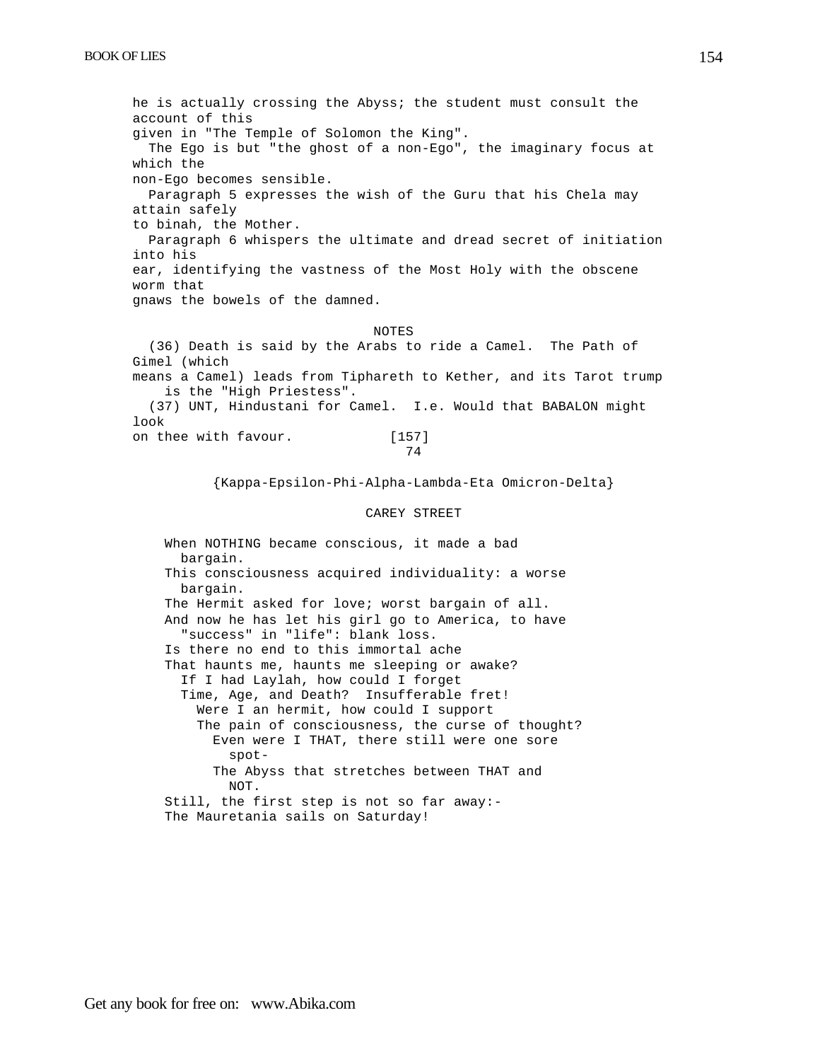he is actually crossing the Abyss; the student must consult the account of this given in "The Temple of Solomon the King".

The Ego is but "the ghost of a non-Ego", the imaginary focus at which the non-Ego becomes sensible.

Paragraph 5 expresses the wish of the Guru that his Chela may attain safely to binah, the Mother.

Paragraph 6 whispers the ultimate and dread secret of initiation into his ear, identifying the vastness of the Most Holy with the obscene worm that gnaws the bowels of the damned.

NOTES

(36) Death is said by the Arabs to ride a Camel. The Path of Gimel (which means a Camel) leads from Tiphareth to Kether, and its Tarot trump is the "High Priestess".

(37) UNT, Hindustani for Camel. I.e. Would that BABALON might look on thee with favour. [157]

74

{Kappa-Epsilon-Phi-Alpha-Lambda-Eta Omicron-Delta}

## CAREY STREET

When NOTHING became conscious, it made a bad bargain.
This consciousness acquired individuality: a worse bargain.
The Hermit asked for love; worst bargain of all.
And now he has let his girl go to America, to have "success" in "life": blank loss.
Is there no end to this immortal ache
That haunts me, haunts me sleeping or awake?
If I had Laylah, how could I forget
Time, Age, and Death? Insufferable fret!
Were I an hermit, how could I support
The pain of consciousness, the curse of thought?
Even were I THAT, there still were one sore spot-
The Abyss that stretches between THAT and NOT.
Still, the first step is not so far away:-
The Mauretania sails on Saturday!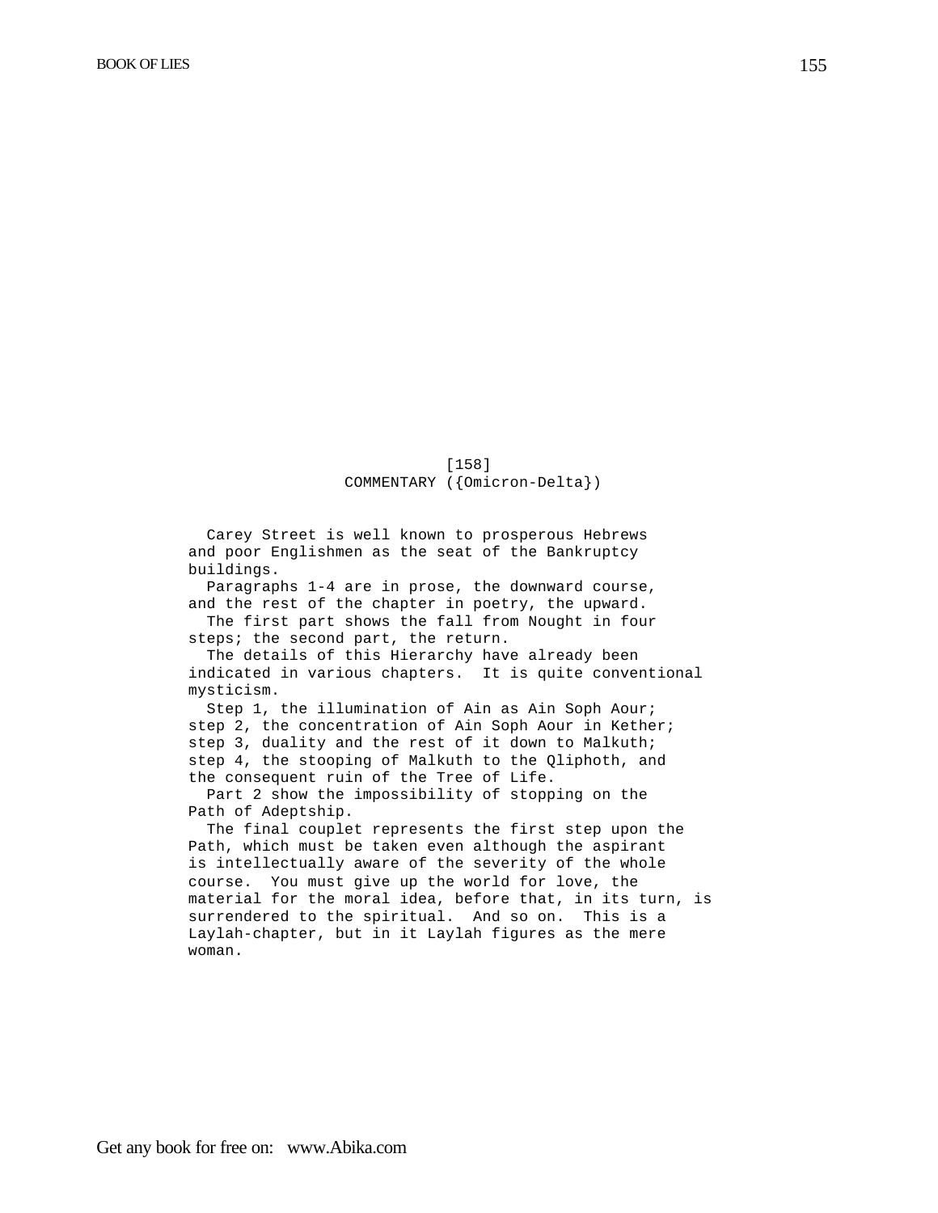[158]

## COMMENTARY ({Omicron-Delta})

Carey Street is well known to prosperous Hebrews and poor Englishmen as the seat of the Bankruptcy buildings.

Paragraphs 1-4 are in prose, the downward course, and the rest of the chapter in poetry, the upward.

The first part shows the fall from Nought in four steps; the second part, the return.

The details of this Hierarchy have already been indicated in various chapters. It is quite conventional mysticism.

Step 1, the illumination of Ain as Ain Soph Aour; step 2, the concentration of Ain Soph Aour in Kether; step 3, duality and the rest of it down to Malkuth; step 4, the stooping of Malkuth to the Qliphoth, and the consequent ruin of the Tree of Life.

Part 2 show the impossibility of stopping on the Path of Adeptship.

The final couplet represents the first step upon the Path, which must be taken even although the aspirant is intellectually aware of the severity of the whole course. You must give up the world for love, the material for the moral idea, before that, in its turn, is surrendered to the spiritual. And so on. This is a Laylah-chapter, but in it Laylah figures as the mere woman.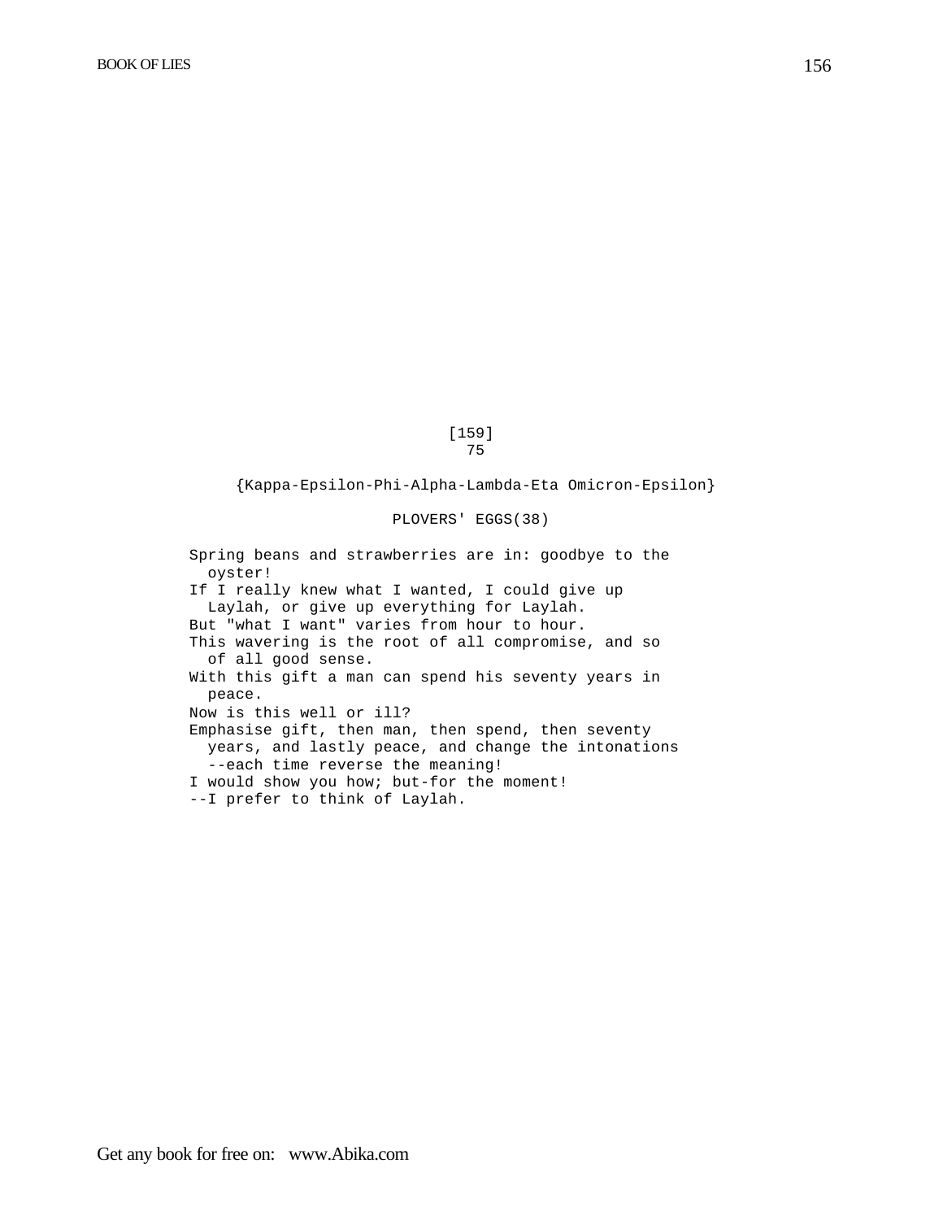[159]
75

{Kappa-Epsilon-Phi-Alpha-Lambda-Eta Omicron-Epsilon}

PLOVERS' EGGS(38)

Spring beans and strawberries are in: goodbye to the oyster!
If I really knew what I wanted, I could give up Laylah, or give up everything for Laylah.
But "what I want" varies from hour to hour.
This wavering is the root of all compromise, and so of all good sense.
With this gift a man can spend his seventy years in peace.
Now is this well or ill?
Emphasise gift, then man, then spend, then seventy years, and lastly peace, and change the intonations --each time reverse the meaning!
I would show you how; but-for the moment!
--I prefer to think of Laylah.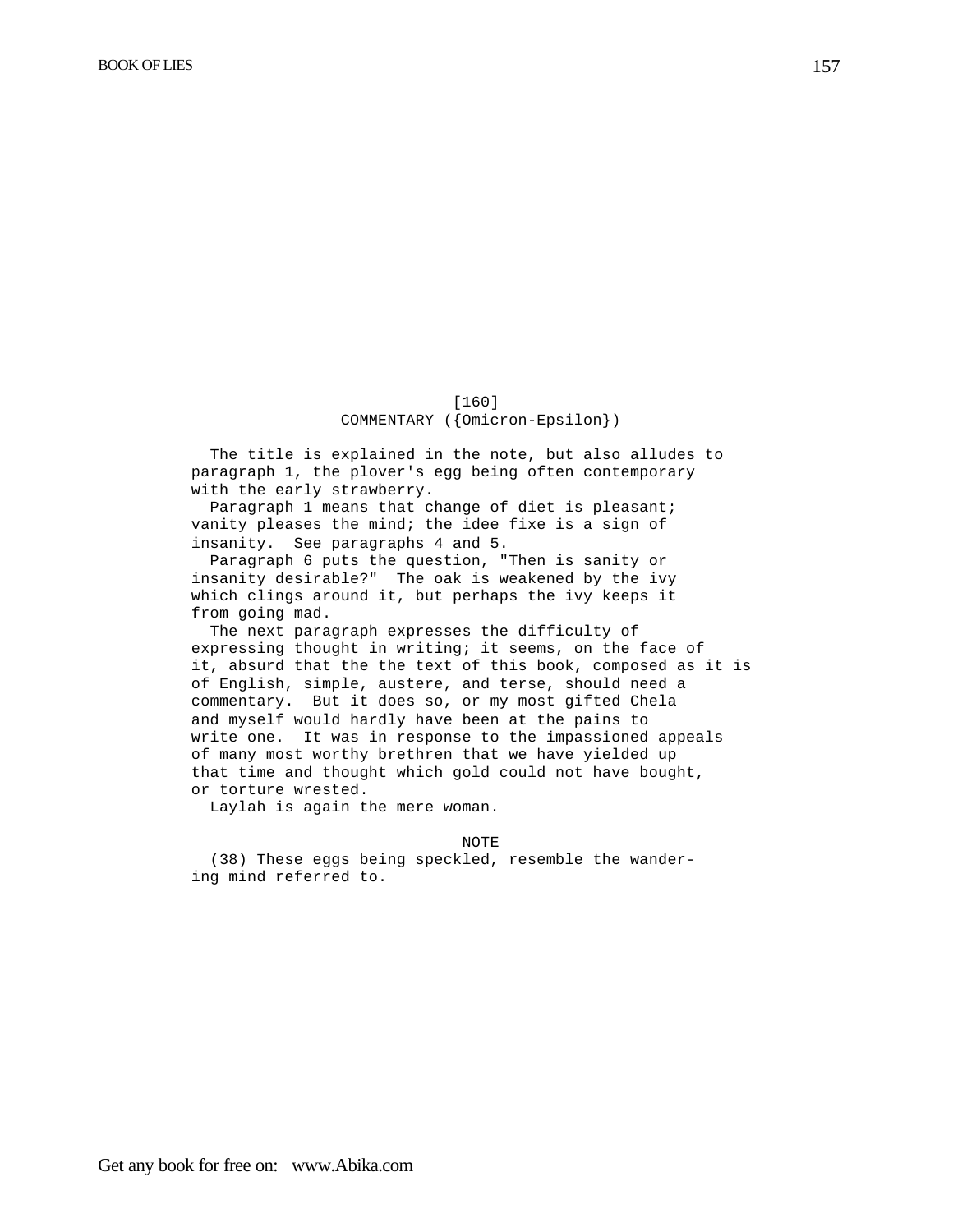[160]

## COMMENTARY ({Omicron-Epsilon})

The title is explained in the note, but also alludes to paragraph 1, the plover's egg being often contemporary with the early strawberry.

Paragraph 1 means that change of diet is pleasant; vanity pleases the mind; the idee fixe is a sign of insanity. See paragraphs 4 and 5.

Paragraph 6 puts the question, "Then is sanity or insanity desirable?" The oak is weakened by the ivy which clings around it, but perhaps the ivy keeps it from going mad.

The next paragraph expresses the difficulty of expressing thought in writing; it seems, on the face of it, absurd that the the text of this book, composed as it is of English, simple, austere, and terse, should need a commentary. But it does so, or my most gifted Chela and myself would hardly have been at the pains to write one. It was in response to the impassioned appeals of many most worthy brethren that we have yielded up that time and thought which gold could not have bought, or torture wrested.

Laylah is again the mere woman.

### NOTE

(38) These eggs being speckled, resemble the wandering mind referred to.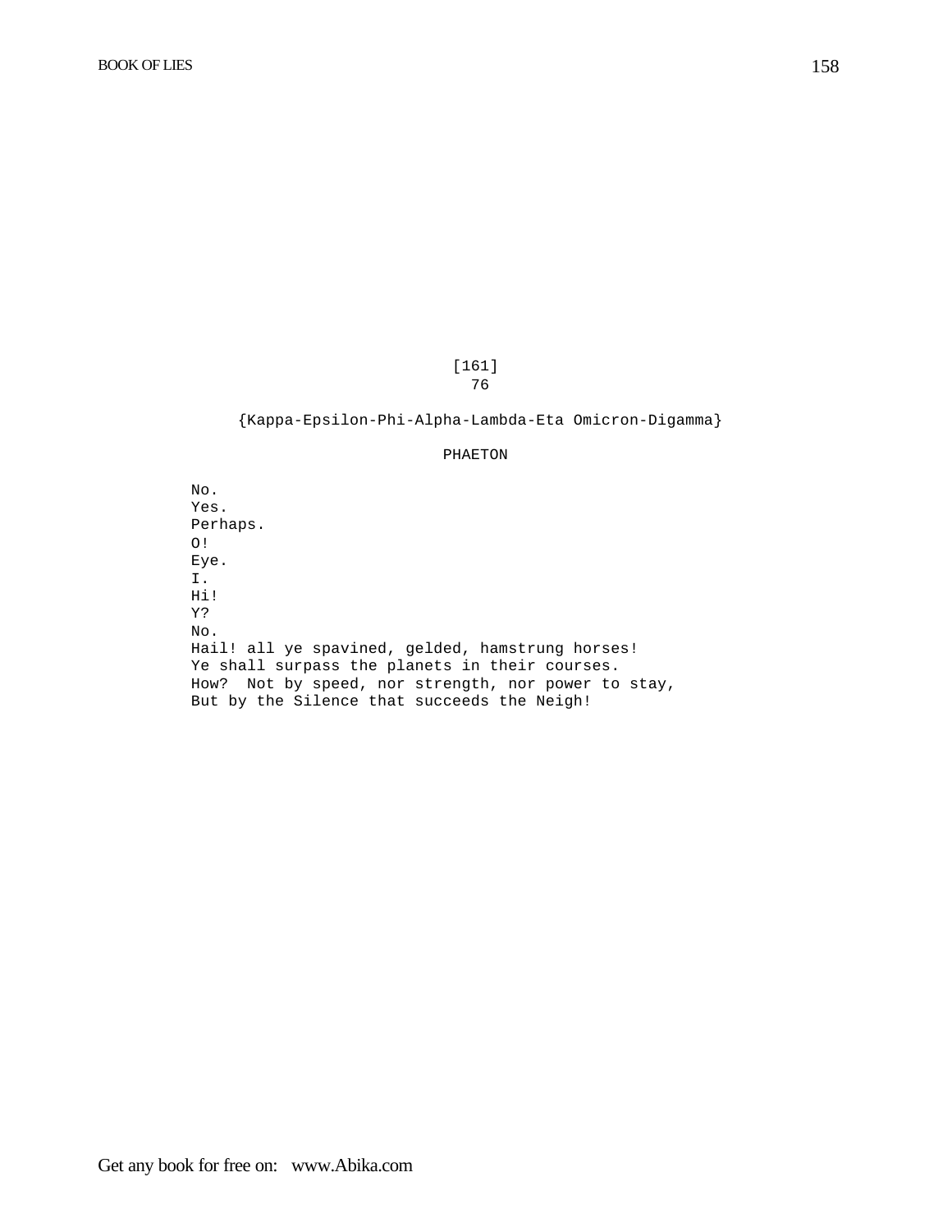[161]

76

{Kappa-Epsilon-Phi-Alpha-Lambda-Eta Omicron-Digamma}

## PHAETON

No.
Yes.
Perhaps.
O!
Eye.
I.
Hi!
Y?
No.
Hail! all ye spavined, gelded, hamstrung horses!
Ye shall surpass the planets in their courses.
How? Not by speed, nor strength, nor power to stay,
But by the Silence that succeeds the Neigh!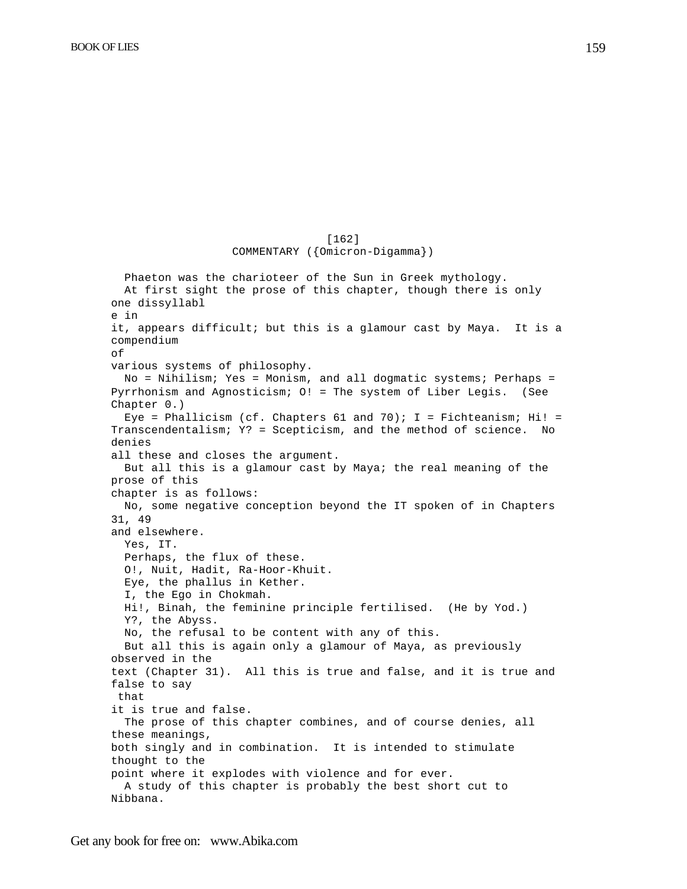[162]

COMMENTARY ({Omicron-Digamma})

Phaeton was the charioteer of the Sun in Greek mythology.

At first sight the prose of this chapter, though there is only one dissyllable in it, appears difficult; but this is a glamour cast by Maya. It is a compendium of various systems of philosophy.

No = Nihilism; Yes = Monism, and all dogmatic systems; Perhaps = Pyrrhonism and Agnosticism; O! = The system of Liber Legis. (See Chapter 0.)

Eye = Phallicism (cf. Chapters 61 and 70); I = Fichteanism; Hi! = Transcendentalism; Y? = Scepticism, and the method of science. No denies all these and closes the argument.

But all this is a glamour cast by Maya; the real meaning of the prose of this chapter is as follows:

No, some negative conception beyond the IT spoken of in Chapters 31, 49 and elsewhere.

Yes, IT.

Perhaps, the flux of these.

O!, Nuit, Hadit, Ra-Hoor-Khuit.

Eye, the phallus in Kether.

I, the Ego in Chokmah.

Hi!, Binah, the feminine principle fertilised. (He by Yod.)

Y?, the Abyss.

No, the refusal to be content with any of this.

But all this is again only a glamour of Maya, as previously observed in the text (Chapter 31). All this is true and false, and it is true and false to say that it is true and false.

The prose of this chapter combines, and of course denies, all these meanings, both singly and in combination. It is intended to stimulate thought to the point where it explodes with violence and for ever.

A study of this chapter is probably the best short cut to Nibbana.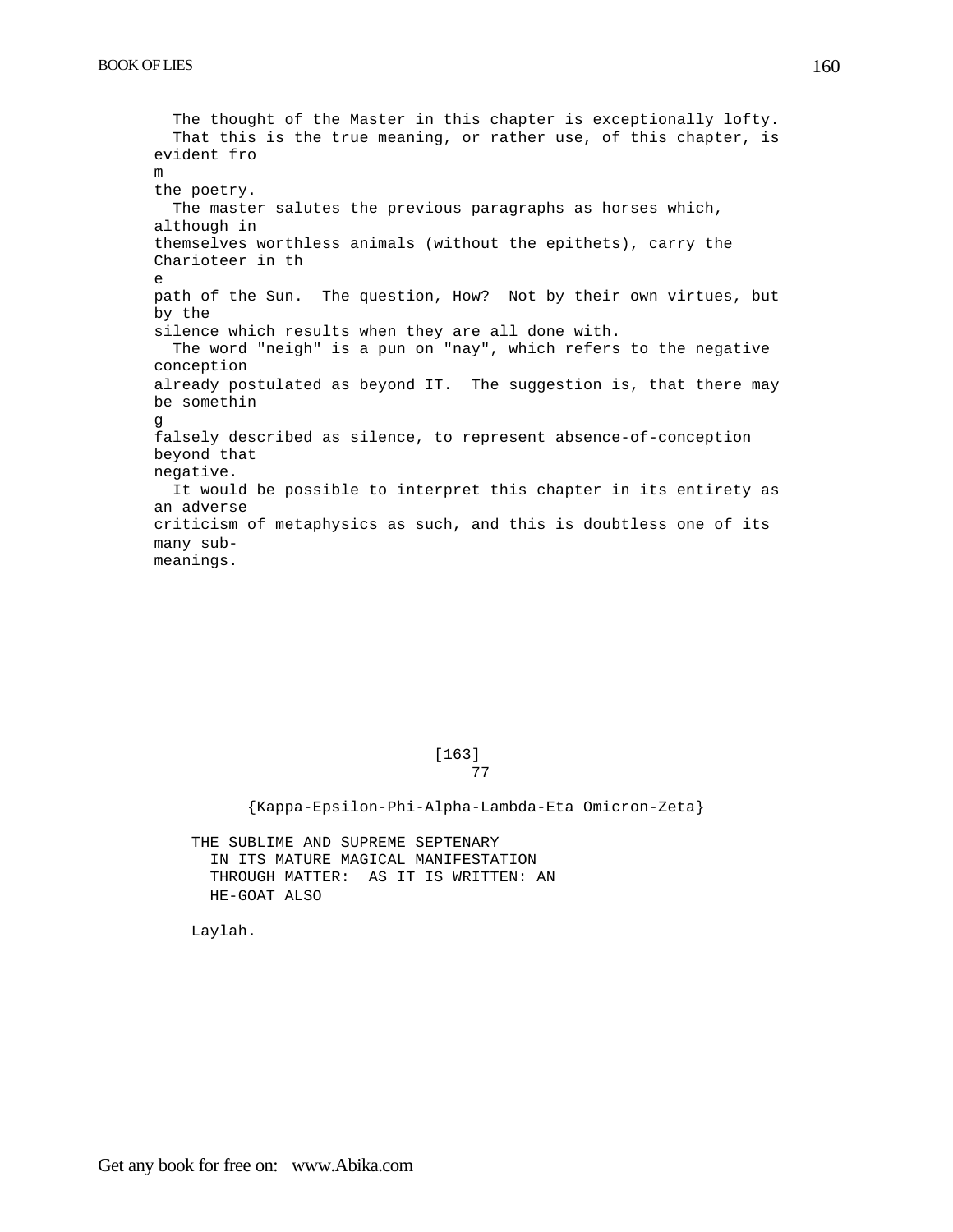The thought of the Master in this chapter is exceptionally lofty.

That this is the true meaning, or rather use, of this chapter, is evident from the poetry.

The master salutes the previous paragraphs as horses which, although in themselves worthless animals (without the epithets), carry the Charioteer in the path of the Sun. The question, How? Not by their own virtues, but by the silence which results when they are all done with.

The word "neigh" is a pun on "nay", which refers to the negative conception already postulated as beyond IT. The suggestion is, that there may be something falsely described as silence, to represent absence-of-conception beyond that negative.

It would be possible to interpret this chapter in its entirety as an adverse criticism of metaphysics as such, and this is doubtless one of its many sub-meanings.

[163]

## 77

{Kappa-Epsilon-Phi-Alpha-Lambda-Eta Omicron-Zeta}

THE SUBLIME AND SUPREME SEPTENARY
IN ITS MATURE MAGICAL MANIFESTATION
THROUGH MATTER: AS IT IS WRITTEN: AN
HE-GOAT ALSO

Laylah.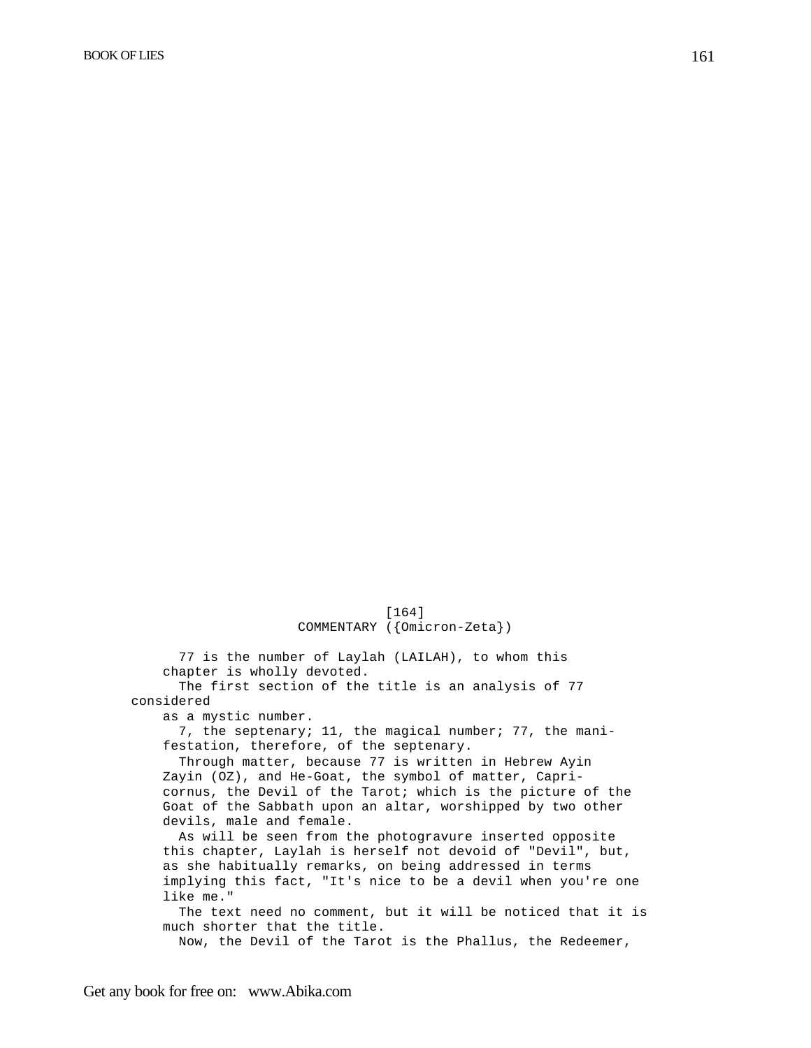[164]

## COMMENTARY ({Omicron-Zeta})

77 is the number of Laylah (LAILAH), to whom this chapter is wholly devoted.

The first section of the title is an analysis of 77 considered as a mystic number.

7, the septenary; 11, the magical number; 77, the manifestation, therefore, of the septenary.

Through matter, because 77 is written in Hebrew Ayin Zayin (OZ), and He-Goat, the symbol of matter, Capricornus, the Devil of the Tarot; which is the picture of the Goat of the Sabbath upon an altar, worshipped by two other devils, male and female.

As will be seen from the photogravure inserted opposite this chapter, Laylah is herself not devoid of "Devil", but, as she habitually remarks, on being addressed in terms implying this fact, "It's nice to be a devil when you're one like me."

The text need no comment, but it will be noticed that it is much shorter that the title.

Now, the Devil of the Tarot is the Phallus, the Redeemer,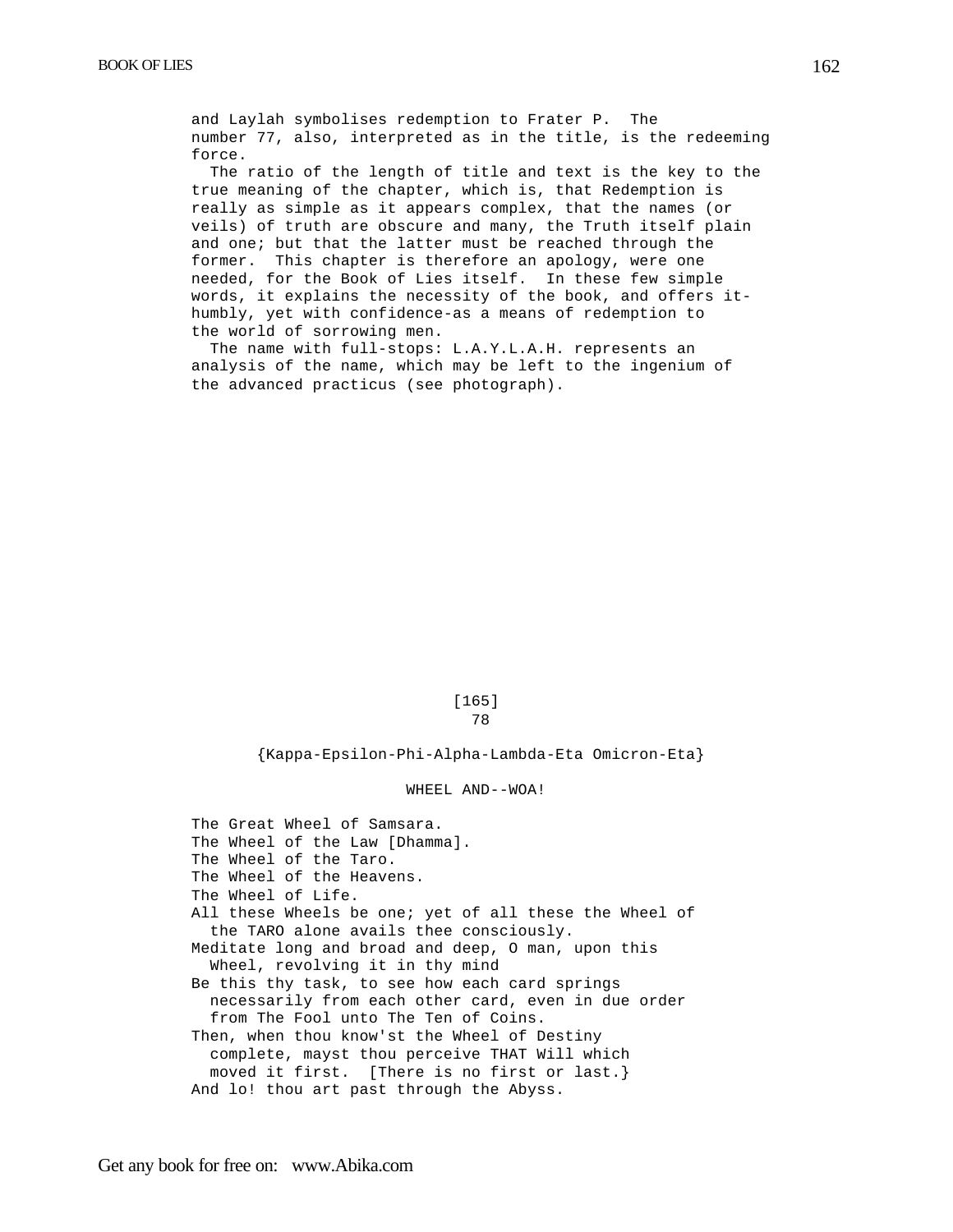and Laylah symbolises redemption to Frater P. The number 77, also, interpreted as in the title, is the redeeming force.

The ratio of the length of title and text is the key to the true meaning of the chapter, which is, that Redemption is really as simple as it appears complex, that the names (or veils) of truth are obscure and many, the Truth itself plain and one; but that the latter must be reached through the former. This chapter is therefore an apology, were one needed, for the Book of Lies itself. In these few simple words, it explains the necessity of the book, and offers it-humbly, yet with confidence-as a means of redemption to the world of sorrowing men.

The name with full-stops: L.A.Y.L.A.H. represents an analysis of the name, which may be left to the ingenium of the advanced practicus (see photograph).

[165]

## 78

{Kappa-Epsilon-Phi-Alpha-Lambda-Eta Omicron-Eta}

### WHEEL AND--WOA!

The Great Wheel of Samsara.
The Wheel of the Law [Dhamma].
The Wheel of the Taro.
The Wheel of the Heavens.
The Wheel of Life.
All these Wheels be one; yet of all these the Wheel of the TARO alone avails thee consciously.
Meditate long and broad and deep, O man, upon this Wheel, revolving it in thy mind
Be this thy task, to see how each card springs necessarily from each other card, even in due order from The Fool unto The Ten of Coins.
Then, when thou know'st the Wheel of Destiny complete, mayst thou perceive THAT Will which moved it first. [There is no first or last.}
And lo! thou art past through the Abyss.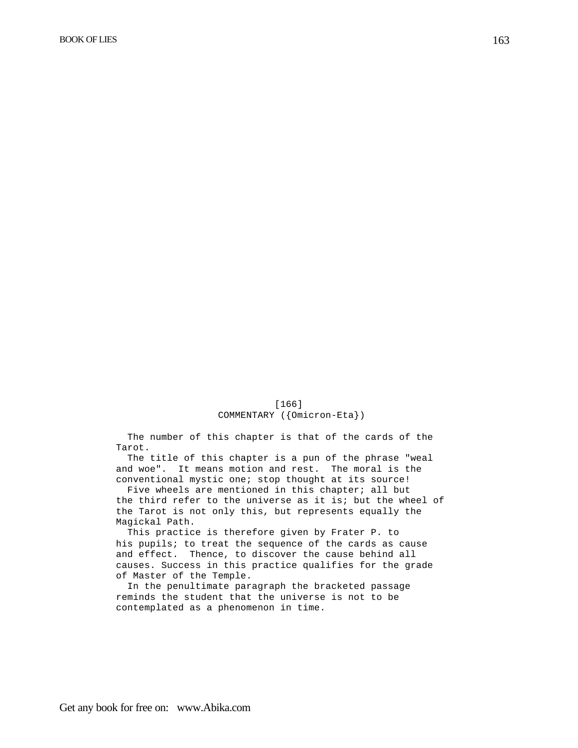[166]

## COMMENTARY ({Omicron-Eta})

The number of this chapter is that of the cards of the Tarot.

The title of this chapter is a pun of the phrase "weal and woe". It means motion and rest. The moral is the conventional mystic one; stop thought at its source!

Five wheels are mentioned in this chapter; all but the third refer to the universe as it is; but the wheel of the Tarot is not only this, but represents equally the Magickal Path.

This practice is therefore given by Frater P. to his pupils; to treat the sequence of the cards as cause and effect. Thence, to discover the cause behind all causes. Success in this practice qualifies for the grade of Master of the Temple.

In the penultimate paragraph the bracketed passage reminds the student that the universe is not to be contemplated as a phenomenon in time.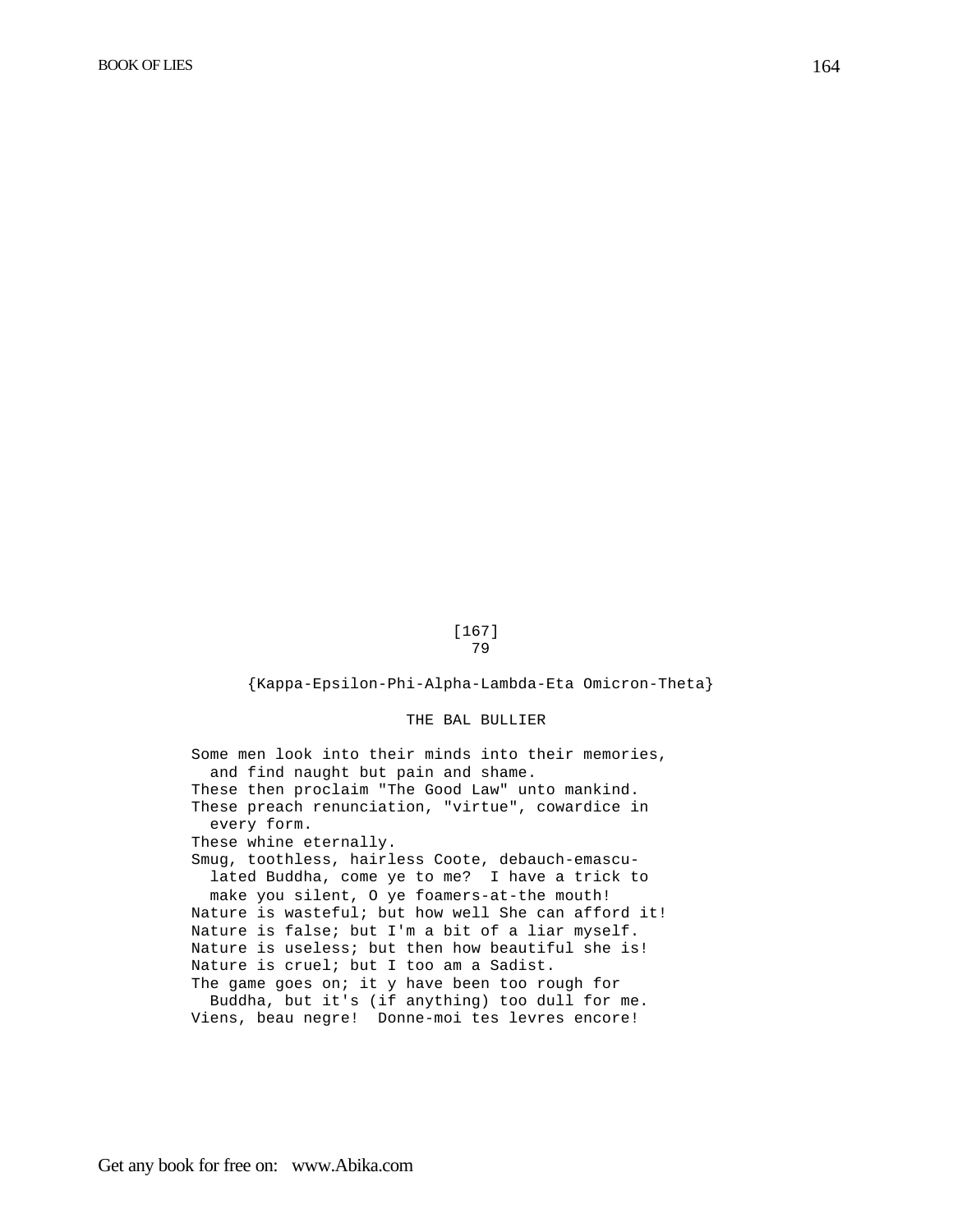[167]
79

{Kappa-Epsilon-Phi-Alpha-Lambda-Eta Omicron-Theta}

## THE BAL BULLIER

Some men look into their minds into their memories, and find naught but pain and shame.
These then proclaim "The Good Law" unto mankind.
These preach renunciation, "virtue", cowardice in every form.
These whine eternally.
Smug, toothless, hairless Coote, debauch-emasculated Buddha, come ye to me? I have a trick to make you silent, O ye foamers-at-the mouth!
Nature is wasteful; but how well She can afford it!
Nature is false; but I'm a bit of a liar myself.
Nature is useless; but then how beautiful she is!
Nature is cruel; but I too am a Sadist.
The game goes on; it y have been too rough for Buddha, but it's (if anything) too dull for me.
Viens, beau negre! Donne-moi tes levres encore!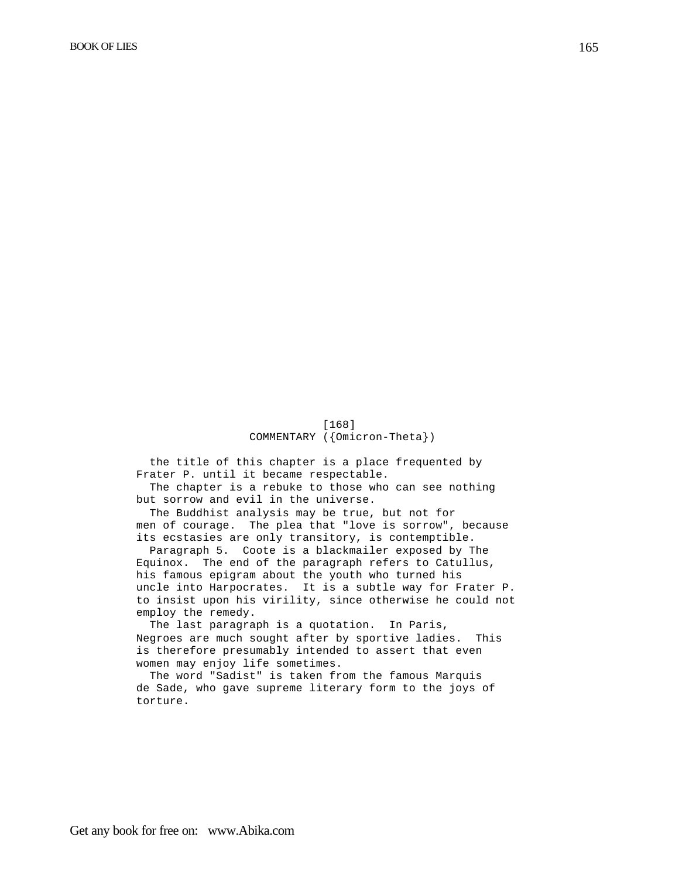[168]

## COMMENTARY ({Omicron-Theta})

the title of this chapter is a place frequented by Frater P. until it became respectable.

The chapter is a rebuke to those who can see nothing but sorrow and evil in the universe.

The Buddhist analysis may be true, but not for men of courage. The plea that "love is sorrow", because its ecstasies are only transitory, is contemptible.

Paragraph 5. Coote is a blackmailer exposed by The Equinox. The end of the paragraph refers to Catullus, his famous epigram about the youth who turned his uncle into Harpocrates. It is a subtle way for Frater P. to insist upon his virility, since otherwise he could not employ the remedy.

The last paragraph is a quotation. In Paris, Negroes are much sought after by sportive ladies. This is therefore presumably intended to assert that even women may enjoy life sometimes.

The word "Sadist" is taken from the famous Marquis de Sade, who gave supreme literary form to the joys of torture.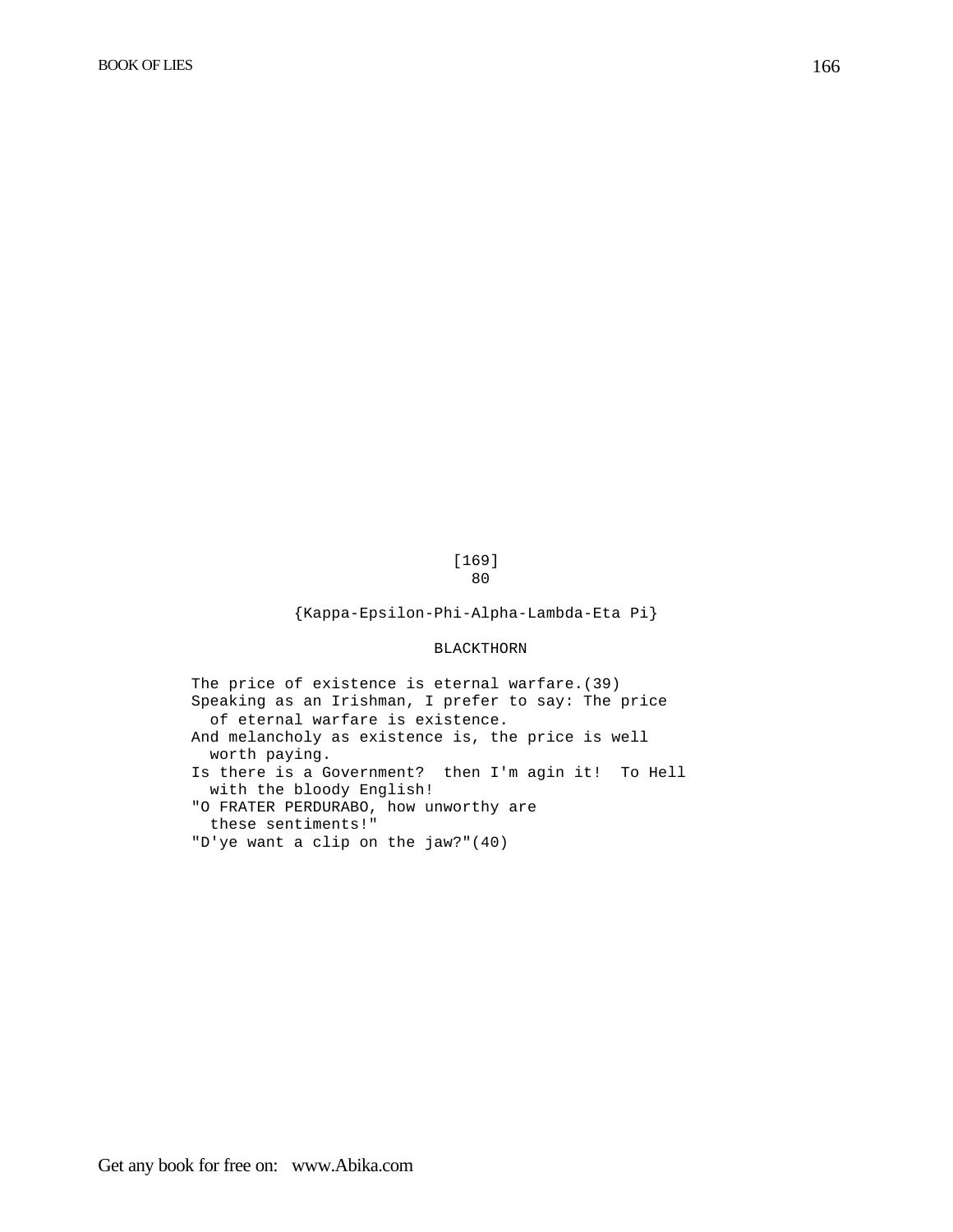[169]

80

{Kappa-Epsilon-Phi-Alpha-Lambda-Eta Pi}

BLACKTHORN

The price of existence is eternal warfare.(39)
Speaking as an Irishman, I prefer to say: The price of eternal warfare is existence.
And melancholy as existence is, the price is well worth paying.
Is there is a Government? then I'm agin it! To Hell with the bloody English!
"O FRATER PERDURABO, how unworthy are these sentiments!"
"D'ye want a clip on the jaw?"(40)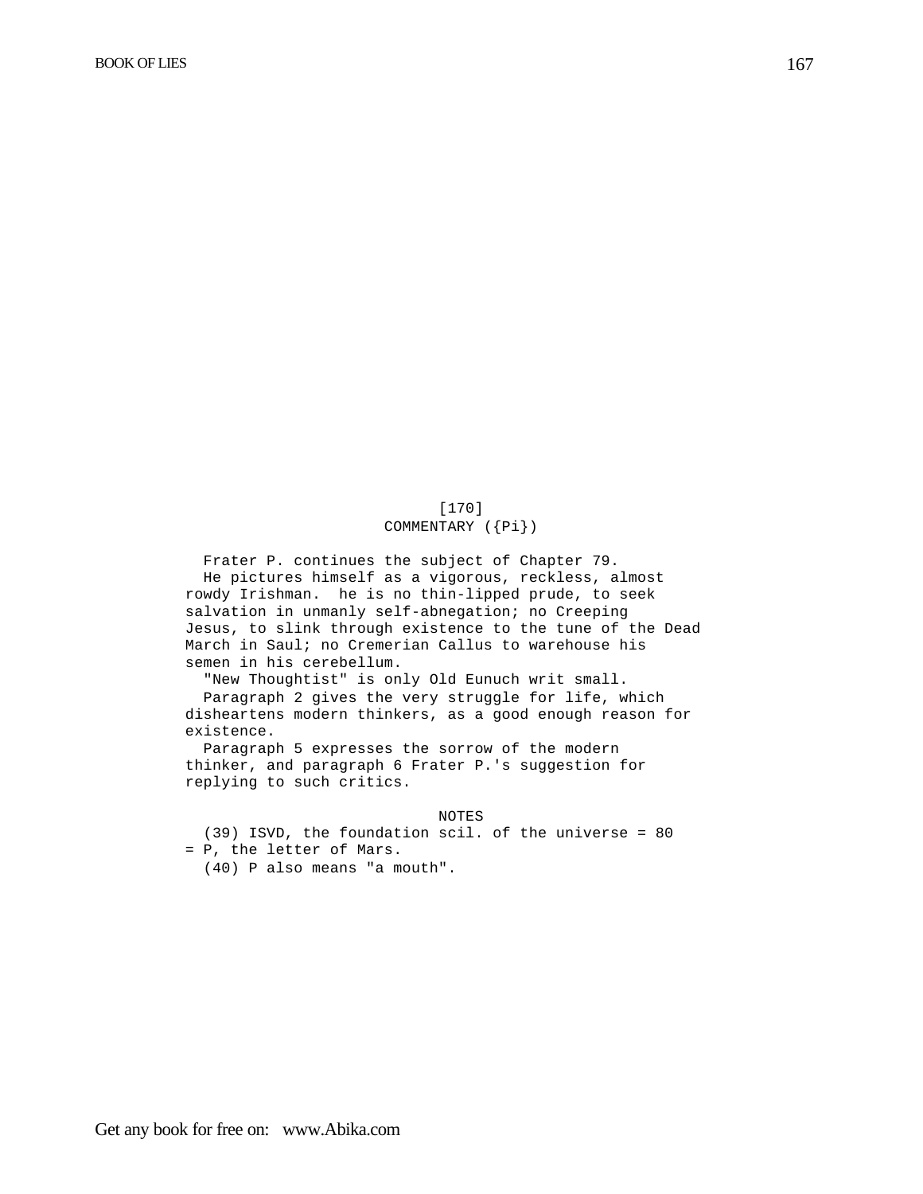[170]

## COMMENTARY ({Pi})

Frater P. continues the subject of Chapter 79.

He pictures himself as a vigorous, reckless, almost rowdy Irishman. he is no thin-lipped prude, to seek salvation in unmanly self-abnegation; no Creeping Jesus, to slink through existence to the tune of the Dead March in Saul; no Cremerian Callus to warehouse his semen in his cerebellum.

"New Thoughtist" is only Old Eunuch writ small.

Paragraph 2 gives the very struggle for life, which disheartens modern thinkers, as a good enough reason for existence.

Paragraph 5 expresses the sorrow of the modern thinker, and paragraph 6 Frater P.'s suggestion for replying to such critics.

### NOTES

(39) ISVD, the foundation scil. of the universe = 80 = P, the letter of Mars.

(40) P also means "a mouth".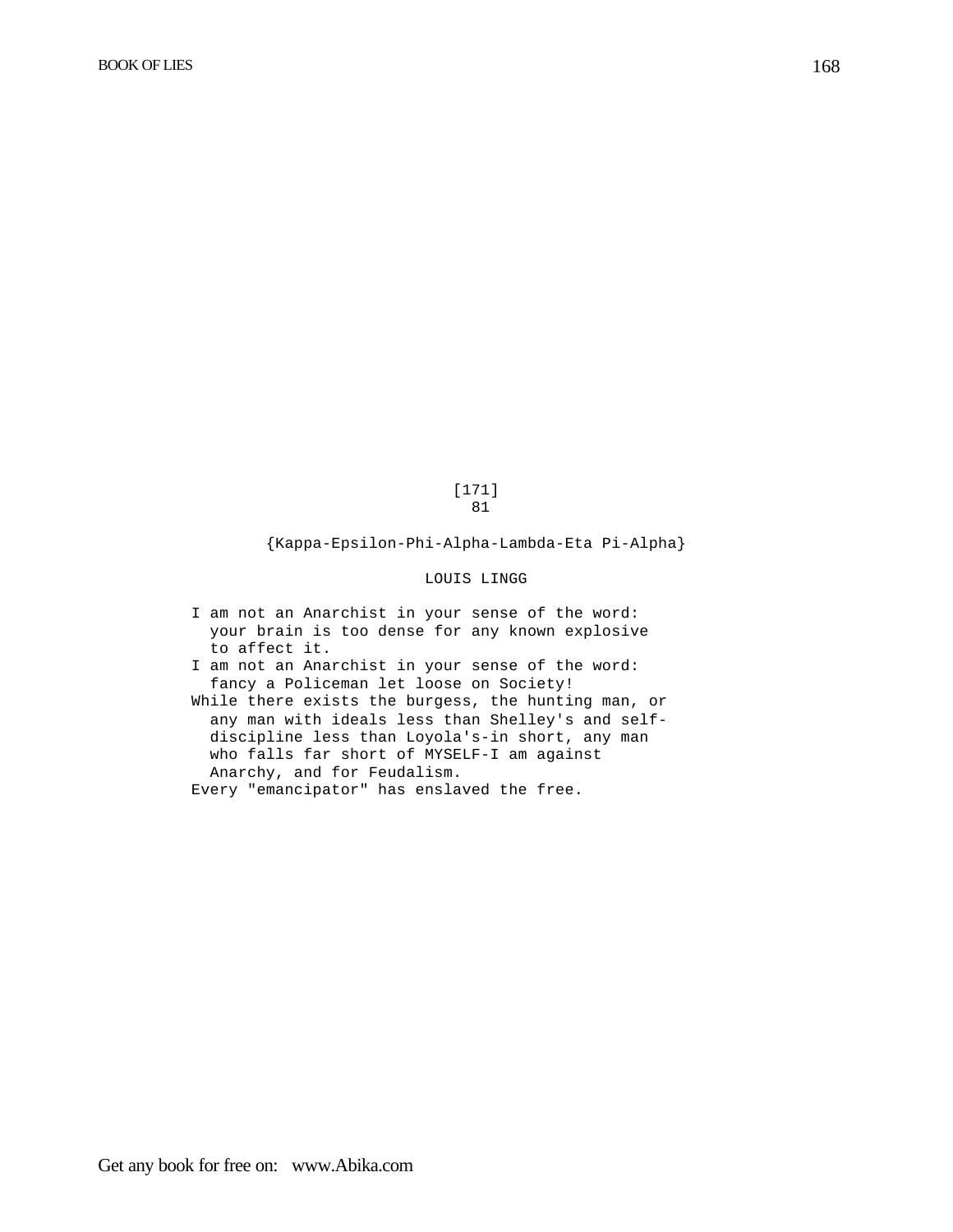[171]
81

{Kappa-Epsilon-Phi-Alpha-Lambda-Eta Pi-Alpha}

LOUIS LINGG

I am not an Anarchist in your sense of the word: your brain is too dense for any known explosive to affect it.

I am not an Anarchist in your sense of the word: fancy a Policeman let loose on Society!

While there exists the burgess, the hunting man, or any man with ideals less than Shelley's and self-discipline less than Loyola's-in short, any man who falls far short of MYSELF-I am against Anarchy, and for Feudalism.

Every "emancipator" has enslaved the free.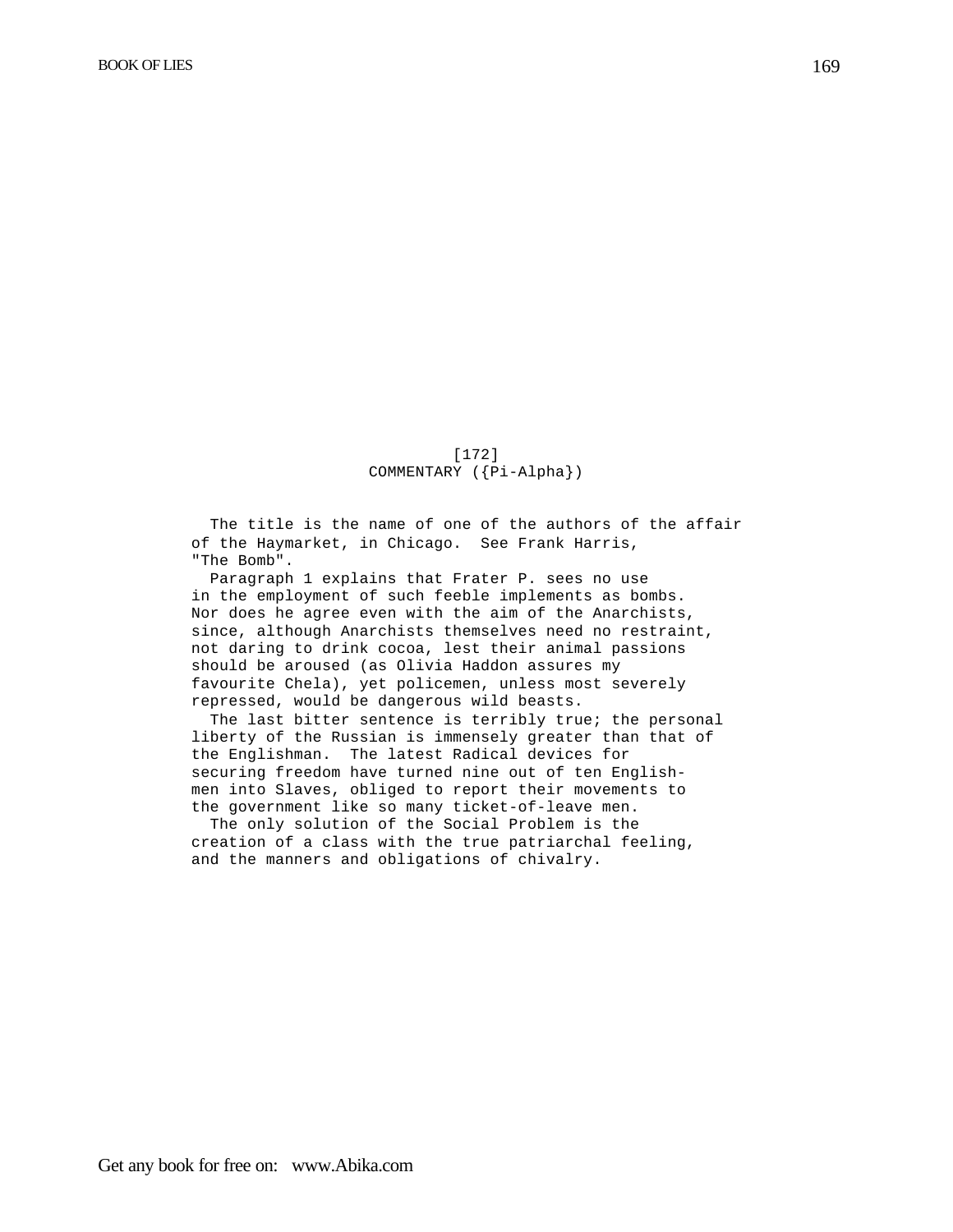[172]

COMMENTARY ({Pi-Alpha})

The title is the name of one of the authors of the affair of the Haymarket, in Chicago. See Frank Harris, "The Bomb".

Paragraph 1 explains that Frater P. sees no use in the employment of such feeble implements as bombs. Nor does he agree even with the aim of the Anarchists, since, although Anarchists themselves need no restraint, not daring to drink cocoa, lest their animal passions should be aroused (as Olivia Haddon assures my favourite Chela), yet policemen, unless most severely repressed, would be dangerous wild beasts.

The last bitter sentence is terribly true; the personal liberty of the Russian is immensely greater than that of the Englishman. The latest Radical devices for securing freedom have turned nine out of ten Englishmen into Slaves, obliged to report their movements to the government like so many ticket-of-leave men.

The only solution of the Social Problem is the creation of a class with the true patriarchal feeling, and the manners and obligations of chivalry.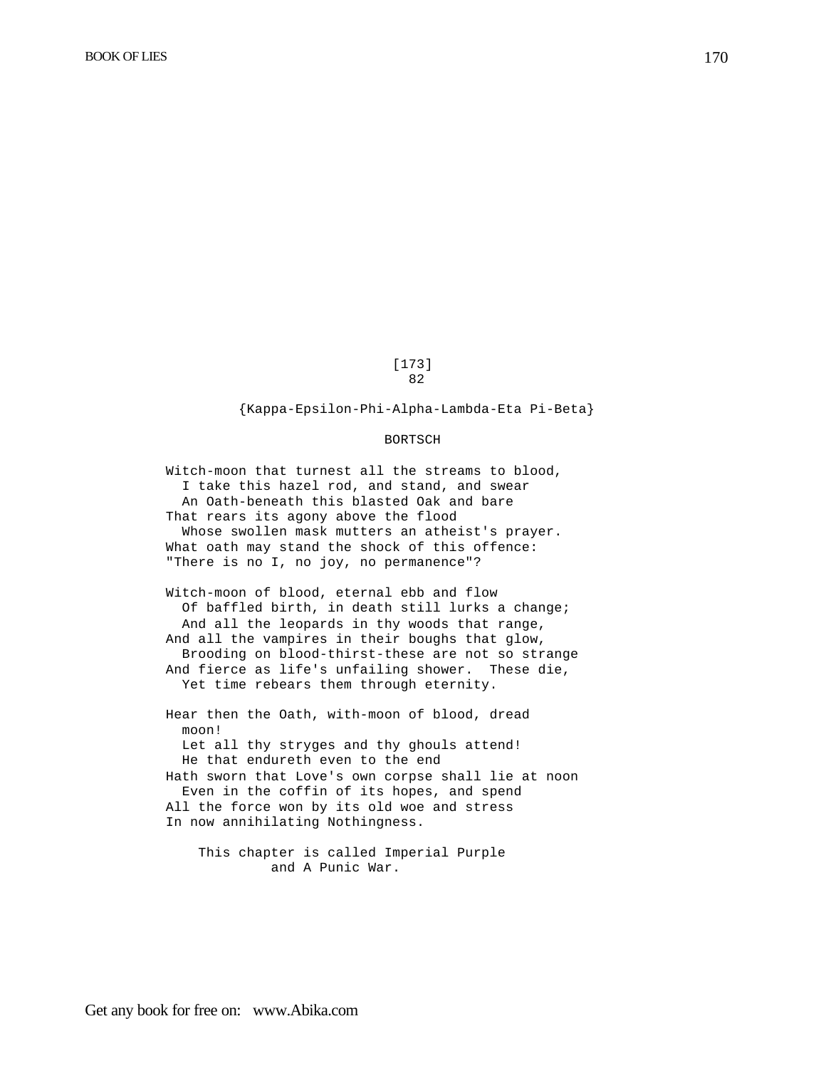[173]
82

{Kappa-Epsilon-Phi-Alpha-Lambda-Eta Pi-Beta}

BORTSCH

Witch-moon that turnest all the streams to blood,
  I take this hazel rod, and stand, and swear
  An Oath-beneath this blasted Oak and bare
That rears its agony above the flood
  Whose swollen mask mutters an atheist's prayer.
What oath may stand the shock of this offence:
"There is no I, no joy, no permanence"?

Witch-moon of blood, eternal ebb and flow
  Of baffled birth, in death still lurks a change;
  And all the leopards in thy woods that range,
And all the vampires in their boughs that glow,
  Brooding on blood-thirst-these are not so strange
And fierce as life's unfailing shower. These die,
  Yet time rebears them through eternity.

Hear then the Oath, with-moon of blood, dread
  moon!
  Let all thy stryges and thy ghouls attend!
  He that endureth even to the end
Hath sworn that Love's own corpse shall lie at noon
  Even in the coffin of its hopes, and spend
All the force won by its old woe and stress
In now annihilating Nothingness.

This chapter is called Imperial Purple
and A Punic War.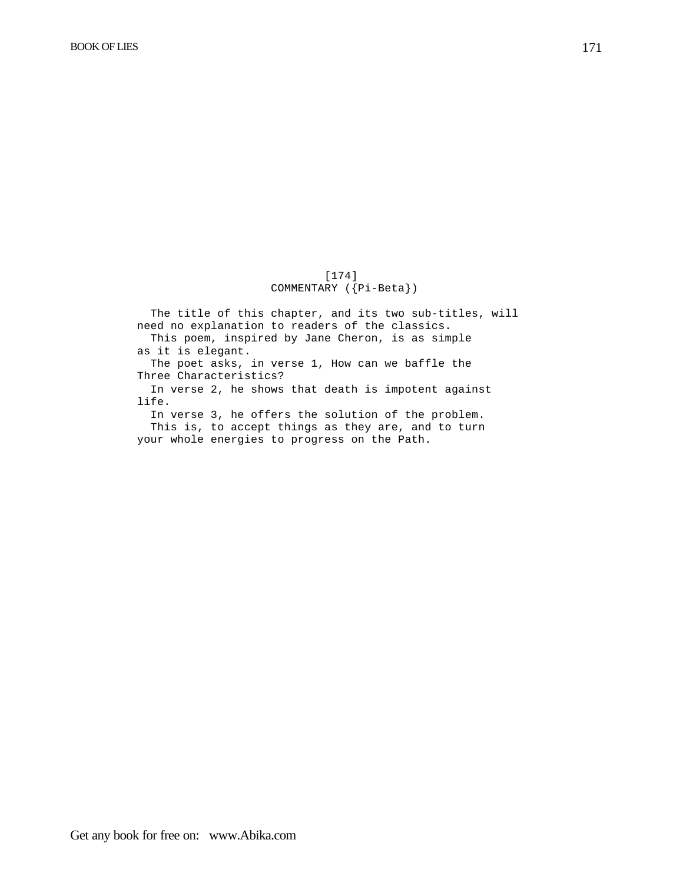[174]

## COMMENTARY ({Pi-Beta})

The title of this chapter, and its two sub-titles, will need no explanation to readers of the classics.

This poem, inspired by Jane Cheron, is as simple as it is elegant.

The poet asks, in verse 1, How can we baffle the Three Characteristics?

In verse 2, he shows that death is impotent against life.

In verse 3, he offers the solution of the problem.

This is, to accept things as they are, and to turn your whole energies to progress on the Path.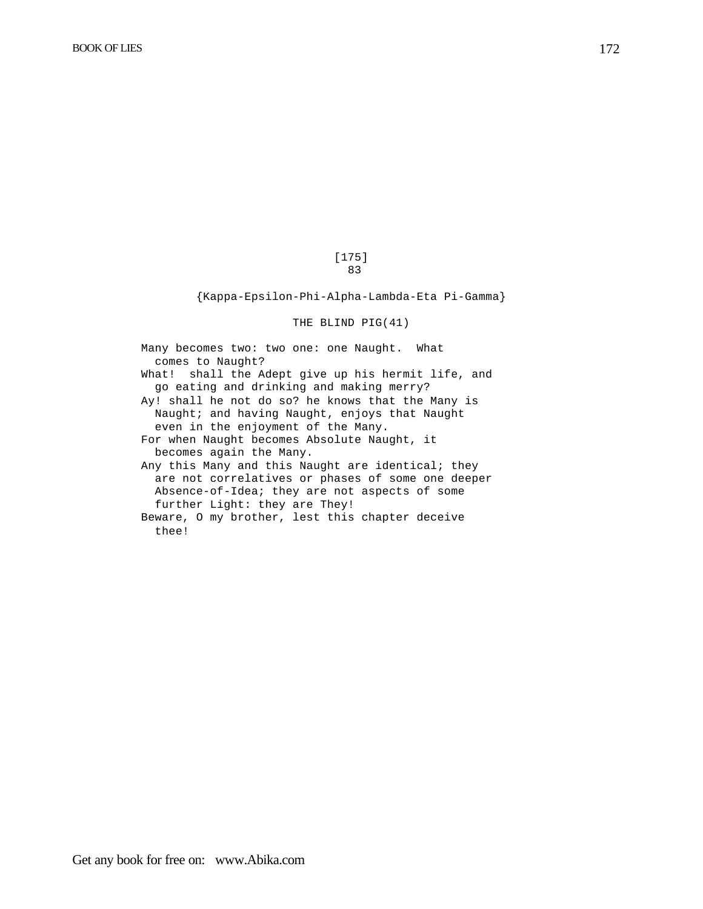[175]

83

{Kappa-Epsilon-Phi-Alpha-Lambda-Eta Pi-Gamma}

## THE BLIND PIG(41)

Many becomes two: two one: one Naught. What comes to Naught?

What! shall the Adept give up his hermit life, and go eating and drinking and making merry?

Ay! shall he not do so? he knows that the Many is Naught; and having Naught, enjoys that Naught even in the enjoyment of the Many.

For when Naught becomes Absolute Naught, it becomes again the Many.

Any this Many and this Naught are identical; they are not correlatives or phases of some one deeper Absence-of-Idea; they are not aspects of some further Light: they are They!

Beware, O my brother, lest this chapter deceive thee!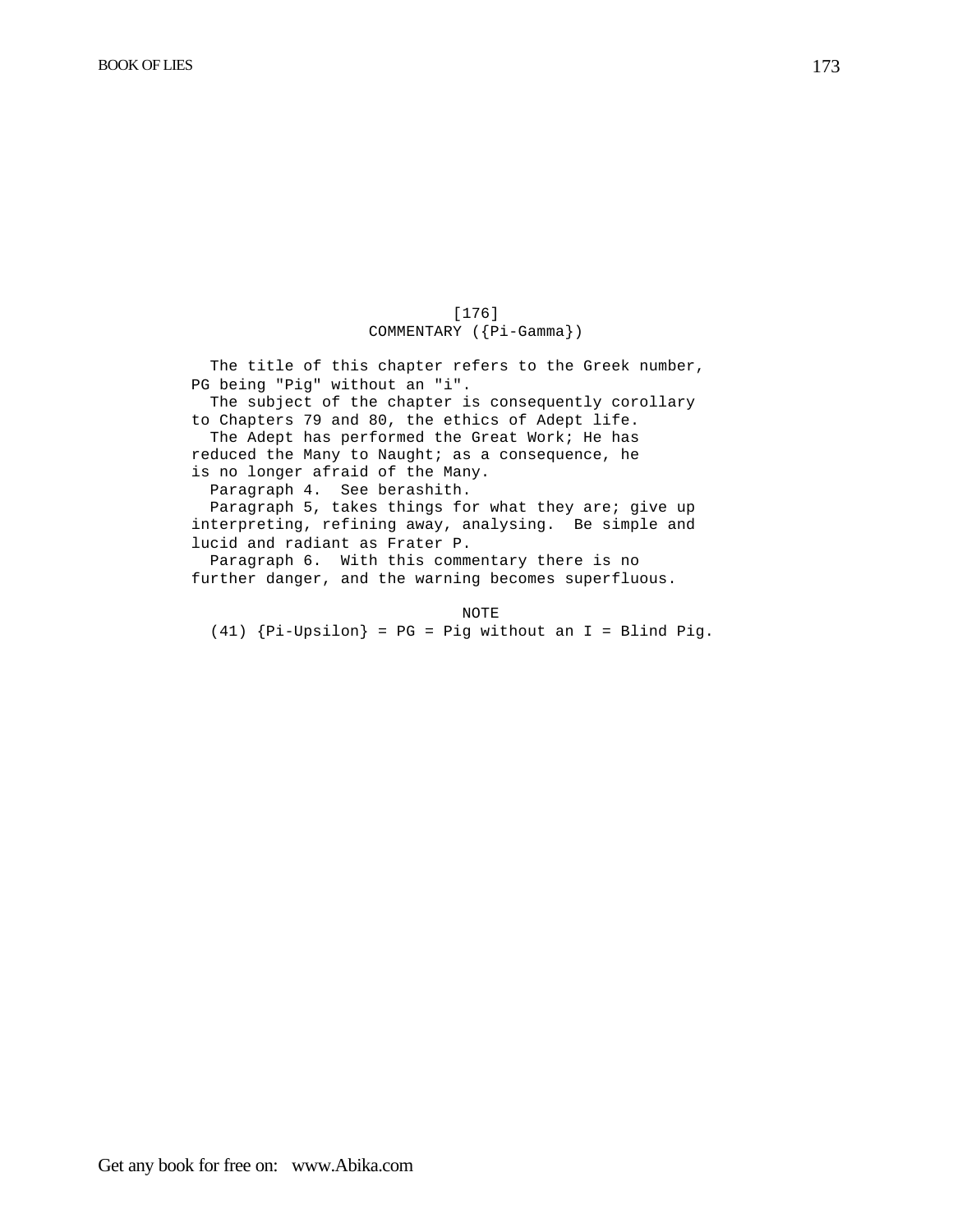[176]

## COMMENTARY ({Pi-Gamma})

The title of this chapter refers to the Greek number, PG being "Pig" without an "i".

The subject of the chapter is consequently corollary to Chapters 79 and 80, the ethics of Adept life.

The Adept has performed the Great Work; He has reduced the Many to Naught; as a consequence, he is no longer afraid of the Many.

Paragraph 4. See berashith.

Paragraph 5, takes things for what they are; give up interpreting, refining away, analysing. Be simple and lucid and radiant as Frater P.

Paragraph 6. With this commentary there is no further danger, and the warning becomes superfluous.

NOTE

(41) {Pi-Upsilon} = PG = Pig without an I = Blind Pig.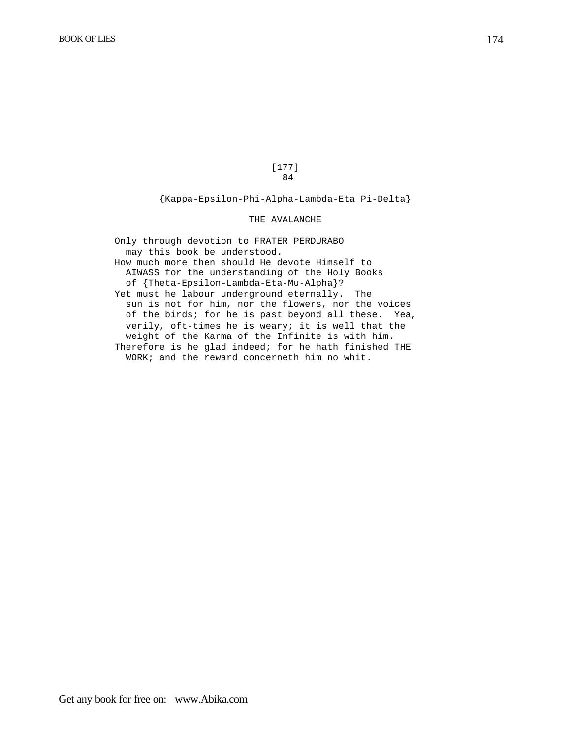[177]
84

{Kappa-Epsilon-Phi-Alpha-Lambda-Eta Pi-Delta}

THE AVALANCHE

Only through devotion to FRATER PERDURABO may this book be understood.

How much more then should He devote Himself to AIWASS for the understanding of the Holy Books of {Theta-Epsilon-Lambda-Eta-Mu-Alpha}?

Yet must he labour underground eternally. The sun is not for him, nor the flowers, nor the voices of the birds; for he is past beyond all these. Yea, verily, oft-times he is weary; it is well that the weight of the Karma of the Infinite is with him.

Therefore is he glad indeed; for he hath finished THE WORK; and the reward concerneth him no whit.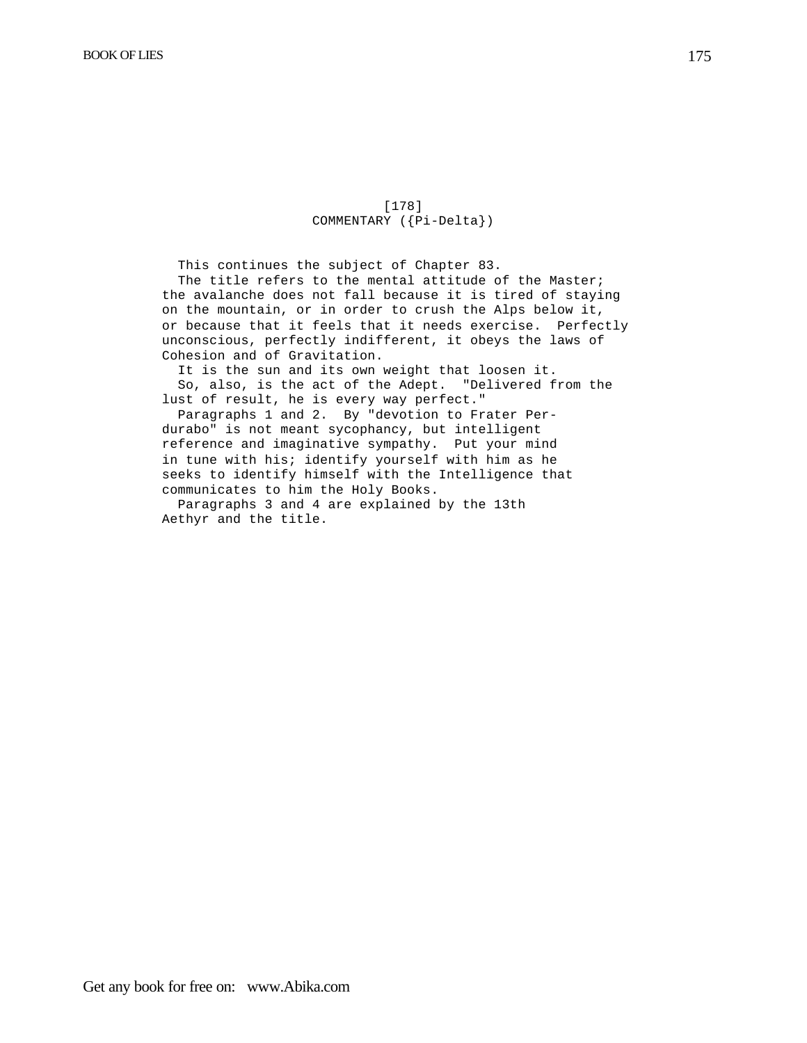[178]

## COMMENTARY ({Pi-Delta})

This continues the subject of Chapter 83.

The title refers to the mental attitude of the Master; the avalanche does not fall because it is tired of staying on the mountain, or in order to crush the Alps below it, or because that it feels that it needs exercise. Perfectly unconscious, perfectly indifferent, it obeys the laws of Cohesion and of Gravitation.

It is the sun and its own weight that loosen it.

So, also, is the act of the Adept. "Delivered from the lust of result, he is every way perfect."

Paragraphs 1 and 2. By "devotion to Frater Perdurabo" is not meant sycophancy, but intelligent reference and imaginative sympathy. Put your mind in tune with his; identify yourself with him as he seeks to identify himself with the Intelligence that communicates to him the Holy Books.

Paragraphs 3 and 4 are explained by the 13th Aethyr and the title.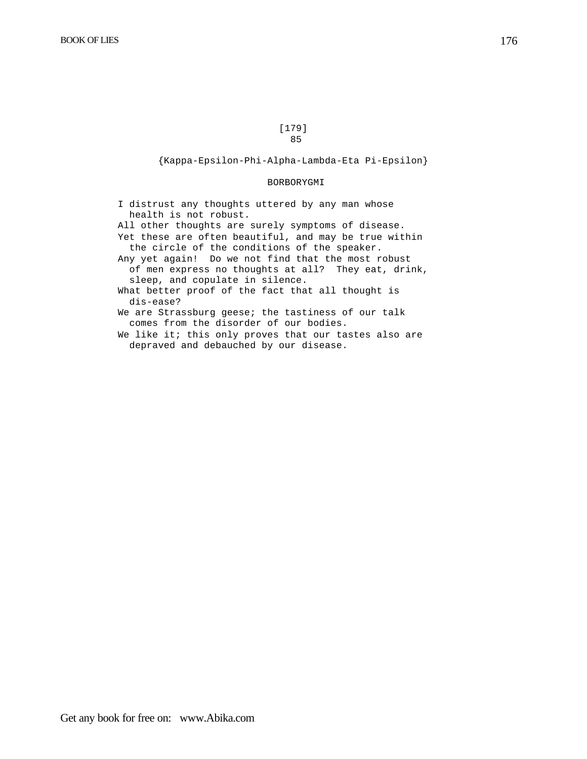[179]

85

{Kappa-Epsilon-Phi-Alpha-Lambda-Eta Pi-Epsilon}

BORBORYGMI

I distrust any thoughts uttered by any man whose health is not robust.

All other thoughts are surely symptoms of disease.

Yet these are often beautiful, and may be true within the circle of the conditions of the speaker.

Any yet again! Do we not find that the most robust of men express no thoughts at all? They eat, drink, sleep, and copulate in silence.

What better proof of the fact that all thought is dis-ease?

We are Strassburg geese; the tastiness of our talk comes from the disorder of our bodies.

We like it; this only proves that our tastes also are depraved and debauched by our disease.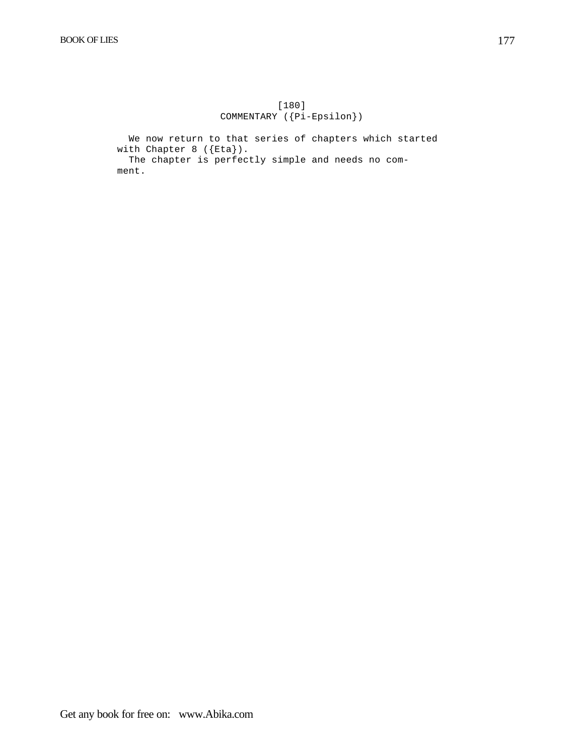[180]

## COMMENTARY ({Pi-Epsilon})

We now return to that series of chapters which started with Chapter 8 ({Eta}).

The chapter is perfectly simple and needs no comment.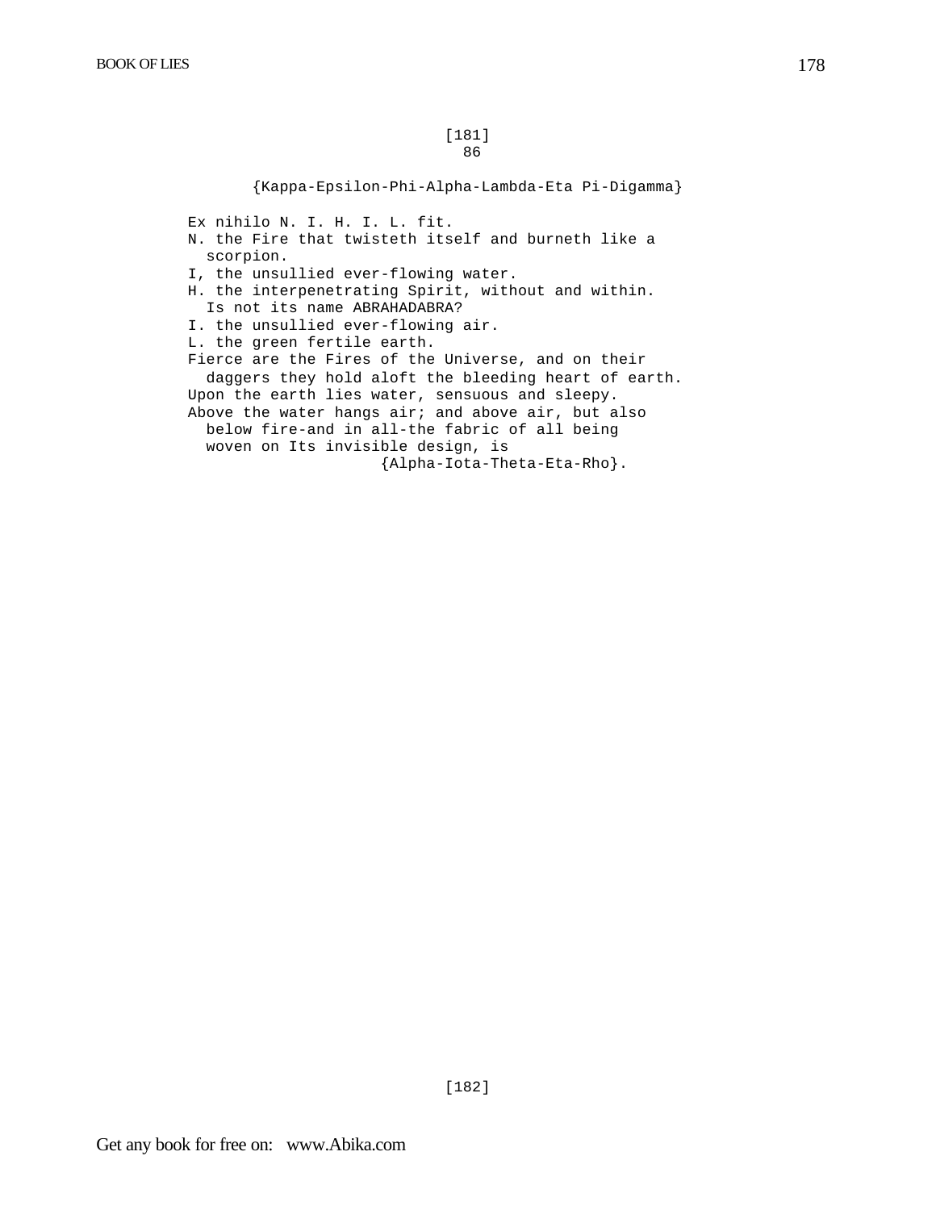[181]

## 86

{Kappa-Epsilon-Phi-Alpha-Lambda-Eta Pi-Digamma}

Ex nihilo N. I. H. I. L. fit.

N. the Fire that twisteth itself and burneth like a scorpion.

I, the unsullied ever-flowing water.

H. the interpenetrating Spirit, without and within. Is not its name ABRAHADABRA?

I. the unsullied ever-flowing air.

L. the green fertile earth.

Fierce are the Fires of the Universe, and on their daggers they hold aloft the bleeding heart of earth.

Upon the earth lies water, sensuous and sleepy.

Above the water hangs air; and above air, but also below fire-and in all-the fabric of all being woven on Its invisible design, is {Alpha-Iota-Theta-Eta-Rho}.

[182]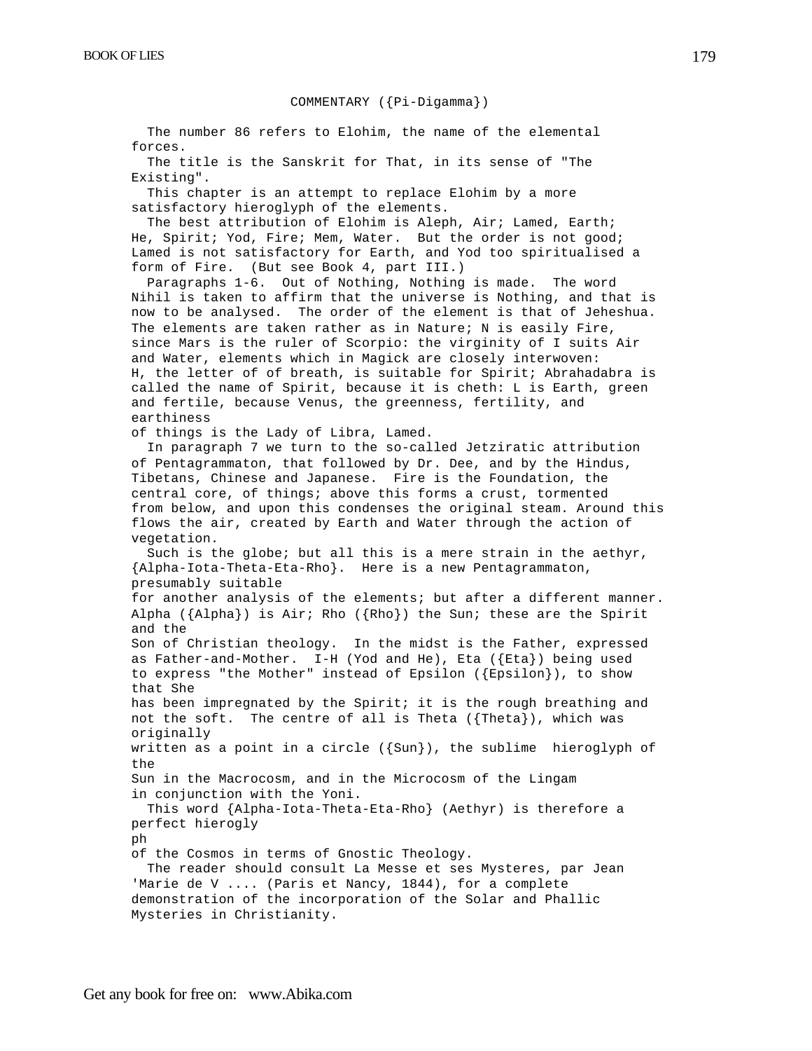## COMMENTARY ({Pi-Digamma})

The number 86 refers to Elohim, the name of the elemental forces.

The title is the Sanskrit for That, in its sense of "The Existing".

This chapter is an attempt to replace Elohim by a more satisfactory hieroglyph of the elements.

The best attribution of Elohim is Aleph, Air; Lamed, Earth; He, Spirit; Yod, Fire; Mem, Water. But the order is not good; Lamed is not satisfactory for Earth, and Yod too spiritualised a form of Fire. (But see Book 4, part III.)

Paragraphs 1-6. Out of Nothing, Nothing is made. The word Nihil is taken to affirm that the universe is Nothing, and that is now to be analysed. The order of the element is that of Jeheshua. The elements are taken rather as in Nature; N is easily Fire, since Mars is the ruler of Scorpio: the virginity of I suits Air and Water, elements which in Magick are closely interwoven: H, the letter of of breath, is suitable for Spirit; Abrahadabra is called the name of Spirit, because it is cheth: L is Earth, green and fertile, because Venus, the greenness, fertility, and earthiness of things is the Lady of Libra, Lamed.

In paragraph 7 we turn to the so-called Jetziratic attribution of Pentagrammaton, that followed by Dr. Dee, and by the Hindus, Tibetans, Chinese and Japanese. Fire is the Foundation, the central core, of things; above this forms a crust, tormented from below, and upon this condenses the original steam. Around this flows the air, created by Earth and Water through the action of vegetation.

Such is the globe; but all this is a mere strain in the aethyr, {Alpha-Iota-Theta-Eta-Rho}. Here is a new Pentagrammaton, presumably suitable for another analysis of the elements; but after a different manner. Alpha ({Alpha}) is Air; Rho ({Rho}) the Sun; these are the Spirit and the Son of Christian theology. In the midst is the Father, expressed as Father-and-Mother. I-H (Yod and He), Eta ({Eta}) being used to express "the Mother" instead of Epsilon ({Epsilon}), to show that She has been impregnated by the Spirit; it is the rough breathing and not the soft. The centre of all is Theta ({Theta}), which was originally written as a point in a circle ({Sun}), the sublime hieroglyph of the Sun in the Macrocosm, and in the Microcosm of the Lingam in conjunction with the Yoni.

This word {Alpha-Iota-Theta-Eta-Rho} (Aethyr) is therefore a perfect hieroglyph of the Cosmos in terms of Gnostic Theology.

The reader should consult La Messe et ses Mysteres, par Jean 'Marie de V .... (Paris et Nancy, 1844), for a complete demonstration of the incorporation of the Solar and Phallic Mysteries in Christianity.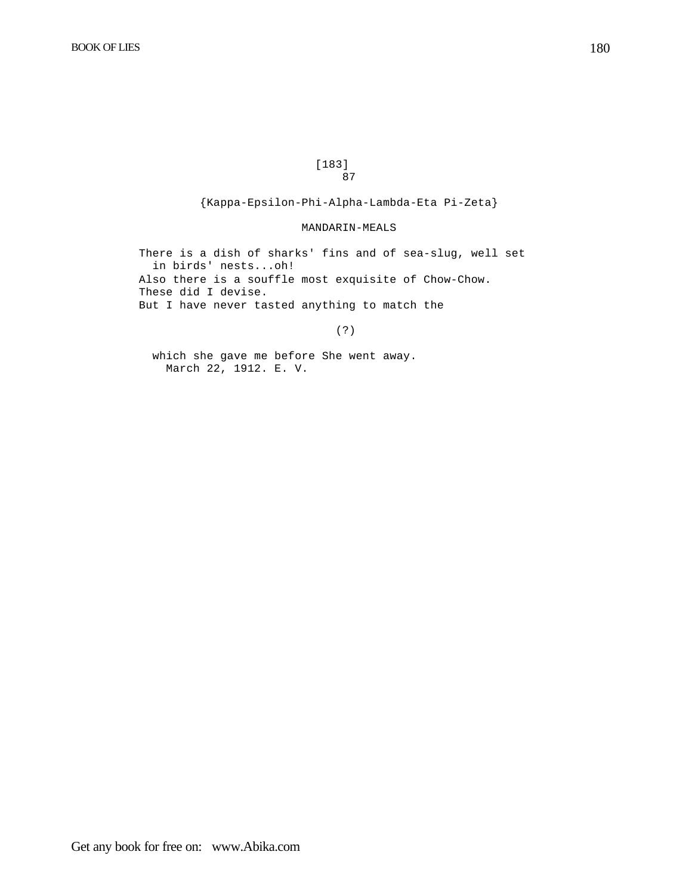[183]

87

{Kappa-Epsilon-Phi-Alpha-Lambda-Eta Pi-Zeta}

MANDARIN-MEALS

There is a dish of sharks' fins and of sea-slug, well set in birds' nests...oh!

Also there is a souffle most exquisite of Chow-Chow.

These did I devise.

But I have never tasted anything to match the

(?)

which she gave me before She went away.

March 22, 1912. E. V.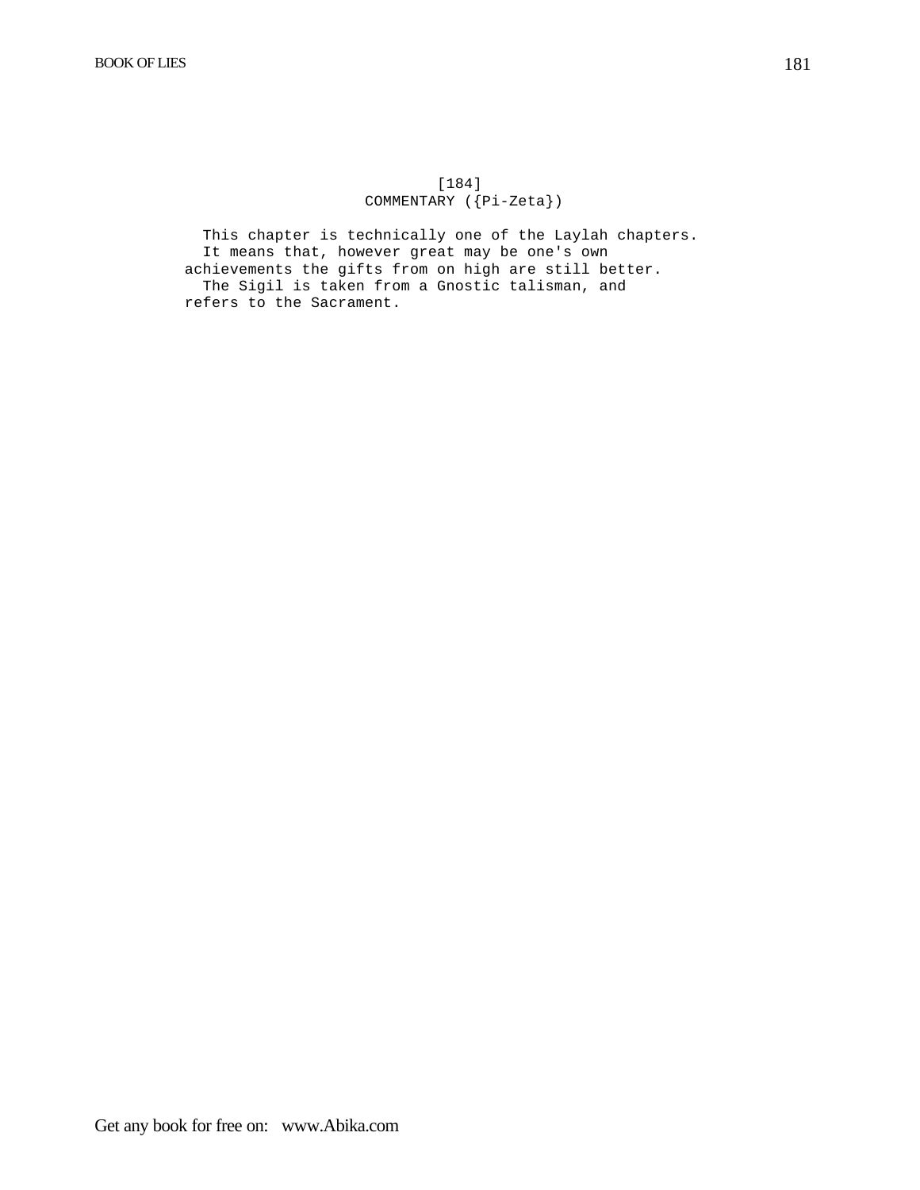[184]

## COMMENTARY ({Pi-Zeta})

This chapter is technically one of the Laylah chapters.

It means that, however great may be one's own achievements the gifts from on high are still better.

The Sigil is taken from a Gnostic talisman, and refers to the Sacrament.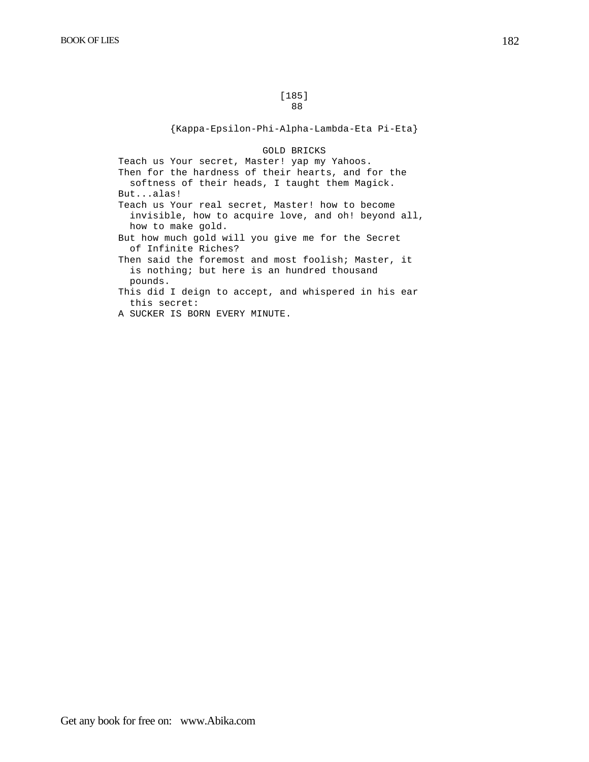[185]
88

{Kappa-Epsilon-Phi-Alpha-Lambda-Eta Pi-Eta}

GOLD BRICKS

Teach us Your secret, Master! yap my Yahoos.
Then for the hardness of their hearts, and for the softness of their heads, I taught them Magick.
But...alas!
Teach us Your real secret, Master! how to become invisible, how to acquire love, and oh! beyond all, how to make gold.
But how much gold will you give me for the Secret of Infinite Riches?
Then said the foremost and most foolish; Master, it is nothing; but here is an hundred thousand pounds.
This did I deign to accept, and whispered in his ear this secret:
A SUCKER IS BORN EVERY MINUTE.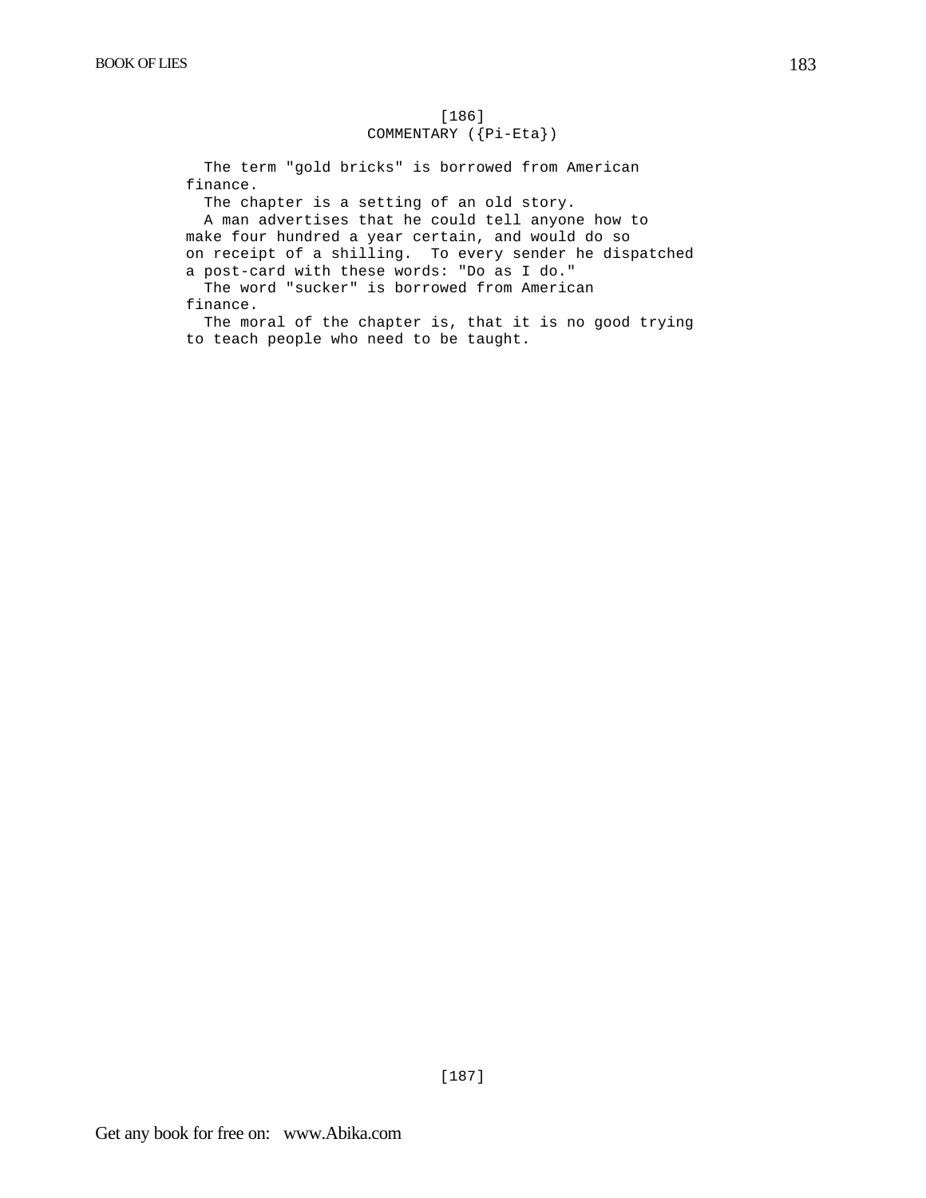[186]

## COMMENTARY ({Pi-Eta})

The term "gold bricks" is borrowed from American finance.

The chapter is a setting of an old story.

A man advertises that he could tell anyone how to make four hundred a year certain, and would do so on receipt of a shilling. To every sender he dispatched a post-card with these words: "Do as I do."

The word "sucker" is borrowed from American finance.

The moral of the chapter is, that it is no good trying to teach people who need to be taught.

[187]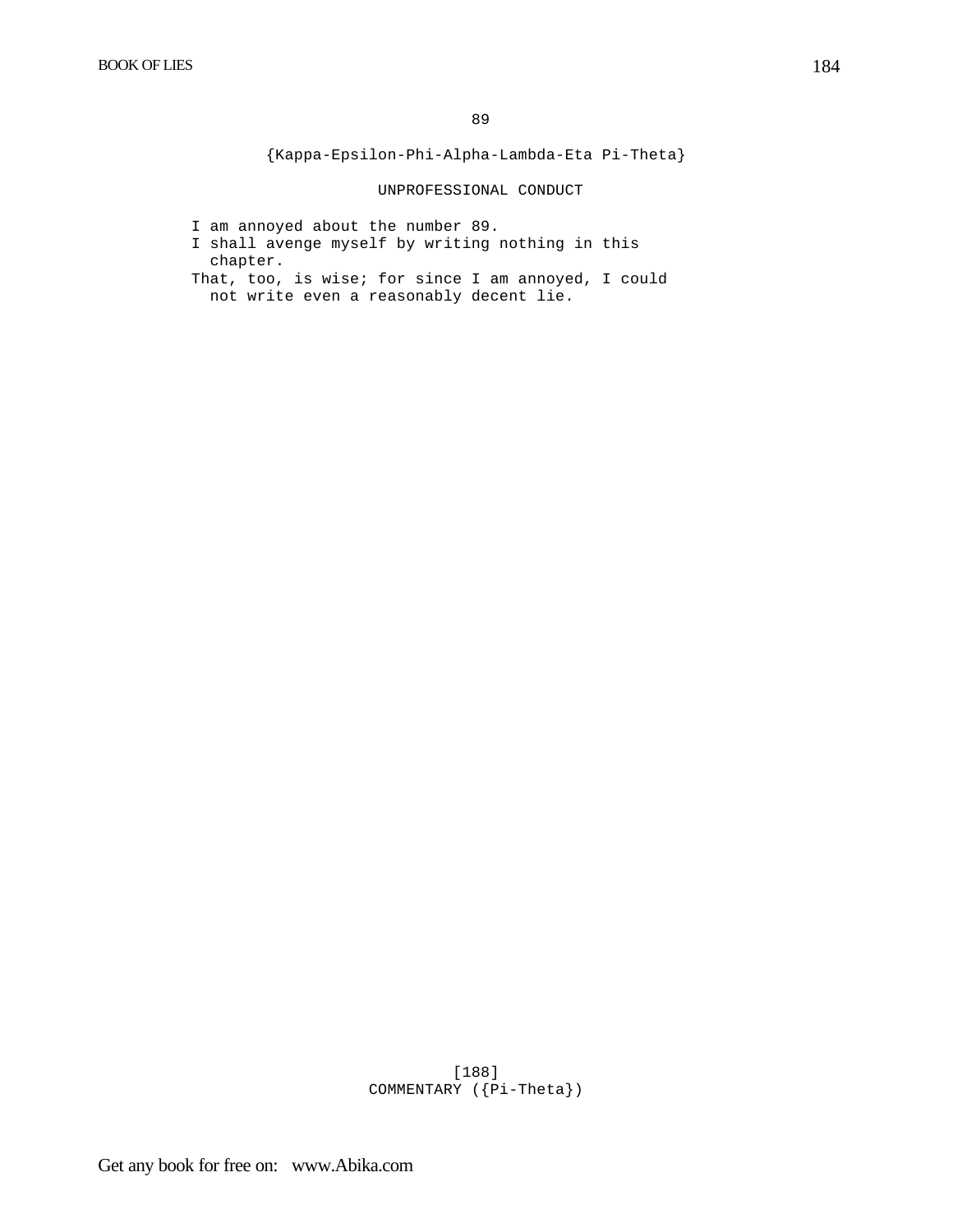89

{Kappa-Epsilon-Phi-Alpha-Lambda-Eta Pi-Theta}

## UNPROFESSIONAL CONDUCT

I am annoyed about the number 89.
I shall avenge myself by writing nothing in this chapter.
That, too, is wise; for since I am annoyed, I could not write even a reasonably decent lie.

[188]
COMMENTARY ({Pi-Theta})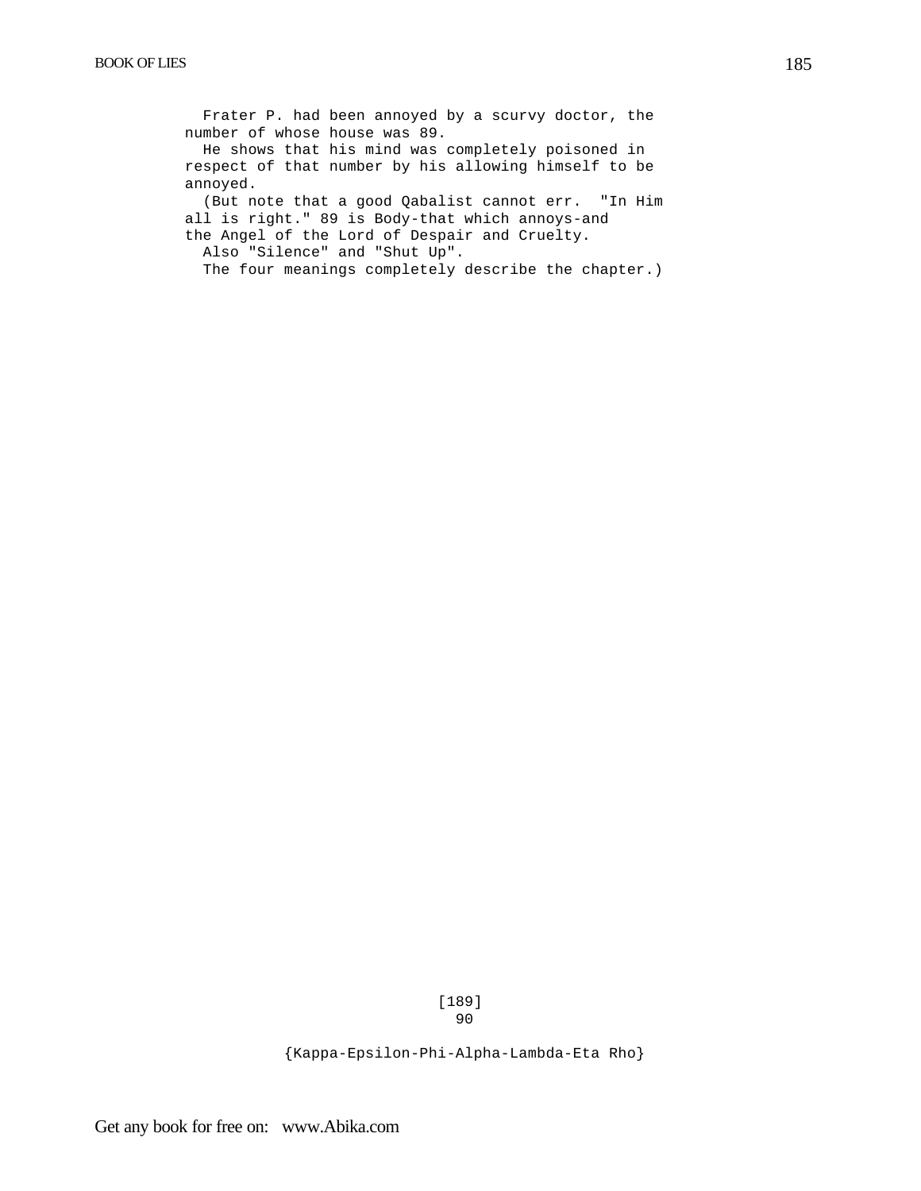Frater P. had been annoyed by a scurvy doctor, the number of whose house was 89.

He shows that his mind was completely poisoned in respect of that number by his allowing himself to be annoyed.

(But note that a good Qabalist cannot err. "In Him all is right." 89 is Body-that which annoys-and the Angel of the Lord of Despair and Cruelty.

Also "Silence" and "Shut Up".

The four meanings completely describe the chapter.)

[189]

90

{Kappa-Epsilon-Phi-Alpha-Lambda-Eta Rho}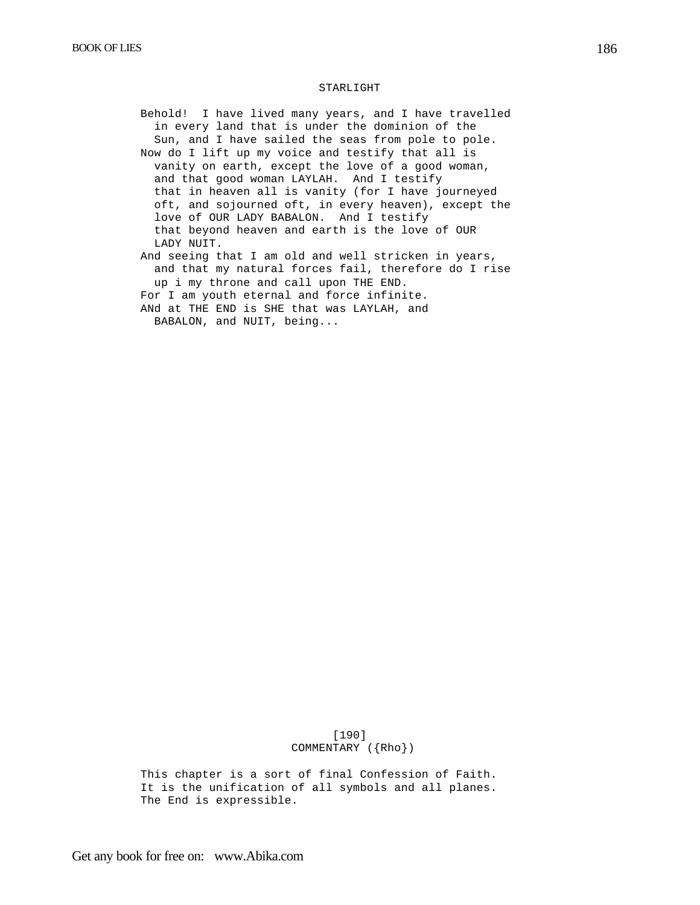## STARLIGHT

Behold! I have lived many years, and I have travelled in every land that is under the dominion of the Sun, and I have sailed the seas from pole to pole.

Now do I lift up my voice and testify that all is vanity on earth, except the love of a good woman, and that good woman LAYLAH. And I testify that in heaven all is vanity (for I have journeyed oft, and sojourned oft, in every heaven), except the love of OUR LADY BABALON. And I testify that beyond heaven and earth is the love of OUR LADY NUIT.

And seeing that I am old and well stricken in years, and that my natural forces fail, therefore do I rise up i my throne and call upon THE END.

For I am youth eternal and force infinite.

ANd at THE END is SHE that was LAYLAH, and BABALON, and NUIT, being...

[190]

## COMMENTARY ({Rho})

This chapter is a sort of final Confession of Faith. It is the unification of all symbols and all planes. The End is expressible.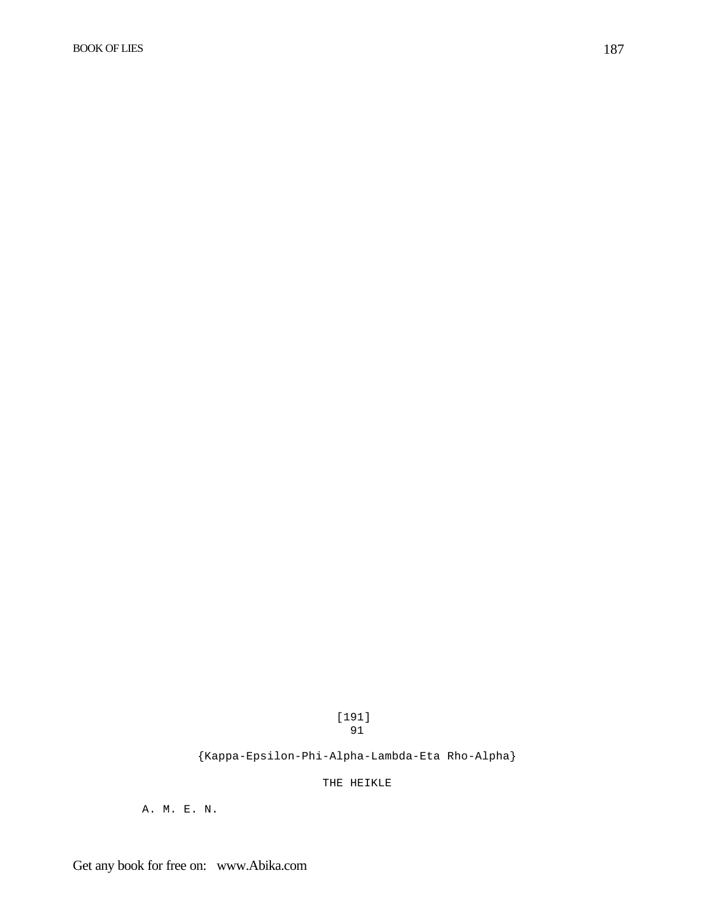[191]
91

{Kappa-Epsilon-Phi-Alpha-Lambda-Eta Rho-Alpha}

THE HEIKLE

A. M. E. N.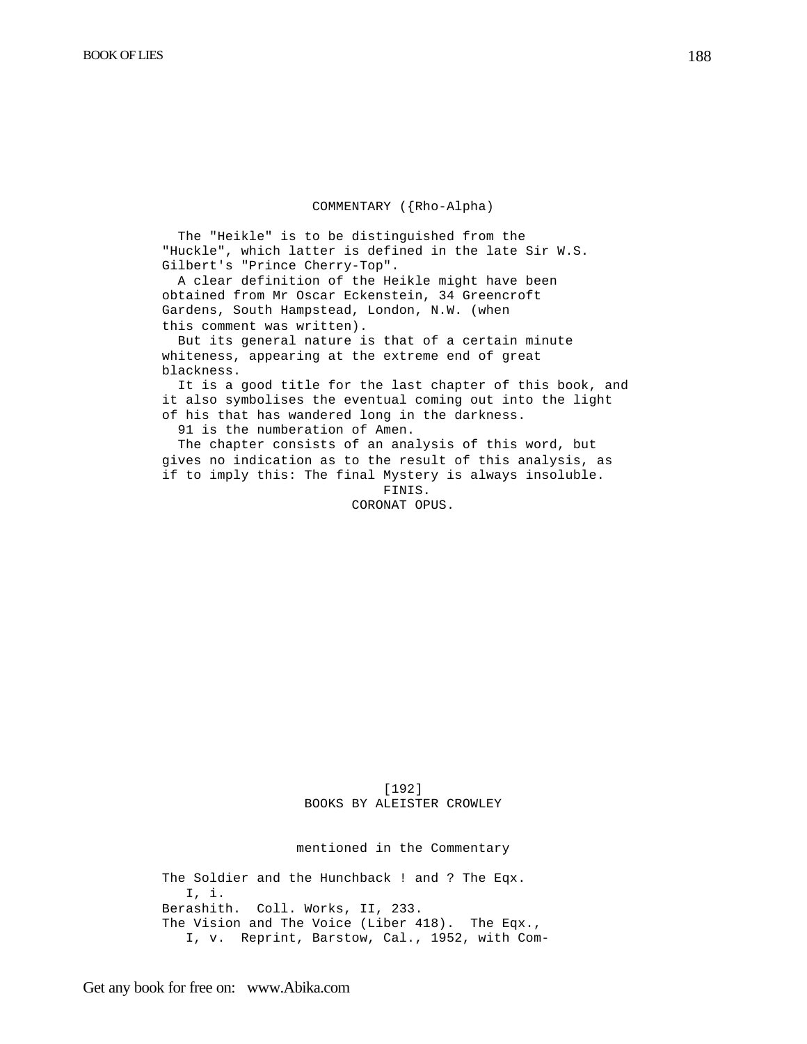## COMMENTARY ({Rho-Alpha)

The "Heikle" is to be distinguished from the "Huckle", which latter is defined in the late Sir W.S. Gilbert's "Prince Cherry-Top".

A clear definition of the Heikle might have been obtained from Mr Oscar Eckenstein, 34 Greencroft Gardens, South Hampstead, London, N.W. (when this comment was written).

But its general nature is that of a certain minute whiteness, appearing at the extreme end of great blackness.

It is a good title for the last chapter of this book, and it also symbolises the eventual coming out into the light of his that has wandered long in the darkness.

91 is the numberation of Amen.

The chapter consists of an analysis of this word, but gives no indication as to the result of this analysis, as if to imply this: The final Mystery is always insoluble.

FINIS.

CORONAT OPUS.

[192]

## BOOKS BY ALEISTER CROWLEY

mentioned in the Commentary

The Soldier and the Hunchback ! and ? The Eqx. I, i.

Berashith. Coll. Works, II, 233.

The Vision and The Voice (Liber 418). The Eqx., I, v. Reprint, Barstow, Cal., 1952, with Com-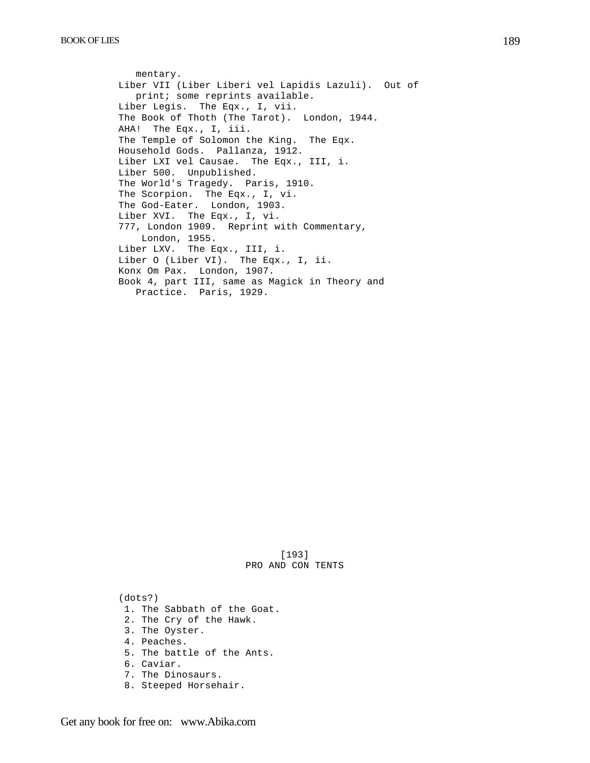mentary.

Liber VII (Liber Liberi vel Lapidis Lazuli). Out of print; some reprints available.

Liber Legis. The Eqx., I, vii.

The Book of Thoth (The Tarot). London, 1944.

AHA! The Eqx., I, iii.

The Temple of Solomon the King. The Eqx.

Household Gods. Pallanza, 1912.

Liber LXI vel Causae. The Eqx., III, i.

Liber 500. Unpublished.

The World's Tragedy. Paris, 1910.

The Scorpion. The Eqx., I, vi.

The God-Eater. London, 1903.

Liber XVI. The Eqx., I, vi.

777, London 1909. Reprint with Commentary, London, 1955.

Liber LXV. The Eqx., III, i.

Liber O (Liber VI). The Eqx., I, ii.

Konx Om Pax. London, 1907.

Book 4, part III, same as Magick in Theory and Practice. Paris, 1929.

[193]

## PRO AND CON TENTS

(dots?)

1. The Sabbath of the Goat.
2. The Cry of the Hawk.
3. The Oyster.
4. Peaches.
5. The battle of the Ants.
6. Caviar.
7. The Dinosaurs.
8. Steeped Horsehair.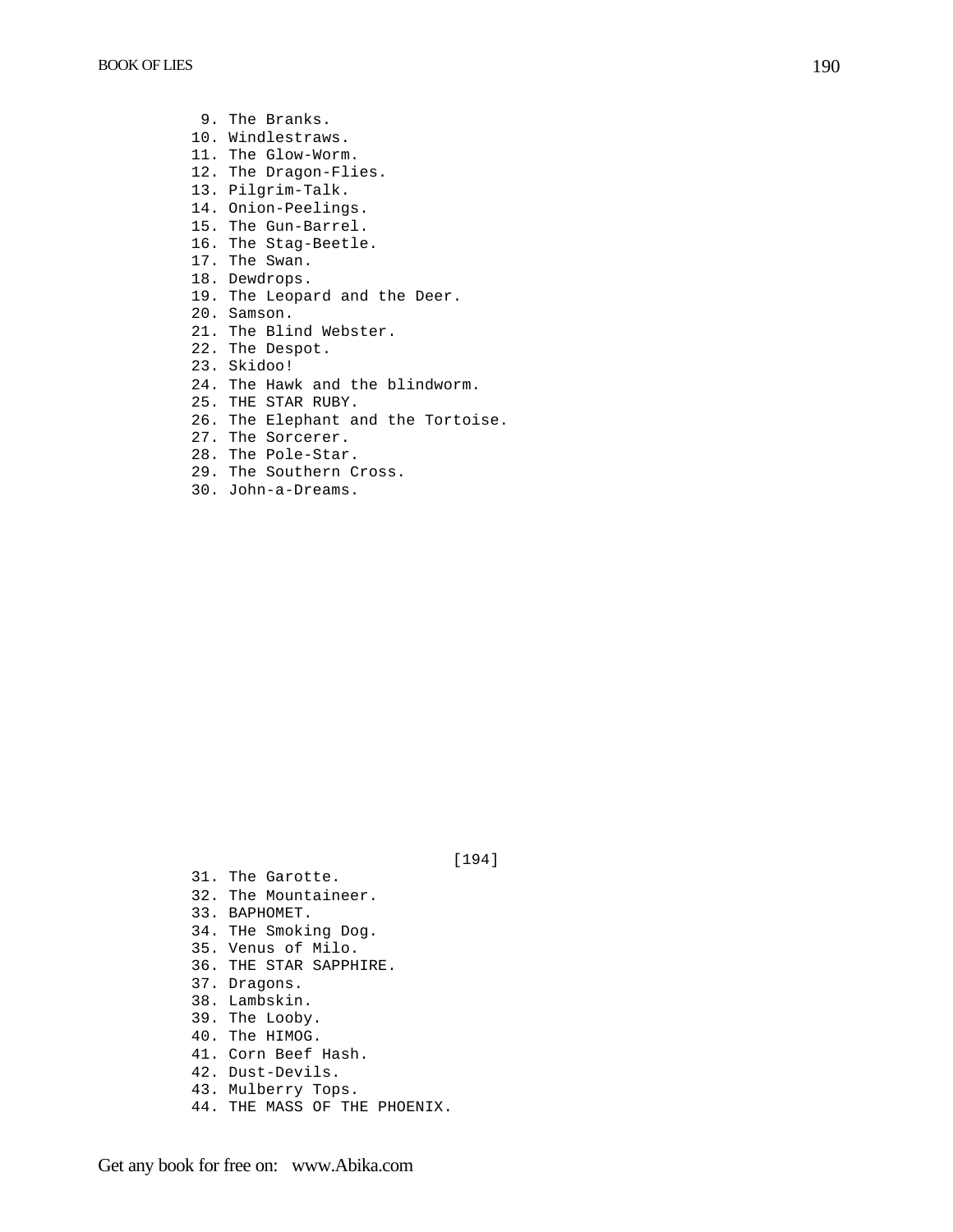9. The Branks.
10. Windlestraws.
11. The Glow-Worm.
12. The Dragon-Flies.
13. Pilgrim-Talk.
14. Onion-Peelings.
15. The Gun-Barrel.
16. The Stag-Beetle.
17. The Swan.
18. Dewdrops.
19. The Leopard and the Deer.
20. Samson.
21. The Blind Webster.
22. The Despot.
23. Skidoo!
24. The Hawk and the blindworm.
25. THE STAR RUBY.
26. The Elephant and the Tortoise.
27. The Sorcerer.
28. The Pole-Star.
29. The Southern Cross.
30. John-a-Dreams.

[194]

31. The Garotte.
32. The Mountaineer.
33. BAPHOMET.
34. THe Smoking Dog.
35. Venus of Milo.
36. THE STAR SAPPHIRE.
37. Dragons.
38. Lambskin.
39. The Looby.
40. The HIMOG.
41. Corn Beef Hash.
42. Dust-Devils.
43. Mulberry Tops.
44. THE MASS OF THE PHOENIX.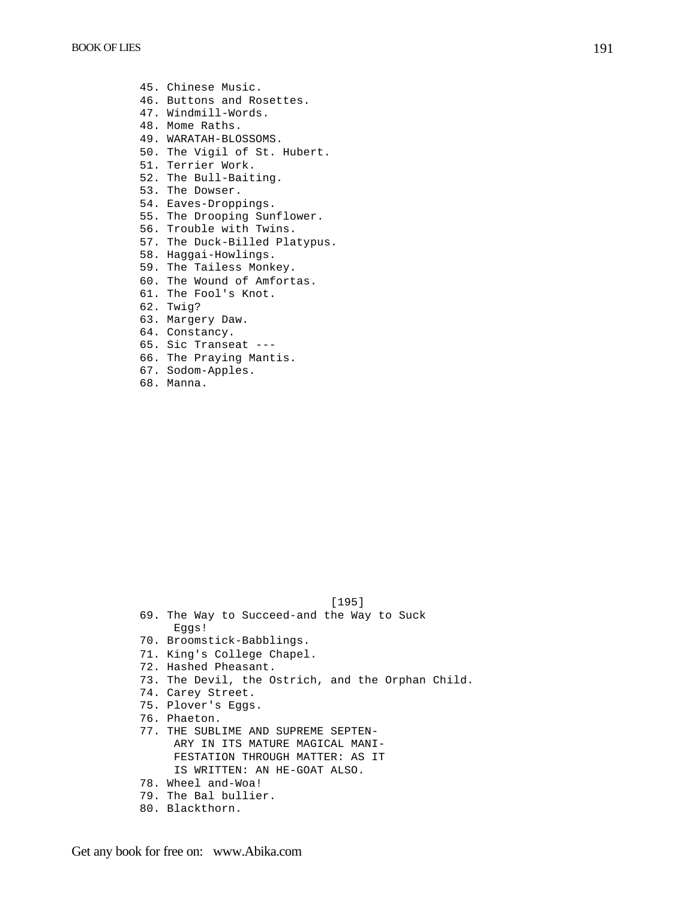45. Chinese Music.
46. Buttons and Rosettes.
47. Windmill-Words.
48. Mome Raths.
49. WARATAH-BLOSSOMS.
50. The Vigil of St. Hubert.
51. Terrier Work.
52. The Bull-Baiting.
53. The Dowser.
54. Eaves-Droppings.
55. The Drooping Sunflower.
56. Trouble with Twins.
57. The Duck-Billed Platypus.
58. Haggai-Howlings.
59. The Tailess Monkey.
60. The Wound of Amfortas.
61. The Fool's Knot.
62. Twig?
63. Margery Daw.
64. Constancy.
65. Sic Transeat ---
66. The Praying Mantis.
67. Sodom-Apples.
68. Manna.

[195]

69. The Way to Succeed-and the Way to Suck Eggs!
70. Broomstick-Babblings.
71. King's College Chapel.
72. Hashed Pheasant.
73. The Devil, the Ostrich, and the Orphan Child.
74. Carey Street.
75. Plover's Eggs.
76. Phaeton.
77. THE SUBLIME AND SUPREME SEPTENARY IN ITS MATURE MAGICAL MANIFESTATION THROUGH MATTER: AS IT IS WRITTEN: AN HE-GOAT ALSO.
78. Wheel and-Woa!
79. The Bal bullier.
80. Blackthorn.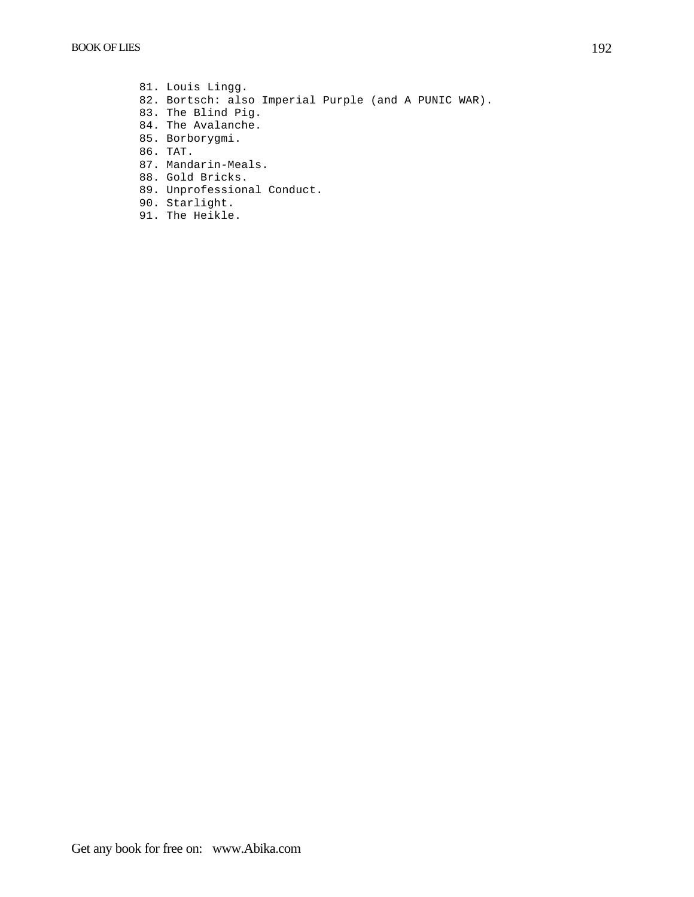81. Louis Lingg.
82. Bortsch: also Imperial Purple (and A PUNIC WAR).
83. The Blind Pig.
84. The Avalanche.
85. Borborygmi.
86. TAT.
87. Mandarin-Meals.
88. Gold Bricks.
89. Unprofessional Conduct.
90. Starlight.
91. The Heikle.